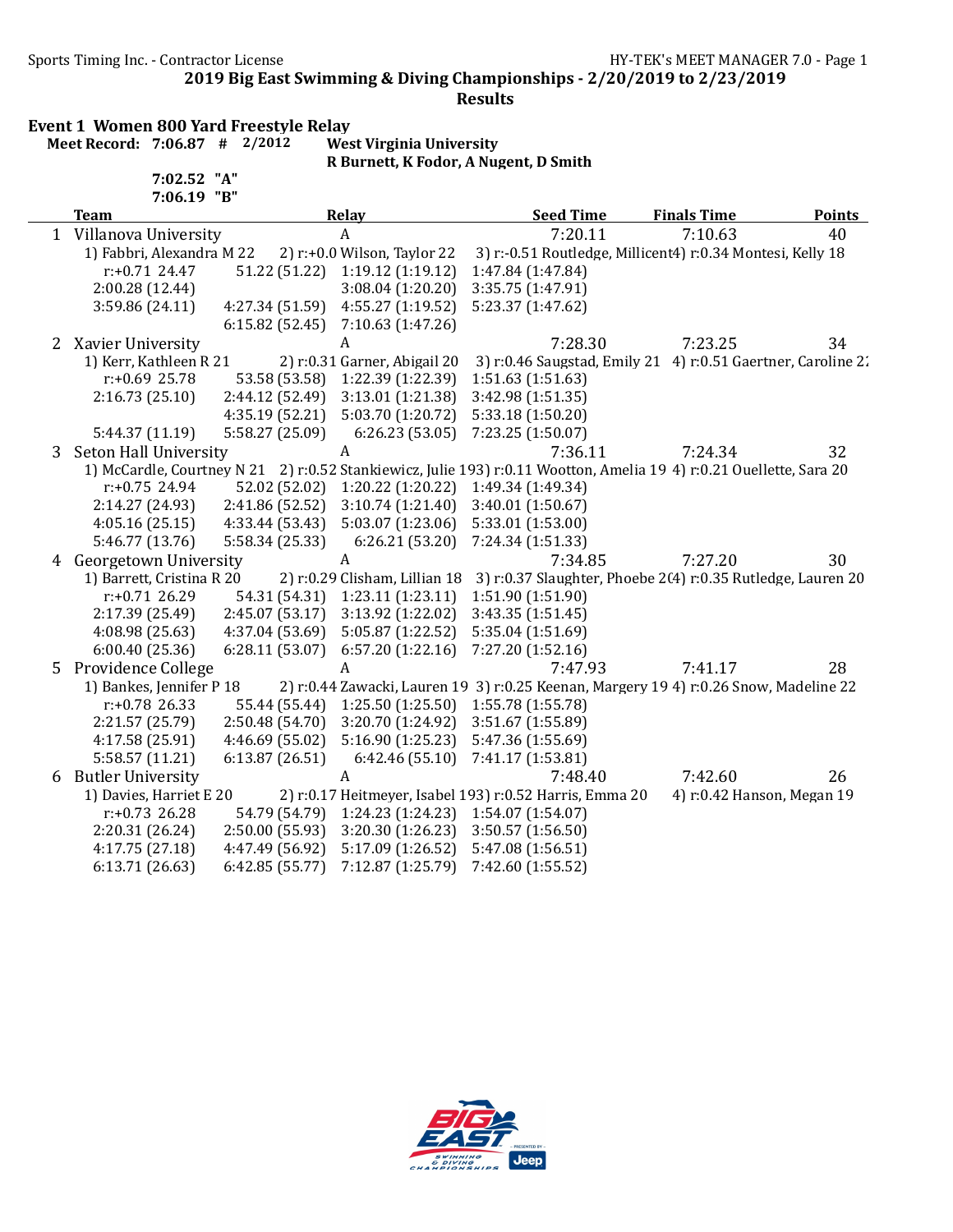## 2019 Big East Swimming & Diving Championships - 2/20/2019 to 2/23/2019

### Results

**Event 1 Women 800 Yard Freestyle Relay**

**Meet Record: 7:06.87 # 2/2012 West Virginia University**
**R Burnett, K Fodor, A Nugent, D Smith**

7:02.52 "A"
7:06.19 "B"

| | Team | Relay | Seed Time | Finals Time | Points |
|---|---|---|---|---|---|
| 1 | Villanova University | A | 7:20.11 | 7:10.63 | 40 |

1) Fabbri, Alexandra M 22  2) r:+0.0 Wilson, Taylor 22  3) r:-0.51 Routledge, Millicent 4) r:0.34 Montesi, Kelly 18

r:+0.71 24.47  51.22 (51.22)  1:19.12 (1:19.12)  1:47.84 (1:47.84)
2:00.28 (12.44)  3:08.04 (1:20.20)  3:35.75 (1:47.91)
3:59.86 (24.11)  4:27.34 (51.59)  4:55.27 (1:19.52)  5:23.37 (1:47.62)
6:15.82 (52.45)  7:10.63 (1:47.26)

| | Team | Relay | Seed Time | Finals Time | Points |
|---|---|---|---|---|---|
| 2 | Xavier University | A | 7:28.30 | 7:23.25 | 34 |

1) Kerr, Kathleen R 21  2) r:0.31 Garner, Abigail 20  3) r:0.46 Saugstad, Emily 21  4) r:0.51 Gaertner, Caroline 2

r:+0.69 25.78  53.58 (53.58)  1:22.39 (1:22.39)  1:51.63 (1:51.63)
2:16.73 (25.10)  2:44.12 (52.49)  3:13.01 (1:21.38)  3:42.98 (1:51.35)
4:35.19 (52.21)  5:03.70 (1:20.72)  5:33.18 (1:50.20)
5:44.37 (11.19)  5:58.27 (25.09)  6:26.23 (53.05)  7:23.25 (1:50.07)

| | Team | Relay | Seed Time | Finals Time | Points |
|---|---|---|---|---|---|
| 3 | Seton Hall University | A | 7:36.11 | 7:24.34 | 32 |

1) McCardle, Courtney N 21  2) r:0.52 Stankiewicz, Julie 19 3) r:0.11 Wootton, Amelia 19  4) r:0.21 Ouellette, Sara 20

r:+0.75 24.94  52.02 (52.02)  1:20.22 (1:20.22)  1:49.34 (1:49.34)
2:14.27 (24.93)  2:41.86 (52.52)  3:10.74 (1:21.40)  3:40.01 (1:50.67)
4:05.16 (25.15)  4:33.44 (53.43)  5:03.07 (1:23.06)  5:33.01 (1:53.00)
5:46.77 (13.76)  5:58.34 (25.33)  6:26.21 (53.20)  7:24.34 (1:51.33)

| | Team | Relay | Seed Time | Finals Time | Points |
|---|---|---|---|---|---|
| 4 | Georgetown University | A | 7:34.85 | 7:27.20 | 30 |

1) Barrett, Cristina R 20  2) r:0.29 Clisham, Lillian 18  3) r:0.37 Slaughter, Phoebe 2( 4) r:0.35 Rutledge, Lauren 20

r:+0.71 26.29  54.31 (54.31)  1:23.11 (1:23.11)  1:51.90 (1:51.90)
2:17.39 (25.49)  2:45.07 (53.17)  3:13.92 (1:22.02)  3:43.35 (1:51.45)
4:08.98 (25.63)  4:37.04 (53.69)  5:05.87 (1:22.52)  5:35.04 (1:51.69)
6:00.40 (25.36)  6:28.11 (53.07)  6:57.20 (1:22.16)  7:27.20 (1:52.16)

| | Team | Relay | Seed Time | Finals Time | Points |
|---|---|---|---|---|---|
| 5 | Providence College | A | 7:47.93 | 7:41.17 | 28 |

1) Bankes, Jennifer P 18  2) r:0.44 Zawacki, Lauren 19  3) r:0.25 Keenan, Margery 19  4) r:0.26 Snow, Madeline 22

r:+0.78 26.33  55.44 (55.44)  1:25.50 (1:25.50)  1:55.78 (1:55.78)
2:21.57 (25.79)  2:50.48 (54.70)  3:20.70 (1:24.92)  3:51.67 (1:55.89)
4:17.58 (25.91)  4:46.69 (55.02)  5:16.90 (1:25.23)  5:47.36 (1:55.69)
5:58.57 (11.21)  6:13.87 (26.51)  6:42.46 (55.10)  7:41.17 (1:53.81)

| | Team | Relay | Seed Time | Finals Time | Points |
|---|---|---|---|---|---|
| 6 | Butler University | A | 7:48.40 | 7:42.60 | 26 |

1) Davies, Harriet E 20  2) r:0.17 Heitmeyer, Isabel 19 3) r:0.52 Harris, Emma 20  4) r:0.42 Hanson, Megan 19

r:+0.73 26.28  54.79 (54.79)  1:24.23 (1:24.23)  1:54.07 (1:54.07)
2:20.31 (26.24)  2:50.00 (55.93)  3:20.30 (1:26.23)  3:50.57 (1:56.50)
4:17.75 (27.18)  4:47.49 (56.92)  5:17.09 (1:26.52)  5:47.08 (1:56.51)
6:13.71 (26.63)  6:42.85 (55.77)  7:12.87 (1:25.79)  7:42.60 (1:55.52)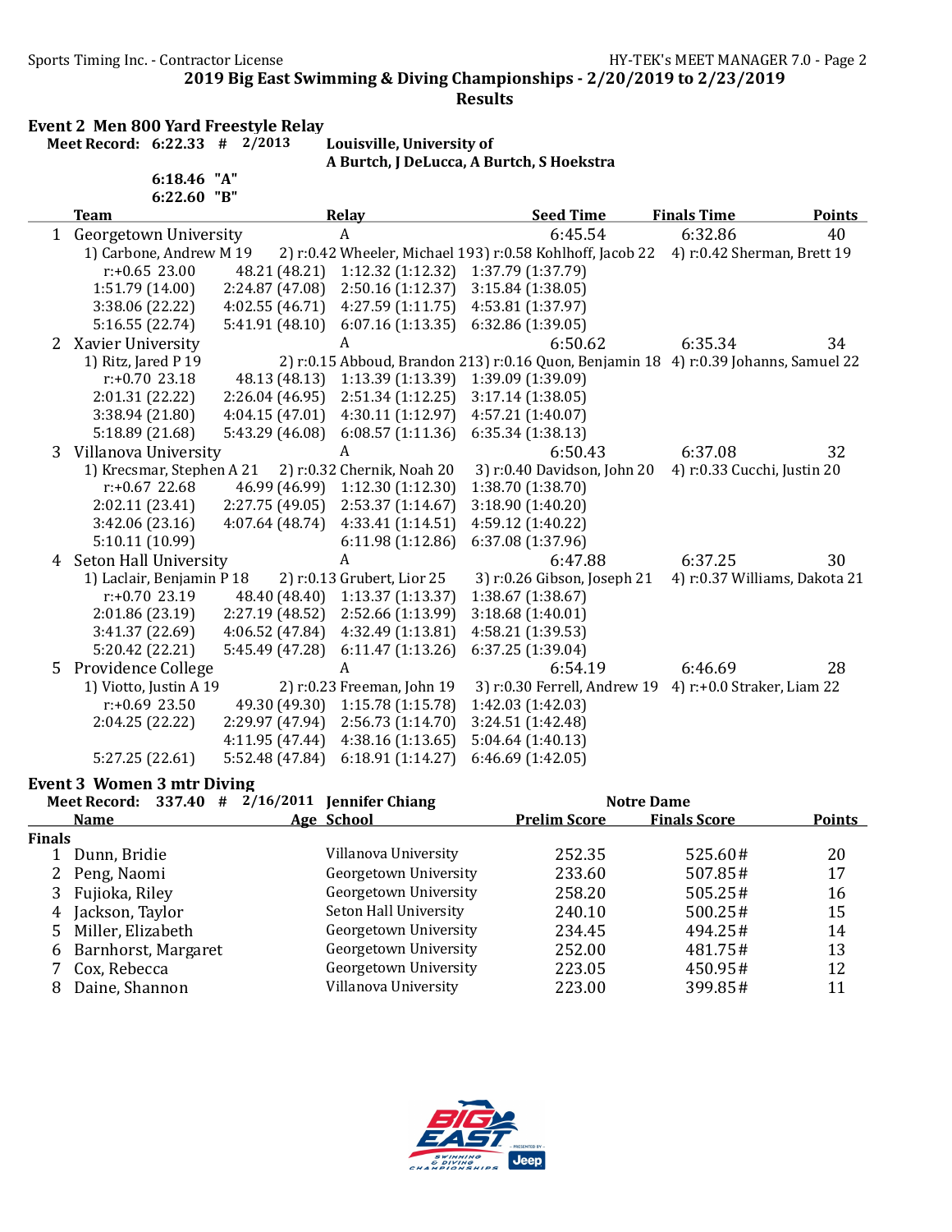## Event 2 Men 800 Yard Freestyle Relay

**Meet Record: 6:22.33 # 2/2013 Louisville, University of**
**A Burtch, J DeLucca, A Burtch, S Hoekstra**

**6:18.46 "A"**
**6:22.60 "B"**

| | Team | Relay | Seed Time | Finals Time | Points |
|---|---|---|---|---|---|
| 1 | Georgetown University | A | 6:45.54 | 6:32.86 | 40 |

1) Carbone, Andrew M 19 2) r:0.42 Wheeler, Michael 193) r:0.58 Kohlhoff, Jacob 22 4) r:0.42 Sherman, Brett 19

r:+0.65 23.00 48.21 (48.21) 1:12.32 (1:12.32) 1:37.79 (1:37.79)
1:51.79 (14.00) 2:24.87 (47.08) 2:50.16 (1:12.37) 3:15.84 (1:38.05)
3:38.06 (22.22) 4:02.55 (46.71) 4:27.59 (1:11.75) 4:53.81 (1:37.97)
5:16.55 (22.74) 5:41.91 (48.10) 6:07.16 (1:13.35) 6:32.86 (1:39.05)

| | Team | Relay | Seed Time | Finals Time | Points |
|---|---|---|---|---|---|
| 2 | Xavier University | A | 6:50.62 | 6:35.34 | 34 |

1) Ritz, Jared P 19 2) r:0.15 Abboud, Brandon 213) r:0.16 Quon, Benjamin 18 4) r:0.39 Johanns, Samuel 22

r:+0.70 23.18 48.13 (48.13) 1:13.39 (1:13.39) 1:39.09 (1:39.09)
2:01.31 (22.22) 2:26.04 (46.95) 2:51.34 (1:12.25) 3:17.14 (1:38.05)
3:38.94 (21.80) 4:04.15 (47.01) 4:30.11 (1:12.97) 4:57.21 (1:40.07)
5:18.89 (21.68) 5:43.29 (46.08) 6:08.57 (1:11.36) 6:35.34 (1:38.13)

| | Team | Relay | Seed Time | Finals Time | Points |
|---|---|---|---|---|---|
| 3 | Villanova University | A | 6:50.43 | 6:37.08 | 32 |

1) Krecsmar, Stephen A 21 2) r:0.32 Chernik, Noah 20 3) r:0.40 Davidson, John 20 4) r:0.33 Cucchi, Justin 20

r:+0.67 22.68 46.99 (46.99) 1:12.30 (1:12.30) 1:38.70 (1:38.70)
2:02.11 (23.41) 2:27.75 (49.05) 2:53.37 (1:14.67) 3:18.90 (1:40.20)
3:42.06 (23.16) 4:07.64 (48.74) 4:33.41 (1:14.51) 4:59.12 (1:40.22)
5:10.11 (10.99) 6:11.98 (1:12.86) 6:37.08 (1:37.96)

| | Team | Relay | Seed Time | Finals Time | Points |
|---|---|---|---|---|---|
| 4 | Seton Hall University | A | 6:47.88 | 6:37.25 | 30 |

1) Laclair, Benjamin P 18 2) r:0.13 Grubert, Lior 25 3) r:0.26 Gibson, Joseph 21 4) r:0.37 Williams, Dakota 21

r:+0.70 23.19 48.40 (48.40) 1:13.37 (1:13.37) 1:38.67 (1:38.67)
2:01.86 (23.19) 2:27.19 (48.52) 2:52.66 (1:13.99) 3:18.68 (1:40.01)
3:41.37 (22.69) 4:06.52 (47.84) 4:32.49 (1:13.81) 4:58.21 (1:39.53)
5:20.42 (22.21) 5:45.49 (47.28) 6:11.47 (1:13.26) 6:37.25 (1:39.04)

| | Team | Relay | Seed Time | Finals Time | Points |
|---|---|---|---|---|---|
| 5 | Providence College | A | 6:54.19 | 6:46.69 | 28 |

1) Viotto, Justin A 19 2) r:0.23 Freeman, John 19 3) r:0.30 Ferrell, Andrew 19 4) r:+0.0 Straker, Liam 22

r:+0.69 23.50 49.30 (49.30) 1:15.78 (1:15.78) 1:42.03 (1:42.03)
2:04.25 (22.22) 2:29.97 (47.94) 2:56.73 (1:14.70) 3:24.51 (1:42.48)
4:11.95 (47.44) 4:38.16 (1:13.65) 5:04.64 (1:40.13)
5:27.25 (22.61) 5:52.48 (47.84) 6:18.91 (1:14.27) 6:46.69 (1:42.05)

## Event 3 Women 3 mtr Diving

**Meet Record: 337.40 # 2/16/2011 Jennifer Chiang Notre Dame**

| | Name | Age | School | Prelim Score | Finals Score | Points |
|---|---|---|---|---|---|---|
| **Finals** | | | | | | |
| 1 | Dunn, Bridie | | Villanova University | 252.35 | 525.60# | 20 |
| 2 | Peng, Naomi | | Georgetown University | 233.60 | 507.85# | 17 |
| 3 | Fujioka, Riley | | Georgetown University | 258.20 | 505.25# | 16 |
| 4 | Jackson, Taylor | | Seton Hall University | 240.10 | 500.25# | 15 |
| 5 | Miller, Elizabeth | | Georgetown University | 234.45 | 494.25# | 14 |
| 6 | Barnhorst, Margaret | | Georgetown University | 252.00 | 481.75# | 13 |
| 7 | Cox, Rebecca | | Georgetown University | 223.05 | 450.95# | 12 |
| 8 | Daine, Shannon | | Villanova University | 223.00 | 399.85# | 11 |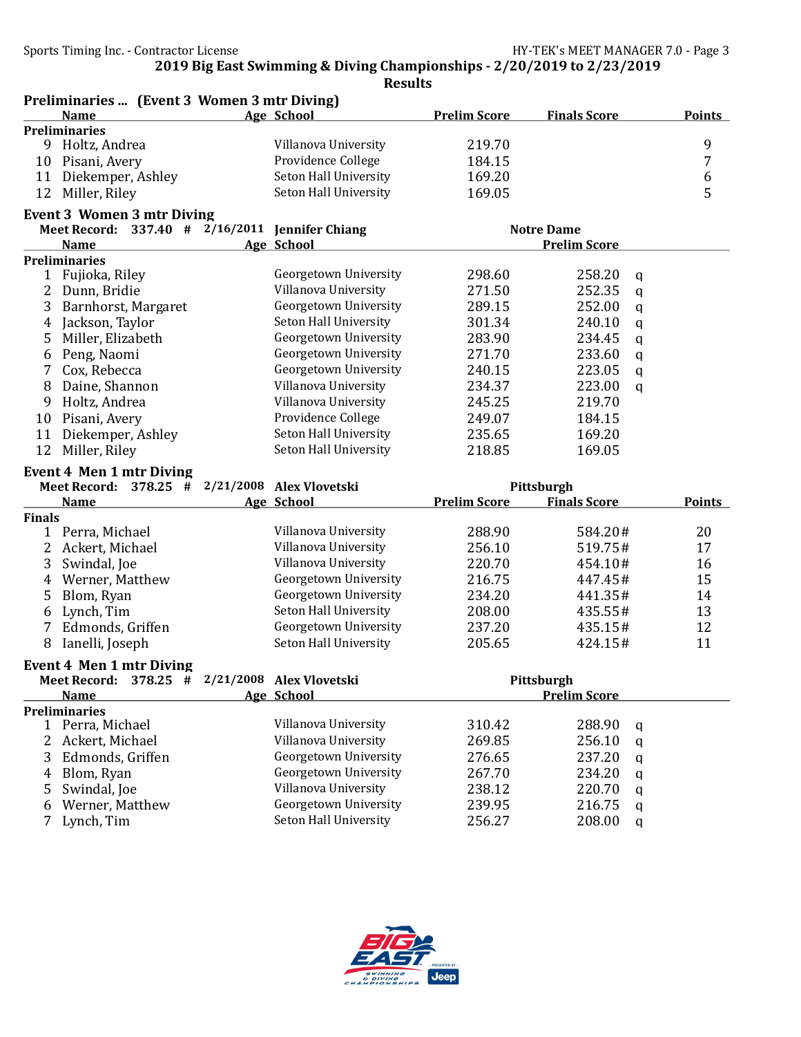2019 Big East Swimming & Diving Championships - 2/20/2019 to 2/23/2019

Results

### Preliminaries ... (Event 3 Women 3 mtr Diving)

| | Name | Age | School | Prelim Score | Finals Score | Points |
|---|---|---|---|---|---|---|
| **Preliminaries** | | | | | | |
| 9 | Holtz, Andrea | | Villanova University | 219.70 | | 9 |
| 10 | Pisani, Avery | | Providence College | 184.15 | | 7 |
| 11 | Diekemper, Ashley | | Seton Hall University | 169.20 | | 6 |
| 12 | Miller, Riley | | Seton Hall University | 169.05 | | 5 |

### Event 3 Women 3 mtr Diving

**Meet Record: 337.40 # 2/16/2011 Jennifer Chiang Notre Dame**

| | Name | Age | School | | Prelim Score | |
|---|---|---|---|---|---|---|
| **Preliminaries** | | | | | | |
| 1 | Fujioka, Riley | | Georgetown University | 298.60 | 258.20 | q |
| 2 | Dunn, Bridie | | Villanova University | 271.50 | 252.35 | q |
| 3 | Barnhorst, Margaret | | Georgetown University | 289.15 | 252.00 | q |
| 4 | Jackson, Taylor | | Seton Hall University | 301.34 | 240.10 | q |
| 5 | Miller, Elizabeth | | Georgetown University | 283.90 | 234.45 | q |
| 6 | Peng, Naomi | | Georgetown University | 271.70 | 233.60 | q |
| 7 | Cox, Rebecca | | Georgetown University | 240.15 | 223.05 | q |
| 8 | Daine, Shannon | | Villanova University | 234.37 | 223.00 | q |
| 9 | Holtz, Andrea | | Villanova University | 245.25 | 219.70 | |
| 10 | Pisani, Avery | | Providence College | 249.07 | 184.15 | |
| 11 | Diekemper, Ashley | | Seton Hall University | 235.65 | 169.20 | |
| 12 | Miller, Riley | | Seton Hall University | 218.85 | 169.05 | |

### Event 4 Men 1 mtr Diving

**Meet Record: 378.25 # 2/21/2008 Alex Vlovetski Pittsburgh**

| | Name | Age | School | Prelim Score | Finals Score | Points |
|---|---|---|---|---|---|---|
| **Finals** | | | | | | |
| 1 | Perra, Michael | | Villanova University | 288.90 | 584.20# | 20 |
| 2 | Ackert, Michael | | Villanova University | 256.10 | 519.75# | 17 |
| 3 | Swindal, Joe | | Villanova University | 220.70 | 454.10# | 16 |
| 4 | Werner, Matthew | | Georgetown University | 216.75 | 447.45# | 15 |
| 5 | Blom, Ryan | | Georgetown University | 234.20 | 441.35# | 14 |
| 6 | Lynch, Tim | | Seton Hall University | 208.00 | 435.55# | 13 |
| 7 | Edmonds, Griffen | | Georgetown University | 237.20 | 435.15# | 12 |
| 8 | Ianelli, Joseph | | Seton Hall University | 205.65 | 424.15# | 11 |

### Event 4 Men 1 mtr Diving

**Meet Record: 378.25 # 2/21/2008 Alex Vlovetski Pittsburgh**

| | Name | Age | School | | Prelim Score | |
|---|---|---|---|---|---|---|
| **Preliminaries** | | | | | | |
| 1 | Perra, Michael | | Villanova University | 310.42 | 288.90 | q |
| 2 | Ackert, Michael | | Villanova University | 269.85 | 256.10 | q |
| 3 | Edmonds, Griffen | | Georgetown University | 276.65 | 237.20 | q |
| 4 | Blom, Ryan | | Georgetown University | 267.70 | 234.20 | q |
| 5 | Swindal, Joe | | Villanova University | 238.12 | 220.70 | q |
| 6 | Werner, Matthew | | Georgetown University | 239.95 | 216.75 | q |
| 7 | Lynch, Tim | | Seton Hall University | 256.27 | 208.00 | q |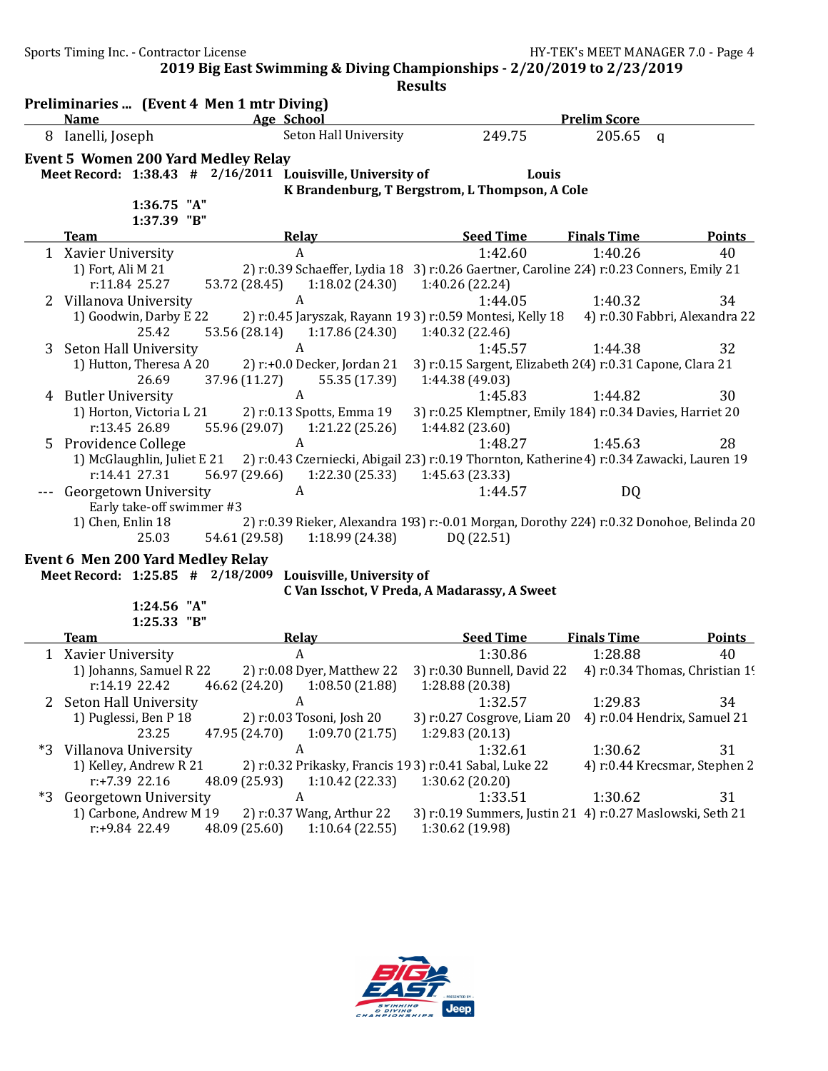2019 Big East Swimming & Diving Championships - 2/20/2019 to 2/23/2019

Results

## Preliminaries ... (Event 4 Men 1 mtr Diving)

| | Name | Age | School | | Prelim Score | |
|---|---|---|---|---|---|---|
| 8 | Ianelli, Joseph | | Seton Hall University | 249.75 | 205.65 | q |

## Event 5 Women 200 Yard Medley Relay

**Meet Record: 1:38.43 # 2/16/2011 Louisville, University of Louis**
**K Brandenburg, T Bergstrom, L Thompson, A Cole**

**1:36.75 "A"**
**1:37.39 "B"**

| | Team | Relay | Seed Time | Finals Time | Points |
|---|---|---|---|---|---|
| 1 | Xavier University | A | 1:42.60 | 1:40.26 | 40 |
| | 1) Fort, Ali M 21 | 2) r:0.39 Schaeffer, Lydia 18 | 3) r:0.26 Gaertner, Caroline 21 | 4) r:0.23 Conners, Emily 21 | |
| | r:11.84 25.27 | 53.72 (28.45) | 1:18.02 (24.30) | 1:40.26 (22.24) | |
| 2 | Villanova University | A | 1:44.05 | 1:40.32 | 34 |
| | 1) Goodwin, Darby E 22 | 2) r:0.45 Jaryszak, Rayann 19 | 3) r:0.59 Montesi, Kelly 18 | 4) r:0.30 Fabbri, Alexandra 22 | |
| | 25.42 | 53.56 (28.14) | 1:17.86 (24.30) | 1:40.32 (22.46) | |
| 3 | Seton Hall University | A | 1:45.57 | 1:44.38 | 32 |
| | 1) Hutton, Theresa A 20 | 2) r:+0.0 Decker, Jordan 21 | 3) r:0.15 Sargent, Elizabeth 20 | 4) r:0.31 Capone, Clara 21 | |
| | 26.69 | 37.96 (11.27) | 55.35 (17.39) | 1:44.38 (49.03) | |
| 4 | Butler University | A | 1:45.83 | 1:44.82 | 30 |
| | 1) Horton, Victoria L 21 | 2) r:0.13 Spotts, Emma 19 | 3) r:0.25 Klemptner, Emily 18 | 4) r:0.34 Davies, Harriet 20 | |
| | r:13.45 26.89 | 55.96 (29.07) | 1:21.22 (25.26) | 1:44.82 (23.60) | |
| 5 | Providence College | A | 1:48.27 | 1:45.63 | 28 |
| | 1) McGlaughlin, Juliet E 21 | 2) r:0.43 Czerniecki, Abigail 23 | 3) r:0.19 Thornton, Katherine | 4) r:0.34 Zawacki, Lauren 19 | |
| | r:14.41 27.31 | 56.97 (29.66) | 1:22.30 (25.33) | 1:45.63 (23.33) | |
| --- | Georgetown University | A | 1:44.57 | DQ | |
| | Early take-off swimmer #3 | | | | |
| | 1) Chen, Enlin 18 | 2) r:0.39 Rieker, Alexandra 19 | 3) r:-0.01 Morgan, Dorothy 22 | 4) r:0.32 Donohoe, Belinda 20 | |
| | 25.03 | 54.61 (29.58) | 1:18.99 (24.38) | DQ (22.51) | |

## Event 6 Men 200 Yard Medley Relay

**Meet Record: 1:25.85 # 2/18/2009 Louisville, University of**
**C Van Isschot, V Preda, A Madarassy, A Sweet**

**1:24.56 "A"**
**1:25.33 "B"**

| | Team | Relay | Seed Time | Finals Time | Points |
|---|---|---|---|---|---|
| 1 | Xavier University | A | 1:30.86 | 1:28.88 | 40 |
| | 1) Johanns, Samuel R 22 | 2) r:0.08 Dyer, Matthew 22 | 3) r:0.30 Bunnell, David 22 | 4) r:0.34 Thomas, Christian 1! | |
| | r:14.19 22.42 | 46.62 (24.20) | 1:08.50 (21.88) | 1:28.88 (20.38) | |
| 2 | Seton Hall University | A | 1:32.57 | 1:29.83 | 34 |
| | 1) Puglessi, Ben P 18 | 2) r:0.03 Tosoni, Josh 20 | 3) r:0.27 Cosgrove, Liam 20 | 4) r:0.04 Hendrix, Samuel 21 | |
| | 23.25 | 47.95 (24.70) | 1:09.70 (21.75) | 1:29.83 (20.13) | |
| *3 | Villanova University | A | 1:32.61 | 1:30.62 | 31 |
| | 1) Kelley, Andrew R 21 | 2) r:0.32 Prikasky, Francis 19 | 3) r:0.41 Sabal, Luke 22 | 4) r:0.44 Krecsmar, Stephen 2 | |
| | r:+7.39 22.16 | 48.09 (25.93) | 1:10.42 (22.33) | 1:30.62 (20.20) | |
| *3 | Georgetown University | A | 1:33.51 | 1:30.62 | 31 |
| | 1) Carbone, Andrew M 19 | 2) r:0.37 Wang, Arthur 22 | 3) r:0.19 Summers, Justin 21 | 4) r:0.27 Maslowski, Seth 21 | |
| | r:+9.84 22.49 | 48.09 (25.60) | 1:10.64 (22.55) | 1:30.62 (19.98) | |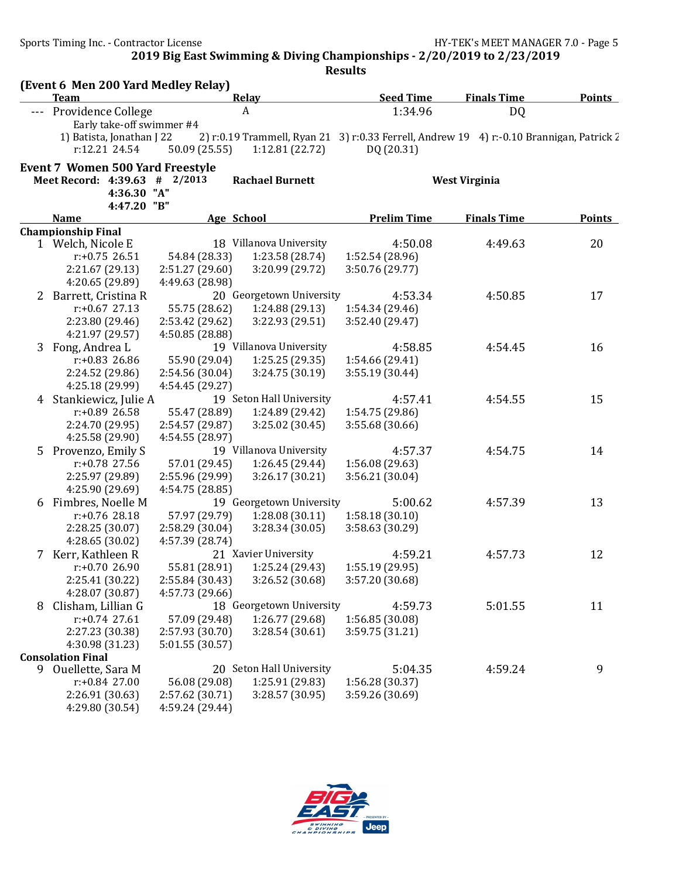## 2019 Big East Swimming & Diving Championships - 2/20/2019 to 2/23/2019

### Results

**(Event 6 Men 200 Yard Medley Relay)**

| | Team | Relay | Seed Time | Finals Time | Points |
|---|---|---|---|---|---|
| --- | Providence College | A | 1:34.96 | DQ | |

Early take-off swimmer #4

1) Batista, Jonathan J 22  2) r:0.19 Trammell, Ryan 21  3) r:0.33 Ferrell, Andrew 19  4) r:-0.10 Brannigan, Patrick 2

r:12.21 24.54  50.09 (25.55)  1:12.81 (22.72)  DQ (20.31)

### Event 7 Women 500 Yard Freestyle

**Meet Record: 4:39.63 # 2/2013 Rachael Burnett West Virginia**

**4:36.30 "A"**

**4:47.20 "B"**

| | Name | Age | School | Prelim Time | Finals Time | Points |
|---|---|---|---|---|---|---|
| **Championship Final** | | | | | | |
| 1 | Welch, Nicole E | 18 | Villanova University | 4:50.08 | 4:49.63 | 20 |
| | r:+0.75 26.51 | 54.84 (28.33) | 1:23.58 (28.74) | 1:52.54 (28.96) | | |
| | 2:21.67 (29.13) | 2:51.27 (29.60) | 3:20.99 (29.72) | 3:50.76 (29.77) | | |
| | 4:20.65 (29.89) | 4:49.63 (28.98) | | | | |
| 2 | Barrett, Cristina R | 20 | Georgetown University | 4:53.34 | 4:50.85 | 17 |
| | r:+0.67 27.13 | 55.75 (28.62) | 1:24.88 (29.13) | 1:54.34 (29.46) | | |
| | 2:23.80 (29.46) | 2:53.42 (29.62) | 3:22.93 (29.51) | 3:52.40 (29.47) | | |
| | 4:21.97 (29.57) | 4:50.85 (28.88) | | | | |
| 3 | Fong, Andrea L | 19 | Villanova University | 4:58.85 | 4:54.45 | 16 |
| | r:+0.83 26.86 | 55.90 (29.04) | 1:25.25 (29.35) | 1:54.66 (29.41) | | |
| | 2:24.52 (29.86) | 2:54.56 (30.04) | 3:24.75 (30.19) | 3:55.19 (30.44) | | |
| | 4:25.18 (29.99) | 4:54.45 (29.27) | | | | |
| 4 | Stankiewicz, Julie A | 19 | Seton Hall University | 4:57.41 | 4:54.55 | 15 |
| | r:+0.89 26.58 | 55.47 (28.89) | 1:24.89 (29.42) | 1:54.75 (29.86) | | |
| | 2:24.70 (29.95) | 2:54.57 (29.87) | 3:25.02 (30.45) | 3:55.68 (30.66) | | |
| | 4:25.58 (29.90) | 4:54.55 (28.97) | | | | |
| 5 | Provenzo, Emily S | 19 | Villanova University | 4:57.37 | 4:54.75 | 14 |
| | r:+0.78 27.56 | 57.01 (29.45) | 1:26.45 (29.44) | 1:56.08 (29.63) | | |
| | 2:25.97 (29.89) | 2:55.96 (29.99) | 3:26.17 (30.21) | 3:56.21 (30.04) | | |
| | 4:25.90 (29.69) | 4:54.75 (28.85) | | | | |
| 6 | Fimbres, Noelle M | 19 | Georgetown University | 5:00.62 | 4:57.39 | 13 |
| | r:+0.76 28.18 | 57.97 (29.79) | 1:28.08 (30.11) | 1:58.18 (30.10) | | |
| | 2:28.25 (30.07) | 2:58.29 (30.04) | 3:28.34 (30.05) | 3:58.63 (30.29) | | |
| | 4:28.65 (30.02) | 4:57.39 (28.74) | | | | |
| 7 | Kerr, Kathleen R | 21 | Xavier University | 4:59.21 | 4:57.73 | 12 |
| | r:+0.70 26.90 | 55.81 (28.91) | 1:25.24 (29.43) | 1:55.19 (29.95) | | |
| | 2:25.41 (30.22) | 2:55.84 (30.43) | 3:26.52 (30.68) | 3:57.20 (30.68) | | |
| | 4:28.07 (30.87) | 4:57.73 (29.66) | | | | |
| 8 | Clisham, Lillian G | 18 | Georgetown University | 4:59.73 | 5:01.55 | 11 |
| | r:+0.74 27.61 | 57.09 (29.48) | 1:26.77 (29.68) | 1:56.85 (30.08) | | |
| | 2:27.23 (30.38) | 2:57.93 (30.70) | 3:28.54 (30.61) | 3:59.75 (31.21) | | |
| | 4:30.98 (31.23) | 5:01.55 (30.57) | | | | |
| **Consolation Final** | | | | | | |
| 9 | Ouellette, Sara M | 20 | Seton Hall University | 5:04.35 | 4:59.24 | 9 |
| | r:+0.84 27.00 | 56.08 (29.08) | 1:25.91 (29.83) | 1:56.28 (30.37) | | |
| | 2:26.91 (30.63) | 2:57.62 (30.71) | 3:28.57 (30.95) | 3:59.26 (30.69) | | |
| | 4:29.80 (30.54) | 4:59.24 (29.44) | | | | |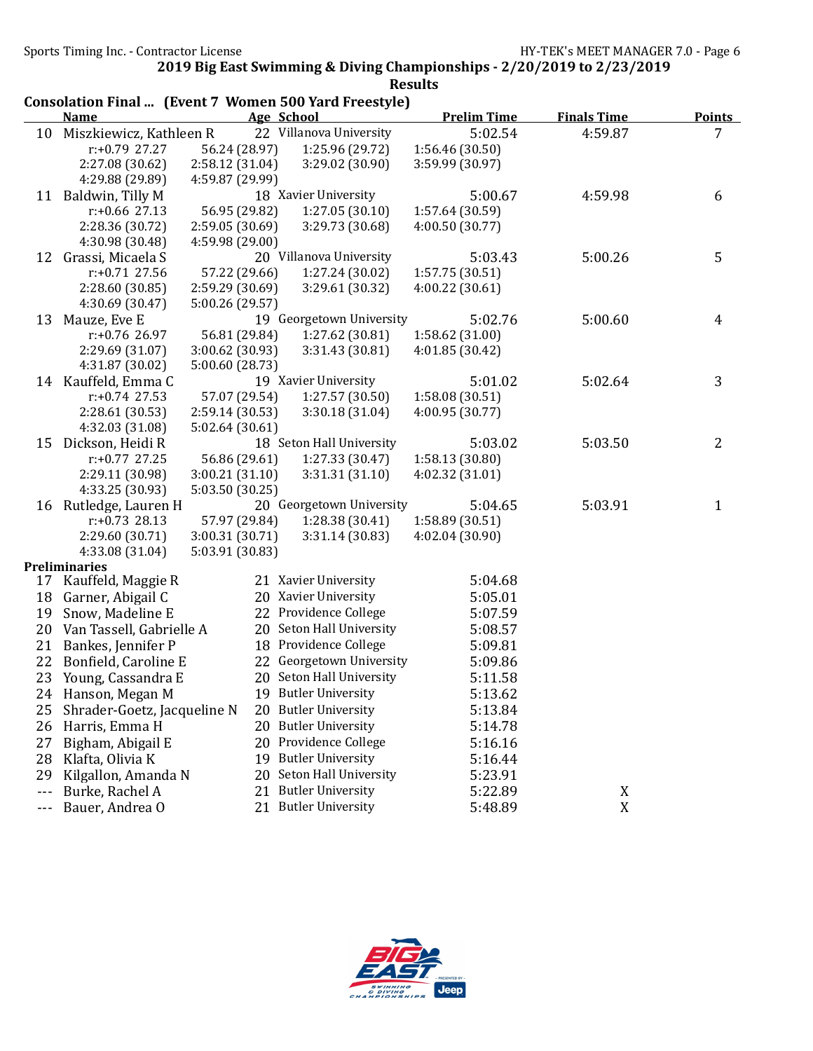## 2019 Big East Swimming & Diving Championships - 2/20/2019 to 2/23/2019

### Results

### Consolation Final ... (Event 7 Women 500 Yard Freestyle)

| | Name | Age | School | Prelim Time | Finals Time | Points |
|---|---|---|---|---|---|---|
| 10 | Miszkiewicz, Kathleen R | 22 | Villanova University | 5:02.54 | 4:59.87 | 7 |
| | r:+0.79 27.27 | 56.24 (28.97) | 1:25.96 (29.72) | 1:56.46 (30.50) | | |
| | 2:27.08 (30.62) | 2:58.12 (31.04) | 3:29.02 (30.90) | 3:59.99 (30.97) | | |
| | 4:29.88 (29.89) | 4:59.87 (29.99) | | | | |
| 11 | Baldwin, Tilly M | 18 | Xavier University | 5:00.67 | 4:59.98 | 6 |
| | r:+0.66 27.13 | 56.95 (29.82) | 1:27.05 (30.10) | 1:57.64 (30.59) | | |
| | 2:28.36 (30.72) | 2:59.05 (30.69) | 3:29.73 (30.68) | 4:00.50 (30.77) | | |
| | 4:30.98 (30.48) | 4:59.98 (29.00) | | | | |
| 12 | Grassi, Micaela S | 20 | Villanova University | 5:03.43 | 5:00.26 | 5 |
| | r:+0.71 27.56 | 57.22 (29.66) | 1:27.24 (30.02) | 1:57.75 (30.51) | | |
| | 2:28.60 (30.85) | 2:59.29 (30.69) | 3:29.61 (30.32) | 4:00.22 (30.61) | | |
| | 4:30.69 (30.47) | 5:00.26 (29.57) | | | | |
| 13 | Mauze, Eve E | 19 | Georgetown University | 5:02.76 | 5:00.60 | 4 |
| | r:+0.76 26.97 | 56.81 (29.84) | 1:27.62 (30.81) | 1:58.62 (31.00) | | |
| | 2:29.69 (31.07) | 3:00.62 (30.93) | 3:31.43 (30.81) | 4:01.85 (30.42) | | |
| | 4:31.87 (30.02) | 5:00.60 (28.73) | | | | |
| 14 | Kauffeld, Emma C | 19 | Xavier University | 5:01.02 | 5:02.64 | 3 |
| | r:+0.74 27.53 | 57.07 (29.54) | 1:27.57 (30.50) | 1:58.08 (30.51) | | |
| | 2:28.61 (30.53) | 2:59.14 (30.53) | 3:30.18 (31.04) | 4:00.95 (30.77) | | |
| | 4:32.03 (31.08) | 5:02.64 (30.61) | | | | |
| 15 | Dickson, Heidi R | 18 | Seton Hall University | 5:03.02 | 5:03.50 | 2 |
| | r:+0.77 27.25 | 56.86 (29.61) | 1:27.33 (30.47) | 1:58.13 (30.80) | | |
| | 2:29.11 (30.98) | 3:00.21 (31.10) | 3:31.31 (31.10) | 4:02.32 (31.01) | | |
| | 4:33.25 (30.93) | 5:03.50 (30.25) | | | | |
| 16 | Rutledge, Lauren H | 20 | Georgetown University | 5:04.65 | 5:03.91 | 1 |
| | r:+0.73 28.13 | 57.97 (29.84) | 1:28.38 (30.41) | 1:58.89 (30.51) | | |
| | 2:29.60 (30.71) | 3:00.31 (30.71) | 3:31.14 (30.83) | 4:02.04 (30.90) | | |
| | 4:33.08 (31.04) | 5:03.91 (30.83) | | | | |

### Preliminaries

| | Name | Age | School | Prelim Time | Finals Time | Points |
|---|---|---|---|---|---|---|
| 17 | Kauffeld, Maggie R | 21 | Xavier University | 5:04.68 | | |
| 18 | Garner, Abigail C | 20 | Xavier University | 5:05.01 | | |
| 19 | Snow, Madeline E | 22 | Providence College | 5:07.59 | | |
| 20 | Van Tassell, Gabrielle A | 20 | Seton Hall University | 5:08.57 | | |
| 21 | Bankes, Jennifer P | 18 | Providence College | 5:09.81 | | |
| 22 | Bonfield, Caroline E | 22 | Georgetown University | 5:09.86 | | |
| 23 | Young, Cassandra E | 20 | Seton Hall University | 5:11.58 | | |
| 24 | Hanson, Megan M | 19 | Butler University | 5:13.62 | | |
| 25 | Shrader-Goetz, Jacqueline N | 20 | Butler University | 5:13.84 | | |
| 26 | Harris, Emma H | 20 | Butler University | 5:14.78 | | |
| 27 | Bigham, Abigail E | 20 | Providence College | 5:16.16 | | |
| 28 | Klafta, Olivia K | 19 | Butler University | 5:16.44 | | |
| 29 | Kilgallon, Amanda N | 20 | Seton Hall University | 5:23.91 | | |
| --- | Burke, Rachel A | 21 | Butler University | 5:22.89 | X | |
| --- | Bauer, Andrea O | 21 | Butler University | 5:48.89 | X | |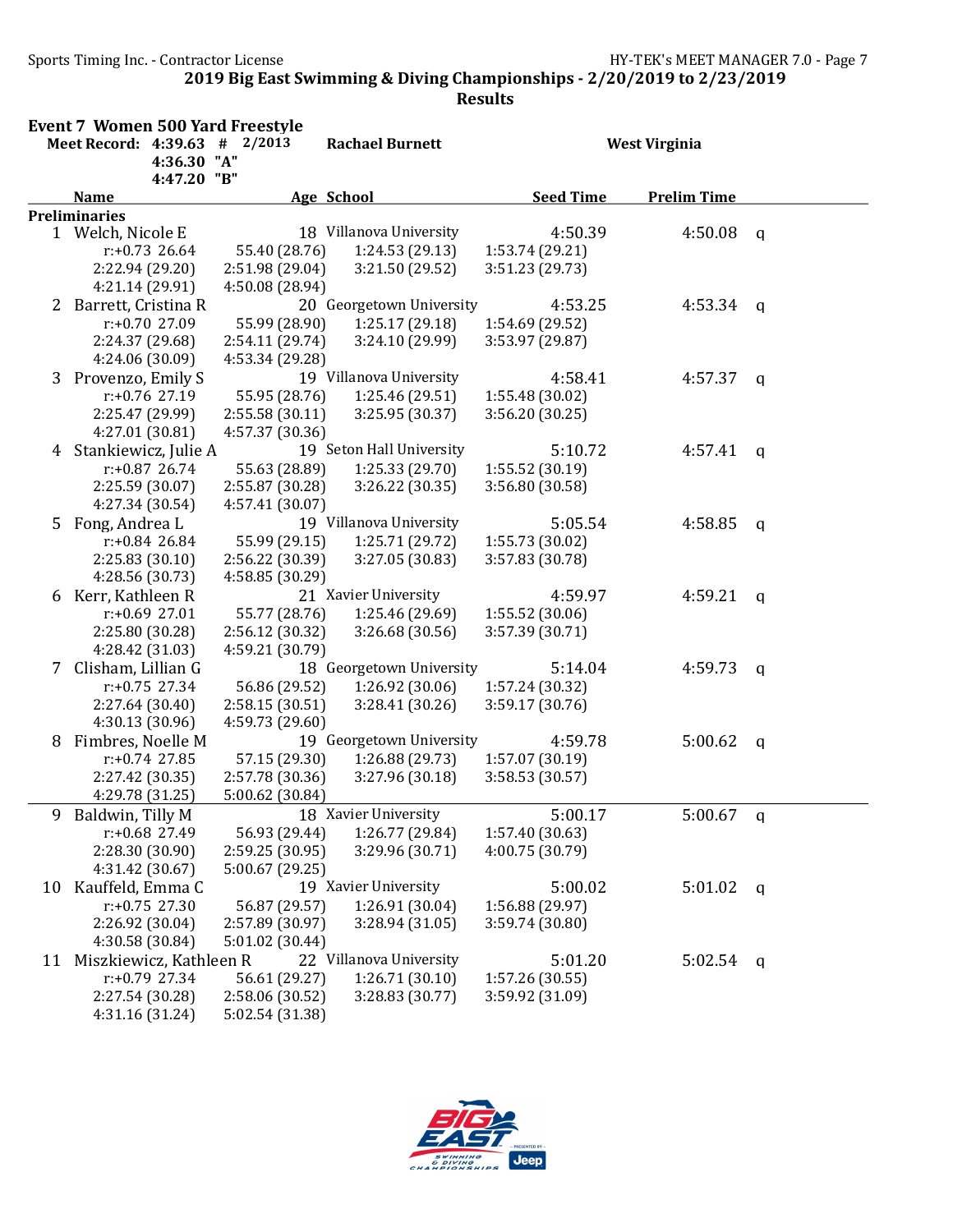## 2019 Big East Swimming & Diving Championships - 2/20/2019 to 2/23/2019

**Results**

### Event 7 Women 500 Yard Freestyle

**Meet Record: 4:39.63 # 2/2013 Rachael Burnett West Virginia**

4:36.30 "A"
4:47.20 "B"

| | Name | Age | School | Seed Time | Prelim Time | |
|---|---|---|---|---|---|---|
| **Preliminaries** | | | | | | |
| 1 | Welch, Nicole E | 18 | Villanova University | 4:50.39 | 4:50.08 | q |
| | r:+0.73 26.64 | 55.40 (28.76) | 1:24.53 (29.13) | 1:53.74 (29.21) | | |
| | 2:22.94 (29.20) | 2:51.98 (29.04) | 3:21.50 (29.52) | 3:51.23 (29.73) | | |
| | 4:21.14 (29.91) | 4:50.08 (28.94) | | | | |
| 2 | Barrett, Cristina R | 20 | Georgetown University | 4:53.25 | 4:53.34 | q |
| | r:+0.70 27.09 | 55.99 (28.90) | 1:25.17 (29.18) | 1:54.69 (29.52) | | |
| | 2:24.37 (29.68) | 2:54.11 (29.74) | 3:24.10 (29.99) | 3:53.97 (29.87) | | |
| | 4:24.06 (30.09) | 4:53.34 (29.28) | | | | |
| 3 | Provenzo, Emily S | 19 | Villanova University | 4:58.41 | 4:57.37 | q |
| | r:+0.76 27.19 | 55.95 (28.76) | 1:25.46 (29.51) | 1:55.48 (30.02) | | |
| | 2:25.47 (29.99) | 2:55.58 (30.11) | 3:25.95 (30.37) | 3:56.20 (30.25) | | |
| | 4:27.01 (30.81) | 4:57.37 (30.36) | | | | |
| 4 | Stankiewicz, Julie A | 19 | Seton Hall University | 5:10.72 | 4:57.41 | q |
| | r:+0.87 26.74 | 55.63 (28.89) | 1:25.33 (29.70) | 1:55.52 (30.19) | | |
| | 2:25.59 (30.07) | 2:55.87 (30.28) | 3:26.22 (30.35) | 3:56.80 (30.58) | | |
| | 4:27.34 (30.54) | 4:57.41 (30.07) | | | | |
| 5 | Fong, Andrea L | 19 | Villanova University | 5:05.54 | 4:58.85 | q |
| | r:+0.84 26.84 | 55.99 (29.15) | 1:25.71 (29.72) | 1:55.73 (30.02) | | |
| | 2:25.83 (30.10) | 2:56.22 (30.39) | 3:27.05 (30.83) | 3:57.83 (30.78) | | |
| | 4:28.56 (30.73) | 4:58.85 (30.29) | | | | |
| 6 | Kerr, Kathleen R | 21 | Xavier University | 4:59.97 | 4:59.21 | q |
| | r:+0.69 27.01 | 55.77 (28.76) | 1:25.46 (29.69) | 1:55.52 (30.06) | | |
| | 2:25.80 (30.28) | 2:56.12 (30.32) | 3:26.68 (30.56) | 3:57.39 (30.71) | | |
| | 4:28.42 (31.03) | 4:59.21 (30.79) | | | | |
| 7 | Clisham, Lillian G | 18 | Georgetown University | 5:14.04 | 4:59.73 | q |
| | r:+0.75 27.34 | 56.86 (29.52) | 1:26.92 (30.06) | 1:57.24 (30.32) | | |
| | 2:27.64 (30.40) | 2:58.15 (30.51) | 3:28.41 (30.26) | 3:59.17 (30.76) | | |
| | 4:30.13 (30.96) | 4:59.73 (29.60) | | | | |
| 8 | Fimbres, Noelle M | 19 | Georgetown University | 4:59.78 | 5:00.62 | q |
| | r:+0.74 27.85 | 57.15 (29.30) | 1:26.88 (29.73) | 1:57.07 (30.19) | | |
| | 2:27.42 (30.35) | 2:57.78 (30.36) | 3:27.96 (30.18) | 3:58.53 (30.57) | | |
| | 4:29.78 (31.25) | 5:00.62 (30.84) | | | | |
| 9 | Baldwin, Tilly M | 18 | Xavier University | 5:00.17 | 5:00.67 | q |
| | r:+0.68 27.49 | 56.93 (29.44) | 1:26.77 (29.84) | 1:57.40 (30.63) | | |
| | 2:28.30 (30.90) | 2:59.25 (30.95) | 3:29.96 (30.71) | 4:00.75 (30.79) | | |
| | 4:31.42 (30.67) | 5:00.67 (29.25) | | | | |
| 10 | Kauffeld, Emma C | 19 | Xavier University | 5:00.02 | 5:01.02 | q |
| | r:+0.75 27.30 | 56.87 (29.57) | 1:26.91 (30.04) | 1:56.88 (29.97) | | |
| | 2:26.92 (30.04) | 2:57.89 (30.97) | 3:28.94 (31.05) | 3:59.74 (30.80) | | |
| | 4:30.58 (30.84) | 5:01.02 (30.44) | | | | |
| 11 | Miszkiewicz, Kathleen R | 22 | Villanova University | 5:01.20 | 5:02.54 | q |
| | r:+0.79 27.34 | 56.61 (29.27) | 1:26.71 (30.10) | 1:57.26 (30.55) | | |
| | 2:27.54 (30.28) | 2:58.06 (30.52) | 3:28.83 (30.77) | 3:59.92 (31.09) | | |
| | 4:31.16 (31.24) | 5:02.54 (31.38) | | | | |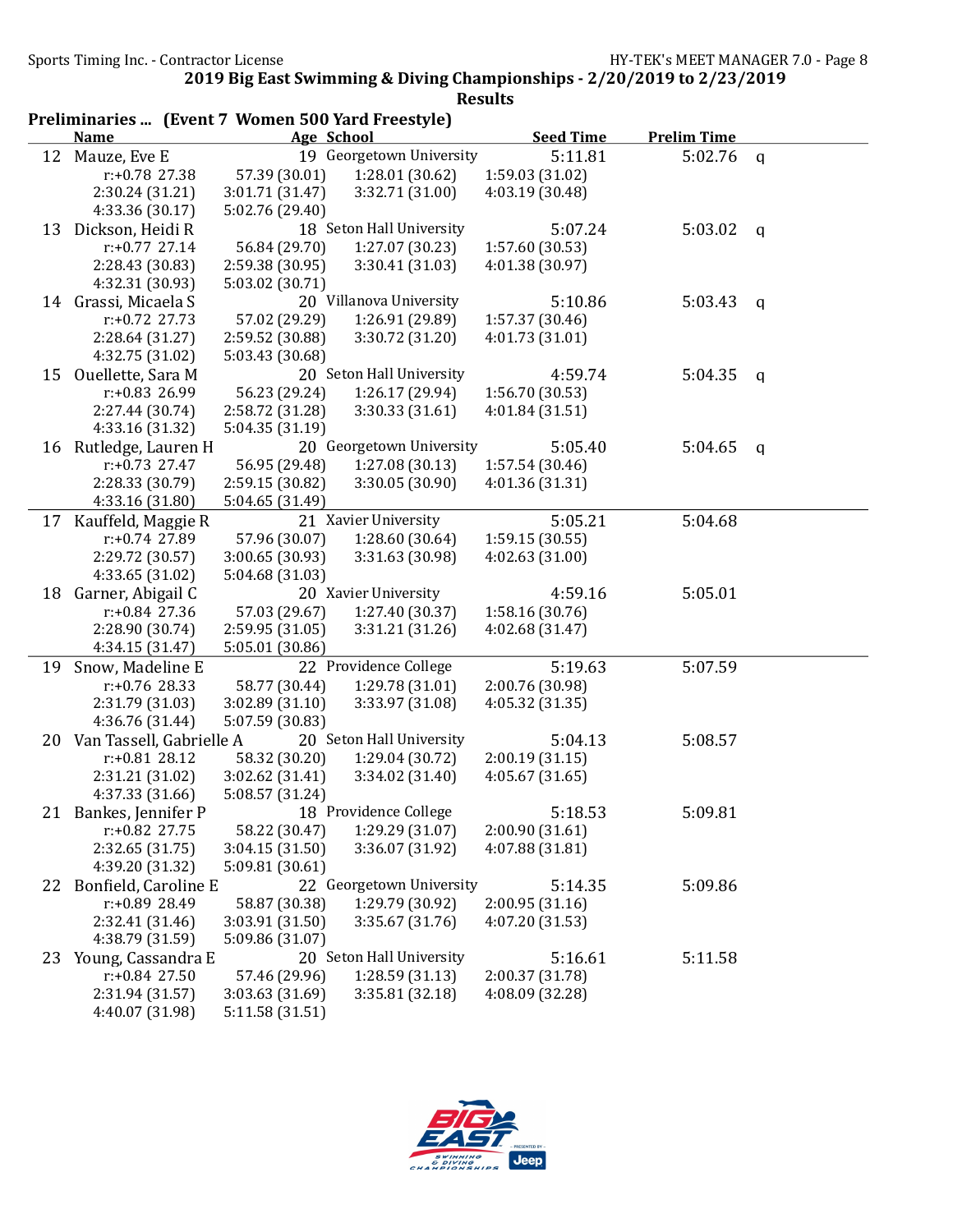## 2019 Big East Swimming & Diving Championships - 2/20/2019 to 2/23/2019

### Results

**Preliminaries ... (Event 7 Women 500 Yard Freestyle)**

| | Name | Age | School | Seed Time | Prelim Time | |
|---|---|---|---|---|---|---|
| 12 | Mauze, Eve E | 19 | Georgetown University | 5:11.81 | 5:02.76 | q |
| | r:+0.78 27.38 | 57.39 (30.01) | 1:28.01 (30.62) | 1:59.03 (31.02) | | |
| | 2:30.24 (31.21) | 3:01.71 (31.47) | 3:32.71 (31.00) | 4:03.19 (30.48) | | |
| | 4:33.36 (30.17) | 5:02.76 (29.40) | | | | |
| 13 | Dickson, Heidi R | 18 | Seton Hall University | 5:07.24 | 5:03.02 | q |
| | r:+0.77 27.14 | 56.84 (29.70) | 1:27.07 (30.23) | 1:57.60 (30.53) | | |
| | 2:28.43 (30.83) | 2:59.38 (30.95) | 3:30.41 (31.03) | 4:01.38 (30.97) | | |
| | 4:32.31 (30.93) | 5:03.02 (30.71) | | | | |
| 14 | Grassi, Micaela S | 20 | Villanova University | 5:10.86 | 5:03.43 | q |
| | r:+0.72 27.73 | 57.02 (29.29) | 1:26.91 (29.89) | 1:57.37 (30.46) | | |
| | 2:28.64 (31.27) | 2:59.52 (30.88) | 3:30.72 (31.20) | 4:01.73 (31.01) | | |
| | 4:32.75 (31.02) | 5:03.43 (30.68) | | | | |
| 15 | Ouellette, Sara M | 20 | Seton Hall University | 4:59.74 | 5:04.35 | q |
| | r:+0.83 26.99 | 56.23 (29.24) | 1:26.17 (29.94) | 1:56.70 (30.53) | | |
| | 2:27.44 (30.74) | 2:58.72 (31.28) | 3:30.33 (31.61) | 4:01.84 (31.51) | | |
| | 4:33.16 (31.32) | 5:04.35 (31.19) | | | | |
| 16 | Rutledge, Lauren H | 20 | Georgetown University | 5:05.40 | 5:04.65 | q |
| | r:+0.73 27.47 | 56.95 (29.48) | 1:27.08 (30.13) | 1:57.54 (30.46) | | |
| | 2:28.33 (30.79) | 2:59.15 (30.82) | 3:30.05 (30.90) | 4:01.36 (31.31) | | |
| | 4:33.16 (31.80) | 5:04.65 (31.49) | | | | |
| 17 | Kauffeld, Maggie R | 21 | Xavier University | 5:05.21 | 5:04.68 | |
| | r:+0.74 27.89 | 57.96 (30.07) | 1:28.60 (30.64) | 1:59.15 (30.55) | | |
| | 2:29.72 (30.57) | 3:00.65 (30.93) | 3:31.63 (30.98) | 4:02.63 (31.00) | | |
| | 4:33.65 (31.02) | 5:04.68 (31.03) | | | | |
| 18 | Garner, Abigail C | 20 | Xavier University | 4:59.16 | 5:05.01 | |
| | r:+0.84 27.36 | 57.03 (29.67) | 1:27.40 (30.37) | 1:58.16 (30.76) | | |
| | 2:28.90 (30.74) | 2:59.95 (31.05) | 3:31.21 (31.26) | 4:02.68 (31.47) | | |
| | 4:34.15 (31.47) | 5:05.01 (30.86) | | | | |
| 19 | Snow, Madeline E | 22 | Providence College | 5:19.63 | 5:07.59 | |
| | r:+0.76 28.33 | 58.77 (30.44) | 1:29.78 (31.01) | 2:00.76 (30.98) | | |
| | 2:31.79 (31.03) | 3:02.89 (31.10) | 3:33.97 (31.08) | 4:05.32 (31.35) | | |
| | 4:36.76 (31.44) | 5:07.59 (30.83) | | | | |
| 20 | Van Tassell, Gabrielle A | 20 | Seton Hall University | 5:04.13 | 5:08.57 | |
| | r:+0.81 28.12 | 58.32 (30.20) | 1:29.04 (30.72) | 2:00.19 (31.15) | | |
| | 2:31.21 (31.02) | 3:02.62 (31.41) | 3:34.02 (31.40) | 4:05.67 (31.65) | | |
| | 4:37.33 (31.66) | 5:08.57 (31.24) | | | | |
| 21 | Bankes, Jennifer P | 18 | Providence College | 5:18.53 | 5:09.81 | |
| | r:+0.82 27.75 | 58.22 (30.47) | 1:29.29 (31.07) | 2:00.90 (31.61) | | |
| | 2:32.65 (31.75) | 3:04.15 (31.50) | 3:36.07 (31.92) | 4:07.88 (31.81) | | |
| | 4:39.20 (31.32) | 5:09.81 (30.61) | | | | |
| 22 | Bonfield, Caroline E | 22 | Georgetown University | 5:14.35 | 5:09.86 | |
| | r:+0.89 28.49 | 58.87 (30.38) | 1:29.79 (30.92) | 2:00.95 (31.16) | | |
| | 2:32.41 (31.46) | 3:03.91 (31.50) | 3:35.67 (31.76) | 4:07.20 (31.53) | | |
| | 4:38.79 (31.59) | 5:09.86 (31.07) | | | | |
| 23 | Young, Cassandra E | 20 | Seton Hall University | 5:16.61 | 5:11.58 | |
| | r:+0.84 27.50 | 57.46 (29.96) | 1:28.59 (31.13) | 2:00.37 (31.78) | | |
| | 2:31.94 (31.57) | 3:03.63 (31.69) | 3:35.81 (32.18) | 4:08.09 (32.28) | | |
| | 4:40.07 (31.98) | 5:11.58 (31.51) | | | | |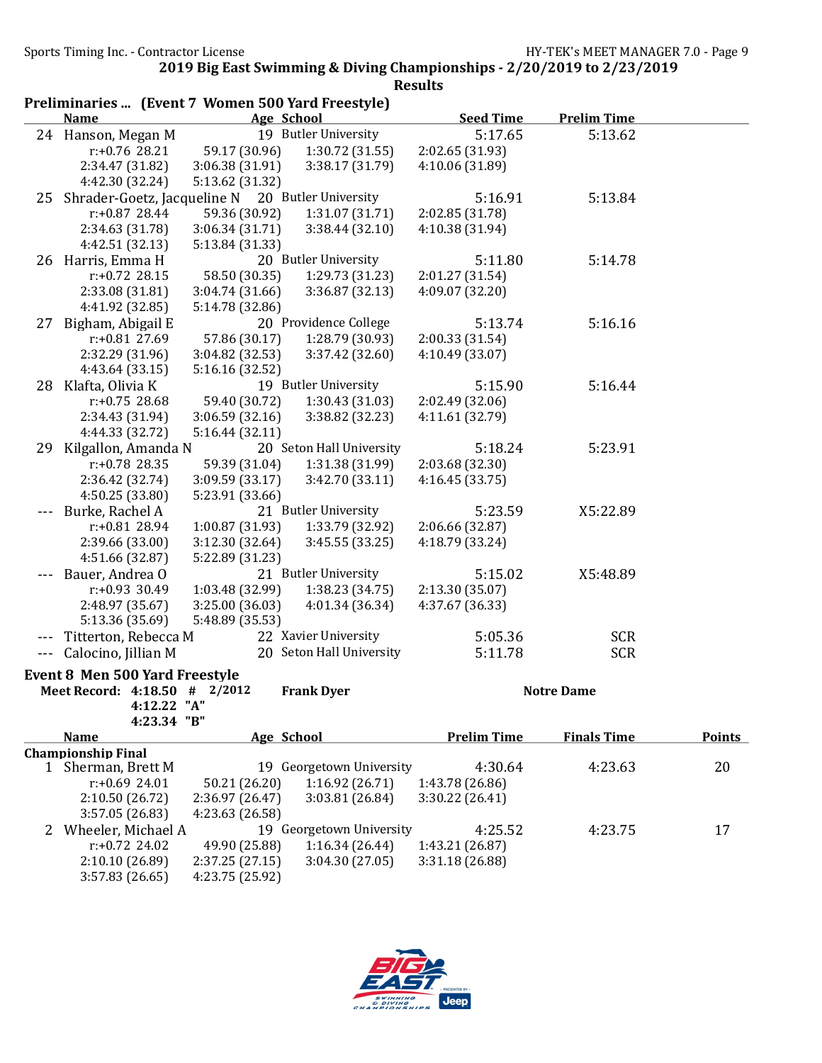## 2019 Big East Swimming & Diving Championships - 2/20/2019 to 2/23/2019

### Results

**Preliminaries ... (Event 7 Women 500 Yard Freestyle)**

| | Name | Age | School | Seed Time | Prelim Time |
|---|---|---|---|---|---|
| 24 | Hanson, Megan M | 19 | Butler University | 5:17.65 | 5:13.62 |
| | r:+0.76 28.21 | 59.17 (30.96) | 1:30.72 (31.55) | 2:02.65 (31.93) | |
| | 2:34.47 (31.82) | 3:06.38 (31.91) | 3:38.17 (31.79) | 4:10.06 (31.89) | |
| | 4:42.30 (32.24) | 5:13.62 (31.32) | | | |
| 25 | Shrader-Goetz, Jacqueline N | 20 | Butler University | 5:16.91 | 5:13.84 |
| | r:+0.87 28.44 | 59.36 (30.92) | 1:31.07 (31.71) | 2:02.85 (31.78) | |
| | 2:34.63 (31.78) | 3:06.34 (31.71) | 3:38.44 (32.10) | 4:10.38 (31.94) | |
| | 4:42.51 (32.13) | 5:13.84 (31.33) | | | |
| 26 | Harris, Emma H | 20 | Butler University | 5:11.80 | 5:14.78 |
| | r:+0.72 28.15 | 58.50 (30.35) | 1:29.73 (31.23) | 2:01.27 (31.54) | |
| | 2:33.08 (31.81) | 3:04.74 (31.66) | 3:36.87 (32.13) | 4:09.07 (32.20) | |
| | 4:41.92 (32.85) | 5:14.78 (32.86) | | | |
| 27 | Bigham, Abigail E | 20 | Providence College | 5:13.74 | 5:16.16 |
| | r:+0.81 27.69 | 57.86 (30.17) | 1:28.79 (30.93) | 2:00.33 (31.54) | |
| | 2:32.29 (31.96) | 3:04.82 (32.53) | 3:37.42 (32.60) | 4:10.49 (33.07) | |
| | 4:43.64 (33.15) | 5:16.16 (32.52) | | | |
| 28 | Klafta, Olivia K | 19 | Butler University | 5:15.90 | 5:16.44 |
| | r:+0.75 28.68 | 59.40 (30.72) | 1:30.43 (31.03) | 2:02.49 (32.06) | |
| | 2:34.43 (31.94) | 3:06.59 (32.16) | 3:38.82 (32.23) | 4:11.61 (32.79) | |
| | 4:44.33 (32.72) | 5:16.44 (32.11) | | | |
| 29 | Kilgallon, Amanda N | 20 | Seton Hall University | 5:18.24 | 5:23.91 |
| | r:+0.78 28.35 | 59.39 (31.04) | 1:31.38 (31.99) | 2:03.68 (32.30) | |
| | 2:36.42 (32.74) | 3:09.59 (33.17) | 3:42.70 (33.11) | 4:16.45 (33.75) | |
| | 4:50.25 (33.80) | 5:23.91 (33.66) | | | |
| --- | Burke, Rachel A | 21 | Butler University | 5:23.59 | X5:22.89 |
| | r:+0.81 28.94 | 1:00.87 (31.93) | 1:33.79 (32.92) | 2:06.66 (32.87) | |
| | 2:39.66 (33.00) | 3:12.30 (32.64) | 3:45.55 (33.25) | 4:18.79 (33.24) | |
| | 4:51.66 (32.87) | 5:22.89 (31.23) | | | |
| --- | Bauer, Andrea O | 21 | Butler University | 5:15.02 | X5:48.89 |
| | r:+0.93 30.49 | 1:03.48 (32.99) | 1:38.23 (34.75) | 2:13.30 (35.07) | |
| | 2:48.97 (35.67) | 3:25.00 (36.03) | 4:01.34 (36.34) | 4:37.67 (36.33) | |
| | 5:13.36 (35.69) | 5:48.89 (35.53) | | | |
| --- | Titterton, Rebecca M | 22 | Xavier University | 5:05.36 | SCR |
| --- | Calocino, Jillian M | 20 | Seton Hall University | 5:11.78 | SCR |

### Event 8 Men 500 Yard Freestyle

**Meet Record: 4:18.50 # 2/2012 Frank Dyer Notre Dame**
**4:12.22 "A"**
**4:23.34 "B"**

| | Name | Age | School | Prelim Time | Finals Time | Points |
|---|---|---|---|---|---|---|
| **Championship Final** | | | | | | |
| 1 | Sherman, Brett M | 19 | Georgetown University | 4:30.64 | 4:23.63 | 20 |
| | r:+0.69 24.01 | 50.21 (26.20) | 1:16.92 (26.71) | 1:43.78 (26.86) | | |
| | 2:10.50 (26.72) | 2:36.97 (26.47) | 3:03.81 (26.84) | 3:30.22 (26.41) | | |
| | 3:57.05 (26.83) | 4:23.63 (26.58) | | | | |
| 2 | Wheeler, Michael A | 19 | Georgetown University | 4:25.52 | 4:23.75 | 17 |
| | r:+0.72 24.02 | 49.90 (25.88) | 1:16.34 (26.44) | 1:43.21 (26.87) | | |
| | 2:10.10 (26.89) | 2:37.25 (27.15) | 3:04.30 (27.05) | 3:31.18 (26.88) | | |
| | 3:57.83 (26.65) | 4:23.75 (25.92) | | | | |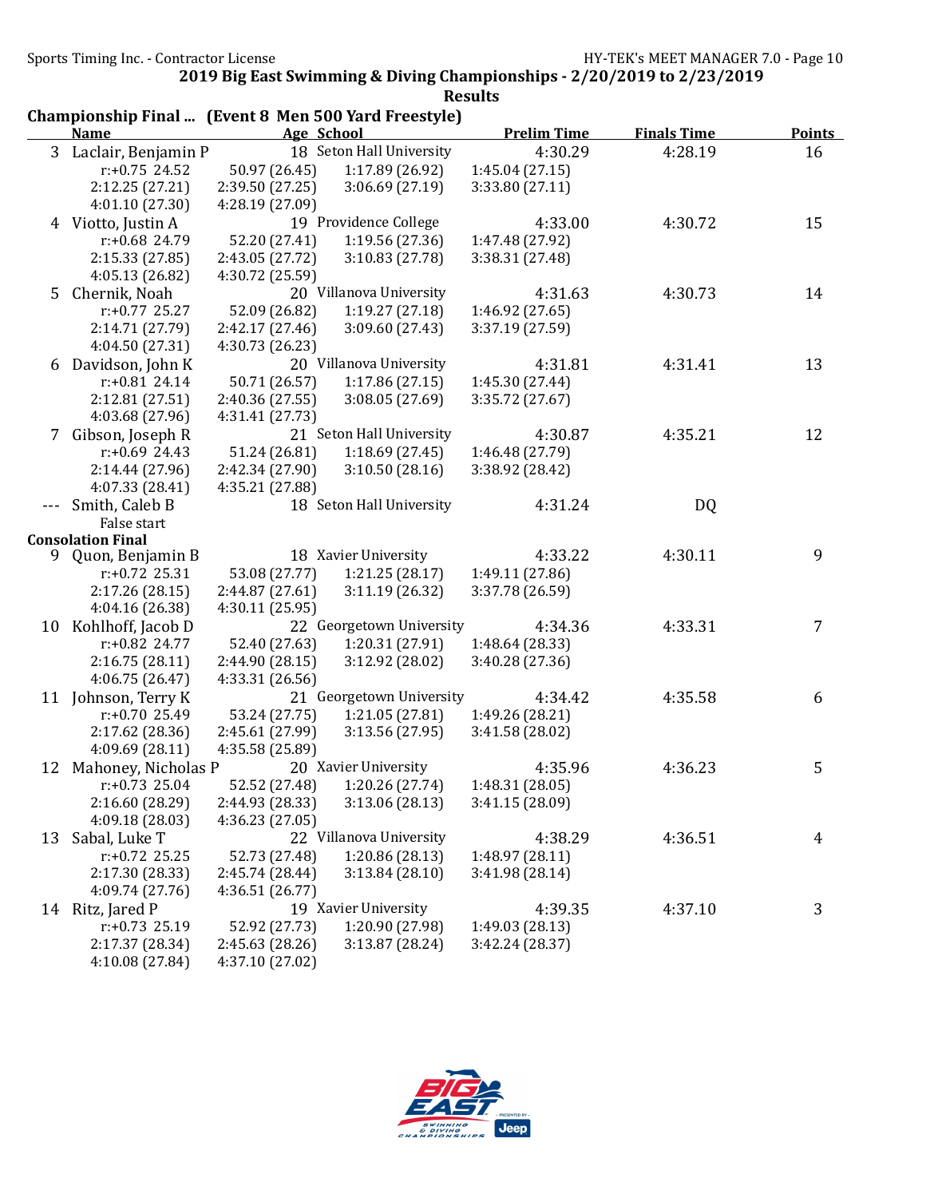## 2019 Big East Swimming & Diving Championships - 2/20/2019 to 2/23/2019

### Results

**Championship Final ... (Event 8 Men 500 Yard Freestyle)**

| | Name | Age | School | Prelim Time | Finals Time | Points |
|---|---|---|---|---|---|---|
| 3 | Laclair, Benjamin P | 18 | Seton Hall University | 4:30.29 | 4:28.19 | 16 |
| | r:+0.75 24.52 | 50.97 (26.45) | 1:17.89 (26.92) | 1:45.04 (27.15) | | |
| | 2:12.25 (27.21) | 2:39.50 (27.25) | 3:06.69 (27.19) | 3:33.80 (27.11) | | |
| | 4:01.10 (27.30) | 4:28.19 (27.09) | | | | |
| 4 | Viotto, Justin A | 19 | Providence College | 4:33.00 | 4:30.72 | 15 |
| | r:+0.68 24.79 | 52.20 (27.41) | 1:19.56 (27.36) | 1:47.48 (27.92) | | |
| | 2:15.33 (27.85) | 2:43.05 (27.72) | 3:10.83 (27.78) | 3:38.31 (27.48) | | |
| | 4:05.13 (26.82) | 4:30.72 (25.59) | | | | |
| 5 | Chernik, Noah | 20 | Villanova University | 4:31.63 | 4:30.73 | 14 |
| | r:+0.77 25.27 | 52.09 (26.82) | 1:19.27 (27.18) | 1:46.92 (27.65) | | |
| | 2:14.71 (27.79) | 2:42.17 (27.46) | 3:09.60 (27.43) | 3:37.19 (27.59) | | |
| | 4:04.50 (27.31) | 4:30.73 (26.23) | | | | |
| 6 | Davidson, John K | 20 | Villanova University | 4:31.81 | 4:31.41 | 13 |
| | r:+0.81 24.14 | 50.71 (26.57) | 1:17.86 (27.15) | 1:45.30 (27.44) | | |
| | 2:12.81 (27.51) | 2:40.36 (27.55) | 3:08.05 (27.69) | 3:35.72 (27.67) | | |
| | 4:03.68 (27.96) | 4:31.41 (27.73) | | | | |
| 7 | Gibson, Joseph R | 21 | Seton Hall University | 4:30.87 | 4:35.21 | 12 |
| | r:+0.69 24.43 | 51.24 (26.81) | 1:18.69 (27.45) | 1:46.48 (27.79) | | |
| | 2:14.44 (27.96) | 2:42.34 (27.90) | 3:10.50 (28.16) | 3:38.92 (28.42) | | |
| | 4:07.33 (28.41) | 4:35.21 (27.88) | | | | |
| --- | Smith, Caleb B | 18 | Seton Hall University | 4:31.24 | DQ | |
| | False start | | | | | |

**Consolation Final**

| | Name | Age | School | Prelim Time | Finals Time | Points |
|---|---|---|---|---|---|---|
| 9 | Quon, Benjamin B | 18 | Xavier University | 4:33.22 | 4:30.11 | 9 |
| | r:+0.72 25.31 | 53.08 (27.77) | 1:21.25 (28.17) | 1:49.11 (27.86) | | |
| | 2:17.26 (28.15) | 2:44.87 (27.61) | 3:11.19 (26.32) | 3:37.78 (26.59) | | |
| | 4:04.16 (26.38) | 4:30.11 (25.95) | | | | |
| 10 | Kohlhoff, Jacob D | 22 | Georgetown University | 4:34.36 | 4:33.31 | 7 |
| | r:+0.82 24.77 | 52.40 (27.63) | 1:20.31 (27.91) | 1:48.64 (28.33) | | |
| | 2:16.75 (28.11) | 2:44.90 (28.15) | 3:12.92 (28.02) | 3:40.28 (27.36) | | |
| | 4:06.75 (26.47) | 4:33.31 (26.56) | | | | |
| 11 | Johnson, Terry K | 21 | Georgetown University | 4:34.42 | 4:35.58 | 6 |
| | r:+0.70 25.49 | 53.24 (27.75) | 1:21.05 (27.81) | 1:49.26 (28.21) | | |
| | 2:17.62 (28.36) | 2:45.61 (27.99) | 3:13.56 (27.95) | 3:41.58 (28.02) | | |
| | 4:09.69 (28.11) | 4:35.58 (25.89) | | | | |
| 12 | Mahoney, Nicholas P | 20 | Xavier University | 4:35.96 | 4:36.23 | 5 |
| | r:+0.73 25.04 | 52.52 (27.48) | 1:20.26 (27.74) | 1:48.31 (28.05) | | |
| | 2:16.60 (28.29) | 2:44.93 (28.33) | 3:13.06 (28.13) | 3:41.15 (28.09) | | |
| | 4:09.18 (28.03) | 4:36.23 (27.05) | | | | |
| 13 | Sabal, Luke T | 22 | Villanova University | 4:38.29 | 4:36.51 | 4 |
| | r:+0.72 25.25 | 52.73 (27.48) | 1:20.86 (28.13) | 1:48.97 (28.11) | | |
| | 2:17.30 (28.33) | 2:45.74 (28.44) | 3:13.84 (28.10) | 3:41.98 (28.14) | | |
| | 4:09.74 (27.76) | 4:36.51 (26.77) | | | | |
| 14 | Ritz, Jared P | 19 | Xavier University | 4:39.35 | 4:37.10 | 3 |
| | r:+0.73 25.19 | 52.92 (27.73) | 1:20.90 (27.98) | 1:49.03 (28.13) | | |
| | 2:17.37 (28.34) | 2:45.63 (28.26) | 3:13.87 (28.24) | 3:42.24 (28.37) | | |
| | 4:10.08 (27.84) | 4:37.10 (27.02) | | | | |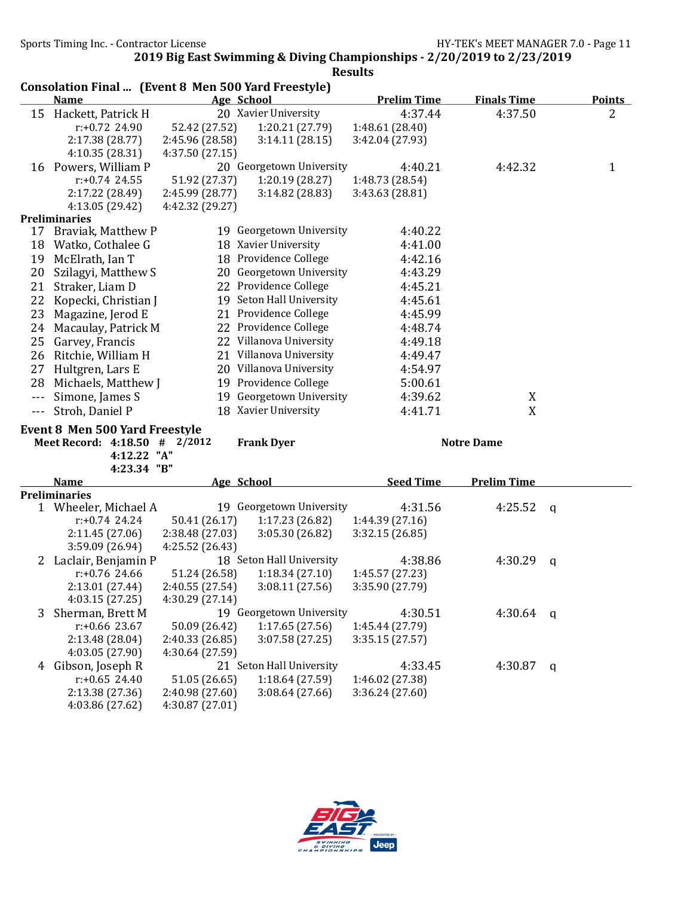## Consolation Final ... (Event 8 Men 500 Yard Freestyle)

| | Name | Age | School | Prelim Time | Finals Time | Points |
|---|---|---|---|---|---|---|
| 15 | Hackett, Patrick H | 20 | Xavier University | 4:37.44 | 4:37.50 | 2 |
| | r:+0.72 24.90 | 52.42 (27.52) | 1:20.21 (27.79) | 1:48.61 (28.40) | | |
| | 2:17.38 (28.77) | 2:45.96 (28.58) | 3:14.11 (28.15) | 3:42.04 (27.93) | | |
| | 4:10.35 (28.31) | 4:37.50 (27.15) | | | | |
| 16 | Powers, William P | 20 | Georgetown University | 4:40.21 | 4:42.32 | 1 |
| | r:+0.74 24.55 | 51.92 (27.37) | 1:20.19 (28.27) | 1:48.73 (28.54) | | |
| | 2:17.22 (28.49) | 2:45.99 (28.77) | 3:14.82 (28.83) | 3:43.63 (28.81) | | |
| | 4:13.05 (29.42) | 4:42.32 (29.27) | | | | |
| **Preliminaries** | | | | | | |
| 17 | Braviak, Matthew P | 19 | Georgetown University | 4:40.22 | | |
| 18 | Watko, Cothalee G | 18 | Xavier University | 4:41.00 | | |
| 19 | McElrath, Ian T | 18 | Providence College | 4:42.16 | | |
| 20 | Szilagyi, Matthew S | 20 | Georgetown University | 4:43.29 | | |
| 21 | Straker, Liam D | 22 | Providence College | 4:45.21 | | |
| 22 | Kopecki, Christian J | 19 | Seton Hall University | 4:45.61 | | |
| 23 | Magazine, Jerod E | 21 | Providence College | 4:45.99 | | |
| 24 | Macaulay, Patrick M | 22 | Providence College | 4:48.74 | | |
| 25 | Garvey, Francis | 22 | Villanova University | 4:49.18 | | |
| 26 | Ritchie, William H | 21 | Villanova University | 4:49.47 | | |
| 27 | Hultgren, Lars E | 20 | Villanova University | 4:54.97 | | |
| 28 | Michaels, Matthew J | 19 | Providence College | 5:00.61 | | |
| --- | Simone, James S | 19 | Georgetown University | 4:39.62 | X | |
| --- | Stroh, Daniel P | 18 | Xavier University | 4:41.71 | X | |

## Event 8 Men 500 Yard Freestyle

**Meet Record: 4:18.50 # 2/2012 Frank Dyer Notre Dame**
**4:12.22 "A"**
**4:23.34 "B"**

| | Name | Age | School | Seed Time | Prelim Time | |
|---|---|---|---|---|---|---|
| **Preliminaries** | | | | | | |
| 1 | Wheeler, Michael A | 19 | Georgetown University | 4:31.56 | 4:25.52 | q |
| | r:+0.74 24.24 | 50.41 (26.17) | 1:17.23 (26.82) | 1:44.39 (27.16) | | |
| | 2:11.45 (27.06) | 2:38.48 (27.03) | 3:05.30 (26.82) | 3:32.15 (26.85) | | |
| | 3:59.09 (26.94) | 4:25.52 (26.43) | | | | |
| 2 | Laclair, Benjamin P | 18 | Seton Hall University | 4:38.86 | 4:30.29 | q |
| | r:+0.76 24.66 | 51.24 (26.58) | 1:18.34 (27.10) | 1:45.57 (27.23) | | |
| | 2:13.01 (27.44) | 2:40.55 (27.54) | 3:08.11 (27.56) | 3:35.90 (27.79) | | |
| | 4:03.15 (27.25) | 4:30.29 (27.14) | | | | |
| 3 | Sherman, Brett M | 19 | Georgetown University | 4:30.51 | 4:30.64 | q |
| | r:+0.66 23.67 | 50.09 (26.42) | 1:17.65 (27.56) | 1:45.44 (27.79) | | |
| | 2:13.48 (28.04) | 2:40.33 (26.85) | 3:07.58 (27.25) | 3:35.15 (27.57) | | |
| | 4:03.05 (27.90) | 4:30.64 (27.59) | | | | |
| 4 | Gibson, Joseph R | 21 | Seton Hall University | 4:33.45 | 4:30.87 | q |
| | r:+0.65 24.40 | 51.05 (26.65) | 1:18.64 (27.59) | 1:46.02 (27.38) | | |
| | 2:13.38 (27.36) | 2:40.98 (27.60) | 3:08.64 (27.66) | 3:36.24 (27.60) | | |
| | 4:03.86 (27.62) | 4:30.87 (27.01) | | | | |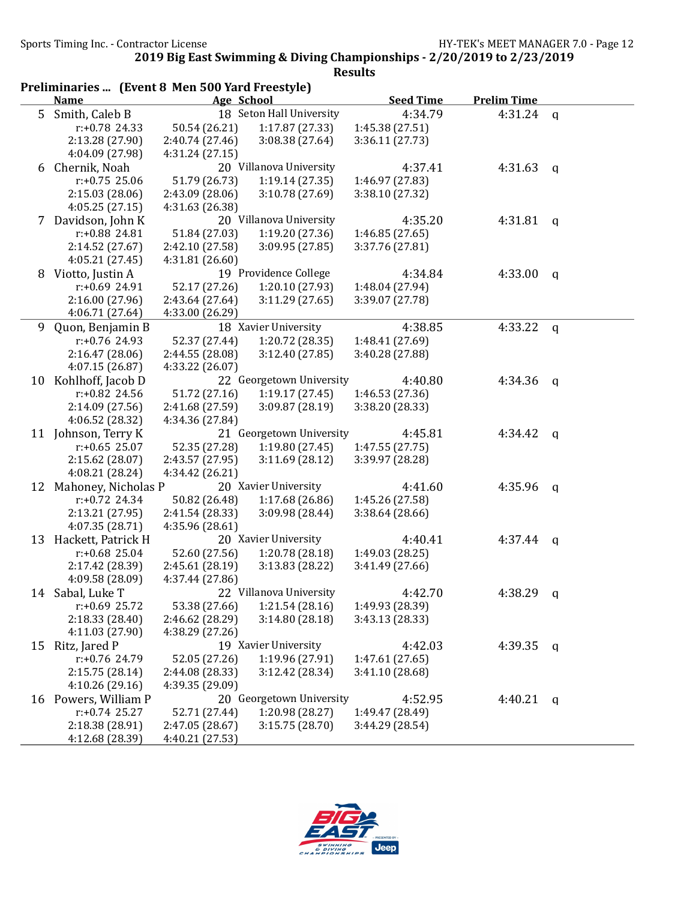## 2019 Big East Swimming & Diving Championships - 2/20/2019 to 2/23/2019

### Results

#### Preliminaries ... (Event 8 Men 500 Yard Freestyle)

| | Name | Age | School | Seed Time | Prelim Time | |
|---|---|---|---|---|---|---|
| 5 | Smith, Caleb B | 18 | Seton Hall University | 4:34.79 | 4:31.24 | q |
| | r:+0.78 24.33 | 50.54 (26.21) | 1:17.87 (27.33) | 1:45.38 (27.51) | | |
| | 2:13.28 (27.90) | 2:40.74 (27.46) | 3:08.38 (27.64) | 3:36.11 (27.73) | | |
| | 4:04.09 (27.98) | 4:31.24 (27.15) | | | | |
| 6 | Chernik, Noah | 20 | Villanova University | 4:37.41 | 4:31.63 | q |
| | r:+0.75 25.06 | 51.79 (26.73) | 1:19.14 (27.35) | 1:46.97 (27.83) | | |
| | 2:15.03 (28.06) | 2:43.09 (28.06) | 3:10.78 (27.69) | 3:38.10 (27.32) | | |
| | 4:05.25 (27.15) | 4:31.63 (26.38) | | | | |
| 7 | Davidson, John K | 20 | Villanova University | 4:35.20 | 4:31.81 | q |
| | r:+0.88 24.81 | 51.84 (27.03) | 1:19.20 (27.36) | 1:46.85 (27.65) | | |
| | 2:14.52 (27.67) | 2:42.10 (27.58) | 3:09.95 (27.85) | 3:37.76 (27.81) | | |
| | 4:05.21 (27.45) | 4:31.81 (26.60) | | | | |
| 8 | Viotto, Justin A | 19 | Providence College | 4:34.84 | 4:33.00 | q |
| | r:+0.69 24.91 | 52.17 (27.26) | 1:20.10 (27.93) | 1:48.04 (27.94) | | |
| | 2:16.00 (27.96) | 2:43.64 (27.64) | 3:11.29 (27.65) | 3:39.07 (27.78) | | |
| | 4:06.71 (27.64) | 4:33.00 (26.29) | | | | |
| 9 | Quon, Benjamin B | 18 | Xavier University | 4:38.85 | 4:33.22 | q |
| | r:+0.76 24.93 | 52.37 (27.44) | 1:20.72 (28.35) | 1:48.41 (27.69) | | |
| | 2:16.47 (28.06) | 2:44.55 (28.08) | 3:12.40 (27.85) | 3:40.28 (27.88) | | |
| | 4:07.15 (26.87) | 4:33.22 (26.07) | | | | |
| 10 | Kohlhoff, Jacob D | 22 | Georgetown University | 4:40.80 | 4:34.36 | q |
| | r:+0.82 24.56 | 51.72 (27.16) | 1:19.17 (27.45) | 1:46.53 (27.36) | | |
| | 2:14.09 (27.56) | 2:41.68 (27.59) | 3:09.87 (28.19) | 3:38.20 (28.33) | | |
| | 4:06.52 (28.32) | 4:34.36 (27.84) | | | | |
| 11 | Johnson, Terry K | 21 | Georgetown University | 4:45.81 | 4:34.42 | q |
| | r:+0.65 25.07 | 52.35 (27.28) | 1:19.80 (27.45) | 1:47.55 (27.75) | | |
| | 2:15.62 (28.07) | 2:43.57 (27.95) | 3:11.69 (28.12) | 3:39.97 (28.28) | | |
| | 4:08.21 (28.24) | 4:34.42 (26.21) | | | | |
| 12 | Mahoney, Nicholas P | 20 | Xavier University | 4:41.60 | 4:35.96 | q |
| | r:+0.72 24.34 | 50.82 (26.48) | 1:17.68 (26.86) | 1:45.26 (27.58) | | |
| | 2:13.21 (27.95) | 2:41.54 (28.33) | 3:09.98 (28.44) | 3:38.64 (28.66) | | |
| | 4:07.35 (28.71) | 4:35.96 (28.61) | | | | |
| 13 | Hackett, Patrick H | 20 | Xavier University | 4:40.41 | 4:37.44 | q |
| | r:+0.68 25.04 | 52.60 (27.56) | 1:20.78 (28.18) | 1:49.03 (28.25) | | |
| | 2:17.42 (28.39) | 2:45.61 (28.19) | 3:13.83 (28.22) | 3:41.49 (27.66) | | |
| | 4:09.58 (28.09) | 4:37.44 (27.86) | | | | |
| 14 | Sabal, Luke T | 22 | Villanova University | 4:42.70 | 4:38.29 | q |
| | r:+0.69 25.72 | 53.38 (27.66) | 1:21.54 (28.16) | 1:49.93 (28.39) | | |
| | 2:18.33 (28.40) | 2:46.62 (28.29) | 3:14.80 (28.18) | 3:43.13 (28.33) | | |
| | 4:11.03 (27.90) | 4:38.29 (27.26) | | | | |
| 15 | Ritz, Jared P | 19 | Xavier University | 4:42.03 | 4:39.35 | q |
| | r:+0.76 24.79 | 52.05 (27.26) | 1:19.96 (27.91) | 1:47.61 (27.65) | | |
| | 2:15.75 (28.14) | 2:44.08 (28.33) | 3:12.42 (28.34) | 3:41.10 (28.68) | | |
| | 4:10.26 (29.16) | 4:39.35 (29.09) | | | | |
| 16 | Powers, William P | 20 | Georgetown University | 4:52.95 | 4:40.21 | q |
| | r:+0.74 25.27 | 52.71 (27.44) | 1:20.98 (28.27) | 1:49.47 (28.49) | | |
| | 2:18.38 (28.91) | 2:47.05 (28.67) | 3:15.75 (28.70) | 3:44.29 (28.54) | | |
| | 4:12.68 (28.39) | 4:40.21 (27.53) | | | | |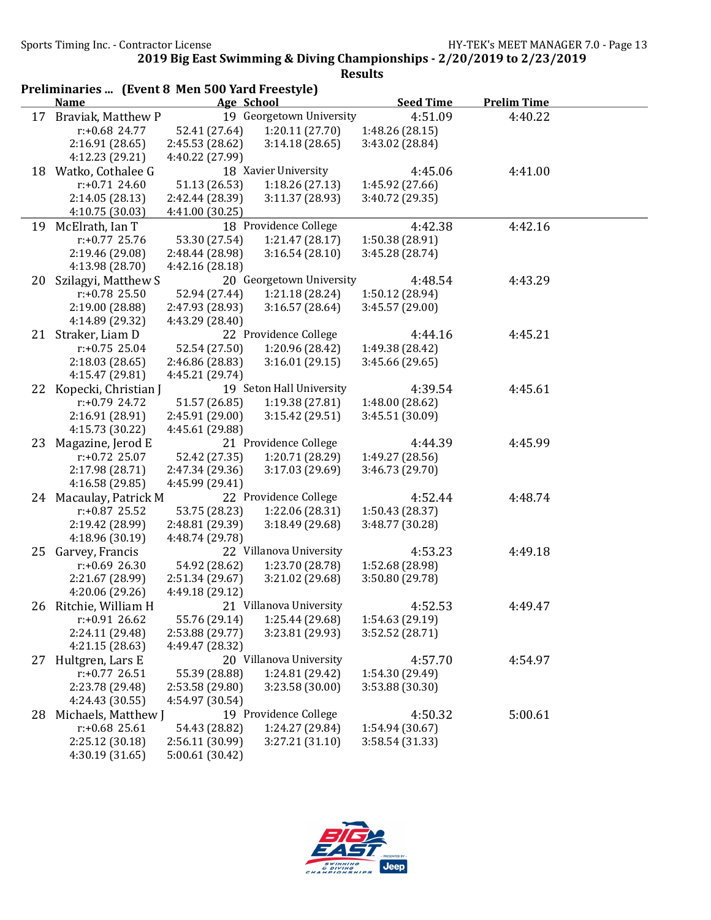**2019 Big East Swimming & Diving Championships - 2/20/2019 to 2/23/2019**

**Results**

### Preliminaries ... (Event 8 Men 500 Yard Freestyle)

| | Name | Age | School | Seed Time | Prelim Time |
|---|---|---|---|---|---|
| 17 | Braviak, Matthew P | 19 | Georgetown University | 4:51.09 | 4:40.22 |
| | r:+0.68 24.77 | 52.41 (27.64) | 1:20.11 (27.70) | 1:48.26 (28.15) | |
| | 2:16.91 (28.65) | 2:45.53 (28.62) | 3:14.18 (28.65) | 3:43.02 (28.84) | |
| | 4:12.23 (29.21) | 4:40.22 (27.99) | | | |
| 18 | Watko, Cothalee G | 18 | Xavier University | 4:45.06 | 4:41.00 |
| | r:+0.71 24.60 | 51.13 (26.53) | 1:18.26 (27.13) | 1:45.92 (27.66) | |
| | 2:14.05 (28.13) | 2:42.44 (28.39) | 3:11.37 (28.93) | 3:40.72 (29.35) | |
| | 4:10.75 (30.03) | 4:41.00 (30.25) | | | |
| 19 | McElrath, Ian T | 18 | Providence College | 4:42.38 | 4:42.16 |
| | r:+0.77 25.76 | 53.30 (27.54) | 1:21.47 (28.17) | 1:50.38 (28.91) | |
| | 2:19.46 (29.08) | 2:48.44 (28.98) | 3:16.54 (28.10) | 3:45.28 (28.74) | |
| | 4:13.98 (28.70) | 4:42.16 (28.18) | | | |
| 20 | Szilagyi, Matthew S | 20 | Georgetown University | 4:48.54 | 4:43.29 |
| | r:+0.78 25.50 | 52.94 (27.44) | 1:21.18 (28.24) | 1:50.12 (28.94) | |
| | 2:19.00 (28.88) | 2:47.93 (28.93) | 3:16.57 (28.64) | 3:45.57 (29.00) | |
| | 4:14.89 (29.32) | 4:43.29 (28.40) | | | |
| 21 | Straker, Liam D | 22 | Providence College | 4:44.16 | 4:45.21 |
| | r:+0.75 25.04 | 52.54 (27.50) | 1:20.96 (28.42) | 1:49.38 (28.42) | |
| | 2:18.03 (28.65) | 2:46.86 (28.83) | 3:16.01 (29.15) | 3:45.66 (29.65) | |
| | 4:15.47 (29.81) | 4:45.21 (29.74) | | | |
| 22 | Kopecki, Christian J | 19 | Seton Hall University | 4:39.54 | 4:45.61 |
| | r:+0.79 24.72 | 51.57 (26.85) | 1:19.38 (27.81) | 1:48.00 (28.62) | |
| | 2:16.91 (28.91) | 2:45.91 (29.00) | 3:15.42 (29.51) | 3:45.51 (30.09) | |
| | 4:15.73 (30.22) | 4:45.61 (29.88) | | | |
| 23 | Magazine, Jerod E | 21 | Providence College | 4:44.39 | 4:45.99 |
| | r:+0.72 25.07 | 52.42 (27.35) | 1:20.71 (28.29) | 1:49.27 (28.56) | |
| | 2:17.98 (28.71) | 2:47.34 (29.36) | 3:17.03 (29.69) | 3:46.73 (29.70) | |
| | 4:16.58 (29.85) | 4:45.99 (29.41) | | | |
| 24 | Macaulay, Patrick M | 22 | Providence College | 4:52.44 | 4:48.74 |
| | r:+0.87 25.52 | 53.75 (28.23) | 1:22.06 (28.31) | 1:50.43 (28.37) | |
| | 2:19.42 (28.99) | 2:48.81 (29.39) | 3:18.49 (29.68) | 3:48.77 (30.28) | |
| | 4:18.96 (30.19) | 4:48.74 (29.78) | | | |
| 25 | Garvey, Francis | 22 | Villanova University | 4:53.23 | 4:49.18 |
| | r:+0.69 26.30 | 54.92 (28.62) | 1:23.70 (28.78) | 1:52.68 (28.98) | |
| | 2:21.67 (28.99) | 2:51.34 (29.67) | 3:21.02 (29.68) | 3:50.80 (29.78) | |
| | 4:20.06 (29.26) | 4:49.18 (29.12) | | | |
| 26 | Ritchie, William H | 21 | Villanova University | 4:52.53 | 4:49.47 |
| | r:+0.91 26.62 | 55.76 (29.14) | 1:25.44 (29.68) | 1:54.63 (29.19) | |
| | 2:24.11 (29.48) | 2:53.88 (29.77) | 3:23.81 (29.93) | 3:52.52 (28.71) | |
| | 4:21.15 (28.63) | 4:49.47 (28.32) | | | |
| 27 | Hultgren, Lars E | 20 | Villanova University | 4:57.70 | 4:54.97 |
| | r:+0.77 26.51 | 55.39 (28.88) | 1:24.81 (29.42) | 1:54.30 (29.49) | |
| | 2:23.78 (29.48) | 2:53.58 (29.80) | 3:23.58 (30.00) | 3:53.88 (30.30) | |
| | 4:24.43 (30.55) | 4:54.97 (30.54) | | | |
| 28 | Michaels, Matthew J | 19 | Providence College | 4:50.32 | 5:00.61 |
| | r:+0.68 25.61 | 54.43 (28.82) | 1:24.27 (29.84) | 1:54.94 (30.67) | |
| | 2:25.12 (30.18) | 2:56.11 (30.99) | 3:27.21 (31.10) | 3:58.54 (31.33) | |
| | 4:30.19 (31.65) | 5:00.61 (30.42) | | | |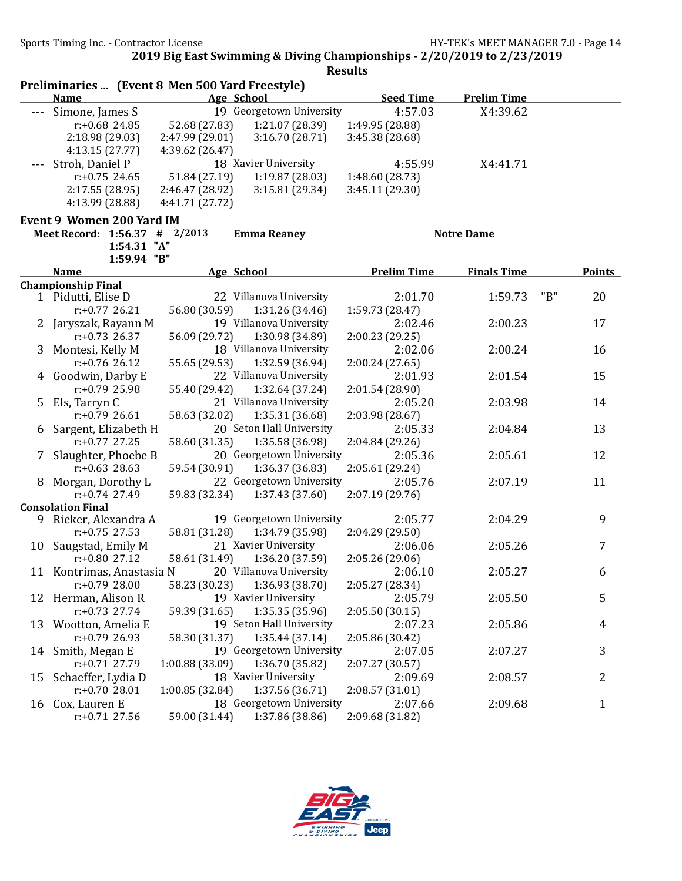2019 Big East Swimming & Diving Championships - 2/20/2019 to 2/23/2019

Results

## Preliminaries ... (Event 8 Men 500 Yard Freestyle)

| | Name | Age | School | Seed Time | Prelim Time |
|---|---|---|---|---|---|
| --- | Simone, James S | 19 | Georgetown University | 4:57.03 | X4:39.62 |
| | r:+0.68 24.85 | 52.68 (27.83) | 1:21.07 (28.39) | 1:49.95 (28.88) | |
| | 2:18.98 (29.03) | 2:47.99 (29.01) | 3:16.70 (28.71) | 3:45.38 (28.68) | |
| | 4:13.15 (27.77) | 4:39.62 (26.47) | | | |
| --- | Stroh, Daniel P | 18 | Xavier University | 4:55.99 | X4:41.71 |
| | r:+0.75 24.65 | 51.84 (27.19) | 1:19.87 (28.03) | 1:48.60 (28.73) | |
| | 2:17.55 (28.95) | 2:46.47 (28.92) | 3:15.81 (29.34) | 3:45.11 (29.30) | |
| | 4:13.99 (28.88) | 4:41.71 (27.72) | | | |

## Event 9 Women 200 Yard IM

Meet Record: 1:56.37 # 2/2013 Emma Reaney Notre Dame
1:54.31 "A"
1:59.94 "B"

| | Name | Age | School | Prelim Time | Finals Time | | Points |
|---|---|---|---|---|---|---|---|
| **Championship Final** | | | | | | | |
| 1 | Pidutti, Elise D | 22 | Villanova University | 2:01.70 | 1:59.73 | "B" | 20 |
| | r:+0.77 26.21 | 56.80 (30.59) | 1:31.26 (34.46) | 1:59.73 (28.47) | | | |
| 2 | Jaryszak, Rayann M | 19 | Villanova University | 2:02.46 | 2:00.23 | | 17 |
| | r:+0.73 26.37 | 56.09 (29.72) | 1:30.98 (34.89) | 2:00.23 (29.25) | | | |
| 3 | Montesi, Kelly M | 18 | Villanova University | 2:02.06 | 2:00.24 | | 16 |
| | r:+0.76 26.12 | 55.65 (29.53) | 1:32.59 (36.94) | 2:00.24 (27.65) | | | |
| 4 | Goodwin, Darby E | 22 | Villanova University | 2:01.93 | 2:01.54 | | 15 |
| | r:+0.79 25.98 | 55.40 (29.42) | 1:32.64 (37.24) | 2:01.54 (28.90) | | | |
| 5 | Els, Tarryn C | 21 | Villanova University | 2:05.20 | 2:03.98 | | 14 |
| | r:+0.79 26.61 | 58.63 (32.02) | 1:35.31 (36.68) | 2:03.98 (28.67) | | | |
| 6 | Sargent, Elizabeth H | 20 | Seton Hall University | 2:05.33 | 2:04.84 | | 13 |
| | r:+0.77 27.25 | 58.60 (31.35) | 1:35.58 (36.98) | 2:04.84 (29.26) | | | |
| 7 | Slaughter, Phoebe B | 20 | Georgetown University | 2:05.36 | 2:05.61 | | 12 |
| | r:+0.63 28.63 | 59.54 (30.91) | 1:36.37 (36.83) | 2:05.61 (29.24) | | | |
| 8 | Morgan, Dorothy L | 22 | Georgetown University | 2:05.76 | 2:07.19 | | 11 |
| | r:+0.74 27.49 | 59.83 (32.34) | 1:37.43 (37.60) | 2:07.19 (29.76) | | | |
| **Consolation Final** | | | | | | | |
| 9 | Rieker, Alexandra A | 19 | Georgetown University | 2:05.77 | 2:04.29 | | 9 |
| | r:+0.75 27.53 | 58.81 (31.28) | 1:34.79 (35.98) | 2:04.29 (29.50) | | | |
| 10 | Saugstad, Emily M | 21 | Xavier University | 2:06.06 | 2:05.26 | | 7 |
| | r:+0.80 27.12 | 58.61 (31.49) | 1:36.20 (37.59) | 2:05.26 (29.06) | | | |
| 11 | Kontrimas, Anastasia N | 20 | Villanova University | 2:06.10 | 2:05.27 | | 6 |
| | r:+0.79 28.00 | 58.23 (30.23) | 1:36.93 (38.70) | 2:05.27 (28.34) | | | |
| 12 | Herman, Alison R | 19 | Xavier University | 2:05.79 | 2:05.50 | | 5 |
| | r:+0.73 27.74 | 59.39 (31.65) | 1:35.35 (35.96) | 2:05.50 (30.15) | | | |
| 13 | Wootton, Amelia E | 19 | Seton Hall University | 2:07.23 | 2:05.86 | | 4 |
| | r:+0.79 26.93 | 58.30 (31.37) | 1:35.44 (37.14) | 2:05.86 (30.42) | | | |
| 14 | Smith, Megan E | 19 | Georgetown University | 2:07.05 | 2:07.27 | | 3 |
| | r:+0.71 27.79 | 1:00.88 (33.09) | 1:36.70 (35.82) | 2:07.27 (30.57) | | | |
| 15 | Schaeffer, Lydia D | 18 | Xavier University | 2:09.69 | 2:08.57 | | 2 |
| | r:+0.70 28.01 | 1:00.85 (32.84) | 1:37.56 (36.71) | 2:08.57 (31.01) | | | |
| 16 | Cox, Lauren E | 18 | Georgetown University | 2:07.66 | 2:09.68 | | 1 |
| | r:+0.71 27.56 | 59.00 (31.44) | 1:37.86 (38.86) | 2:09.68 (31.82) | | | |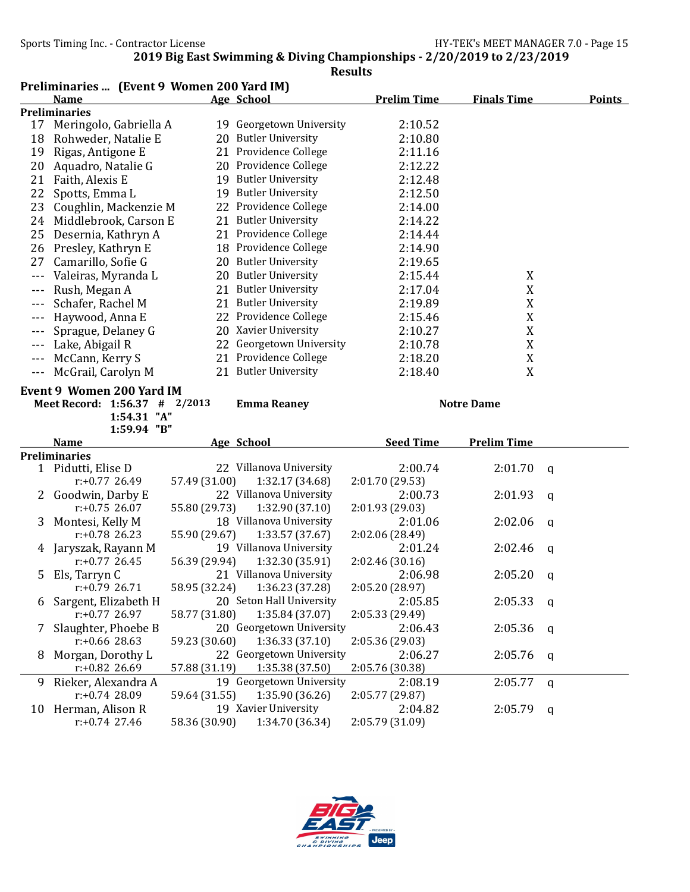## 2019 Big East Swimming & Diving Championships - 2/20/2019 to 2/23/2019

### Results

**Preliminaries ... (Event 9 Women 200 Yard IM)**

| | Name | Age | School | Prelim Time | Finals Time | Points |
|---|---|---|---|---|---|---|
| **Preliminaries** | | | | | | |
| 17 | Meringolo, Gabriella A | 19 | Georgetown University | 2:10.52 | | |
| 18 | Rohweder, Natalie E | 20 | Butler University | 2:10.80 | | |
| 19 | Rigas, Antigone E | 21 | Providence College | 2:11.16 | | |
| 20 | Aquadro, Natalie G | 20 | Providence College | 2:12.22 | | |
| 21 | Faith, Alexis E | 19 | Butler University | 2:12.48 | | |
| 22 | Spotts, Emma L | 19 | Butler University | 2:12.50 | | |
| 23 | Coughlin, Mackenzie M | 22 | Providence College | 2:14.00 | | |
| 24 | Middlebrook, Carson E | 21 | Butler University | 2:14.22 | | |
| 25 | Desernia, Kathryn A | 21 | Providence College | 2:14.44 | | |
| 26 | Presley, Kathryn E | 18 | Providence College | 2:14.90 | | |
| 27 | Camarillo, Sofie G | 20 | Butler University | 2:19.65 | | |
| --- | Valeiras, Myranda L | 20 | Butler University | 2:15.44 | X | |
| --- | Rush, Megan A | 21 | Butler University | 2:17.04 | X | |
| --- | Schafer, Rachel M | 21 | Butler University | 2:19.89 | X | |
| --- | Haywood, Anna E | 22 | Providence College | 2:15.46 | X | |
| --- | Sprague, Delaney G | 20 | Xavier University | 2:10.27 | X | |
| --- | Lake, Abigail R | 22 | Georgetown University | 2:10.78 | X | |
| --- | McCann, Kerry S | 21 | Providence College | 2:18.20 | X | |
| --- | McGrail, Carolyn M | 21 | Butler University | 2:18.40 | X | |

**Event 9 Women 200 Yard IM**

Meet Record: 1:56.37 # 2/2013 Emma Reaney Notre Dame
1:54.31 "A"
1:59.94 "B"

| | Name | Age | School | Seed Time | Prelim Time | |
|---|---|---|---|---|---|---|
| **Preliminaries** | | | | | | |
| 1 | Pidutti, Elise D | 22 | Villanova University | 2:00.74 | 2:01.70 | q |
| | r:+0.77 26.49 | 57.49 (31.00) | 1:32.17 (34.68) | 2:01.70 (29.53) | | |
| 2 | Goodwin, Darby E | 22 | Villanova University | 2:00.73 | 2:01.93 | q |
| | r:+0.75 26.07 | 55.80 (29.73) | 1:32.90 (37.10) | 2:01.93 (29.03) | | |
| 3 | Montesi, Kelly M | 18 | Villanova University | 2:01.06 | 2:02.06 | q |
| | r:+0.78 26.23 | 55.90 (29.67) | 1:33.57 (37.67) | 2:02.06 (28.49) | | |
| 4 | Jaryszak, Rayann M | 19 | Villanova University | 2:01.24 | 2:02.46 | q |
| | r:+0.77 26.45 | 56.39 (29.94) | 1:32.30 (35.91) | 2:02.46 (30.16) | | |
| 5 | Els, Tarryn C | 21 | Villanova University | 2:06.98 | 2:05.20 | q |
| | r:+0.79 26.71 | 58.95 (32.24) | 1:36.23 (37.28) | 2:05.20 (28.97) | | |
| 6 | Sargent, Elizabeth H | 20 | Seton Hall University | 2:05.85 | 2:05.33 | q |
| | r:+0.77 26.97 | 58.77 (31.80) | 1:35.84 (37.07) | 2:05.33 (29.49) | | |
| 7 | Slaughter, Phoebe B | 20 | Georgetown University | 2:06.43 | 2:05.36 | q |
| | r:+0.66 28.63 | 59.23 (30.60) | 1:36.33 (37.10) | 2:05.36 (29.03) | | |
| 8 | Morgan, Dorothy L | 22 | Georgetown University | 2:06.27 | 2:05.76 | q |
| | r:+0.82 26.69 | 57.88 (31.19) | 1:35.38 (37.50) | 2:05.76 (30.38) | | |
| 9 | Rieker, Alexandra A | 19 | Georgetown University | 2:08.19 | 2:05.77 | q |
| | r:+0.74 28.09 | 59.64 (31.55) | 1:35.90 (36.26) | 2:05.77 (29.87) | | |
| 10 | Herman, Alison R | 19 | Xavier University | 2:04.82 | 2:05.79 | q |
| | r:+0.74 27.46 | 58.36 (30.90) | 1:34.70 (36.34) | 2:05.79 (31.09) | | |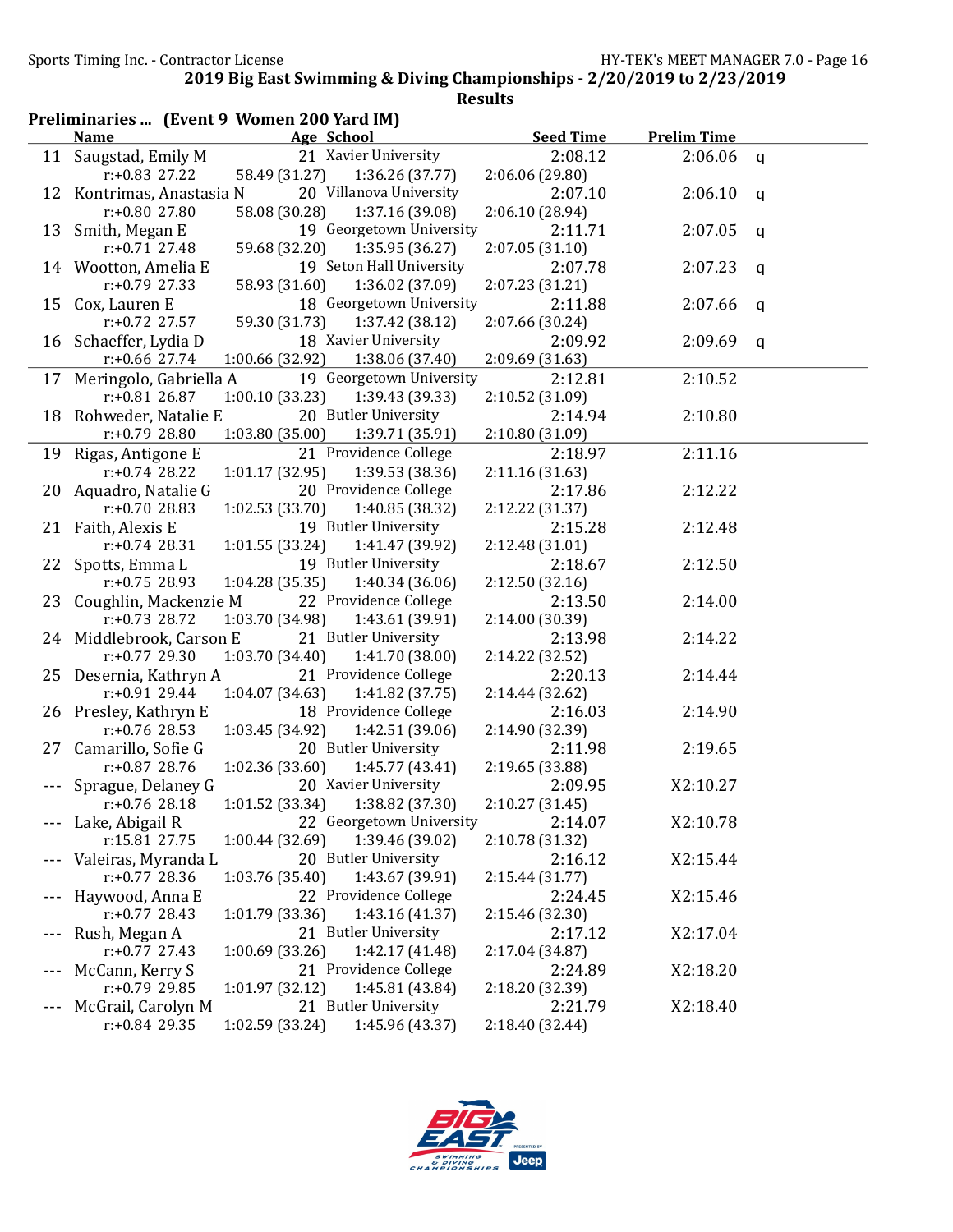## 2019 Big East Swimming & Diving Championships - 2/20/2019 to 2/23/2019

### Results

**Preliminaries ... (Event 9 Women 200 Yard IM)**

| | Name | Age | School | Seed Time | Prelim Time | |
|---|---|---|---|---|---|---|
| 11 | Saugstad, Emily M | 21 | Xavier University | 2:08.12 | 2:06.06 | q |
| | r:+0.83 27.22 | 58.49 (31.27) | 1:36.26 (37.77) | 2:06.06 (29.80) | | |
| 12 | Kontrimas, Anastasia N | 20 | Villanova University | 2:07.10 | 2:06.10 | q |
| | r:+0.80 27.80 | 58.08 (30.28) | 1:37.16 (39.08) | 2:06.10 (28.94) | | |
| 13 | Smith, Megan E | 19 | Georgetown University | 2:11.71 | 2:07.05 | q |
| | r:+0.71 27.48 | 59.68 (32.20) | 1:35.95 (36.27) | 2:07.05 (31.10) | | |
| 14 | Wootton, Amelia E | 19 | Seton Hall University | 2:07.78 | 2:07.23 | q |
| | r:+0.79 27.33 | 58.93 (31.60) | 1:36.02 (37.09) | 2:07.23 (31.21) | | |
| 15 | Cox, Lauren E | 18 | Georgetown University | 2:11.88 | 2:07.66 | q |
| | r:+0.72 27.57 | 59.30 (31.73) | 1:37.42 (38.12) | 2:07.66 (30.24) | | |
| 16 | Schaeffer, Lydia D | 18 | Xavier University | 2:09.92 | 2:09.69 | q |
| | r:+0.66 27.74 | 1:00.66 (32.92) | 1:38.06 (37.40) | 2:09.69 (31.63) | | |
| 17 | Meringolo, Gabriella A | 19 | Georgetown University | 2:12.81 | 2:10.52 | |
| | r:+0.81 26.87 | 1:00.10 (33.23) | 1:39.43 (39.33) | 2:10.52 (31.09) | | |
| 18 | Rohweder, Natalie E | 20 | Butler University | 2:14.94 | 2:10.80 | |
| | r:+0.79 28.80 | 1:03.80 (35.00) | 1:39.71 (35.91) | 2:10.80 (31.09) | | |
| 19 | Rigas, Antigone E | 21 | Providence College | 2:18.97 | 2:11.16 | |
| | r:+0.74 28.22 | 1:01.17 (32.95) | 1:39.53 (38.36) | 2:11.16 (31.63) | | |
| 20 | Aquadro, Natalie G | 20 | Providence College | 2:17.86 | 2:12.22 | |
| | r:+0.70 28.83 | 1:02.53 (33.70) | 1:40.85 (38.32) | 2:12.22 (31.37) | | |
| 21 | Faith, Alexis E | 19 | Butler University | 2:15.28 | 2:12.48 | |
| | r:+0.74 28.31 | 1:01.55 (33.24) | 1:41.47 (39.92) | 2:12.48 (31.01) | | |
| 22 | Spotts, Emma L | 19 | Butler University | 2:18.67 | 2:12.50 | |
| | r:+0.75 28.93 | 1:04.28 (35.35) | 1:40.34 (36.06) | 2:12.50 (32.16) | | |
| 23 | Coughlin, Mackenzie M | 22 | Providence College | 2:13.50 | 2:14.00 | |
| | r:+0.73 28.72 | 1:03.70 (34.98) | 1:43.61 (39.91) | 2:14.00 (30.39) | | |
| 24 | Middlebrook, Carson E | 21 | Butler University | 2:13.98 | 2:14.22 | |
| | r:+0.77 29.30 | 1:03.70 (34.40) | 1:41.70 (38.00) | 2:14.22 (32.52) | | |
| 25 | Desernia, Kathryn A | 21 | Providence College | 2:20.13 | 2:14.44 | |
| | r:+0.91 29.44 | 1:04.07 (34.63) | 1:41.82 (37.75) | 2:14.44 (32.62) | | |
| 26 | Presley, Kathryn E | 18 | Providence College | 2:16.03 | 2:14.90 | |
| | r:+0.76 28.53 | 1:03.45 (34.92) | 1:42.51 (39.06) | 2:14.90 (32.39) | | |
| 27 | Camarillo, Sofie G | 20 | Butler University | 2:11.98 | 2:19.65 | |
| | r:+0.87 28.76 | 1:02.36 (33.60) | 1:45.77 (43.41) | 2:19.65 (33.88) | | |
| --- | Sprague, Delaney G | 20 | Xavier University | 2:09.95 | X2:10.27 | |
| | r:+0.76 28.18 | 1:01.52 (33.34) | 1:38.82 (37.30) | 2:10.27 (31.45) | | |
| --- | Lake, Abigail R | 22 | Georgetown University | 2:14.07 | X2:10.78 | |
| | r:15.81 27.75 | 1:00.44 (32.69) | 1:39.46 (39.02) | 2:10.78 (31.32) | | |
| --- | Valeiras, Myranda L | 20 | Butler University | 2:16.12 | X2:15.44 | |
| | r:+0.77 28.36 | 1:03.76 (35.40) | 1:43.67 (39.91) | 2:15.44 (31.77) | | |
| --- | Haywood, Anna E | 22 | Providence College | 2:24.45 | X2:15.46 | |
| | r:+0.77 28.43 | 1:01.79 (33.36) | 1:43.16 (41.37) | 2:15.46 (32.30) | | |
| --- | Rush, Megan A | 21 | Butler University | 2:17.12 | X2:17.04 | |
| | r:+0.77 27.43 | 1:00.69 (33.26) | 1:42.17 (41.48) | 2:17.04 (34.87) | | |
| --- | McCann, Kerry S | 21 | Providence College | 2:24.89 | X2:18.20 | |
| | r:+0.79 29.85 | 1:01.97 (32.12) | 1:45.81 (43.84) | 2:18.20 (32.39) | | |
| --- | McGrail, Carolyn M | 21 | Butler University | 2:21.79 | X2:18.40 | |
| | r:+0.84 29.35 | 1:02.59 (33.24) | 1:45.96 (43.37) | 2:18.40 (32.44) | | |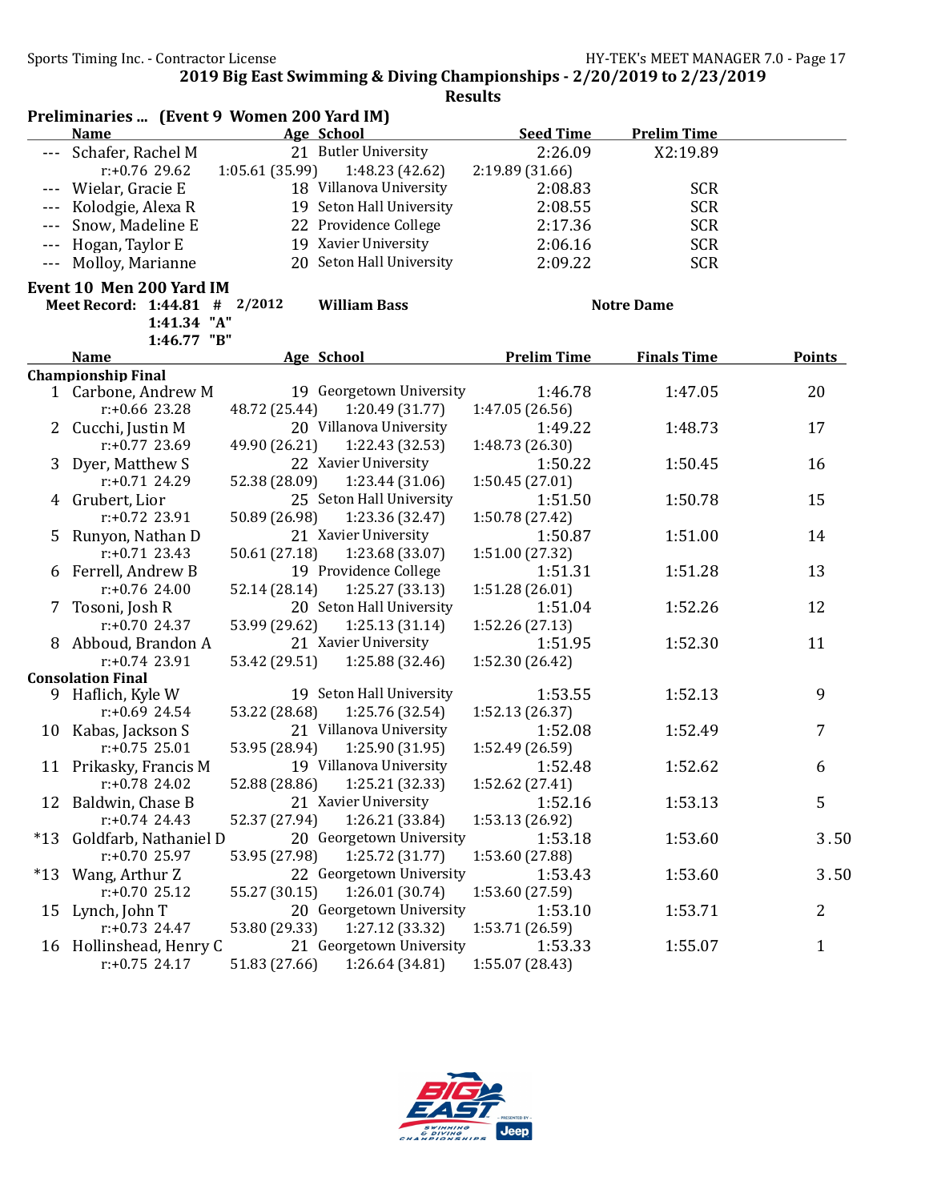## 2019 Big East Swimming & Diving Championships - 2/20/2019 to 2/23/2019

### Results

**Preliminaries ... (Event 9 Women 200 Yard IM)**

| | Name | Age | School | Seed Time | Prelim Time |
|---|---|---|---|---|---|
| --- | Schafer, Rachel M | 21 | Butler University | 2:26.09 | X2:19.89 |
| | r:+0.76 29.62 | 1:05.61 (35.99) | 1:48.23 (42.62) | 2:19.89 (31.66) | |
| --- | Wielar, Gracie E | 18 | Villanova University | 2:08.83 | SCR |
| --- | Kolodgie, Alexa R | 19 | Seton Hall University | 2:08.55 | SCR |
| --- | Snow, Madeline E | 22 | Providence College | 2:17.36 | SCR |
| --- | Hogan, Taylor E | 19 | Xavier University | 2:06.16 | SCR |
| --- | Molloy, Marianne | 20 | Seton Hall University | 2:09.22 | SCR |

### Event 10 Men 200 Yard IM

**Meet Record: 1:44.81 # 2/2012 William Bass Notre Dame**
1:41.34 "A"
1:46.77 "B"

| | Name | Age | School | Prelim Time | Finals Time | Points |
|---|---|---|---|---|---|---|
| **Championship Final** | | | | | | |
| 1 | Carbone, Andrew M | 19 | Georgetown University | 1:46.78 | 1:47.05 | 20 |
| | r:+0.66 23.28 | 48.72 (25.44) | 1:20.49 (31.77) | 1:47.05 (26.56) | | |
| 2 | Cucchi, Justin M | 20 | Villanova University | 1:49.22 | 1:48.73 | 17 |
| | r:+0.77 23.69 | 49.90 (26.21) | 1:22.43 (32.53) | 1:48.73 (26.30) | | |
| 3 | Dyer, Matthew S | 22 | Xavier University | 1:50.22 | 1:50.45 | 16 |
| | r:+0.71 24.29 | 52.38 (28.09) | 1:23.44 (31.06) | 1:50.45 (27.01) | | |
| 4 | Grubert, Lior | 25 | Seton Hall University | 1:51.50 | 1:50.78 | 15 |
| | r:+0.72 23.91 | 50.89 (26.98) | 1:23.36 (32.47) | 1:50.78 (27.42) | | |
| 5 | Runyon, Nathan D | 21 | Xavier University | 1:50.87 | 1:51.00 | 14 |
| | r:+0.71 23.43 | 50.61 (27.18) | 1:23.68 (33.07) | 1:51.00 (27.32) | | |
| 6 | Ferrell, Andrew B | 19 | Providence College | 1:51.31 | 1:51.28 | 13 |
| | r:+0.76 24.00 | 52.14 (28.14) | 1:25.27 (33.13) | 1:51.28 (26.01) | | |
| 7 | Tosoni, Josh R | 20 | Seton Hall University | 1:51.04 | 1:52.26 | 12 |
| | r:+0.70 24.37 | 53.99 (29.62) | 1:25.13 (31.14) | 1:52.26 (27.13) | | |
| 8 | Abboud, Brandon A | 21 | Xavier University | 1:51.95 | 1:52.30 | 11 |
| | r:+0.74 23.91 | 53.42 (29.51) | 1:25.88 (32.46) | 1:52.30 (26.42) | | |
| **Consolation Final** | | | | | | |
| 9 | Haflich, Kyle W | 19 | Seton Hall University | 1:53.55 | 1:52.13 | 9 |
| | r:+0.69 24.54 | 53.22 (28.68) | 1:25.76 (32.54) | 1:52.13 (26.37) | | |
| 10 | Kabas, Jackson S | 21 | Villanova University | 1:52.08 | 1:52.49 | 7 |
| | r:+0.75 25.01 | 53.95 (28.94) | 1:25.90 (31.95) | 1:52.49 (26.59) | | |
| 11 | Prikasky, Francis M | 19 | Villanova University | 1:52.48 | 1:52.62 | 6 |
| | r:+0.78 24.02 | 52.88 (28.86) | 1:25.21 (32.33) | 1:52.62 (27.41) | | |
| 12 | Baldwin, Chase B | 21 | Xavier University | 1:52.16 | 1:53.13 | 5 |
| | r:+0.74 24.43 | 52.37 (27.94) | 1:26.21 (33.84) | 1:53.13 (26.92) | | |
| *13 | Goldfarb, Nathaniel D | 20 | Georgetown University | 1:53.18 | 1:53.60 | 3.50 |
| | r:+0.70 25.97 | 53.95 (27.98) | 1:25.72 (31.77) | 1:53.60 (27.88) | | |
| *13 | Wang, Arthur Z | 22 | Georgetown University | 1:53.43 | 1:53.60 | 3.50 |
| | r:+0.70 25.12 | 55.27 (30.15) | 1:26.01 (30.74) | 1:53.60 (27.59) | | |
| 15 | Lynch, John T | 20 | Georgetown University | 1:53.10 | 1:53.71 | 2 |
| | r:+0.73 24.47 | 53.80 (29.33) | 1:27.12 (33.32) | 1:53.71 (26.59) | | |
| 16 | Hollinshead, Henry C | 21 | Georgetown University | 1:53.33 | 1:55.07 | 1 |
| | r:+0.75 24.17 | 51.83 (27.66) | 1:26.64 (34.81) | 1:55.07 (28.43) | | |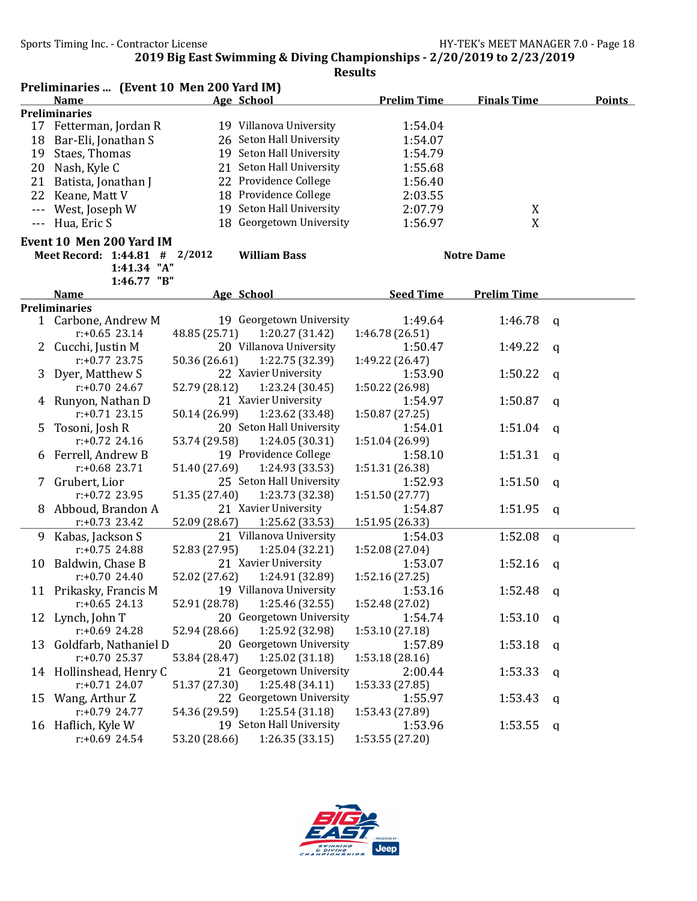## 2019 Big East Swimming & Diving Championships - 2/20/2019 to 2/23/2019

### Results

**Preliminaries ... (Event 10 Men 200 Yard IM)**

| | Name | Age | School | Prelim Time | Finals Time | Points |
|---|---|---|---|---|---|---|
| **Preliminaries** | | | | | | |
| 17 | Fetterman, Jordan R | 19 | Villanova University | 1:54.04 | | |
| 18 | Bar-Eli, Jonathan S | 26 | Seton Hall University | 1:54.07 | | |
| 19 | Staes, Thomas | 19 | Seton Hall University | 1:54.79 | | |
| 20 | Nash, Kyle C | 21 | Seton Hall University | 1:55.68 | | |
| 21 | Batista, Jonathan J | 22 | Providence College | 1:56.40 | | |
| 22 | Keane, Matt V | 18 | Providence College | 2:03.55 | | |
| --- | West, Joseph W | 19 | Seton Hall University | 2:07.79 | X | |
| --- | Hua, Eric S | 18 | Georgetown University | 1:56.97 | X | |

### Event 10 Men 200 Yard IM

**Meet Record: 1:44.81 # 2/2012 William Bass Notre Dame**
**1:41.34 "A"**
**1:46.77 "B"**

| | Name | Age | School | Seed Time | Prelim Time | |
|---|---|---|---|---|---|---|
| **Preliminaries** | | | | | | |
| 1 | Carbone, Andrew M | 19 | Georgetown University | 1:49.64 | 1:46.78 | q |
| | r:+0.65 23.14 | 48.85 (25.71) | 1:20.27 (31.42) | 1:46.78 (26.51) | | |
| 2 | Cucchi, Justin M | 20 | Villanova University | 1:50.47 | 1:49.22 | q |
| | r:+0.77 23.75 | 50.36 (26.61) | 1:22.75 (32.39) | 1:49.22 (26.47) | | |
| 3 | Dyer, Matthew S | 22 | Xavier University | 1:53.90 | 1:50.22 | q |
| | r:+0.70 24.67 | 52.79 (28.12) | 1:23.24 (30.45) | 1:50.22 (26.98) | | |
| 4 | Runyon, Nathan D | 21 | Xavier University | 1:54.97 | 1:50.87 | q |
| | r:+0.71 23.15 | 50.14 (26.99) | 1:23.62 (33.48) | 1:50.87 (27.25) | | |
| 5 | Tosoni, Josh R | 20 | Seton Hall University | 1:54.01 | 1:51.04 | q |
| | r:+0.72 24.16 | 53.74 (29.58) | 1:24.05 (30.31) | 1:51.04 (26.99) | | |
| 6 | Ferrell, Andrew B | 19 | Providence College | 1:58.10 | 1:51.31 | q |
| | r:+0.68 23.71 | 51.40 (27.69) | 1:24.93 (33.53) | 1:51.31 (26.38) | | |
| 7 | Grubert, Lior | 25 | Seton Hall University | 1:52.93 | 1:51.50 | q |
| | r:+0.72 23.95 | 51.35 (27.40) | 1:23.73 (32.38) | 1:51.50 (27.77) | | |
| 8 | Abboud, Brandon A | 21 | Xavier University | 1:54.87 | 1:51.95 | q |
| | r:+0.73 23.42 | 52.09 (28.67) | 1:25.62 (33.53) | 1:51.95 (26.33) | | |
| 9 | Kabas, Jackson S | 21 | Villanova University | 1:54.03 | 1:52.08 | q |
| | r:+0.75 24.88 | 52.83 (27.95) | 1:25.04 (32.21) | 1:52.08 (27.04) | | |
| 10 | Baldwin, Chase B | 21 | Xavier University | 1:53.07 | 1:52.16 | q |
| | r:+0.70 24.40 | 52.02 (27.62) | 1:24.91 (32.89) | 1:52.16 (27.25) | | |
| 11 | Prikasky, Francis M | 19 | Villanova University | 1:53.16 | 1:52.48 | q |
| | r:+0.65 24.13 | 52.91 (28.78) | 1:25.46 (32.55) | 1:52.48 (27.02) | | |
| 12 | Lynch, John T | 20 | Georgetown University | 1:54.74 | 1:53.10 | q |
| | r:+0.69 24.28 | 52.94 (28.66) | 1:25.92 (32.98) | 1:53.10 (27.18) | | |
| 13 | Goldfarb, Nathaniel D | 20 | Georgetown University | 1:57.89 | 1:53.18 | q |
| | r:+0.70 25.37 | 53.84 (28.47) | 1:25.02 (31.18) | 1:53.18 (28.16) | | |
| 14 | Hollinshead, Henry C | 21 | Georgetown University | 2:00.44 | 1:53.33 | q |
| | r:+0.71 24.07 | 51.37 (27.30) | 1:25.48 (34.11) | 1:53.33 (27.85) | | |
| 15 | Wang, Arthur Z | 22 | Georgetown University | 1:55.97 | 1:53.43 | q |
| | r:+0.79 24.77 | 54.36 (29.59) | 1:25.54 (31.18) | 1:53.43 (27.89) | | |
| 16 | Haflich, Kyle W | 19 | Seton Hall University | 1:53.96 | 1:53.55 | q |
| | r:+0.69 24.54 | 53.20 (28.66) | 1:26.35 (33.15) | 1:53.55 (27.20) | | |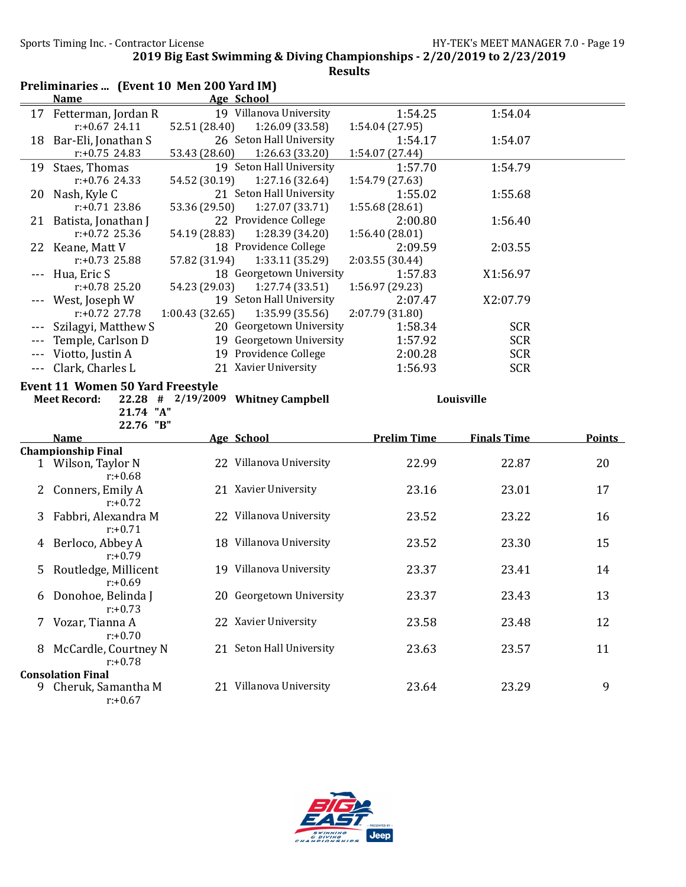**2019 Big East Swimming & Diving Championships - 2/20/2019 to 2/23/2019**

**Results**

### Preliminaries ... (Event 10 Men 200 Yard IM)

| | Name | Age | School | | |
|---|---|---|---|---|---|
| 17 | Fetterman, Jordan R | 19 | Villanova University | 1:54.25 | 1:54.04 |
| | r:+0.67 24.11 | 52.51 (28.40) | 1:26.09 (33.58) | 1:54.04 (27.95) | |
| 18 | Bar-Eli, Jonathan S | 26 | Seton Hall University | 1:54.17 | 1:54.07 |
| | r:+0.75 24.83 | 53.43 (28.60) | 1:26.63 (33.20) | 1:54.07 (27.44) | |
| 19 | Staes, Thomas | 19 | Seton Hall University | 1:57.70 | 1:54.79 |
| | r:+0.76 24.33 | 54.52 (30.19) | 1:27.16 (32.64) | 1:54.79 (27.63) | |
| 20 | Nash, Kyle C | 21 | Seton Hall University | 1:55.02 | 1:55.68 |
| | r:+0.71 23.86 | 53.36 (29.50) | 1:27.07 (33.71) | 1:55.68 (28.61) | |
| 21 | Batista, Jonathan J | 22 | Providence College | 2:00.80 | 1:56.40 |
| | r:+0.72 25.36 | 54.19 (28.83) | 1:28.39 (34.20) | 1:56.40 (28.01) | |
| 22 | Keane, Matt V | 18 | Providence College | 2:09.59 | 2:03.55 |
| | r:+0.73 25.88 | 57.82 (31.94) | 1:33.11 (35.29) | 2:03.55 (30.44) | |
| --- | Hua, Eric S | 18 | Georgetown University | 1:57.83 | X1:56.97 |
| | r:+0.78 25.20 | 54.23 (29.03) | 1:27.74 (33.51) | 1:56.97 (29.23) | |
| --- | West, Joseph W | 19 | Seton Hall University | 2:07.47 | X2:07.79 |
| | r:+0.72 27.78 | 1:00.43 (32.65) | 1:35.99 (35.56) | 2:07.79 (31.80) | |
| --- | Szilagyi, Matthew S | 20 | Georgetown University | 1:58.34 | SCR |
| --- | Temple, Carlson D | 19 | Georgetown University | 1:57.92 | SCR |
| --- | Viotto, Justin A | 19 | Providence College | 2:00.28 | SCR |
| --- | Clark, Charles L | 21 | Xavier University | 1:56.93 | SCR |

### Event 11 Women 50 Yard Freestyle

**Meet Record:** 22.28 # 2/19/2009 **Whitney Campbell** **Louisville**
21.74 "A"
22.76 "B"

| | Name | Age | School | Prelim Time | Finals Time | Points |
|---|---|---|---|---|---|---|
| **Championship Final** | | | | | | |
| 1 | Wilson, Taylor N | 22 | Villanova University | 22.99 | 22.87 | 20 |
| | r:+0.68 | | | | | |
| 2 | Conners, Emily A | 21 | Xavier University | 23.16 | 23.01 | 17 |
| | r:+0.72 | | | | | |
| 3 | Fabbri, Alexandra M | 22 | Villanova University | 23.52 | 23.22 | 16 |
| | r:+0.71 | | | | | |
| 4 | Berloco, Abbey A | 18 | Villanova University | 23.52 | 23.30 | 15 |
| | r:+0.79 | | | | | |
| 5 | Routledge, Millicent | 19 | Villanova University | 23.37 | 23.41 | 14 |
| | r:+0.69 | | | | | |
| 6 | Donohoe, Belinda J | 20 | Georgetown University | 23.37 | 23.43 | 13 |
| | r:+0.73 | | | | | |
| 7 | Vozar, Tianna A | 22 | Xavier University | 23.58 | 23.48 | 12 |
| | r:+0.70 | | | | | |
| 8 | McCardle, Courtney N | 21 | Seton Hall University | 23.63 | 23.57 | 11 |
| | r:+0.78 | | | | | |
| **Consolation Final** | | | | | | |
| 9 | Cheruk, Samantha M | 21 | Villanova University | 23.64 | 23.29 | 9 |
| | r:+0.67 | | | | | |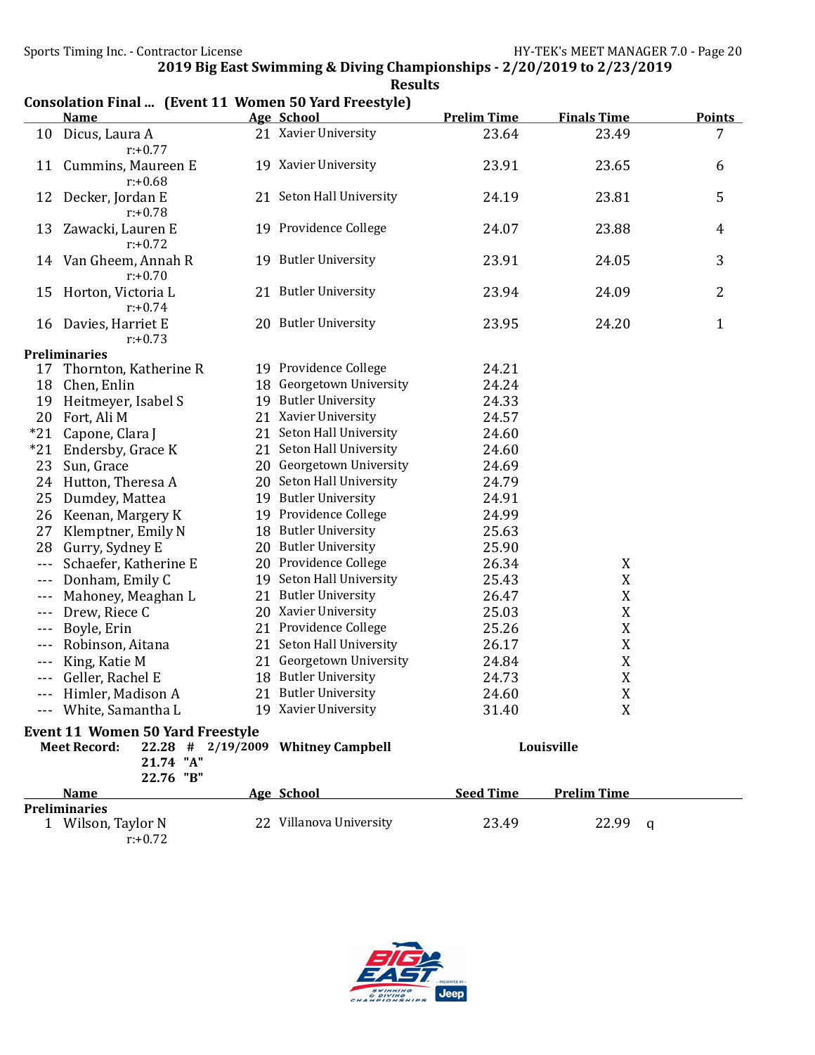## 2019 Big East Swimming & Diving Championships - 2/20/2019 to 2/23/2019

### Results

### Consolation Final ... (Event 11 Women 50 Yard Freestyle)

| | Name | Age | School | Prelim Time | Finals Time | Points |
|---|---|---|---|---|---|---|
| 10 | Dicus, Laura A | 21 | Xavier University | 23.64 | 23.49 | 7 |
| | r:+0.77 | | | | | |
| 11 | Cummins, Maureen E | 19 | Xavier University | 23.91 | 23.65 | 6 |
| | r:+0.68 | | | | | |
| 12 | Decker, Jordan E | 21 | Seton Hall University | 24.19 | 23.81 | 5 |
| | r:+0.78 | | | | | |
| 13 | Zawacki, Lauren E | 19 | Providence College | 24.07 | 23.88 | 4 |
| | r:+0.72 | | | | | |
| 14 | Van Gheem, Annah R | 19 | Butler University | 23.91 | 24.05 | 3 |
| | r:+0.70 | | | | | |
| 15 | Horton, Victoria L | 21 | Butler University | 23.94 | 24.09 | 2 |
| | r:+0.74 | | | | | |
| 16 | Davies, Harriet E | 20 | Butler University | 23.95 | 24.20 | 1 |
| | r:+0.73 | | | | | |
| **Preliminaries** | | | | | | |
| 17 | Thornton, Katherine R | 19 | Providence College | 24.21 | | |
| 18 | Chen, Enlin | 18 | Georgetown University | 24.24 | | |
| 19 | Heitmeyer, Isabel S | 19 | Butler University | 24.33 | | |
| 20 | Fort, Ali M | 21 | Xavier University | 24.57 | | |
| *21 | Capone, Clara J | 21 | Seton Hall University | 24.60 | | |
| *21 | Endersby, Grace K | 21 | Seton Hall University | 24.60 | | |
| 23 | Sun, Grace | 20 | Georgetown University | 24.69 | | |
| 24 | Hutton, Theresa A | 20 | Seton Hall University | 24.79 | | |
| 25 | Dumdey, Mattea | 19 | Butler University | 24.91 | | |
| 26 | Keenan, Margery K | 19 | Providence College | 24.99 | | |
| 27 | Klemptner, Emily N | 18 | Butler University | 25.63 | | |
| 28 | Gurry, Sydney E | 20 | Butler University | 25.90 | | |
| --- | Schaefer, Katherine E | 20 | Providence College | 26.34 | X | |
| --- | Donham, Emily C | 19 | Seton Hall University | 25.43 | X | |
| --- | Mahoney, Meaghan L | 21 | Butler University | 26.47 | X | |
| --- | Drew, Riece C | 20 | Xavier University | 25.03 | X | |
| --- | Boyle, Erin | 21 | Providence College | 25.26 | X | |
| --- | Robinson, Aitana | 21 | Seton Hall University | 26.17 | X | |
| --- | King, Katie M | 21 | Georgetown University | 24.84 | X | |
| --- | Geller, Rachel E | 18 | Butler University | 24.73 | X | |
| --- | Himler, Madison A | 21 | Butler University | 24.60 | X | |
| --- | White, Samantha L | 19 | Xavier University | 31.40 | X | |

### Event 11 Women 50 Yard Freestyle

**Meet Record:** 22.28 # 2/19/2009 **Whitney Campbell** **Louisville**
21.74 "A"
22.76 "B"

| | Name | Age | School | Seed Time | Prelim Time | |
|---|---|---|---|---|---|---|
| **Preliminaries** | | | | | | |
| 1 | Wilson, Taylor N | 22 | Villanova University | 23.49 | 22.99 | q |
| | r:+0.72 | | | | | |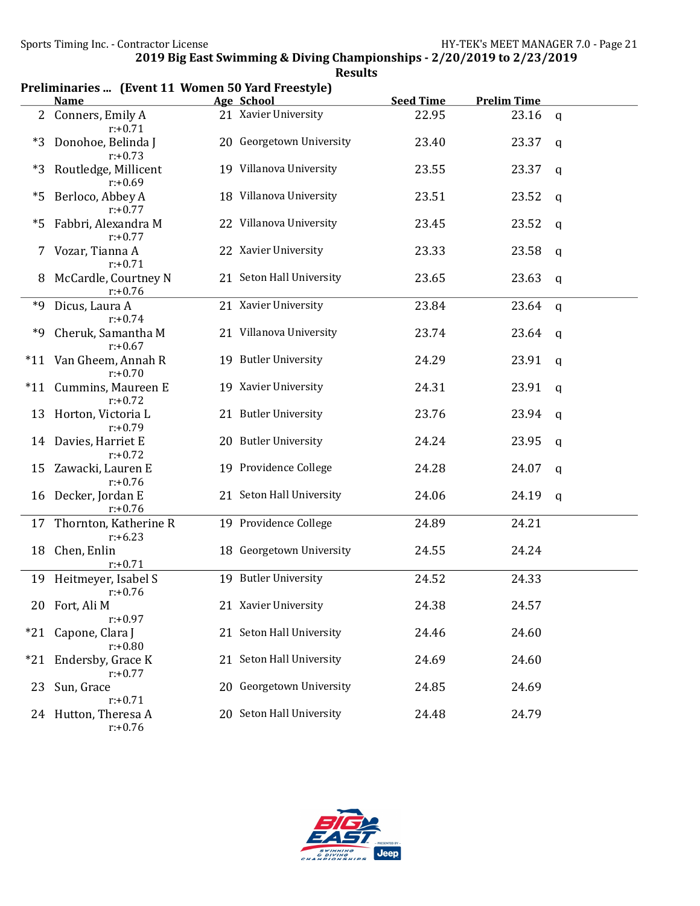## 2019 Big East Swimming & Diving Championships - 2/20/2019 to 2/23/2019

### Results

**Preliminaries ... (Event 11 Women 50 Yard Freestyle)**

| | Name | Age | School | Seed Time | Prelim Time | |
|---|---|---|---|---|---|---|
| 2 | Conners, Emily A<br>r:+0.71 | 21 | Xavier University | 22.95 | 23.16 | q |
| *3 | Donohoe, Belinda J<br>r:+0.73 | 20 | Georgetown University | 23.40 | 23.37 | q |
| *3 | Routledge, Millicent<br>r:+0.69 | 19 | Villanova University | 23.55 | 23.37 | q |
| *5 | Berloco, Abbey A<br>r:+0.77 | 18 | Villanova University | 23.51 | 23.52 | q |
| *5 | Fabbri, Alexandra M<br>r:+0.77 | 22 | Villanova University | 23.45 | 23.52 | q |
| 7 | Vozar, Tianna A<br>r:+0.71 | 22 | Xavier University | 23.33 | 23.58 | q |
| 8 | McCardle, Courtney N<br>r:+0.76 | 21 | Seton Hall University | 23.65 | 23.63 | q |
| *9 | Dicus, Laura A<br>r:+0.74 | 21 | Xavier University | 23.84 | 23.64 | q |
| *9 | Cheruk, Samantha M<br>r:+0.67 | 21 | Villanova University | 23.74 | 23.64 | q |
| *11 | Van Gheem, Annah R<br>r:+0.70 | 19 | Butler University | 24.29 | 23.91 | q |
| *11 | Cummins, Maureen E<br>r:+0.72 | 19 | Xavier University | 24.31 | 23.91 | q |
| 13 | Horton, Victoria L<br>r:+0.79 | 21 | Butler University | 23.76 | 23.94 | q |
| 14 | Davies, Harriet E<br>r:+0.72 | 20 | Butler University | 24.24 | 23.95 | q |
| 15 | Zawacki, Lauren E<br>r:+0.76 | 19 | Providence College | 24.28 | 24.07 | q |
| 16 | Decker, Jordan E<br>r:+0.76 | 21 | Seton Hall University | 24.06 | 24.19 | q |
| 17 | Thornton, Katherine R<br>r:+6.23 | 19 | Providence College | 24.89 | 24.21 | |
| 18 | Chen, Enlin<br>r:+0.71 | 18 | Georgetown University | 24.55 | 24.24 | |
| 19 | Heitmeyer, Isabel S<br>r:+0.76 | 19 | Butler University | 24.52 | 24.33 | |
| 20 | Fort, Ali M<br>r:+0.97 | 21 | Xavier University | 24.38 | 24.57 | |
| *21 | Capone, Clara J<br>r:+0.80 | 21 | Seton Hall University | 24.46 | 24.60 | |
| *21 | Endersby, Grace K<br>r:+0.77 | 21 | Seton Hall University | 24.69 | 24.60 | |
| 23 | Sun, Grace<br>r:+0.71 | 20 | Georgetown University | 24.85 | 24.69 | |
| 24 | Hutton, Theresa A<br>r:+0.76 | 20 | Seton Hall University | 24.48 | 24.79 | |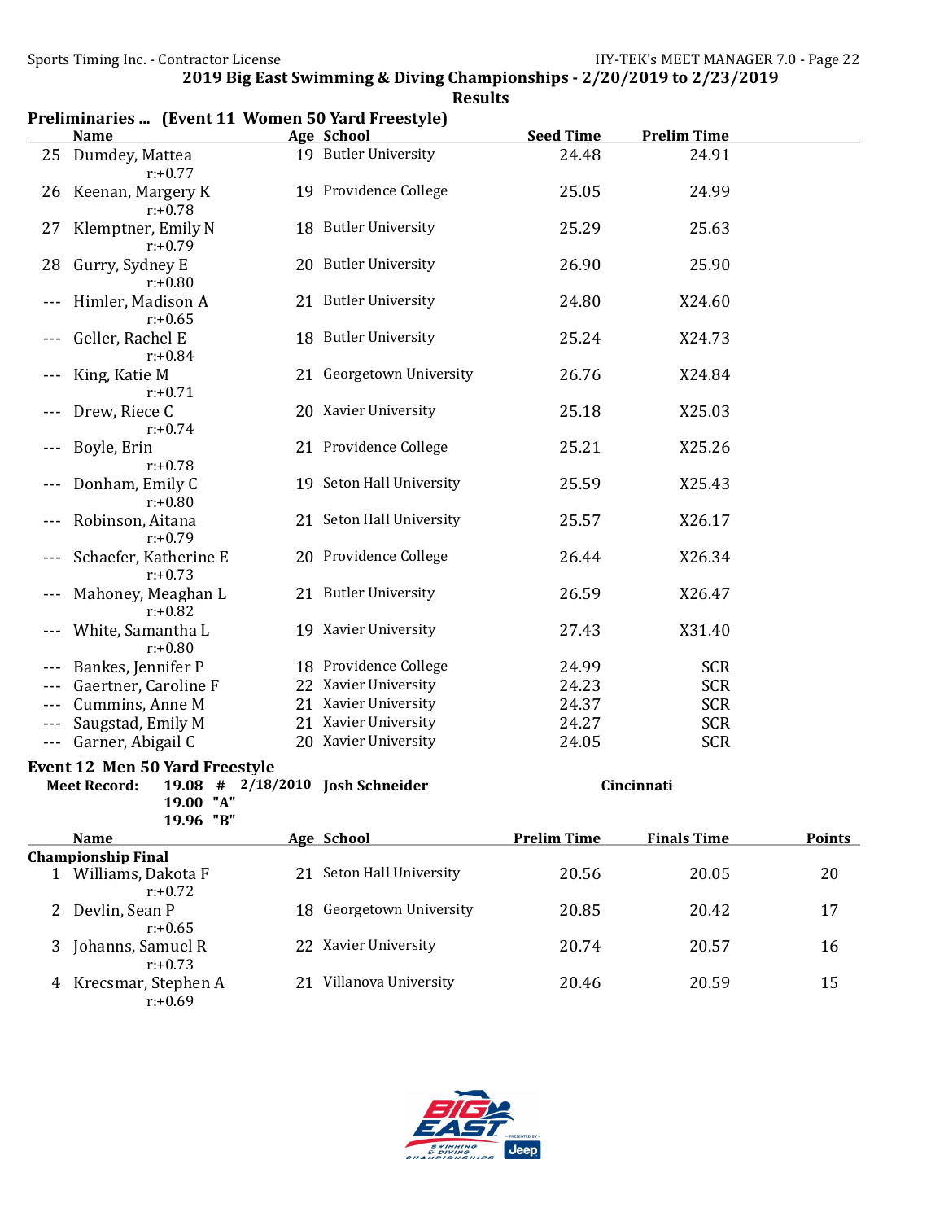**2019 Big East Swimming & Diving Championships - 2/20/2019 to 2/23/2019**

**Results**

## Preliminaries ... (Event 11 Women 50 Yard Freestyle)

| | Name | Age | School | Seed Time | Prelim Time |
|---|---|---|---|---|---|
| 25 | Dumdey, Mattea<br>r:+0.77 | 19 | Butler University | 24.48 | 24.91 |
| 26 | Keenan, Margery K<br>r:+0.78 | 19 | Providence College | 25.05 | 24.99 |
| 27 | Klemptner, Emily N<br>r:+0.79 | 18 | Butler University | 25.29 | 25.63 |
| 28 | Gurry, Sydney E<br>r:+0.80 | 20 | Butler University | 26.90 | 25.90 |
| --- | Himler, Madison A<br>r:+0.65 | 21 | Butler University | 24.80 | X24.60 |
| --- | Geller, Rachel E<br>r:+0.84 | 18 | Butler University | 25.24 | X24.73 |
| --- | King, Katie M<br>r:+0.71 | 21 | Georgetown University | 26.76 | X24.84 |
| --- | Drew, Riece C<br>r:+0.74 | 20 | Xavier University | 25.18 | X25.03 |
| --- | Boyle, Erin<br>r:+0.78 | 21 | Providence College | 25.21 | X25.26 |
| --- | Donham, Emily C<br>r:+0.80 | 19 | Seton Hall University | 25.59 | X25.43 |
| --- | Robinson, Aitana<br>r:+0.79 | 21 | Seton Hall University | 25.57 | X26.17 |
| --- | Schaefer, Katherine E<br>r:+0.73 | 20 | Providence College | 26.44 | X26.34 |
| --- | Mahoney, Meaghan L<br>r:+0.82 | 21 | Butler University | 26.59 | X26.47 |
| --- | White, Samantha L<br>r:+0.80 | 19 | Xavier University | 27.43 | X31.40 |
| --- | Bankes, Jennifer P | 18 | Providence College | 24.99 | SCR |
| --- | Gaertner, Caroline F | 22 | Xavier University | 24.23 | SCR |
| --- | Cummins, Anne M | 21 | Xavier University | 24.37 | SCR |
| --- | Saugstad, Emily M | 21 | Xavier University | 24.27 | SCR |
| --- | Garner, Abigail C | 20 | Xavier University | 24.05 | SCR |

## Event 12 Men 50 Yard Freestyle

**Meet Record:** 19.08 # 2/18/2010 **Josh Schneider** **Cincinnati**
19.00 "A"
19.96 "B"

| | Name | Age | School | Prelim Time | Finals Time | Points |
|---|---|---|---|---|---|---|
| **Championship Final** | | | | | | |
| 1 | Williams, Dakota F<br>r:+0.72 | 21 | Seton Hall University | 20.56 | 20.05 | 20 |
| 2 | Devlin, Sean P<br>r:+0.65 | 18 | Georgetown University | 20.85 | 20.42 | 17 |
| 3 | Johanns, Samuel R<br>r:+0.73 | 22 | Xavier University | 20.74 | 20.57 | 16 |
| 4 | Krecsmar, Stephen A<br>r:+0.69 | 21 | Villanova University | 20.46 | 20.59 | 15 |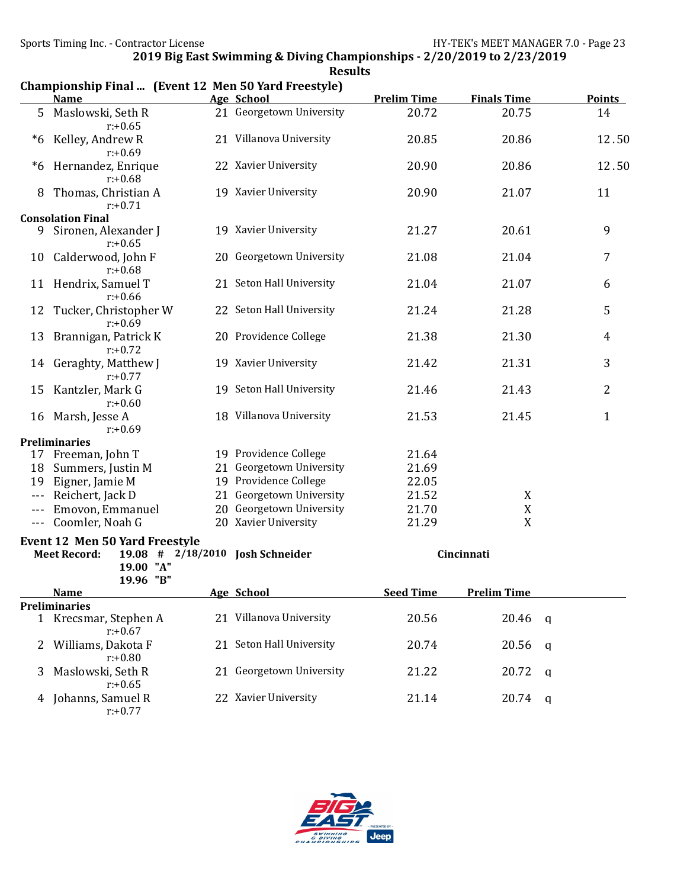## 2019 Big East Swimming & Diving Championships - 2/20/2019 to 2/23/2019

### Results

### Championship Final ... (Event 12 Men 50 Yard Freestyle)

| | Name | Age | School | Prelim Time | Finals Time | Points |
|---|---|---|---|---|---|---|
| 5 | Maslowski, Seth R | 21 | Georgetown University | 20.72 | 20.75 | 14 |
| | r:+0.65 | | | | | |
| *6 | Kelley, Andrew R | 21 | Villanova University | 20.85 | 20.86 | 12.50 |
| | r:+0.69 | | | | | |
| *6 | Hernandez, Enrique | 22 | Xavier University | 20.90 | 20.86 | 12.50 |
| | r:+0.68 | | | | | |
| 8 | Thomas, Christian A | 19 | Xavier University | 20.90 | 21.07 | 11 |
| | r:+0.71 | | | | | |
| **Consolation Final** | | | | | | |
| 9 | Sironen, Alexander J | 19 | Xavier University | 21.27 | 20.61 | 9 |
| | r:+0.65 | | | | | |
| 10 | Calderwood, John F | 20 | Georgetown University | 21.08 | 21.04 | 7 |
| | r:+0.68 | | | | | |
| 11 | Hendrix, Samuel T | 21 | Seton Hall University | 21.04 | 21.07 | 6 |
| | r:+0.66 | | | | | |
| 12 | Tucker, Christopher W | 22 | Seton Hall University | 21.24 | 21.28 | 5 |
| | r:+0.69 | | | | | |
| 13 | Brannigan, Patrick K | 20 | Providence College | 21.38 | 21.30 | 4 |
| | r:+0.72 | | | | | |
| 14 | Geraghty, Matthew J | 19 | Xavier University | 21.42 | 21.31 | 3 |
| | r:+0.77 | | | | | |
| 15 | Kantzler, Mark G | 19 | Seton Hall University | 21.46 | 21.43 | 2 |
| | r:+0.60 | | | | | |
| 16 | Marsh, Jesse A | 18 | Villanova University | 21.53 | 21.45 | 1 |
| | r:+0.69 | | | | | |
| **Preliminaries** | | | | | | |
| 17 | Freeman, John T | 19 | Providence College | 21.64 | | |
| 18 | Summers, Justin M | 21 | Georgetown University | 21.69 | | |
| 19 | Eigner, Jamie M | 19 | Providence College | 22.05 | | |
| --- | Reichert, Jack D | 21 | Georgetown University | 21.52 | X | |
| --- | Emovon, Emmanuel | 20 | Georgetown University | 21.70 | X | |
| --- | Coomler, Noah G | 20 | Xavier University | 21.29 | X | |

### Event 12 Men 50 Yard Freestyle

**Meet Record:** 19.08 # 2/18/2010 **Josh Schneider** **Cincinnati**
19.00 "A"
19.96 "B"

| | Name | Age | School | Seed Time | Prelim Time | |
|---|---|---|---|---|---|---|
| **Preliminaries** | | | | | | |
| 1 | Krecsmar, Stephen A | 21 | Villanova University | 20.56 | 20.46 | q |
| | r:+0.67 | | | | | |
| 2 | Williams, Dakota F | 21 | Seton Hall University | 20.74 | 20.56 | q |
| | r:+0.80 | | | | | |
| 3 | Maslowski, Seth R | 21 | Georgetown University | 21.22 | 20.72 | q |
| | r:+0.65 | | | | | |
| 4 | Johanns, Samuel R | 22 | Xavier University | 21.14 | 20.74 | q |
| | r:+0.77 | | | | | |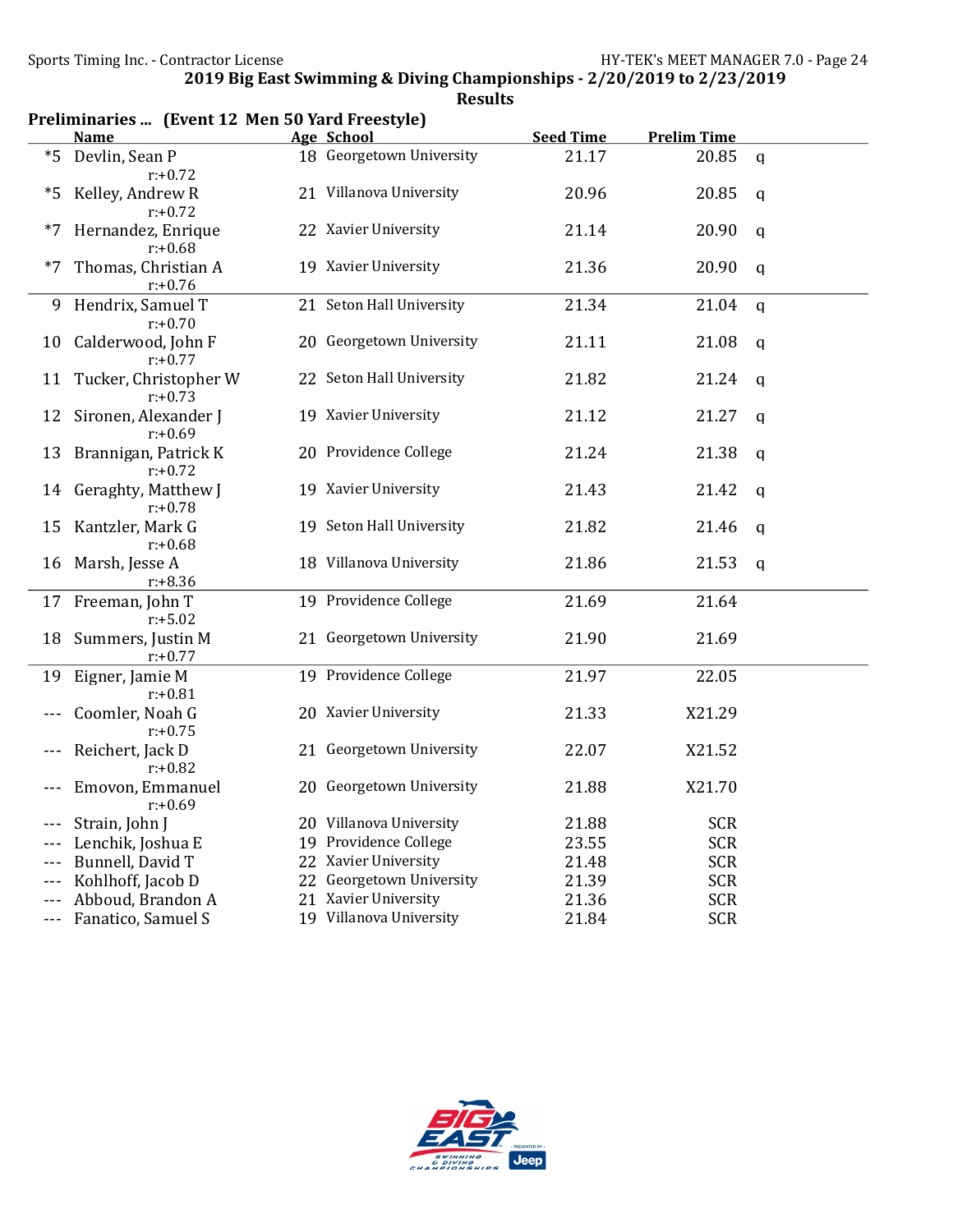## 2019 Big East Swimming & Diving Championships - 2/20/2019 to 2/23/2019

### Results

**Preliminaries ... (Event 12 Men 50 Yard Freestyle)**

| | Name | Age | School | Seed Time | Prelim Time | |
|---|---|---|---|---|---|---|
| *5 | Devlin, Sean P | 18 | Georgetown University | 21.17 | 20.85 | q |
| | r:+0.72 | | | | | |
| *5 | Kelley, Andrew R | 21 | Villanova University | 20.96 | 20.85 | q |
| | r:+0.72 | | | | | |
| *7 | Hernandez, Enrique | 22 | Xavier University | 21.14 | 20.90 | q |
| | r:+0.68 | | | | | |
| *7 | Thomas, Christian A | 19 | Xavier University | 21.36 | 20.90 | q |
| | r:+0.76 | | | | | |
| 9 | Hendrix, Samuel T | 21 | Seton Hall University | 21.34 | 21.04 | q |
| | r:+0.70 | | | | | |
| 10 | Calderwood, John F | 20 | Georgetown University | 21.11 | 21.08 | q |
| | r:+0.77 | | | | | |
| 11 | Tucker, Christopher W | 22 | Seton Hall University | 21.82 | 21.24 | q |
| | r:+0.73 | | | | | |
| 12 | Sironen, Alexander J | 19 | Xavier University | 21.12 | 21.27 | q |
| | r:+0.69 | | | | | |
| 13 | Brannigan, Patrick K | 20 | Providence College | 21.24 | 21.38 | q |
| | r:+0.72 | | | | | |
| 14 | Geraghty, Matthew J | 19 | Xavier University | 21.43 | 21.42 | q |
| | r:+0.78 | | | | | |
| 15 | Kantzler, Mark G | 19 | Seton Hall University | 21.82 | 21.46 | q |
| | r:+0.68 | | | | | |
| 16 | Marsh, Jesse A | 18 | Villanova University | 21.86 | 21.53 | q |
| | r:+8.36 | | | | | |
| 17 | Freeman, John T | 19 | Providence College | 21.69 | 21.64 | |
| | r:+5.02 | | | | | |
| 18 | Summers, Justin M | 21 | Georgetown University | 21.90 | 21.69 | |
| | r:+0.77 | | | | | |
| 19 | Eigner, Jamie M | 19 | Providence College | 21.97 | 22.05 | |
| | r:+0.81 | | | | | |
| --- | Coomler, Noah G | 20 | Xavier University | 21.33 | X21.29 | |
| | r:+0.75 | | | | | |
| --- | Reichert, Jack D | 21 | Georgetown University | 22.07 | X21.52 | |
| | r:+0.82 | | | | | |
| --- | Emovon, Emmanuel | 20 | Georgetown University | 21.88 | X21.70 | |
| | r:+0.69 | | | | | |
| --- | Strain, John J | 20 | Villanova University | 21.88 | SCR | |
| --- | Lenchik, Joshua E | 19 | Providence College | 23.55 | SCR | |
| --- | Bunnell, David T | 22 | Xavier University | 21.48 | SCR | |
| --- | Kohlhoff, Jacob D | 22 | Georgetown University | 21.39 | SCR | |
| --- | Abboud, Brandon A | 21 | Xavier University | 21.36 | SCR | |
| --- | Fanatico, Samuel S | 19 | Villanova University | 21.84 | SCR | |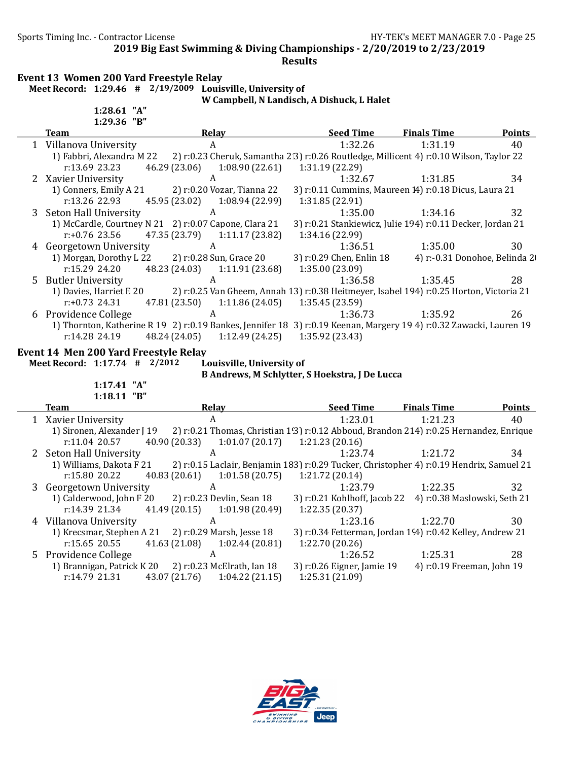## Event 13 Women 200 Yard Freestyle Relay

**Meet Record: 1:29.46 # 2/19/2009 Louisville, University of**
**W Campbell, N Landisch, A Dishuck, L Halet**

**1:28.61 "A"**
**1:29.36 "B"**

| | Team | Relay | Seed Time | Finals Time | Points |
|---|---|---|---|---|---|
| 1 | Villanova University | A | 1:32.26 | 1:31.19 | 40 |
| | 1) Fabbri, Alexandra M 22 | 2) r:0.23 Cheruk, Samantha 2 | 3) r:0.26 Routledge, Millicent | 4) r:0.10 Wilson, Taylor 22 | |
| | r:13.69 23.23 | 46.29 (23.06) | 1:08.90 (22.61) | 1:31.19 (22.29) | |
| 2 | Xavier University | A | 1:32.67 | 1:31.85 | 34 |
| | 1) Conners, Emily A 21 | 2) r:0.20 Vozar, Tianna 22 | 3) r:0.11 Cummins, Maureen 1 | 4) r:0.18 Dicus, Laura 21 | |
| | r:13.26 22.93 | 45.95 (23.02) | 1:08.94 (22.99) | 1:31.85 (22.91) | |
| 3 | Seton Hall University | A | 1:35.00 | 1:34.16 | 32 |
| | 1) McCardle, Courtney N 21 | 2) r:0.07 Capone, Clara 21 | 3) r:0.21 Stankiewicz, Julie 19 | 4) r:0.11 Decker, Jordan 21 | |
| | r:+0.76 23.56 | 47.35 (23.79) | 1:11.17 (23.82) | 1:34.16 (22.99) | |
| 4 | Georgetown University | A | 1:36.51 | 1:35.00 | 30 |
| | 1) Morgan, Dorothy L 22 | 2) r:0.28 Sun, Grace 20 | 3) r:0.29 Chen, Enlin 18 | 4) r:-0.31 Donohoe, Belinda 2 | |
| | r:15.29 24.20 | 48.23 (24.03) | 1:11.91 (23.68) | 1:35.00 (23.09) | |
| 5 | Butler University | A | 1:36.58 | 1:35.45 | 28 |
| | 1) Davies, Harriet E 20 | 2) r:0.25 Van Gheem, Annah 1 | 3) r:0.38 Heitmeyer, Isabel 19 | 4) r:0.25 Horton, Victoria 21 | |
| | r:+0.73 24.31 | 47.81 (23.50) | 1:11.86 (24.05) | 1:35.45 (23.59) | |
| 6 | Providence College | A | 1:36.73 | 1:35.92 | 26 |
| | 1) Thornton, Katherine R 19 | 2) r:0.19 Bankes, Jennifer 18 | 3) r:0.19 Keenan, Margery 19 | 4) r:0.32 Zawacki, Lauren 19 | |
| | r:14.28 24.19 | 48.24 (24.05) | 1:12.49 (24.25) | 1:35.92 (23.43) | |

## Event 14 Men 200 Yard Freestyle Relay

**Meet Record: 1:17.74 # 2/2012 Louisville, University of**
**B Andrews, M Schlytter, S Hoekstra, J De Lucca**

**1:17.41 "A"**
**1:18.11 "B"**

| | Team | Relay | Seed Time | Finals Time | Points |
|---|---|---|---|---|---|
| 1 | Xavier University | A | 1:23.01 | 1:21.23 | 40 |
| | 1) Sironen, Alexander J 19 | 2) r:0.21 Thomas, Christian 1 | 3) r:0.12 Abboud, Brandon 21 | 4) r:0.25 Hernandez, Enrique | |
| | r:11.04 20.57 | 40.90 (20.33) | 1:01.07 (20.17) | 1:21.23 (20.16) | |
| 2 | Seton Hall University | A | 1:23.74 | 1:21.72 | 34 |
| | 1) Williams, Dakota F 21 | 2) r:0.15 Laclair, Benjamin 18 | 3) r:0.29 Tucker, Christopher | 4) r:0.19 Hendrix, Samuel 21 | |
| | r:15.80 20.22 | 40.83 (20.61) | 1:01.58 (20.75) | 1:21.72 (20.14) | |
| 3 | Georgetown University | A | 1:23.79 | 1:22.35 | 32 |
| | 1) Calderwood, John F 20 | 2) r:0.23 Devlin, Sean 18 | 3) r:0.21 Kohlhoff, Jacob 22 | 4) r:0.38 Maslowski, Seth 21 | |
| | r:14.39 21.34 | 41.49 (20.15) | 1:01.98 (20.49) | 1:22.35 (20.37) | |
| 4 | Villanova University | A | 1:23.16 | 1:22.70 | 30 |
| | 1) Krecsmar, Stephen A 21 | 2) r:0.29 Marsh, Jesse 18 | 3) r:0.34 Fetterman, Jordan 1 | 4) r:0.42 Kelley, Andrew 21 | |
| | r:15.65 20.55 | 41.63 (21.08) | 1:02.44 (20.81) | 1:22.70 (20.26) | |
| 5 | Providence College | A | 1:26.52 | 1:25.31 | 28 |
| | 1) Brannigan, Patrick K 20 | 2) r:0.23 McElrath, Ian 18 | 3) r:0.26 Eigner, Jamie 19 | 4) r:0.19 Freeman, John 19 | |
| | r:14.79 21.31 | 43.07 (21.76) | 1:04.22 (21.15) | 1:25.31 (21.09) | |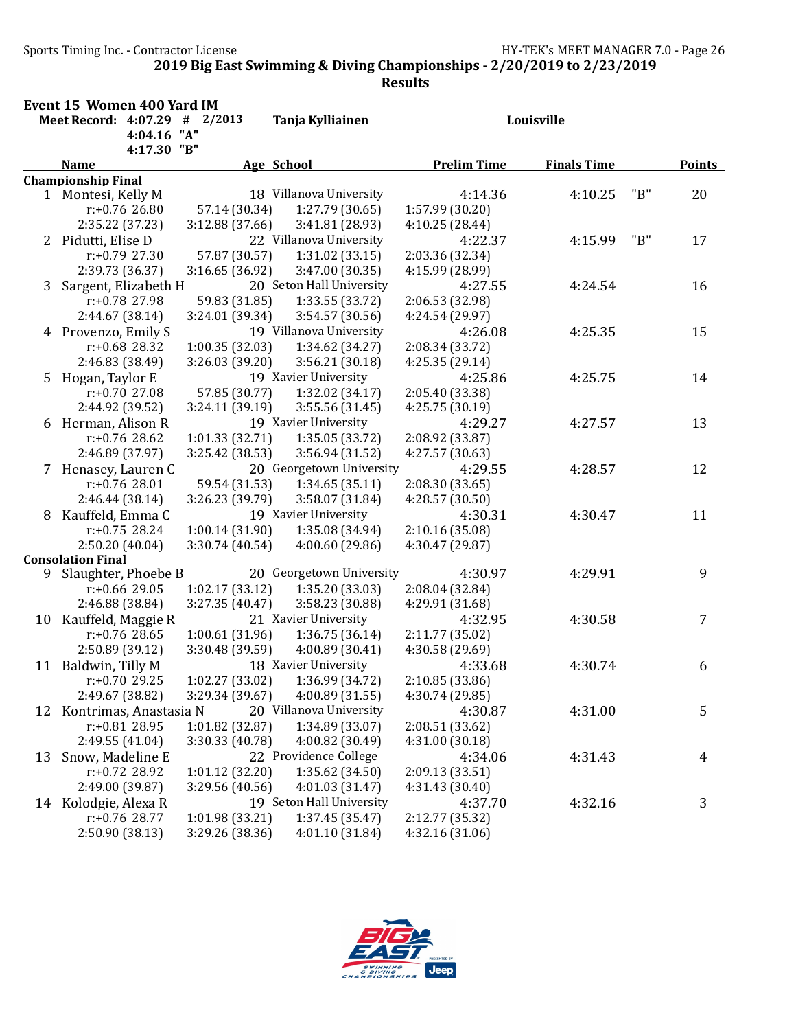## 2019 Big East Swimming & Diving Championships - 2/20/2019 to 2/23/2019

### Results

### Event 15 Women 400 Yard IM

Meet Record: 4:07.29 # 2/2013 Tanja Kylliainen Louisville
4:04.16 "A"
4:17.30 "B"

| Name | Age | School | Prelim Time | Finals Time | | Points |
|---|---|---|---|---|---|---|
| **Championship Final** | | | | | | |
| 1 Montesi, Kelly M | 18 | Villanova University | 4:14.36 | 4:10.25 | "B" | 20 |
| r:+0.76 26.80 | 57.14 (30.34) | 1:27.79 (30.65) | 1:57.99 (30.20) | | | |
| 2:35.22 (37.23) | 3:12.88 (37.66) | 3:41.81 (28.93) | 4:10.25 (28.44) | | | |
| 2 Pidutti, Elise D | 22 | Villanova University | 4:22.37 | 4:15.99 | "B" | 17 |
| r:+0.79 27.30 | 57.87 (30.57) | 1:31.02 (33.15) | 2:03.36 (32.34) | | | |
| 2:39.73 (36.37) | 3:16.65 (36.92) | 3:47.00 (30.35) | 4:15.99 (28.99) | | | |
| 3 Sargent, Elizabeth H | 20 | Seton Hall University | 4:27.55 | 4:24.54 | | 16 |
| r:+0.78 27.98 | 59.83 (31.85) | 1:33.55 (33.72) | 2:06.53 (32.98) | | | |
| 2:44.67 (38.14) | 3:24.01 (39.34) | 3:54.57 (30.56) | 4:24.54 (29.97) | | | |
| 4 Provenzo, Emily S | 19 | Villanova University | 4:26.08 | 4:25.35 | | 15 |
| r:+0.68 28.32 | 1:00.35 (32.03) | 1:34.62 (34.27) | 2:08.34 (33.72) | | | |
| 2:46.83 (38.49) | 3:26.03 (39.20) | 3:56.21 (30.18) | 4:25.35 (29.14) | | | |
| 5 Hogan, Taylor E | 19 | Xavier University | 4:25.86 | 4:25.75 | | 14 |
| r:+0.70 27.08 | 57.85 (30.77) | 1:32.02 (34.17) | 2:05.40 (33.38) | | | |
| 2:44.92 (39.52) | 3:24.11 (39.19) | 3:55.56 (31.45) | 4:25.75 (30.19) | | | |
| 6 Herman, Alison R | 19 | Xavier University | 4:29.27 | 4:27.57 | | 13 |
| r:+0.76 28.62 | 1:01.33 (32.71) | 1:35.05 (33.72) | 2:08.92 (33.87) | | | |
| 2:46.89 (37.97) | 3:25.42 (38.53) | 3:56.94 (31.52) | 4:27.57 (30.63) | | | |
| 7 Henasey, Lauren C | 20 | Georgetown University | 4:29.55 | 4:28.57 | | 12 |
| r:+0.76 28.01 | 59.54 (31.53) | 1:34.65 (35.11) | 2:08.30 (33.65) | | | |
| 2:46.44 (38.14) | 3:26.23 (39.79) | 3:58.07 (31.84) | 4:28.57 (30.50) | | | |
| 8 Kauffeld, Emma C | 19 | Xavier University | 4:30.31 | 4:30.47 | | 11 |
| r:+0.75 28.24 | 1:00.14 (31.90) | 1:35.08 (34.94) | 2:10.16 (35.08) | | | |
| 2:50.20 (40.04) | 3:30.74 (40.54) | 4:00.60 (29.86) | 4:30.47 (29.87) | | | |
| **Consolation Final** | | | | | | |
| 9 Slaughter, Phoebe B | 20 | Georgetown University | 4:30.97 | 4:29.91 | | 9 |
| r:+0.66 29.05 | 1:02.17 (33.12) | 1:35.20 (33.03) | 2:08.04 (32.84) | | | |
| 2:46.88 (38.84) | 3:27.35 (40.47) | 3:58.23 (30.88) | 4:29.91 (31.68) | | | |
| 10 Kauffeld, Maggie R | 21 | Xavier University | 4:32.95 | 4:30.58 | | 7 |
| r:+0.76 28.65 | 1:00.61 (31.96) | 1:36.75 (36.14) | 2:11.77 (35.02) | | | |
| 2:50.89 (39.12) | 3:30.48 (39.59) | 4:00.89 (30.41) | 4:30.58 (29.69) | | | |
| 11 Baldwin, Tilly M | 18 | Xavier University | 4:33.68 | 4:30.74 | | 6 |
| r:+0.70 29.25 | 1:02.27 (33.02) | 1:36.99 (34.72) | 2:10.85 (33.86) | | | |
| 2:49.67 (38.82) | 3:29.34 (39.67) | 4:00.89 (31.55) | 4:30.74 (29.85) | | | |
| 12 Kontrimas, Anastasia N | 20 | Villanova University | 4:30.87 | 4:31.00 | | 5 |
| r:+0.81 28.95 | 1:01.82 (32.87) | 1:34.89 (33.07) | 2:08.51 (33.62) | | | |
| 2:49.55 (41.04) | 3:30.33 (40.78) | 4:00.82 (30.49) | 4:31.00 (30.18) | | | |
| 13 Snow, Madeline E | 22 | Providence College | 4:34.06 | 4:31.43 | | 4 |
| r:+0.72 28.92 | 1:01.12 (32.20) | 1:35.62 (34.50) | 2:09.13 (33.51) | | | |
| 2:49.00 (39.87) | 3:29.56 (40.56) | 4:01.03 (31.47) | 4:31.43 (30.40) | | | |
| 14 Kolodgie, Alexa R | 19 | Seton Hall University | 4:37.70 | 4:32.16 | | 3 |
| r:+0.76 28.77 | 1:01.98 (33.21) | 1:37.45 (35.47) | 2:12.77 (35.32) | | | |
| 2:50.90 (38.13) | 3:29.26 (38.36) | 4:01.10 (31.84) | 4:32.16 (31.06) | | | |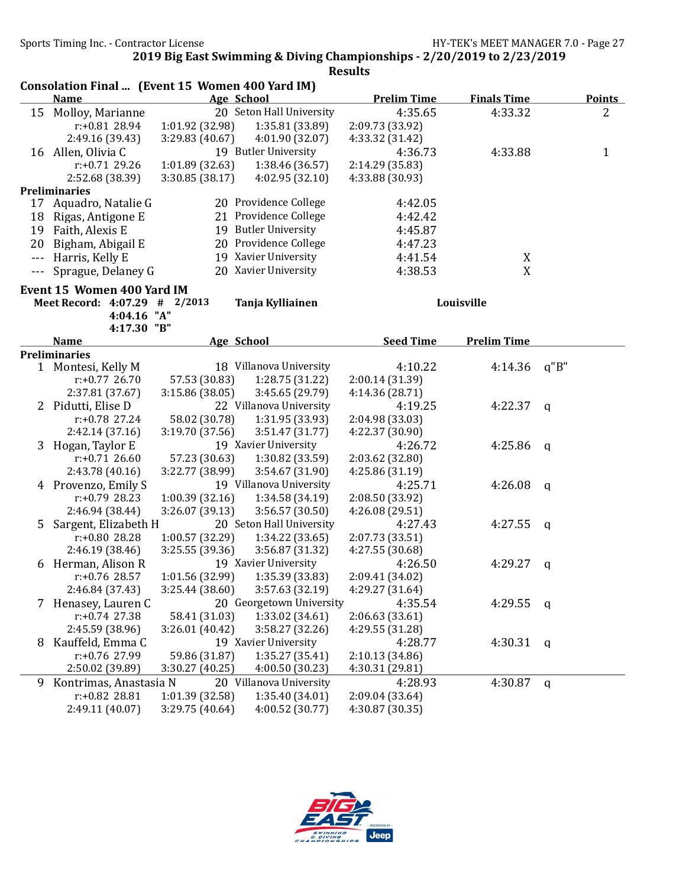2019 Big East Swimming & Diving Championships - 2/20/2019 to 2/23/2019

Results

## Consolation Final ... (Event 15 Women 400 Yard IM)

| | Name | Age | School | Prelim Time | Finals Time | Points |
|---|---|---|---|---|---|---|
| 15 | Molloy, Marianne | 20 | Seton Hall University | 4:35.65 | 4:33.32 | 2 |
| | r:+0.81 28.94 | 1:01.92 (32.98) | 1:35.81 (33.89) | 2:09.73 (33.92) | | |
| | 2:49.16 (39.43) | 3:29.83 (40.67) | 4:01.90 (32.07) | 4:33.32 (31.42) | | |
| 16 | Allen, Olivia C | 19 | Butler University | 4:36.73 | 4:33.88 | 1 |
| | r:+0.71 29.26 | 1:01.89 (32.63) | 1:38.46 (36.57) | 2:14.29 (35.83) | | |
| | 2:52.68 (38.39) | 3:30.85 (38.17) | 4:02.95 (32.10) | 4:33.88 (30.93) | | |

**Preliminaries**

| | Name | Age | School | Prelim Time | Finals Time |
|---|---|---|---|---|---|
| 17 | Aquadro, Natalie G | 20 | Providence College | 4:42.05 | |
| 18 | Rigas, Antigone E | 21 | Providence College | 4:42.42 | |
| 19 | Faith, Alexis E | 19 | Butler University | 4:45.87 | |
| 20 | Bigham, Abigail E | 20 | Providence College | 4:47.23 | |
| --- | Harris, Kelly E | 19 | Xavier University | 4:41.54 | X |
| --- | Sprague, Delaney G | 20 | Xavier University | 4:38.53 | X |

## Event 15 Women 400 Yard IM

**Meet Record: 4:07.29 # 2/2013 Tanja Kylliainen Louisville**
**4:04.16 "A"**
**4:17.30 "B"**

| | Name | Age | School | Seed Time | Prelim Time | |
|---|---|---|---|---|---|---|
| **Preliminaries** | | | | | | |
| 1 | Montesi, Kelly M | 18 | Villanova University | 4:10.22 | 4:14.36 | q"B" |
| | r:+0.77 26.70 | 57.53 (30.83) | 1:28.75 (31.22) | 2:00.14 (31.39) | | |
| | 2:37.81 (37.67) | 3:15.86 (38.05) | 3:45.65 (29.79) | 4:14.36 (28.71) | | |
| 2 | Pidutti, Elise D | 22 | Villanova University | 4:19.25 | 4:22.37 | q |
| | r:+0.78 27.24 | 58.02 (30.78) | 1:31.95 (33.93) | 2:04.98 (33.03) | | |
| | 2:42.14 (37.16) | 3:19.70 (37.56) | 3:51.47 (31.77) | 4:22.37 (30.90) | | |
| 3 | Hogan, Taylor E | 19 | Xavier University | 4:26.72 | 4:25.86 | q |
| | r:+0.71 26.60 | 57.23 (30.63) | 1:30.82 (33.59) | 2:03.62 (32.80) | | |
| | 2:43.78 (40.16) | 3:22.77 (38.99) | 3:54.67 (31.90) | 4:25.86 (31.19) | | |
| 4 | Provenzo, Emily S | 19 | Villanova University | 4:25.71 | 4:26.08 | q |
| | r:+0.79 28.23 | 1:00.39 (32.16) | 1:34.58 (34.19) | 2:08.50 (33.92) | | |
| | 2:46.94 (38.44) | 3:26.07 (39.13) | 3:56.57 (30.50) | 4:26.08 (29.51) | | |
| 5 | Sargent, Elizabeth H | 20 | Seton Hall University | 4:27.43 | 4:27.55 | q |
| | r:+0.80 28.28 | 1:00.57 (32.29) | 1:34.22 (33.65) | 2:07.73 (33.51) | | |
| | 2:46.19 (38.46) | 3:25.55 (39.36) | 3:56.87 (31.32) | 4:27.55 (30.68) | | |
| 6 | Herman, Alison R | 19 | Xavier University | 4:26.50 | 4:29.27 | q |
| | r:+0.76 28.57 | 1:01.56 (32.99) | 1:35.39 (33.83) | 2:09.41 (34.02) | | |
| | 2:46.84 (37.43) | 3:25.44 (38.60) | 3:57.63 (32.19) | 4:29.27 (31.64) | | |
| 7 | Henasey, Lauren C | 20 | Georgetown University | 4:35.54 | 4:29.55 | q |
| | r:+0.74 27.38 | 58.41 (31.03) | 1:33.02 (34.61) | 2:06.63 (33.61) | | |
| | 2:45.59 (38.96) | 3:26.01 (40.42) | 3:58.27 (32.26) | 4:29.55 (31.28) | | |
| 8 | Kauffeld, Emma C | 19 | Xavier University | 4:28.77 | 4:30.31 | q |
| | r:+0.76 27.99 | 59.86 (31.87) | 1:35.27 (35.41) | 2:10.13 (34.86) | | |
| | 2:50.02 (39.89) | 3:30.27 (40.25) | 4:00.50 (30.23) | 4:30.31 (29.81) | | |
| 9 | Kontrimas, Anastasia N | 20 | Villanova University | 4:28.93 | 4:30.87 | q |
| | r:+0.82 28.81 | 1:01.39 (32.58) | 1:35.40 (34.01) | 2:09.04 (33.64) | | |
| | 2:49.11 (40.07) | 3:29.75 (40.64) | 4:00.52 (30.77) | 4:30.87 (30.35) | | |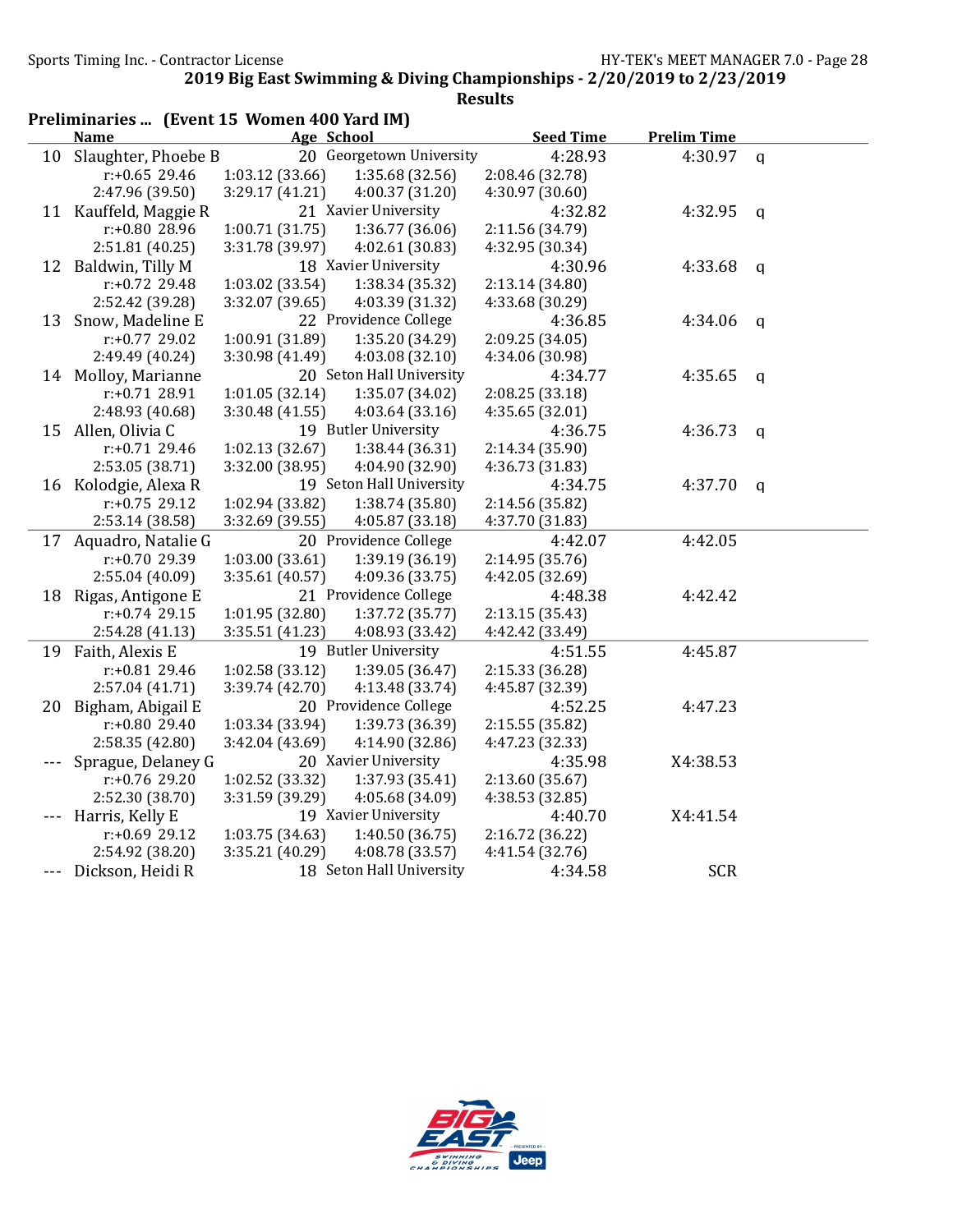2019 Big East Swimming & Diving Championships - 2/20/2019 to 2/23/2019

Results

## Preliminaries ... (Event 15 Women 400 Yard IM)

| | Name | Age | School | Seed Time | Prelim Time | |
|---|---|---|---|---|---|---|
| 10 | Slaughter, Phoebe B | 20 | Georgetown University | 4:28.93 | 4:30.97 | q |
| | r:+0.65 29.46 | 1:03.12 (33.66) | 1:35.68 (32.56) | 2:08.46 (32.78) | | |
| | 2:47.96 (39.50) | 3:29.17 (41.21) | 4:00.37 (31.20) | 4:30.97 (30.60) | | |
| 11 | Kauffeld, Maggie R | 21 | Xavier University | 4:32.82 | 4:32.95 | q |
| | r:+0.80 28.96 | 1:00.71 (31.75) | 1:36.77 (36.06) | 2:11.56 (34.79) | | |
| | 2:51.81 (40.25) | 3:31.78 (39.97) | 4:02.61 (30.83) | 4:32.95 (30.34) | | |
| 12 | Baldwin, Tilly M | 18 | Xavier University | 4:30.96 | 4:33.68 | q |
| | r:+0.72 29.48 | 1:03.02 (33.54) | 1:38.34 (35.32) | 2:13.14 (34.80) | | |
| | 2:52.42 (39.28) | 3:32.07 (39.65) | 4:03.39 (31.32) | 4:33.68 (30.29) | | |
| 13 | Snow, Madeline E | 22 | Providence College | 4:36.85 | 4:34.06 | q |
| | r:+0.77 29.02 | 1:00.91 (31.89) | 1:35.20 (34.29) | 2:09.25 (34.05) | | |
| | 2:49.49 (40.24) | 3:30.98 (41.49) | 4:03.08 (32.10) | 4:34.06 (30.98) | | |
| 14 | Molloy, Marianne | 20 | Seton Hall University | 4:34.77 | 4:35.65 | q |
| | r:+0.71 28.91 | 1:01.05 (32.14) | 1:35.07 (34.02) | 2:08.25 (33.18) | | |
| | 2:48.93 (40.68) | 3:30.48 (41.55) | 4:03.64 (33.16) | 4:35.65 (32.01) | | |
| 15 | Allen, Olivia C | 19 | Butler University | 4:36.75 | 4:36.73 | q |
| | r:+0.71 29.46 | 1:02.13 (32.67) | 1:38.44 (36.31) | 2:14.34 (35.90) | | |
| | 2:53.05 (38.71) | 3:32.00 (38.95) | 4:04.90 (32.90) | 4:36.73 (31.83) | | |
| 16 | Kolodgie, Alexa R | 19 | Seton Hall University | 4:34.75 | 4:37.70 | q |
| | r:+0.75 29.12 | 1:02.94 (33.82) | 1:38.74 (35.80) | 2:14.56 (35.82) | | |
| | 2:53.14 (38.58) | 3:32.69 (39.55) | 4:05.87 (33.18) | 4:37.70 (31.83) | | |
| 17 | Aquadro, Natalie G | 20 | Providence College | 4:42.07 | 4:42.05 | |
| | r:+0.70 29.39 | 1:03.00 (33.61) | 1:39.19 (36.19) | 2:14.95 (35.76) | | |
| | 2:55.04 (40.09) | 3:35.61 (40.57) | 4:09.36 (33.75) | 4:42.05 (32.69) | | |
| 18 | Rigas, Antigone E | 21 | Providence College | 4:48.38 | 4:42.42 | |
| | r:+0.74 29.15 | 1:01.95 (32.80) | 1:37.72 (35.77) | 2:13.15 (35.43) | | |
| | 2:54.28 (41.13) | 3:35.51 (41.23) | 4:08.93 (33.42) | 4:42.42 (33.49) | | |
| 19 | Faith, Alexis E | 19 | Butler University | 4:51.55 | 4:45.87 | |
| | r:+0.81 29.46 | 1:02.58 (33.12) | 1:39.05 (36.47) | 2:15.33 (36.28) | | |
| | 2:57.04 (41.71) | 3:39.74 (42.70) | 4:13.48 (33.74) | 4:45.87 (32.39) | | |
| 20 | Bigham, Abigail E | 20 | Providence College | 4:52.25 | 4:47.23 | |
| | r:+0.80 29.40 | 1:03.34 (33.94) | 1:39.73 (36.39) | 2:15.55 (35.82) | | |
| | 2:58.35 (42.80) | 3:42.04 (43.69) | 4:14.90 (32.86) | 4:47.23 (32.33) | | |
| --- | Sprague, Delaney G | 20 | Xavier University | 4:35.98 | X4:38.53 | |
| | r:+0.76 29.20 | 1:02.52 (33.32) | 1:37.93 (35.41) | 2:13.60 (35.67) | | |
| | 2:52.30 (38.70) | 3:31.59 (39.29) | 4:05.68 (34.09) | 4:38.53 (32.85) | | |
| --- | Harris, Kelly E | 19 | Xavier University | 4:40.70 | X4:41.54 | |
| | r:+0.69 29.12 | 1:03.75 (34.63) | 1:40.50 (36.75) | 2:16.72 (36.22) | | |
| | 2:54.92 (38.20) | 3:35.21 (40.29) | 4:08.78 (33.57) | 4:41.54 (32.76) | | |
| --- | Dickson, Heidi R | 18 | Seton Hall University | 4:34.58 | SCR | |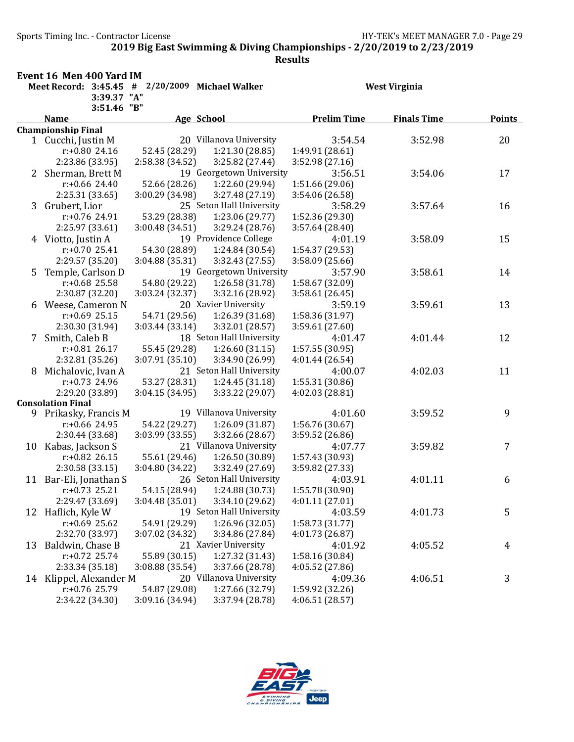## 2019 Big East Swimming & Diving Championships - 2/20/2019 to 2/23/2019

**Results**

### Event 16 Men 400 Yard IM

**Meet Record: 3:45.45 # 2/20/2009 Michael Walker — West Virginia**
3:39.37 "A"
3:51.46 "B"

| | Name | Age | School | Prelim Time | Finals Time | Points |
|---|---|---|---|---|---|---|
| **Championship Final** | | | | | | |
| 1 | Cucchi, Justin M | 20 | Villanova University | 3:54.54 | 3:52.98 | 20 |
| | r:+0.80 24.16 | 52.45 (28.29) | 1:21.30 (28.85) | 1:49.91 (28.61) | | |
| | 2:23.86 (33.95) | 2:58.38 (34.52) | 3:25.82 (27.44) | 3:52.98 (27.16) | | |
| 2 | Sherman, Brett M | 19 | Georgetown University | 3:56.51 | 3:54.06 | 17 |
| | r:+0.66 24.40 | 52.66 (28.26) | 1:22.60 (29.94) | 1:51.66 (29.06) | | |
| | 2:25.31 (33.65) | 3:00.29 (34.98) | 3:27.48 (27.19) | 3:54.06 (26.58) | | |
| 3 | Grubert, Lior | 25 | Seton Hall University | 3:58.29 | 3:57.64 | 16 |
| | r:+0.76 24.91 | 53.29 (28.38) | 1:23.06 (29.77) | 1:52.36 (29.30) | | |
| | 2:25.97 (33.61) | 3:00.48 (34.51) | 3:29.24 (28.76) | 3:57.64 (28.40) | | |
| 4 | Viotto, Justin A | 19 | Providence College | 4:01.19 | 3:58.09 | 15 |
| | r:+0.70 25.41 | 54.30 (28.89) | 1:24.84 (30.54) | 1:54.37 (29.53) | | |
| | 2:29.57 (35.20) | 3:04.88 (35.31) | 3:32.43 (27.55) | 3:58.09 (25.66) | | |
| 5 | Temple, Carlson D | 19 | Georgetown University | 3:57.90 | 3:58.61 | 14 |
| | r:+0.68 25.58 | 54.80 (29.22) | 1:26.58 (31.78) | 1:58.67 (32.09) | | |
| | 2:30.87 (32.20) | 3:03.24 (32.37) | 3:32.16 (28.92) | 3:58.61 (26.45) | | |
| 6 | Weese, Cameron N | 20 | Xavier University | 3:59.19 | 3:59.61 | 13 |
| | r:+0.69 25.15 | 54.71 (29.56) | 1:26.39 (31.68) | 1:58.36 (31.97) | | |
| | 2:30.30 (31.94) | 3:03.44 (33.14) | 3:32.01 (28.57) | 3:59.61 (27.60) | | |
| 7 | Smith, Caleb B | 18 | Seton Hall University | 4:01.47 | 4:01.44 | 12 |
| | r:+0.81 26.17 | 55.45 (29.28) | 1:26.60 (31.15) | 1:57.55 (30.95) | | |
| | 2:32.81 (35.26) | 3:07.91 (35.10) | 3:34.90 (26.99) | 4:01.44 (26.54) | | |
| 8 | Michalovic, Ivan A | 21 | Seton Hall University | 4:00.07 | 4:02.03 | 11 |
| | r:+0.73 24.96 | 53.27 (28.31) | 1:24.45 (31.18) | 1:55.31 (30.86) | | |
| | 2:29.20 (33.89) | 3:04.15 (34.95) | 3:33.22 (29.07) | 4:02.03 (28.81) | | |
| **Consolation Final** | | | | | | |
| 9 | Prikasky, Francis M | 19 | Villanova University | 4:01.60 | 3:59.52 | 9 |
| | r:+0.66 24.95 | 54.22 (29.27) | 1:26.09 (31.87) | 1:56.76 (30.67) | | |
| | 2:30.44 (33.68) | 3:03.99 (33.55) | 3:32.66 (28.67) | 3:59.52 (26.86) | | |
| 10 | Kabas, Jackson S | 21 | Villanova University | 4:07.77 | 3:59.82 | 7 |
| | r:+0.82 26.15 | 55.61 (29.46) | 1:26.50 (30.89) | 1:57.43 (30.93) | | |
| | 2:30.58 (33.15) | 3:04.80 (34.22) | 3:32.49 (27.69) | 3:59.82 (27.33) | | |
| 11 | Bar-Eli, Jonathan S | 26 | Seton Hall University | 4:03.91 | 4:01.11 | 6 |
| | r:+0.73 25.21 | 54.15 (28.94) | 1:24.88 (30.73) | 1:55.78 (30.90) | | |
| | 2:29.47 (33.69) | 3:04.48 (35.01) | 3:34.10 (29.62) | 4:01.11 (27.01) | | |
| 12 | Haflich, Kyle W | 19 | Seton Hall University | 4:03.59 | 4:01.73 | 5 |
| | r:+0.69 25.62 | 54.91 (29.29) | 1:26.96 (32.05) | 1:58.73 (31.77) | | |
| | 2:32.70 (33.97) | 3:07.02 (34.32) | 3:34.86 (27.84) | 4:01.73 (26.87) | | |
| 13 | Baldwin, Chase B | 21 | Xavier University | 4:01.92 | 4:05.52 | 4 |
| | r:+0.72 25.74 | 55.89 (30.15) | 1:27.32 (31.43) | 1:58.16 (30.84) | | |
| | 2:33.34 (35.18) | 3:08.88 (35.54) | 3:37.66 (28.78) | 4:05.52 (27.86) | | |
| 14 | Klippel, Alexander M | 20 | Villanova University | 4:09.36 | 4:06.51 | 3 |
| | r:+0.76 25.79 | 54.87 (29.08) | 1:27.66 (32.79) | 1:59.92 (32.26) | | |
| | 2:34.22 (34.30) | 3:09.16 (34.94) | 3:37.94 (28.78) | 4:06.51 (28.57) | | |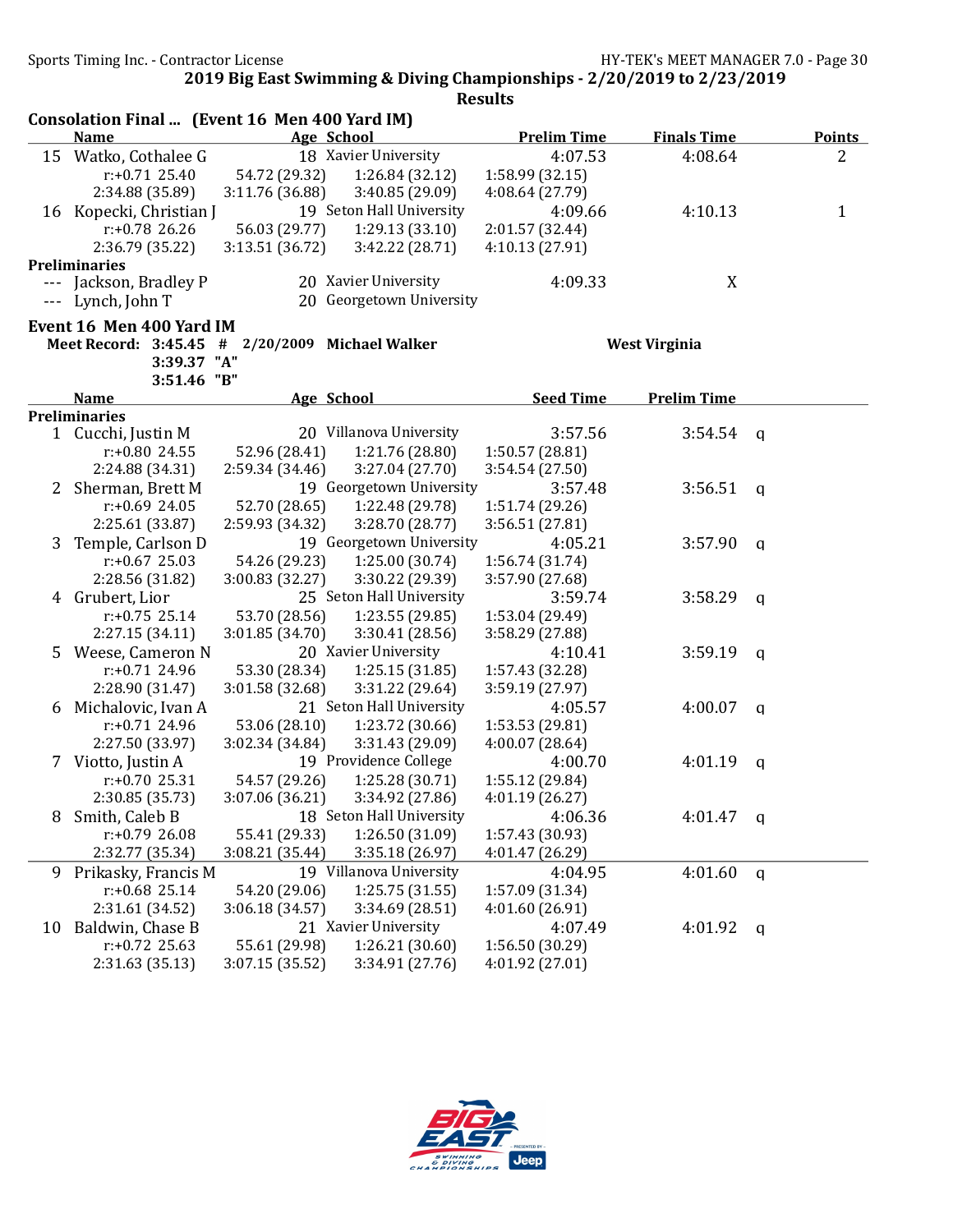2019 Big East Swimming & Diving Championships - 2/20/2019 to 2/23/2019

Results

## Consolation Final ... (Event 16 Men 400 Yard IM)

| | Name | Age | School | Prelim Time | Finals Time | Points |
|---|---|---|---|---|---|---|
| 15 | Watko, Cothalee G | 18 | Xavier University | 4:07.53 | 4:08.64 | 2 |
| | r:+0.71 25.40 | 54.72 (29.32) | 1:26.84 (32.12) | 1:58.99 (32.15) | | |
| | 2:34.88 (35.89) | 3:11.76 (36.88) | 3:40.85 (29.09) | 4:08.64 (27.79) | | |
| 16 | Kopecki, Christian J | 19 | Seton Hall University | 4:09.66 | 4:10.13 | 1 |
| | r:+0.78 26.26 | 56.03 (29.77) | 1:29.13 (33.10) | 2:01.57 (32.44) | | |
| | 2:36.79 (35.22) | 3:13.51 (36.72) | 3:42.22 (28.71) | 4:10.13 (27.91) | | |
| **Preliminaries** | | | | | | |
| --- | Jackson, Bradley P | 20 | Xavier University | 4:09.33 | X | |
| --- | Lynch, John T | 20 | Georgetown University | | | |

## Event 16 Men 400 Yard IM

Meet Record: 3:45.45 # 2/20/2009 Michael Walker West Virginia

3:39.37 "A"

3:51.46 "B"

| | Name | Age | School | Seed Time | Prelim Time | |
|---|---|---|---|---|---|---|
| **Preliminaries** | | | | | | |
| 1 | Cucchi, Justin M | 20 | Villanova University | 3:57.56 | 3:54.54 | q |
| | r:+0.80 24.55 | 52.96 (28.41) | 1:21.76 (28.80) | 1:50.57 (28.81) | | |
| | 2:24.88 (34.31) | 2:59.34 (34.46) | 3:27.04 (27.70) | 3:54.54 (27.50) | | |
| 2 | Sherman, Brett M | 19 | Georgetown University | 3:57.48 | 3:56.51 | q |
| | r:+0.69 24.05 | 52.70 (28.65) | 1:22.48 (29.78) | 1:51.74 (29.26) | | |
| | 2:25.61 (33.87) | 2:59.93 (34.32) | 3:28.70 (28.77) | 3:56.51 (27.81) | | |
| 3 | Temple, Carlson D | 19 | Georgetown University | 4:05.21 | 3:57.90 | q |
| | r:+0.67 25.03 | 54.26 (29.23) | 1:25.00 (30.74) | 1:56.74 (31.74) | | |
| | 2:28.56 (31.82) | 3:00.83 (32.27) | 3:30.22 (29.39) | 3:57.90 (27.68) | | |
| 4 | Grubert, Lior | 25 | Seton Hall University | 3:59.74 | 3:58.29 | q |
| | r:+0.75 25.14 | 53.70 (28.56) | 1:23.55 (29.85) | 1:53.04 (29.49) | | |
| | 2:27.15 (34.11) | 3:01.85 (34.70) | 3:30.41 (28.56) | 3:58.29 (27.88) | | |
| 5 | Weese, Cameron N | 20 | Xavier University | 4:10.41 | 3:59.19 | q |
| | r:+0.71 24.96 | 53.30 (28.34) | 1:25.15 (31.85) | 1:57.43 (32.28) | | |
| | 2:28.90 (31.47) | 3:01.58 (32.68) | 3:31.22 (29.64) | 3:59.19 (27.97) | | |
| 6 | Michalovic, Ivan A | 21 | Seton Hall University | 4:05.57 | 4:00.07 | q |
| | r:+0.71 24.96 | 53.06 (28.10) | 1:23.72 (30.66) | 1:53.53 (29.81) | | |
| | 2:27.50 (33.97) | 3:02.34 (34.84) | 3:31.43 (29.09) | 4:00.07 (28.64) | | |
| 7 | Viotto, Justin A | 19 | Providence College | 4:00.70 | 4:01.19 | q |
| | r:+0.70 25.31 | 54.57 (29.26) | 1:25.28 (30.71) | 1:55.12 (29.84) | | |
| | 2:30.85 (35.73) | 3:07.06 (36.21) | 3:34.92 (27.86) | 4:01.19 (26.27) | | |
| 8 | Smith, Caleb B | 18 | Seton Hall University | 4:06.36 | 4:01.47 | q |
| | r:+0.79 26.08 | 55.41 (29.33) | 1:26.50 (31.09) | 1:57.43 (30.93) | | |
| | 2:32.77 (35.34) | 3:08.21 (35.44) | 3:35.18 (26.97) | 4:01.47 (26.29) | | |
| 9 | Prikasky, Francis M | 19 | Villanova University | 4:04.95 | 4:01.60 | q |
| | r:+0.68 25.14 | 54.20 (29.06) | 1:25.75 (31.55) | 1:57.09 (31.34) | | |
| | 2:31.61 (34.52) | 3:06.18 (34.57) | 3:34.69 (28.51) | 4:01.60 (26.91) | | |
| 10 | Baldwin, Chase B | 21 | Xavier University | 4:07.49 | 4:01.92 | q |
| | r:+0.72 25.63 | 55.61 (29.98) | 1:26.21 (30.60) | 1:56.50 (30.29) | | |
| | 2:31.63 (35.13) | 3:07.15 (35.52) | 3:34.91 (27.76) | 4:01.92 (27.01) | | |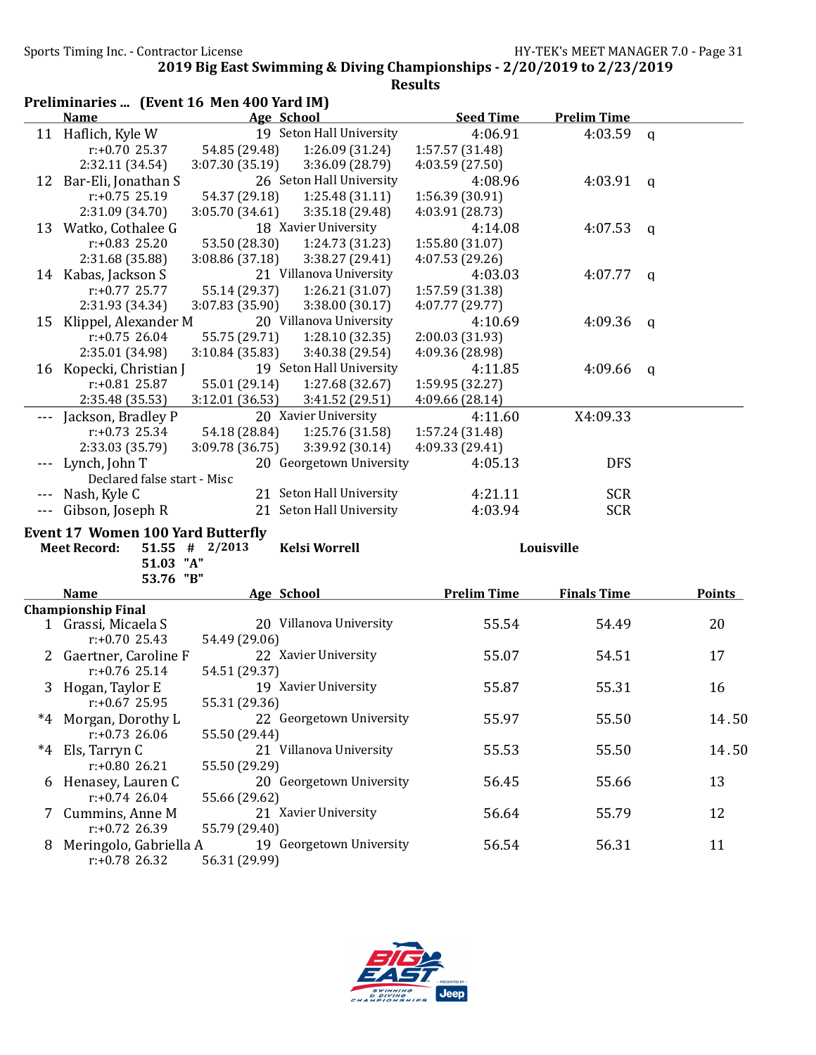2019 Big East Swimming & Diving Championships - 2/20/2019 to 2/23/2019

Results

## Preliminaries ... (Event 16 Men 400 Yard IM)

| | Name | Age | School | Seed Time | Prelim Time | |
|---|---|---|---|---|---|---|
| 11 | Haflich, Kyle W | 19 | Seton Hall University | 4:06.91 | 4:03.59 | q |
| | r:+0.70 25.37 | 54.85 (29.48) | 1:26.09 (31.24) | 1:57.57 (31.48) | | |
| | 2:32.11 (34.54) | 3:07.30 (35.19) | 3:36.09 (28.79) | 4:03.59 (27.50) | | |
| 12 | Bar-Eli, Jonathan S | 26 | Seton Hall University | 4:08.96 | 4:03.91 | q |
| | r:+0.75 25.19 | 54.37 (29.18) | 1:25.48 (31.11) | 1:56.39 (30.91) | | |
| | 2:31.09 (34.70) | 3:05.70 (34.61) | 3:35.18 (29.48) | 4:03.91 (28.73) | | |
| 13 | Watko, Cothalee G | 18 | Xavier University | 4:14.08 | 4:07.53 | q |
| | r:+0.83 25.20 | 53.50 (28.30) | 1:24.73 (31.23) | 1:55.80 (31.07) | | |
| | 2:31.68 (35.88) | 3:08.86 (37.18) | 3:38.27 (29.41) | 4:07.53 (29.26) | | |
| 14 | Kabas, Jackson S | 21 | Villanova University | 4:03.03 | 4:07.77 | q |
| | r:+0.77 25.77 | 55.14 (29.37) | 1:26.21 (31.07) | 1:57.59 (31.38) | | |
| | 2:31.93 (34.34) | 3:07.83 (35.90) | 3:38.00 (30.17) | 4:07.77 (29.77) | | |
| 15 | Klippel, Alexander M | 20 | Villanova University | 4:10.69 | 4:09.36 | q |
| | r:+0.75 26.04 | 55.75 (29.71) | 1:28.10 (32.35) | 2:00.03 (31.93) | | |
| | 2:35.01 (34.98) | 3:10.84 (35.83) | 3:40.38 (29.54) | 4:09.36 (28.98) | | |
| 16 | Kopecki, Christian J | 19 | Seton Hall University | 4:11.85 | 4:09.66 | q |
| | r:+0.81 25.87 | 55.01 (29.14) | 1:27.68 (32.67) | 1:59.95 (32.27) | | |
| | 2:35.48 (35.53) | 3:12.01 (36.53) | 3:41.52 (29.51) | 4:09.66 (28.14) | | |
| --- | Jackson, Bradley P | 20 | Xavier University | 4:11.60 | X4:09.33 | |
| | r:+0.73 25.34 | 54.18 (28.84) | 1:25.76 (31.58) | 1:57.24 (31.48) | | |
| | 2:33.03 (35.79) | 3:09.78 (36.75) | 3:39.92 (30.14) | 4:09.33 (29.41) | | |
| --- | Lynch, John T | 20 | Georgetown University | 4:05.13 | DFS | |
| | Declared false start - Misc | | | | | |
| --- | Nash, Kyle C | 21 | Seton Hall University | 4:21.11 | SCR | |
| --- | Gibson, Joseph R | 21 | Seton Hall University | 4:03.94 | SCR | |

## Event 17 Women 100 Yard Butterfly

**Meet Record:** 51.55 # 2/2013 **Kelsi Worrell** **Louisville**

51.03 "A"

53.76 "B"

| | Name | Age | School | Prelim Time | Finals Time | Points |
|---|---|---|---|---|---|---|
| **Championship Final** | | | | | | |
| 1 | Grassi, Micaela S | 20 | Villanova University | 55.54 | 54.49 | 20 |
| | r:+0.70 25.43 | 54.49 (29.06) | | | | |
| 2 | Gaertner, Caroline F | 22 | Xavier University | 55.07 | 54.51 | 17 |
| | r:+0.76 25.14 | 54.51 (29.37) | | | | |
| 3 | Hogan, Taylor E | 19 | Xavier University | 55.87 | 55.31 | 16 |
| | r:+0.67 25.95 | 55.31 (29.36) | | | | |
| *4 | Morgan, Dorothy L | 22 | Georgetown University | 55.97 | 55.50 | 14.50 |
| | r:+0.73 26.06 | 55.50 (29.44) | | | | |
| *4 | Els, Tarryn C | 21 | Villanova University | 55.53 | 55.50 | 14.50 |
| | r:+0.80 26.21 | 55.50 (29.29) | | | | |
| 6 | Henasey, Lauren C | 20 | Georgetown University | 56.45 | 55.66 | 13 |
| | r:+0.74 26.04 | 55.66 (29.62) | | | | |
| 7 | Cummins, Anne M | 21 | Xavier University | 56.64 | 55.79 | 12 |
| | r:+0.72 26.39 | 55.79 (29.40) | | | | |
| 8 | Meringolo, Gabriella A | 19 | Georgetown University | 56.54 | 56.31 | 11 |
| | r:+0.78 26.32 | 56.31 (29.99) | | | | |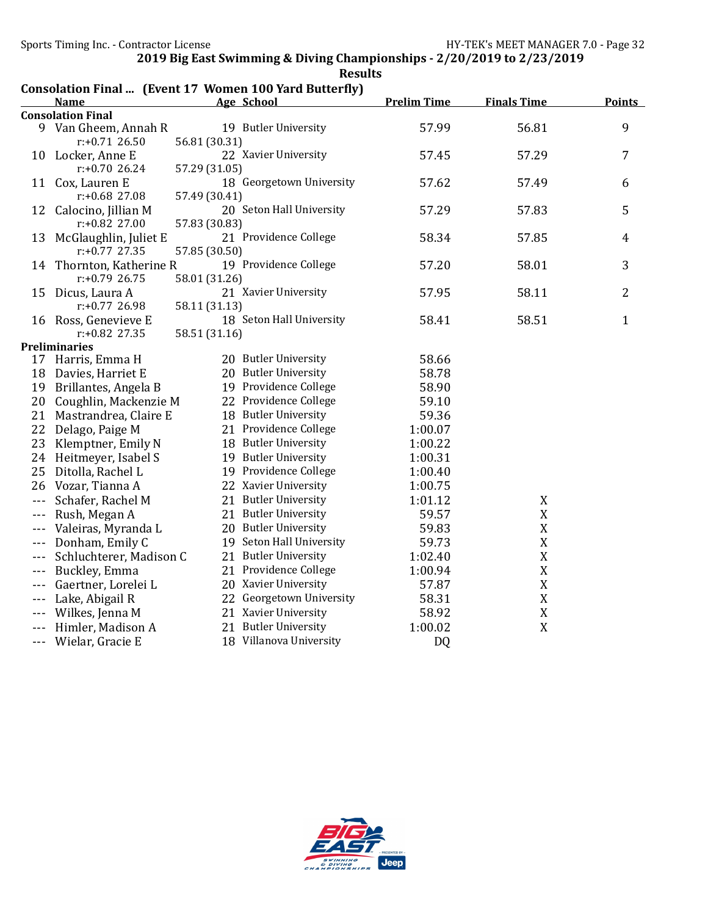## 2019 Big East Swimming & Diving Championships - 2/20/2019 to 2/23/2019

### Results

**Consolation Final ... (Event 17 Women 100 Yard Butterfly)**

| | Name | Age | School | Prelim Time | Finals Time | Points |
|---|---|---|---|---|---|---|
| **Consolation Final** | | | | | | |
| 9 | Van Gheem, Annah R | 19 | Butler University | 57.99 | 56.81 | 9 |
| | r:+0.71 26.50 | 56.81 (30.31) | | | | |
| 10 | Locker, Anne E | 22 | Xavier University | 57.45 | 57.29 | 7 |
| | r:+0.70 26.24 | 57.29 (31.05) | | | | |
| 11 | Cox, Lauren E | 18 | Georgetown University | 57.62 | 57.49 | 6 |
| | r:+0.68 27.08 | 57.49 (30.41) | | | | |
| 12 | Calocino, Jillian M | 20 | Seton Hall University | 57.29 | 57.83 | 5 |
| | r:+0.82 27.00 | 57.83 (30.83) | | | | |
| 13 | McGlaughlin, Juliet E | 21 | Providence College | 58.34 | 57.85 | 4 |
| | r:+0.77 27.35 | 57.85 (30.50) | | | | |
| 14 | Thornton, Katherine R | 19 | Providence College | 57.20 | 58.01 | 3 |
| | r:+0.79 26.75 | 58.01 (31.26) | | | | |
| 15 | Dicus, Laura A | 21 | Xavier University | 57.95 | 58.11 | 2 |
| | r:+0.77 26.98 | 58.11 (31.13) | | | | |
| 16 | Ross, Genevieve E | 18 | Seton Hall University | 58.41 | 58.51 | 1 |
| | r:+0.82 27.35 | 58.51 (31.16) | | | | |
| **Preliminaries** | | | | | | |
| 17 | Harris, Emma H | 20 | Butler University | 58.66 | | |
| 18 | Davies, Harriet E | 20 | Butler University | 58.78 | | |
| 19 | Brillantes, Angela B | 19 | Providence College | 58.90 | | |
| 20 | Coughlin, Mackenzie M | 22 | Providence College | 59.10 | | |
| 21 | Mastrandrea, Claire E | 18 | Butler University | 59.36 | | |
| 22 | Delago, Paige M | 21 | Providence College | 1:00.07 | | |
| 23 | Klemptner, Emily N | 18 | Butler University | 1:00.22 | | |
| 24 | Heitmeyer, Isabel S | 19 | Butler University | 1:00.31 | | |
| 25 | Ditolla, Rachel L | 19 | Providence College | 1:00.40 | | |
| 26 | Vozar, Tianna A | 22 | Xavier University | 1:00.75 | | |
| --- | Schafer, Rachel M | 21 | Butler University | 1:01.12 | X | |
| --- | Rush, Megan A | 21 | Butler University | 59.57 | X | |
| --- | Valeiras, Myranda L | 20 | Butler University | 59.83 | X | |
| --- | Donham, Emily C | 19 | Seton Hall University | 59.73 | X | |
| --- | Schluchterer, Madison C | 21 | Butler University | 1:02.40 | X | |
| --- | Buckley, Emma | 21 | Providence College | 1:00.94 | X | |
| --- | Gaertner, Lorelei L | 20 | Xavier University | 57.87 | X | |
| --- | Lake, Abigail R | 22 | Georgetown University | 58.31 | X | |
| --- | Wilkes, Jenna M | 21 | Xavier University | 58.92 | X | |
| --- | Himler, Madison A | 21 | Butler University | 1:00.02 | X | |
| --- | Wielar, Gracie E | 18 | Villanova University | DQ | | |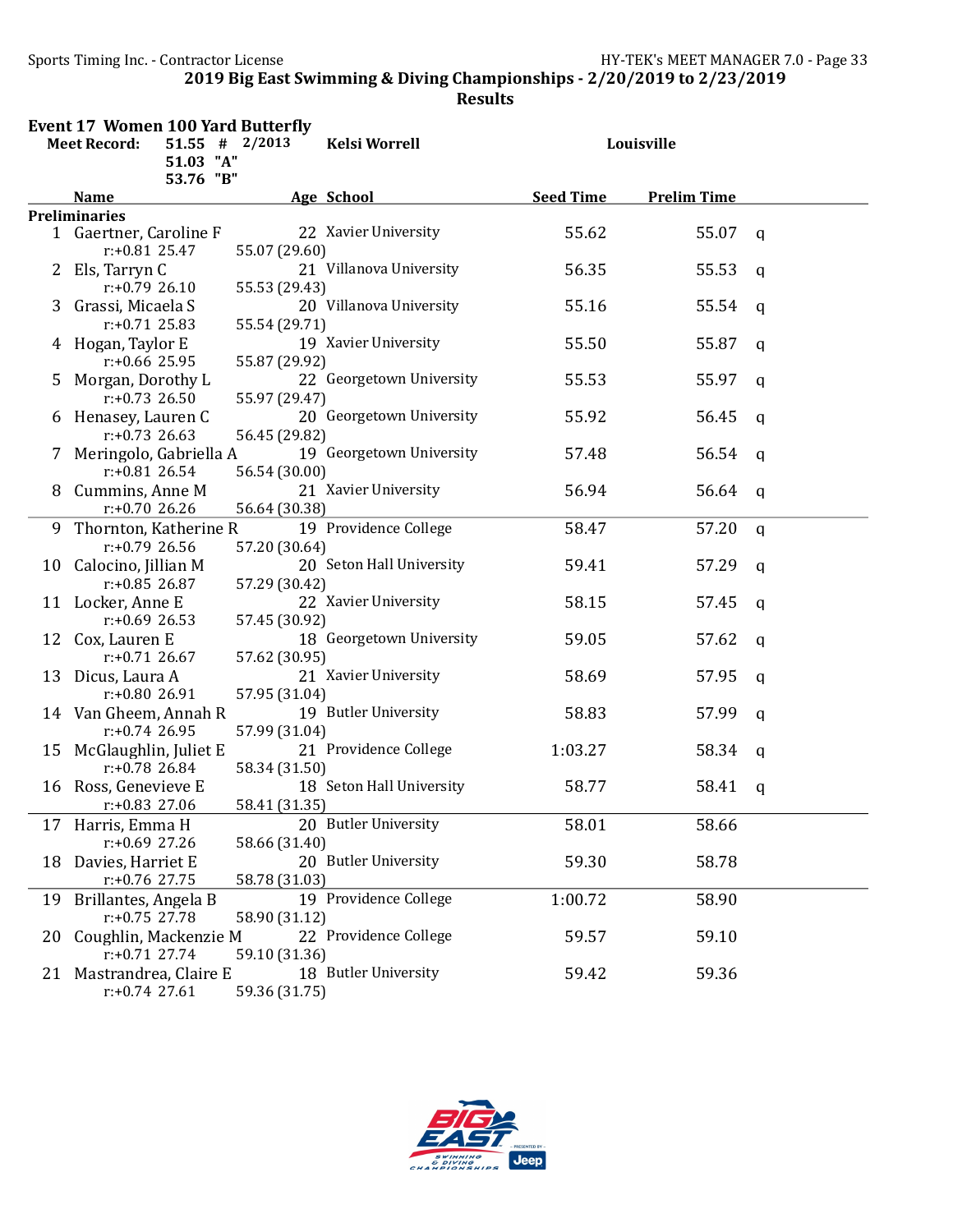**2019 Big East Swimming & Diving Championships - 2/20/2019 to 2/23/2019**

**Results**

## Event 17 Women 100 Yard Butterfly

| Meet Record: | 51.55 # | 2/2013 | Kelsi Worrell | Louisville |
|---|---|---|---|---|
| | 51.03 "A" | | | |
| | 53.76 "B" | | | |

**Preliminaries**

| | Name | Age | School | Seed Time | Prelim Time | |
|---|---|---|---|---|---|---|
| 1 | Gaertner, Caroline F | 22 | Xavier University | 55.62 | 55.07 | q |
| | r:+0.81 25.47 | 55.07 (29.60) | | | | |
| 2 | Els, Tarryn C | 21 | Villanova University | 56.35 | 55.53 | q |
| | r:+0.79 26.10 | 55.53 (29.43) | | | | |
| 3 | Grassi, Micaela S | 20 | Villanova University | 55.16 | 55.54 | q |
| | r:+0.71 25.83 | 55.54 (29.71) | | | | |
| 4 | Hogan, Taylor E | 19 | Xavier University | 55.50 | 55.87 | q |
| | r:+0.66 25.95 | 55.87 (29.92) | | | | |
| 5 | Morgan, Dorothy L | 22 | Georgetown University | 55.53 | 55.97 | q |
| | r:+0.73 26.50 | 55.97 (29.47) | | | | |
| 6 | Henasey, Lauren C | 20 | Georgetown University | 55.92 | 56.45 | q |
| | r:+0.73 26.63 | 56.45 (29.82) | | | | |
| 7 | Meringolo, Gabriella A | 19 | Georgetown University | 57.48 | 56.54 | q |
| | r:+0.81 26.54 | 56.54 (30.00) | | | | |
| 8 | Cummins, Anne M | 21 | Xavier University | 56.94 | 56.64 | q |
| | r:+0.70 26.26 | 56.64 (30.38) | | | | |
| 9 | Thornton, Katherine R | 19 | Providence College | 58.47 | 57.20 | q |
| | r:+0.79 26.56 | 57.20 (30.64) | | | | |
| 10 | Calocino, Jillian M | 20 | Seton Hall University | 59.41 | 57.29 | q |
| | r:+0.85 26.87 | 57.29 (30.42) | | | | |
| 11 | Locker, Anne E | 22 | Xavier University | 58.15 | 57.45 | q |
| | r:+0.69 26.53 | 57.45 (30.92) | | | | |
| 12 | Cox, Lauren E | 18 | Georgetown University | 59.05 | 57.62 | q |
| | r:+0.71 26.67 | 57.62 (30.95) | | | | |
| 13 | Dicus, Laura A | 21 | Xavier University | 58.69 | 57.95 | q |
| | r:+0.80 26.91 | 57.95 (31.04) | | | | |
| 14 | Van Gheem, Annah R | 19 | Butler University | 58.83 | 57.99 | q |
| | r:+0.74 26.95 | 57.99 (31.04) | | | | |
| 15 | McGlaughlin, Juliet E | 21 | Providence College | 1:03.27 | 58.34 | q |
| | r:+0.78 26.84 | 58.34 (31.50) | | | | |
| 16 | Ross, Genevieve E | 18 | Seton Hall University | 58.77 | 58.41 | q |
| | r:+0.83 27.06 | 58.41 (31.35) | | | | |
| 17 | Harris, Emma H | 20 | Butler University | 58.01 | 58.66 | |
| | r:+0.69 27.26 | 58.66 (31.40) | | | | |
| 18 | Davies, Harriet E | 20 | Butler University | 59.30 | 58.78 | |
| | r:+0.76 27.75 | 58.78 (31.03) | | | | |
| 19 | Brillantes, Angela B | 19 | Providence College | 1:00.72 | 58.90 | |
| | r:+0.75 27.78 | 58.90 (31.12) | | | | |
| 20 | Coughlin, Mackenzie M | 22 | Providence College | 59.57 | 59.10 | |
| | r:+0.71 27.74 | 59.10 (31.36) | | | | |
| 21 | Mastrandrea, Claire E | 18 | Butler University | 59.42 | 59.36 | |
| | r:+0.74 27.61 | 59.36 (31.75) | | | | |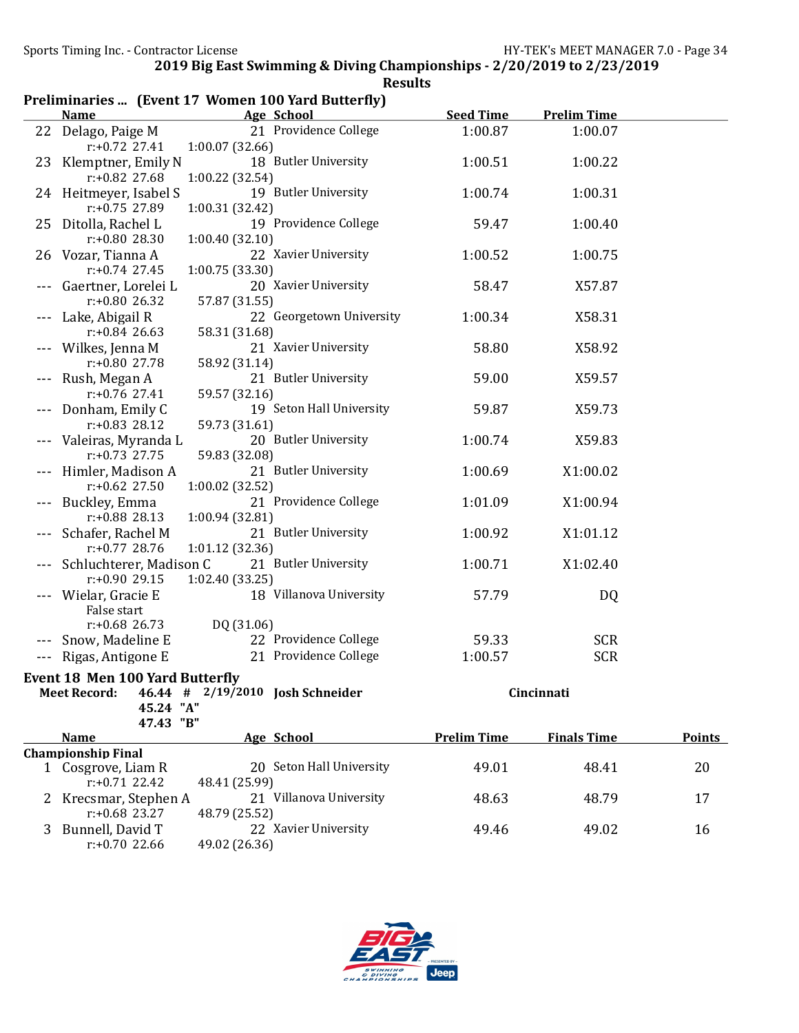## 2019 Big East Swimming & Diving Championships - 2/20/2019 to 2/23/2019

### Results

### Preliminaries ... (Event 17 Women 100 Yard Butterfly)

| | Name | Age | School | Seed Time | Prelim Time |
|---|---|---|---|---|---|
| 22 | Delago, Paige M | 21 | Providence College | 1:00.87 | 1:00.07 |
| | r:+0.72 27.41 | 1:00.07 (32.66) | | | |
| 23 | Klemptner, Emily N | 18 | Butler University | 1:00.51 | 1:00.22 |
| | r:+0.82 27.68 | 1:00.22 (32.54) | | | |
| 24 | Heitmeyer, Isabel S | 19 | Butler University | 1:00.74 | 1:00.31 |
| | r:+0.75 27.89 | 1:00.31 (32.42) | | | |
| 25 | Ditolla, Rachel L | 19 | Providence College | 59.47 | 1:00.40 |
| | r:+0.80 28.30 | 1:00.40 (32.10) | | | |
| 26 | Vozar, Tianna A | 22 | Xavier University | 1:00.52 | 1:00.75 |
| | r:+0.74 27.45 | 1:00.75 (33.30) | | | |
| --- | Gaertner, Lorelei L | 20 | Xavier University | 58.47 | X57.87 |
| | r:+0.80 26.32 | 57.87 (31.55) | | | |
| --- | Lake, Abigail R | 22 | Georgetown University | 1:00.34 | X58.31 |
| | r:+0.84 26.63 | 58.31 (31.68) | | | |
| --- | Wilkes, Jenna M | 21 | Xavier University | 58.80 | X58.92 |
| | r:+0.80 27.78 | 58.92 (31.14) | | | |
| --- | Rush, Megan A | 21 | Butler University | 59.00 | X59.57 |
| | r:+0.76 27.41 | 59.57 (32.16) | | | |
| --- | Donham, Emily C | 19 | Seton Hall University | 59.87 | X59.73 |
| | r:+0.83 28.12 | 59.73 (31.61) | | | |
| --- | Valeiras, Myranda L | 20 | Butler University | 1:00.74 | X59.83 |
| | r:+0.73 27.75 | 59.83 (32.08) | | | |
| --- | Himler, Madison A | 21 | Butler University | 1:00.69 | X1:00.02 |
| | r:+0.62 27.50 | 1:00.02 (32.52) | | | |
| --- | Buckley, Emma | 21 | Providence College | 1:01.09 | X1:00.94 |
| | r:+0.88 28.13 | 1:00.94 (32.81) | | | |
| --- | Schafer, Rachel M | 21 | Butler University | 1:00.92 | X1:01.12 |
| | r:+0.77 28.76 | 1:01.12 (32.36) | | | |
| --- | Schluchterer, Madison C | 21 | Butler University | 1:00.71 | X1:02.40 |
| | r:+0.90 29.15 | 1:02.40 (33.25) | | | |
| --- | Wielar, Gracie E | 18 | Villanova University | 57.79 | DQ |
| | False start | | | | |
| | r:+0.68 26.73 | DQ (31.06) | | | |
| --- | Snow, Madeline E | 22 | Providence College | 59.33 | SCR |
| --- | Rigas, Antigone E | 21 | Providence College | 1:00.57 | SCR |

### Event 18 Men 100 Yard Butterfly

**Meet Record:** 46.44 # 2/19/2010 **Josh Schneider** **Cincinnati**

45.24 "A"

47.43 "B"

| | Name | Age | School | Prelim Time | Finals Time | Points |
|---|---|---|---|---|---|---|
| **Championship Final** | | | | | | |
| 1 | Cosgrove, Liam R | 20 | Seton Hall University | 49.01 | 48.41 | 20 |
| | r:+0.71 22.42 | 48.41 (25.99) | | | | |
| 2 | Krecsmar, Stephen A | 21 | Villanova University | 48.63 | 48.79 | 17 |
| | r:+0.68 23.27 | 48.79 (25.52) | | | | |
| 3 | Bunnell, David T | 22 | Xavier University | 49.46 | 49.02 | 16 |
| | r:+0.70 22.66 | 49.02 (26.36) | | | | |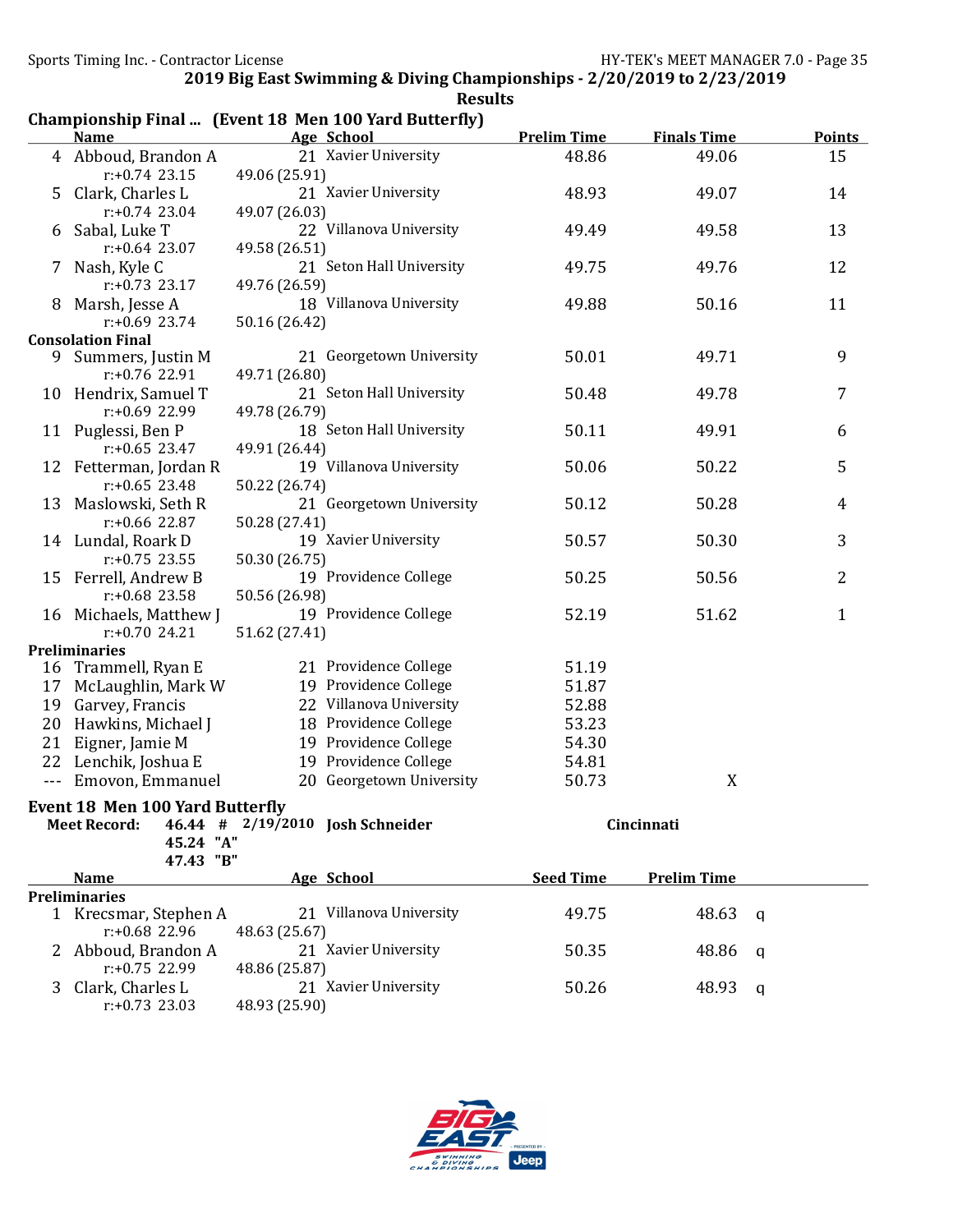## 2019 Big East Swimming & Diving Championships - 2/20/2019 to 2/23/2019

### Results

**Championship Final ... (Event 18 Men 100 Yard Butterfly)**

| | Name | Age | School | Prelim Time | Finals Time | Points |
|---|---|---|---|---|---|---|
| 4 | Abboud, Brandon A | 21 | Xavier University | 48.86 | 49.06 | 15 |
| | r:+0.74 23.15 | 49.06 (25.91) | | | | |
| 5 | Clark, Charles L | 21 | Xavier University | 48.93 | 49.07 | 14 |
| | r:+0.74 23.04 | 49.07 (26.03) | | | | |
| 6 | Sabal, Luke T | 22 | Villanova University | 49.49 | 49.58 | 13 |
| | r:+0.64 23.07 | 49.58 (26.51) | | | | |
| 7 | Nash, Kyle C | 21 | Seton Hall University | 49.75 | 49.76 | 12 |
| | r:+0.73 23.17 | 49.76 (26.59) | | | | |
| 8 | Marsh, Jesse A | 18 | Villanova University | 49.88 | 50.16 | 11 |
| | r:+0.69 23.74 | 50.16 (26.42) | | | | |
| **Consolation Final** | | | | | | |
| 9 | Summers, Justin M | 21 | Georgetown University | 50.01 | 49.71 | 9 |
| | r:+0.76 22.91 | 49.71 (26.80) | | | | |
| 10 | Hendrix, Samuel T | 21 | Seton Hall University | 50.48 | 49.78 | 7 |
| | r:+0.69 22.99 | 49.78 (26.79) | | | | |
| 11 | Puglessi, Ben P | 18 | Seton Hall University | 50.11 | 49.91 | 6 |
| | r:+0.65 23.47 | 49.91 (26.44) | | | | |
| 12 | Fetterman, Jordan R | 19 | Villanova University | 50.06 | 50.22 | 5 |
| | r:+0.65 23.48 | 50.22 (26.74) | | | | |
| 13 | Maslowski, Seth R | 21 | Georgetown University | 50.12 | 50.28 | 4 |
| | r:+0.66 22.87 | 50.28 (27.41) | | | | |
| 14 | Lundal, Roark D | 19 | Xavier University | 50.57 | 50.30 | 3 |
| | r:+0.75 23.55 | 50.30 (26.75) | | | | |
| 15 | Ferrell, Andrew B | 19 | Providence College | 50.25 | 50.56 | 2 |
| | r:+0.68 23.58 | 50.56 (26.98) | | | | |
| 16 | Michaels, Matthew J | 19 | Providence College | 52.19 | 51.62 | 1 |
| | r:+0.70 24.21 | 51.62 (27.41) | | | | |
| **Preliminaries** | | | | | | |
| 16 | Trammell, Ryan E | 21 | Providence College | 51.19 | | |
| 17 | McLaughlin, Mark W | 19 | Providence College | 51.87 | | |
| 19 | Garvey, Francis | 22 | Villanova University | 52.88 | | |
| 20 | Hawkins, Michael J | 18 | Providence College | 53.23 | | |
| 21 | Eigner, Jamie M | 19 | Providence College | 54.30 | | |
| 22 | Lenchik, Joshua E | 19 | Providence College | 54.81 | | |
| --- | Emovon, Emmanuel | 20 | Georgetown University | 50.73 | X | |

**Event 18 Men 100 Yard Butterfly**

**Meet Record:** 46.44 # 2/19/2010 **Josh Schneider** Cincinnati
45.24 "A"
47.43 "B"

| | Name | Age | School | Seed Time | Prelim Time | |
|---|---|---|---|---|---|---|
| **Preliminaries** | | | | | | |
| 1 | Krecsmar, Stephen A | 21 | Villanova University | 49.75 | 48.63 | q |
| | r:+0.68 22.96 | 48.63 (25.67) | | | | |
| 2 | Abboud, Brandon A | 21 | Xavier University | 50.35 | 48.86 | q |
| | r:+0.75 22.99 | 48.86 (25.87) | | | | |
| 3 | Clark, Charles L | 21 | Xavier University | 50.26 | 48.93 | q |
| | r:+0.73 23.03 | 48.93 (25.90) | | | | |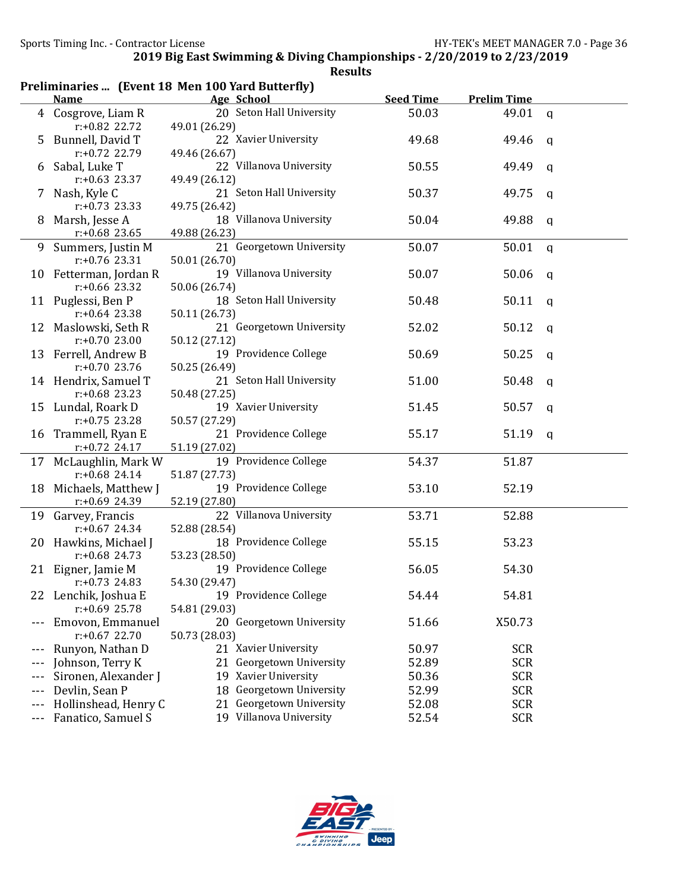## 2019 Big East Swimming & Diving Championships - 2/20/2019 to 2/23/2019

### Results

### Preliminaries ... (Event 18 Men 100 Yard Butterfly)

| | Name | Age | School | Seed Time | Prelim Time | |
|---|---|---|---|---|---|---|
| 4 | Cosgrove, Liam R | 20 | Seton Hall University | 50.03 | 49.01 | q |
| | r:+0.82 22.72 | 49.01 (26.29) | | | | |
| 5 | Bunnell, David T | 22 | Xavier University | 49.68 | 49.46 | q |
| | r:+0.72 22.79 | 49.46 (26.67) | | | | |
| 6 | Sabal, Luke T | 22 | Villanova University | 50.55 | 49.49 | q |
| | r:+0.63 23.37 | 49.49 (26.12) | | | | |
| 7 | Nash, Kyle C | 21 | Seton Hall University | 50.37 | 49.75 | q |
| | r:+0.73 23.33 | 49.75 (26.42) | | | | |
| 8 | Marsh, Jesse A | 18 | Villanova University | 50.04 | 49.88 | q |
| | r:+0.68 23.65 | 49.88 (26.23) | | | | |
| 9 | Summers, Justin M | 21 | Georgetown University | 50.07 | 50.01 | q |
| | r:+0.76 23.31 | 50.01 (26.70) | | | | |
| 10 | Fetterman, Jordan R | 19 | Villanova University | 50.07 | 50.06 | q |
| | r:+0.66 23.32 | 50.06 (26.74) | | | | |
| 11 | Puglessi, Ben P | 18 | Seton Hall University | 50.48 | 50.11 | q |
| | r:+0.64 23.38 | 50.11 (26.73) | | | | |
| 12 | Maslowski, Seth R | 21 | Georgetown University | 52.02 | 50.12 | q |
| | r:+0.70 23.00 | 50.12 (27.12) | | | | |
| 13 | Ferrell, Andrew B | 19 | Providence College | 50.69 | 50.25 | q |
| | r:+0.70 23.76 | 50.25 (26.49) | | | | |
| 14 | Hendrix, Samuel T | 21 | Seton Hall University | 51.00 | 50.48 | q |
| | r:+0.68 23.23 | 50.48 (27.25) | | | | |
| 15 | Lundal, Roark D | 19 | Xavier University | 51.45 | 50.57 | q |
| | r:+0.75 23.28 | 50.57 (27.29) | | | | |
| 16 | Trammell, Ryan E | 21 | Providence College | 55.17 | 51.19 | q |
| | r:+0.72 24.17 | 51.19 (27.02) | | | | |
| 17 | McLaughlin, Mark W | 19 | Providence College | 54.37 | 51.87 | |
| | r:+0.68 24.14 | 51.87 (27.73) | | | | |
| 18 | Michaels, Matthew J | 19 | Providence College | 53.10 | 52.19 | |
| | r:+0.69 24.39 | 52.19 (27.80) | | | | |
| 19 | Garvey, Francis | 22 | Villanova University | 53.71 | 52.88 | |
| | r:+0.67 24.34 | 52.88 (28.54) | | | | |
| 20 | Hawkins, Michael J | 18 | Providence College | 55.15 | 53.23 | |
| | r:+0.68 24.73 | 53.23 (28.50) | | | | |
| 21 | Eigner, Jamie M | 19 | Providence College | 56.05 | 54.30 | |
| | r:+0.73 24.83 | 54.30 (29.47) | | | | |
| 22 | Lenchik, Joshua E | 19 | Providence College | 54.44 | 54.81 | |
| | r:+0.69 25.78 | 54.81 (29.03) | | | | |
| --- | Emovon, Emmanuel | 20 | Georgetown University | 51.66 | X50.73 | |
| | r:+0.67 22.70 | 50.73 (28.03) | | | | |
| --- | Runyon, Nathan D | 21 | Xavier University | 50.97 | SCR | |
| --- | Johnson, Terry K | 21 | Georgetown University | 52.89 | SCR | |
| --- | Sironen, Alexander J | 19 | Xavier University | 50.36 | SCR | |
| --- | Devlin, Sean P | 18 | Georgetown University | 52.99 | SCR | |
| --- | Hollinshead, Henry C | 21 | Georgetown University | 52.08 | SCR | |
| --- | Fanatico, Samuel S | 19 | Villanova University | 52.54 | SCR | |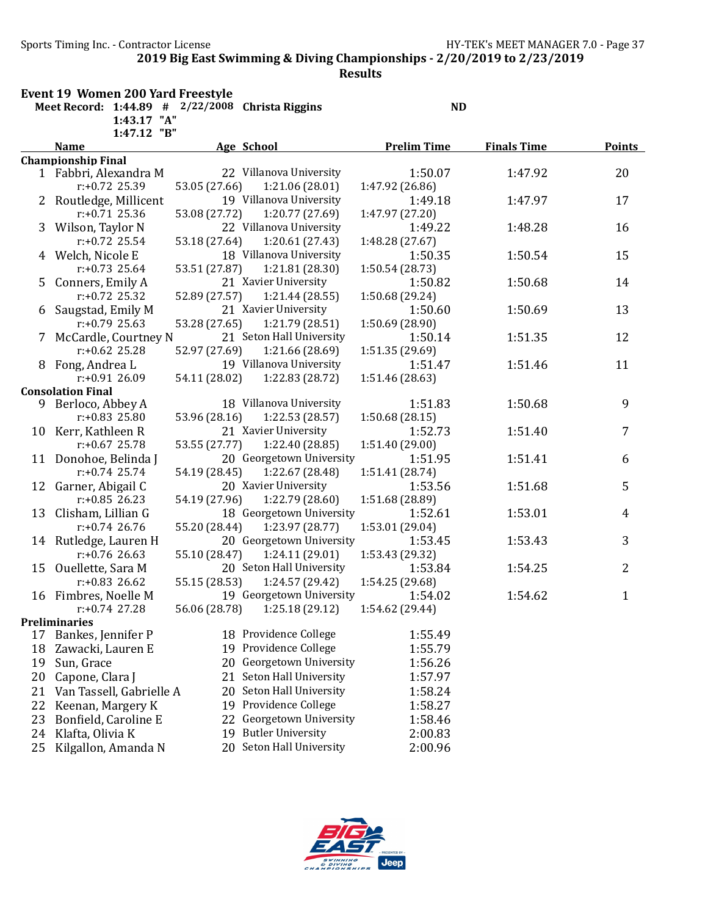## 2019 Big East Swimming & Diving Championships - 2/20/2019 to 2/23/2019

**Results**

### Event 19 Women 200 Yard Freestyle

**Meet Record: 1:44.89 # 2/22/2008 Christa Riggins ND**

**1:43.17 "A"**

**1:47.12 "B"**

| | Name | Age | School | Prelim Time | Finals Time | Points |
|---|---|---|---|---|---|---|
| **Championship Final** | | | | | | |
| 1 | Fabbri, Alexandra M | 22 | Villanova University | 1:50.07 | 1:47.92 | 20 |
| | r:+0.72 25.39 | 53.05 (27.66) | 1:21.06 (28.01) | 1:47.92 (26.86) | | |
| 2 | Routledge, Millicent | 19 | Villanova University | 1:49.18 | 1:47.97 | 17 |
| | r:+0.71 25.36 | 53.08 (27.72) | 1:20.77 (27.69) | 1:47.97 (27.20) | | |
| 3 | Wilson, Taylor N | 22 | Villanova University | 1:49.22 | 1:48.28 | 16 |
| | r:+0.72 25.54 | 53.18 (27.64) | 1:20.61 (27.43) | 1:48.28 (27.67) | | |
| 4 | Welch, Nicole E | 18 | Villanova University | 1:50.35 | 1:50.54 | 15 |
| | r:+0.73 25.64 | 53.51 (27.87) | 1:21.81 (28.30) | 1:50.54 (28.73) | | |
| 5 | Conners, Emily A | 21 | Xavier University | 1:50.82 | 1:50.68 | 14 |
| | r:+0.72 25.32 | 52.89 (27.57) | 1:21.44 (28.55) | 1:50.68 (29.24) | | |
| 6 | Saugstad, Emily M | 21 | Xavier University | 1:50.60 | 1:50.69 | 13 |
| | r:+0.79 25.63 | 53.28 (27.65) | 1:21.79 (28.51) | 1:50.69 (28.90) | | |
| 7 | McCardle, Courtney N | 21 | Seton Hall University | 1:50.14 | 1:51.35 | 12 |
| | r:+0.62 25.28 | 52.97 (27.69) | 1:21.66 (28.69) | 1:51.35 (29.69) | | |
| 8 | Fong, Andrea L | 19 | Villanova University | 1:51.47 | 1:51.46 | 11 |
| | r:+0.91 26.09 | 54.11 (28.02) | 1:22.83 (28.72) | 1:51.46 (28.63) | | |
| **Consolation Final** | | | | | | |
| 9 | Berloco, Abbey A | 18 | Villanova University | 1:51.83 | 1:50.68 | 9 |
| | r:+0.83 25.80 | 53.96 (28.16) | 1:22.53 (28.57) | 1:50.68 (28.15) | | |
| 10 | Kerr, Kathleen R | 21 | Xavier University | 1:52.73 | 1:51.40 | 7 |
| | r:+0.67 25.78 | 53.55 (27.77) | 1:22.40 (28.85) | 1:51.40 (29.00) | | |
| 11 | Donohoe, Belinda J | 20 | Georgetown University | 1:51.95 | 1:51.41 | 6 |
| | r:+0.74 25.74 | 54.19 (28.45) | 1:22.67 (28.48) | 1:51.41 (28.74) | | |
| 12 | Garner, Abigail C | 20 | Xavier University | 1:53.56 | 1:51.68 | 5 |
| | r:+0.85 26.23 | 54.19 (27.96) | 1:22.79 (28.60) | 1:51.68 (28.89) | | |
| 13 | Clisham, Lillian G | 18 | Georgetown University | 1:52.61 | 1:53.01 | 4 |
| | r:+0.74 26.76 | 55.20 (28.44) | 1:23.97 (28.77) | 1:53.01 (29.04) | | |
| 14 | Rutledge, Lauren H | 20 | Georgetown University | 1:53.45 | 1:53.43 | 3 |
| | r:+0.76 26.63 | 55.10 (28.47) | 1:24.11 (29.01) | 1:53.43 (29.32) | | |
| 15 | Ouellette, Sara M | 20 | Seton Hall University | 1:53.84 | 1:54.25 | 2 |
| | r:+0.83 26.62 | 55.15 (28.53) | 1:24.57 (29.42) | 1:54.25 (29.68) | | |
| 16 | Fimbres, Noelle M | 19 | Georgetown University | 1:54.02 | 1:54.62 | 1 |
| | r:+0.74 27.28 | 56.06 (28.78) | 1:25.18 (29.12) | 1:54.62 (29.44) | | |
| **Preliminaries** | | | | | | |
| 17 | Bankes, Jennifer P | 18 | Providence College | 1:55.49 | | |
| 18 | Zawacki, Lauren E | 19 | Providence College | 1:55.79 | | |
| 19 | Sun, Grace | 20 | Georgetown University | 1:56.26 | | |
| 20 | Capone, Clara J | 21 | Seton Hall University | 1:57.97 | | |
| 21 | Van Tassell, Gabrielle A | 20 | Seton Hall University | 1:58.24 | | |
| 22 | Keenan, Margery K | 19 | Providence College | 1:58.27 | | |
| 23 | Bonfield, Caroline E | 22 | Georgetown University | 1:58.46 | | |
| 24 | Klafta, Olivia K | 19 | Butler University | 2:00.83 | | |
| 25 | Kilgallon, Amanda N | 20 | Seton Hall University | 2:00.96 | | |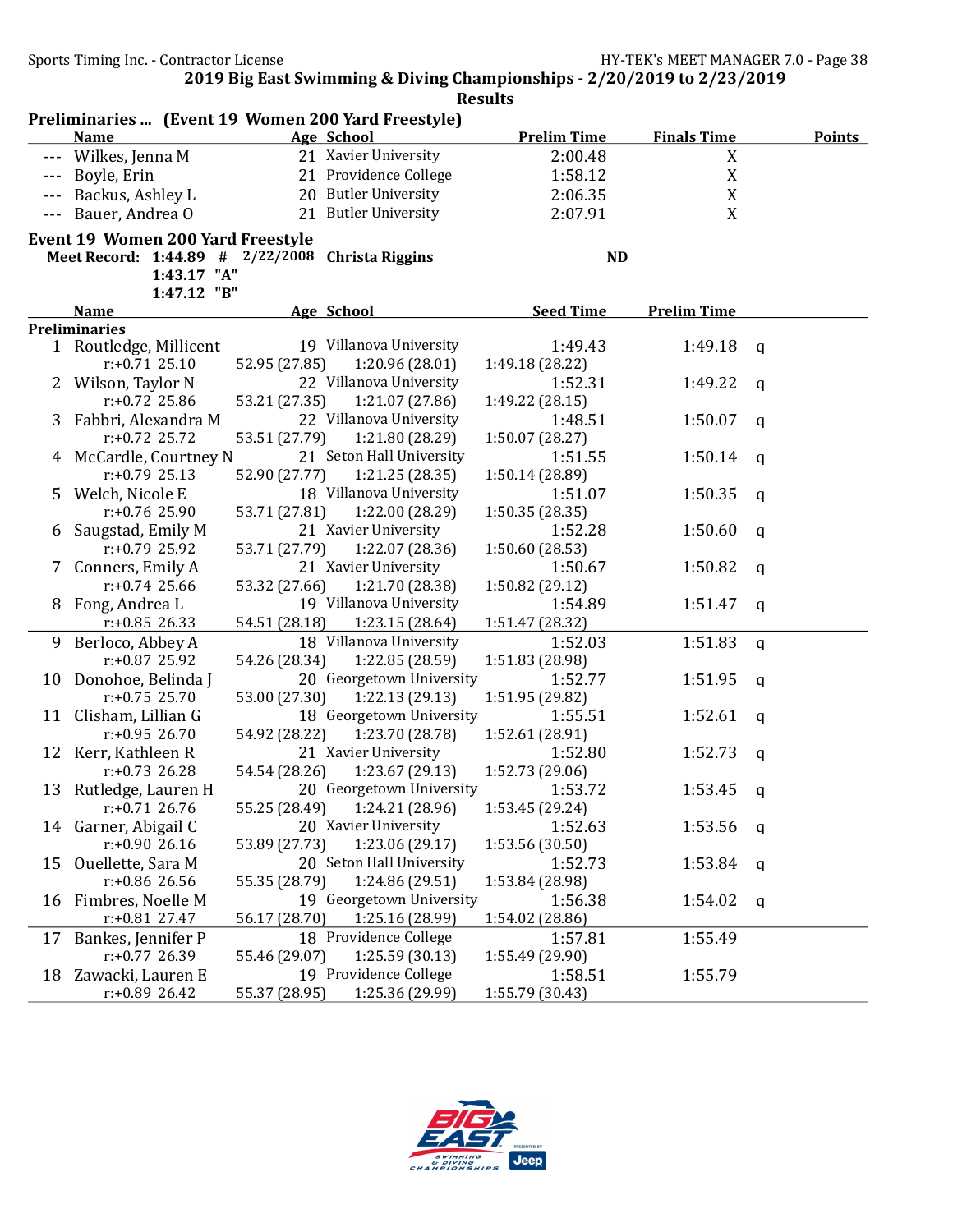2019 Big East Swimming & Diving Championships - 2/20/2019 to 2/23/2019

Results

**Preliminaries ... (Event 19 Women 200 Yard Freestyle)**

| | Name | Age | School | Prelim Time | Finals Time | Points |
|---|---|---|---|---|---|---|
| --- | Wilkes, Jenna M | 21 | Xavier University | 2:00.48 | X | |
| --- | Boyle, Erin | 21 | Providence College | 1:58.12 | X | |
| --- | Backus, Ashley L | 20 | Butler University | 2:06.35 | X | |
| --- | Bauer, Andrea O | 21 | Butler University | 2:07.91 | X | |

**Event 19 Women 200 Yard Freestyle**

Meet Record: 1:44.89 # 2/22/2008 Christa Riggins ND

1:43.17 "A"

1:47.12 "B"

| | Name | Age | School | Seed Time | Prelim Time | |
|---|---|---|---|---|---|---|
| **Preliminaries** | | | | | | |
| 1 | Routledge, Millicent | 19 | Villanova University | 1:49.43 | 1:49.18 | q |
| | r:+0.71 25.10 | 52.95 (27.85) | 1:20.96 (28.01) | 1:49.18 (28.22) | | |
| 2 | Wilson, Taylor N | 22 | Villanova University | 1:52.31 | 1:49.22 | q |
| | r:+0.72 25.86 | 53.21 (27.35) | 1:21.07 (27.86) | 1:49.22 (28.15) | | |
| 3 | Fabbri, Alexandra M | 22 | Villanova University | 1:48.51 | 1:50.07 | q |
| | r:+0.72 25.72 | 53.51 (27.79) | 1:21.80 (28.29) | 1:50.07 (28.27) | | |
| 4 | McCardle, Courtney N | 21 | Seton Hall University | 1:51.55 | 1:50.14 | q |
| | r:+0.79 25.13 | 52.90 (27.77) | 1:21.25 (28.35) | 1:50.14 (28.89) | | |
| 5 | Welch, Nicole E | 18 | Villanova University | 1:51.07 | 1:50.35 | q |
| | r:+0.76 25.90 | 53.71 (27.81) | 1:22.00 (28.29) | 1:50.35 (28.35) | | |
| 6 | Saugstad, Emily M | 21 | Xavier University | 1:52.28 | 1:50.60 | q |
| | r:+0.79 25.92 | 53.71 (27.79) | 1:22.07 (28.36) | 1:50.60 (28.53) | | |
| 7 | Conners, Emily A | 21 | Xavier University | 1:50.67 | 1:50.82 | q |
| | r:+0.74 25.66 | 53.32 (27.66) | 1:21.70 (28.38) | 1:50.82 (29.12) | | |
| 8 | Fong, Andrea L | 19 | Villanova University | 1:54.89 | 1:51.47 | q |
| | r:+0.85 26.33 | 54.51 (28.18) | 1:23.15 (28.64) | 1:51.47 (28.32) | | |
| 9 | Berloco, Abbey A | 18 | Villanova University | 1:52.03 | 1:51.83 | q |
| | r:+0.87 25.92 | 54.26 (28.34) | 1:22.85 (28.59) | 1:51.83 (28.98) | | |
| 10 | Donohoe, Belinda J | 20 | Georgetown University | 1:52.77 | 1:51.95 | q |
| | r:+0.75 25.70 | 53.00 (27.30) | 1:22.13 (29.13) | 1:51.95 (29.82) | | |
| 11 | Clisham, Lillian G | 18 | Georgetown University | 1:55.51 | 1:52.61 | q |
| | r:+0.95 26.70 | 54.92 (28.22) | 1:23.70 (28.78) | 1:52.61 (28.91) | | |
| 12 | Kerr, Kathleen R | 21 | Xavier University | 1:52.80 | 1:52.73 | q |
| | r:+0.73 26.28 | 54.54 (28.26) | 1:23.67 (29.13) | 1:52.73 (29.06) | | |
| 13 | Rutledge, Lauren H | 20 | Georgetown University | 1:53.72 | 1:53.45 | q |
| | r:+0.71 26.76 | 55.25 (28.49) | 1:24.21 (28.96) | 1:53.45 (29.24) | | |
| 14 | Garner, Abigail C | 20 | Xavier University | 1:52.63 | 1:53.56 | q |
| | r:+0.90 26.16 | 53.89 (27.73) | 1:23.06 (29.17) | 1:53.56 (30.50) | | |
| 15 | Ouellette, Sara M | 20 | Seton Hall University | 1:52.73 | 1:53.84 | q |
| | r:+0.86 26.56 | 55.35 (28.79) | 1:24.86 (29.51) | 1:53.84 (28.98) | | |
| 16 | Fimbres, Noelle M | 19 | Georgetown University | 1:56.38 | 1:54.02 | q |
| | r:+0.81 27.47 | 56.17 (28.70) | 1:25.16 (28.99) | 1:54.02 (28.86) | | |
| 17 | Bankes, Jennifer P | 18 | Providence College | 1:57.81 | 1:55.49 | |
| | r:+0.77 26.39 | 55.46 (29.07) | 1:25.59 (30.13) | 1:55.49 (29.90) | | |
| 18 | Zawacki, Lauren E | 19 | Providence College | 1:58.51 | 1:55.79 | |
| | r:+0.89 26.42 | 55.37 (28.95) | 1:25.36 (29.99) | 1:55.79 (30.43) | | |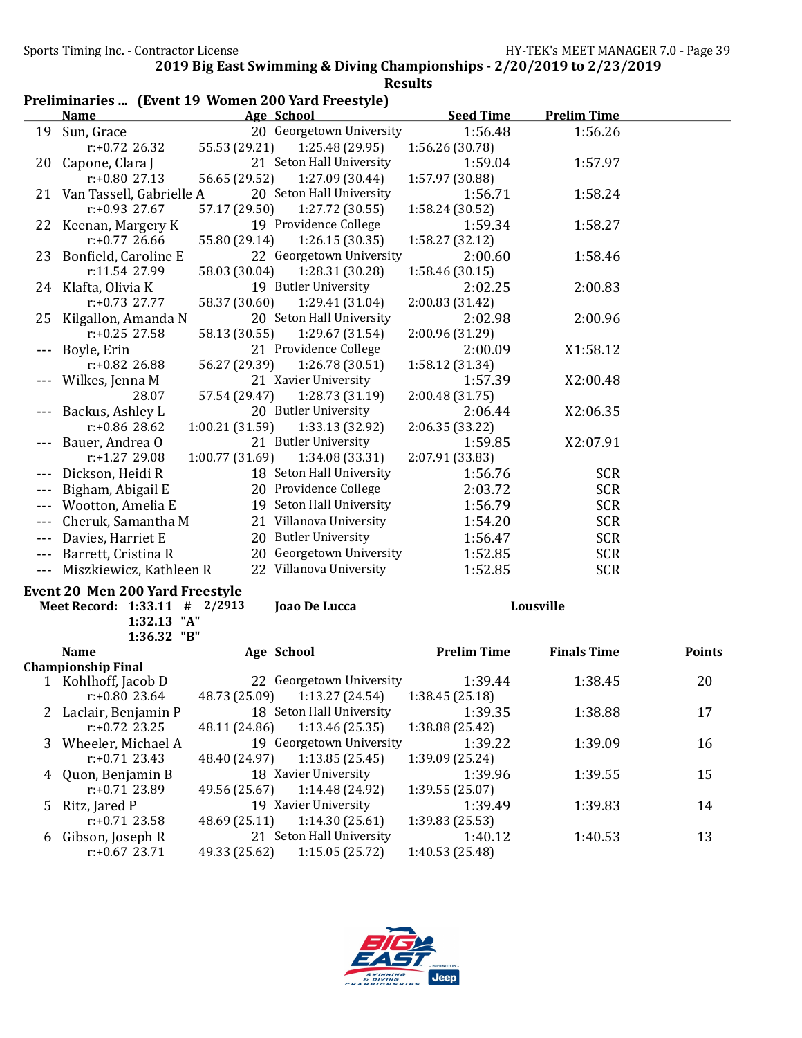## 2019 Big East Swimming & Diving Championships - 2/20/2019 to 2/23/2019

### Results

### Preliminaries ... (Event 19 Women 200 Yard Freestyle)

| | Name | Age | School | Seed Time | Prelim Time |
|---|---|---|---|---|---|
| 19 | Sun, Grace | 20 | Georgetown University | 1:56.48 | 1:56.26 |
| | r:+0.72 26.32 | 55.53 (29.21) | 1:25.48 (29.95) | 1:56.26 (30.78) | |
| 20 | Capone, Clara J | 21 | Seton Hall University | 1:59.04 | 1:57.97 |
| | r:+0.80 27.13 | 56.65 (29.52) | 1:27.09 (30.44) | 1:57.97 (30.88) | |
| 21 | Van Tassell, Gabrielle A | 20 | Seton Hall University | 1:56.71 | 1:58.24 |
| | r:+0.93 27.67 | 57.17 (29.50) | 1:27.72 (30.55) | 1:58.24 (30.52) | |
| 22 | Keenan, Margery K | 19 | Providence College | 1:59.34 | 1:58.27 |
| | r:+0.77 26.66 | 55.80 (29.14) | 1:26.15 (30.35) | 1:58.27 (32.12) | |
| 23 | Bonfield, Caroline E | 22 | Georgetown University | 2:00.60 | 1:58.46 |
| | r:11.54 27.99 | 58.03 (30.04) | 1:28.31 (30.28) | 1:58.46 (30.15) | |
| 24 | Klafta, Olivia K | 19 | Butler University | 2:02.25 | 2:00.83 |
| | r:+0.73 27.77 | 58.37 (30.60) | 1:29.41 (31.04) | 2:00.83 (31.42) | |
| 25 | Kilgallon, Amanda N | 20 | Seton Hall University | 2:02.98 | 2:00.96 |
| | r:+0.25 27.58 | 58.13 (30.55) | 1:29.67 (31.54) | 2:00.96 (31.29) | |
| --- | Boyle, Erin | 21 | Providence College | 2:00.09 | X1:58.12 |
| | r:+0.82 26.88 | 56.27 (29.39) | 1:26.78 (30.51) | 1:58.12 (31.34) | |
| --- | Wilkes, Jenna M | 21 | Xavier University | 1:57.39 | X2:00.48 |
| | 28.07 | 57.54 (29.47) | 1:28.73 (31.19) | 2:00.48 (31.75) | |
| --- | Backus, Ashley L | 20 | Butler University | 2:06.44 | X2:06.35 |
| | r:+0.86 28.62 | 1:00.21 (31.59) | 1:33.13 (32.92) | 2:06.35 (33.22) | |
| --- | Bauer, Andrea O | 21 | Butler University | 1:59.85 | X2:07.91 |
| | r:+1.27 29.08 | 1:00.77 (31.69) | 1:34.08 (33.31) | 2:07.91 (33.83) | |
| --- | Dickson, Heidi R | 18 | Seton Hall University | 1:56.76 | SCR |
| --- | Bigham, Abigail E | 20 | Providence College | 2:03.72 | SCR |
| --- | Wootton, Amelia E | 19 | Seton Hall University | 1:56.79 | SCR |
| --- | Cheruk, Samantha M | 21 | Villanova University | 1:54.20 | SCR |
| --- | Davies, Harriet E | 20 | Butler University | 1:56.47 | SCR |
| --- | Barrett, Cristina R | 20 | Georgetown University | 1:52.85 | SCR |
| --- | Miszkiewicz, Kathleen R | 22 | Villanova University | 1:52.85 | SCR |

### Event 20 Men 200 Yard Freestyle

**Meet Record: 1:33.11 # 2/2913 Joao De Lucca Lousville**
**1:32.13 "A"**
**1:36.32 "B"**

| | Name | Age | School | Prelim Time | Finals Time | Points |
|---|---|---|---|---|---|---|
| **Championship Final** | | | | | | |
| 1 | Kohlhoff, Jacob D | 22 | Georgetown University | 1:39.44 | 1:38.45 | 20 |
| | r:+0.80 23.64 | 48.73 (25.09) | 1:13.27 (24.54) | 1:38.45 (25.18) | | |
| 2 | Laclair, Benjamin P | 18 | Seton Hall University | 1:39.35 | 1:38.88 | 17 |
| | r:+0.72 23.25 | 48.11 (24.86) | 1:13.46 (25.35) | 1:38.88 (25.42) | | |
| 3 | Wheeler, Michael A | 19 | Georgetown University | 1:39.22 | 1:39.09 | 16 |
| | r:+0.71 23.43 | 48.40 (24.97) | 1:13.85 (25.45) | 1:39.09 (25.24) | | |
| 4 | Quon, Benjamin B | 18 | Xavier University | 1:39.96 | 1:39.55 | 15 |
| | r:+0.71 23.89 | 49.56 (25.67) | 1:14.48 (24.92) | 1:39.55 (25.07) | | |
| 5 | Ritz, Jared P | 19 | Xavier University | 1:39.49 | 1:39.83 | 14 |
| | r:+0.71 23.58 | 48.69 (25.11) | 1:14.30 (25.61) | 1:39.83 (25.53) | | |
| 6 | Gibson, Joseph R | 21 | Seton Hall University | 1:40.12 | 1:40.53 | 13 |
| | r:+0.67 23.71 | 49.33 (25.62) | 1:15.05 (25.72) | 1:40.53 (25.48) | | |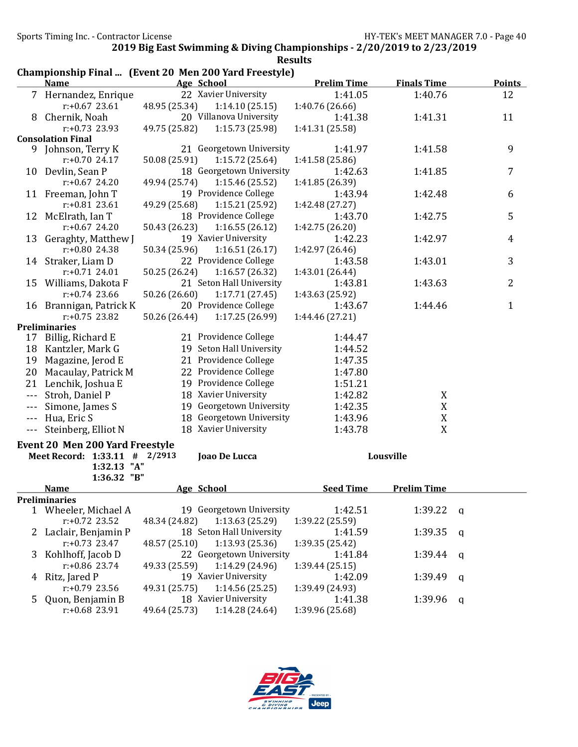## 2019 Big East Swimming & Diving Championships - 2/20/2019 to 2/23/2019

### Results

**Championship Final ... (Event 20 Men 200 Yard Freestyle)**

| | Name | Age | School | Prelim Time | Finals Time | Points |
|---|---|---|---|---|---|---|
| 7 | Hernandez, Enrique | 22 | Xavier University | 1:41.05 | 1:40.76 | 12 |
| | r:+0.67 23.61 | 48.95 (25.34) | 1:14.10 (25.15) | 1:40.76 (26.66) | | |
| 8 | Chernik, Noah | 20 | Villanova University | 1:41.38 | 1:41.31 | 11 |
| | r:+0.73 23.93 | 49.75 (25.82) | 1:15.73 (25.98) | 1:41.31 (25.58) | | |
| **Consolation Final** | | | | | | |
| 9 | Johnson, Terry K | 21 | Georgetown University | 1:41.97 | 1:41.58 | 9 |
| | r:+0.70 24.17 | 50.08 (25.91) | 1:15.72 (25.64) | 1:41.58 (25.86) | | |
| 10 | Devlin, Sean P | 18 | Georgetown University | 1:42.63 | 1:41.85 | 7 |
| | r:+0.67 24.20 | 49.94 (25.74) | 1:15.46 (25.52) | 1:41.85 (26.39) | | |
| 11 | Freeman, John T | 19 | Providence College | 1:43.94 | 1:42.48 | 6 |
| | r:+0.81 23.61 | 49.29 (25.68) | 1:15.21 (25.92) | 1:42.48 (27.27) | | |
| 12 | McElrath, Ian T | 18 | Providence College | 1:43.70 | 1:42.75 | 5 |
| | r:+0.67 24.20 | 50.43 (26.23) | 1:16.55 (26.12) | 1:42.75 (26.20) | | |
| 13 | Geraghty, Matthew J | 19 | Xavier University | 1:42.23 | 1:42.97 | 4 |
| | r:+0.80 24.38 | 50.34 (25.96) | 1:16.51 (26.17) | 1:42.97 (26.46) | | |
| 14 | Straker, Liam D | 22 | Providence College | 1:43.58 | 1:43.01 | 3 |
| | r:+0.71 24.01 | 50.25 (26.24) | 1:16.57 (26.32) | 1:43.01 (26.44) | | |
| 15 | Williams, Dakota F | 21 | Seton Hall University | 1:43.81 | 1:43.63 | 2 |
| | r:+0.74 23.66 | 50.26 (26.60) | 1:17.71 (27.45) | 1:43.63 (25.92) | | |
| 16 | Brannigan, Patrick K | 20 | Providence College | 1:43.67 | 1:44.46 | 1 |
| | r:+0.75 23.82 | 50.26 (26.44) | 1:17.25 (26.99) | 1:44.46 (27.21) | | |
| **Preliminaries** | | | | | | |
| 17 | Billig, Richard E | 21 | Providence College | 1:44.47 | | |
| 18 | Kantzler, Mark G | 19 | Seton Hall University | 1:44.52 | | |
| 19 | Magazine, Jerod E | 21 | Providence College | 1:47.35 | | |
| 20 | Macaulay, Patrick M | 22 | Providence College | 1:47.80 | | |
| 21 | Lenchik, Joshua E | 19 | Providence College | 1:51.21 | | |
| --- | Stroh, Daniel P | 18 | Xavier University | 1:42.82 | X | |
| --- | Simone, James S | 19 | Georgetown University | 1:42.35 | X | |
| --- | Hua, Eric S | 18 | Georgetown University | 1:43.96 | X | |
| --- | Steinberg, Elliot N | 18 | Xavier University | 1:43.78 | X | |

### Event 20 Men 200 Yard Freestyle

**Meet Record: 1:33.11 # 2/2913 Joao De Lucca Lousville**

**1:32.13 "A"**

**1:36.32 "B"**

| | Name | Age | School | Seed Time | Prelim Time | |
|---|---|---|---|---|---|---|
| **Preliminaries** | | | | | | |
| 1 | Wheeler, Michael A | 19 | Georgetown University | 1:42.51 | 1:39.22 | q |
| | r:+0.72 23.52 | 48.34 (24.82) | 1:13.63 (25.29) | 1:39.22 (25.59) | | |
| 2 | Laclair, Benjamin P | 18 | Seton Hall University | 1:41.59 | 1:39.35 | q |
| | r:+0.73 23.47 | 48.57 (25.10) | 1:13.93 (25.36) | 1:39.35 (25.42) | | |
| 3 | Kohlhoff, Jacob D | 22 | Georgetown University | 1:41.84 | 1:39.44 | q |
| | r:+0.86 23.74 | 49.33 (25.59) | 1:14.29 (24.96) | 1:39.44 (25.15) | | |
| 4 | Ritz, Jared P | 19 | Xavier University | 1:42.09 | 1:39.49 | q |
| | r:+0.79 23.56 | 49.31 (25.75) | 1:14.56 (25.25) | 1:39.49 (24.93) | | |
| 5 | Quon, Benjamin B | 18 | Xavier University | 1:41.38 | 1:39.96 | q |
| | r:+0.68 23.91 | 49.64 (25.73) | 1:14.28 (24.64) | 1:39.96 (25.68) | | |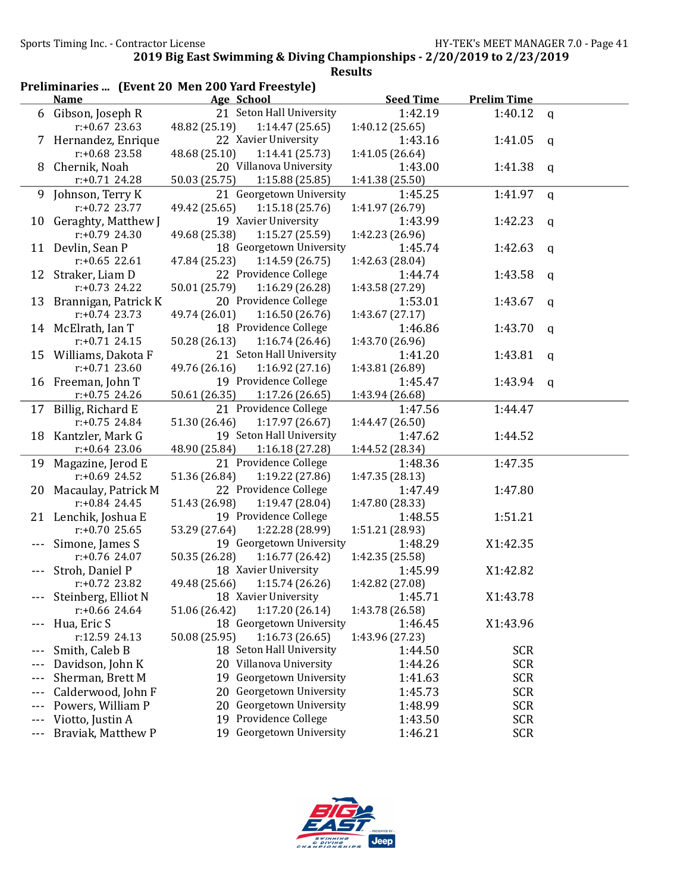**2019 Big East Swimming & Diving Championships - 2/20/2019 to 2/23/2019**

**Results**

### Preliminaries ... (Event 20 Men 200 Yard Freestyle)

| | Name | Age | School | Seed Time | Prelim Time | |
|---|---|---|---|---|---|---|
| 6 | Gibson, Joseph R | 21 | Seton Hall University | 1:42.19 | 1:40.12 | q |
| | r:+0.67 23.63 | 48.82 (25.19) | 1:14.47 (25.65) | 1:40.12 (25.65) | | |
| 7 | Hernandez, Enrique | 22 | Xavier University | 1:43.16 | 1:41.05 | q |
| | r:+0.68 23.58 | 48.68 (25.10) | 1:14.41 (25.73) | 1:41.05 (26.64) | | |
| 8 | Chernik, Noah | 20 | Villanova University | 1:43.00 | 1:41.38 | q |
| | r:+0.71 24.28 | 50.03 (25.75) | 1:15.88 (25.85) | 1:41.38 (25.50) | | |
| 9 | Johnson, Terry K | 21 | Georgetown University | 1:45.25 | 1:41.97 | q |
| | r:+0.72 23.77 | 49.42 (25.65) | 1:15.18 (25.76) | 1:41.97 (26.79) | | |
| 10 | Geraghty, Matthew J | 19 | Xavier University | 1:43.99 | 1:42.23 | q |
| | r:+0.79 24.30 | 49.68 (25.38) | 1:15.27 (25.59) | 1:42.23 (26.96) | | |
| 11 | Devlin, Sean P | 18 | Georgetown University | 1:45.74 | 1:42.63 | q |
| | r:+0.65 22.61 | 47.84 (25.23) | 1:14.59 (26.75) | 1:42.63 (28.04) | | |
| 12 | Straker, Liam D | 22 | Providence College | 1:44.74 | 1:43.58 | q |
| | r:+0.73 24.22 | 50.01 (25.79) | 1:16.29 (26.28) | 1:43.58 (27.29) | | |
| 13 | Brannigan, Patrick K | 20 | Providence College | 1:53.01 | 1:43.67 | q |
| | r:+0.74 23.73 | 49.74 (26.01) | 1:16.50 (26.76) | 1:43.67 (27.17) | | |
| 14 | McElrath, Ian T | 18 | Providence College | 1:46.86 | 1:43.70 | q |
| | r:+0.71 24.15 | 50.28 (26.13) | 1:16.74 (26.46) | 1:43.70 (26.96) | | |
| 15 | Williams, Dakota F | 21 | Seton Hall University | 1:41.20 | 1:43.81 | q |
| | r:+0.71 23.60 | 49.76 (26.16) | 1:16.92 (27.16) | 1:43.81 (26.89) | | |
| 16 | Freeman, John T | 19 | Providence College | 1:45.47 | 1:43.94 | q |
| | r:+0.75 24.26 | 50.61 (26.35) | 1:17.26 (26.65) | 1:43.94 (26.68) | | |
| 17 | Billig, Richard E | 21 | Providence College | 1:47.56 | 1:44.47 | |
| | r:+0.75 24.84 | 51.30 (26.46) | 1:17.97 (26.67) | 1:44.47 (26.50) | | |
| 18 | Kantzler, Mark G | 19 | Seton Hall University | 1:47.62 | 1:44.52 | |
| | r:+0.64 23.06 | 48.90 (25.84) | 1:16.18 (27.28) | 1:44.52 (28.34) | | |
| 19 | Magazine, Jerod E | 21 | Providence College | 1:48.36 | 1:47.35 | |
| | r:+0.69 24.52 | 51.36 (26.84) | 1:19.22 (27.86) | 1:47.35 (28.13) | | |
| 20 | Macaulay, Patrick M | 22 | Providence College | 1:47.49 | 1:47.80 | |
| | r:+0.84 24.45 | 51.43 (26.98) | 1:19.47 (28.04) | 1:47.80 (28.33) | | |
| 21 | Lenchik, Joshua E | 19 | Providence College | 1:48.55 | 1:51.21 | |
| | r:+0.70 25.65 | 53.29 (27.64) | 1:22.28 (28.99) | 1:51.21 (28.93) | | |
| --- | Simone, James S | 19 | Georgetown University | 1:48.29 | X1:42.35 | |
| | r:+0.76 24.07 | 50.35 (26.28) | 1:16.77 (26.42) | 1:42.35 (25.58) | | |
| --- | Stroh, Daniel P | 18 | Xavier University | 1:45.99 | X1:42.82 | |
| | r:+0.72 23.82 | 49.48 (25.66) | 1:15.74 (26.26) | 1:42.82 (27.08) | | |
| --- | Steinberg, Elliot N | 18 | Xavier University | 1:45.71 | X1:43.78 | |
| | r:+0.66 24.64 | 51.06 (26.42) | 1:17.20 (26.14) | 1:43.78 (26.58) | | |
| --- | Hua, Eric S | 18 | Georgetown University | 1:46.45 | X1:43.96 | |
| | r:12.59 24.13 | 50.08 (25.95) | 1:16.73 (26.65) | 1:43.96 (27.23) | | |
| --- | Smith, Caleb B | 18 | Seton Hall University | 1:44.50 | SCR | |
| --- | Davidson, John K | 20 | Villanova University | 1:44.26 | SCR | |
| --- | Sherman, Brett M | 19 | Georgetown University | 1:41.63 | SCR | |
| --- | Calderwood, John F | 20 | Georgetown University | 1:45.73 | SCR | |
| --- | Powers, William P | 20 | Georgetown University | 1:48.99 | SCR | |
| --- | Viotto, Justin A | 19 | Providence College | 1:43.50 | SCR | |
| --- | Braviak, Matthew P | 19 | Georgetown University | 1:46.21 | SCR | |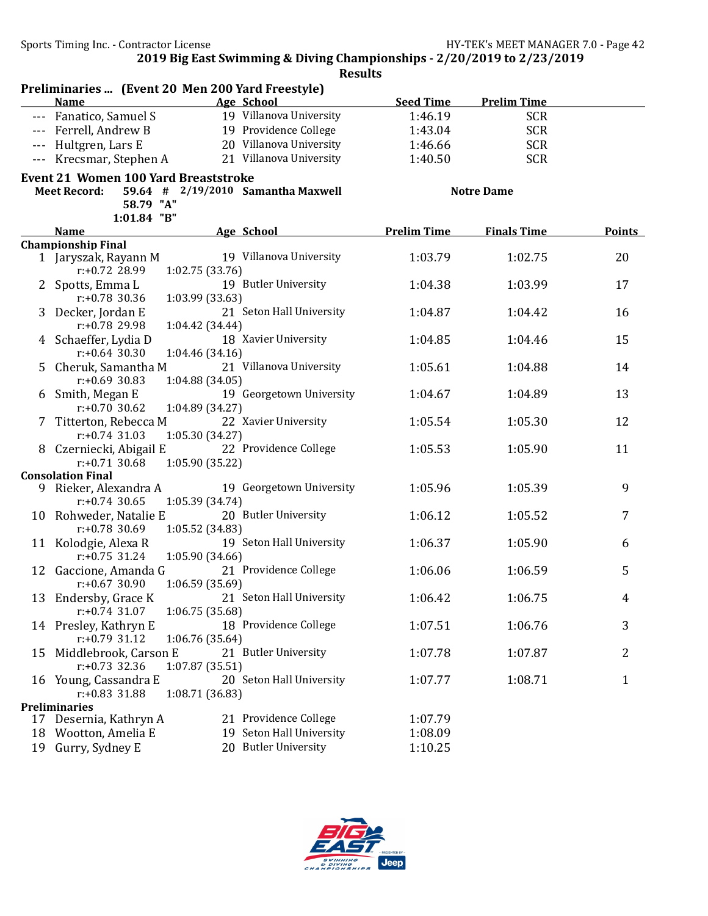**2019 Big East Swimming & Diving Championships - 2/20/2019 to 2/23/2019**

**Results**

### Preliminaries ... (Event 20 Men 200 Yard Freestyle)

| | Name | Age | School | Seed Time | Prelim Time |
|---|---|---|---|---|---|
| --- | Fanatico, Samuel S | 19 | Villanova University | 1:46.19 | SCR |
| --- | Ferrell, Andrew B | 19 | Providence College | 1:43.04 | SCR |
| --- | Hultgren, Lars E | 20 | Villanova University | 1:46.66 | SCR |
| --- | Krecsmar, Stephen A | 21 | Villanova University | 1:40.50 | SCR |

### Event 21 Women 100 Yard Breaststroke

**Meet Record:** 59.64 # 2/19/2010 **Samantha Maxwell** **Notre Dame**

58.79 "A"

1:01.84 "B"

| | Name | Age | School | Prelim Time | Finals Time | Points |
|---|---|---|---|---|---|---|
| **Championship Final** | | | | | | |
| 1 | Jaryszak, Rayann M | 19 | Villanova University | 1:03.79 | 1:02.75 | 20 |
| | r:+0.72 28.99 | 1:02.75 (33.76) | | | | |
| 2 | Spotts, Emma L | 19 | Butler University | 1:04.38 | 1:03.99 | 17 |
| | r:+0.78 30.36 | 1:03.99 (33.63) | | | | |
| 3 | Decker, Jordan E | 21 | Seton Hall University | 1:04.87 | 1:04.42 | 16 |
| | r:+0.78 29.98 | 1:04.42 (34.44) | | | | |
| 4 | Schaeffer, Lydia D | 18 | Xavier University | 1:04.85 | 1:04.46 | 15 |
| | r:+0.64 30.30 | 1:04.46 (34.16) | | | | |
| 5 | Cheruk, Samantha M | 21 | Villanova University | 1:05.61 | 1:04.88 | 14 |
| | r:+0.69 30.83 | 1:04.88 (34.05) | | | | |
| 6 | Smith, Megan E | 19 | Georgetown University | 1:04.67 | 1:04.89 | 13 |
| | r:+0.70 30.62 | 1:04.89 (34.27) | | | | |
| 7 | Titterton, Rebecca M | 22 | Xavier University | 1:05.54 | 1:05.30 | 12 |
| | r:+0.74 31.03 | 1:05.30 (34.27) | | | | |
| 8 | Czerniecki, Abigail E | 22 | Providence College | 1:05.53 | 1:05.90 | 11 |
| | r:+0.71 30.68 | 1:05.90 (35.22) | | | | |
| **Consolation Final** | | | | | | |
| 9 | Rieker, Alexandra A | 19 | Georgetown University | 1:05.96 | 1:05.39 | 9 |
| | r:+0.74 30.65 | 1:05.39 (34.74) | | | | |
| 10 | Rohweder, Natalie E | 20 | Butler University | 1:06.12 | 1:05.52 | 7 |
| | r:+0.78 30.69 | 1:05.52 (34.83) | | | | |
| 11 | Kolodgie, Alexa R | 19 | Seton Hall University | 1:06.37 | 1:05.90 | 6 |
| | r:+0.75 31.24 | 1:05.90 (34.66) | | | | |
| 12 | Gaccione, Amanda G | 21 | Providence College | 1:06.06 | 1:06.59 | 5 |
| | r:+0.67 30.90 | 1:06.59 (35.69) | | | | |
| 13 | Endersby, Grace K | 21 | Seton Hall University | 1:06.42 | 1:06.75 | 4 |
| | r:+0.74 31.07 | 1:06.75 (35.68) | | | | |
| 14 | Presley, Kathryn E | 18 | Providence College | 1:07.51 | 1:06.76 | 3 |
| | r:+0.79 31.12 | 1:06.76 (35.64) | | | | |
| 15 | Middlebrook, Carson E | 21 | Butler University | 1:07.78 | 1:07.87 | 2 |
| | r:+0.73 32.36 | 1:07.87 (35.51) | | | | |
| 16 | Young, Cassandra E | 20 | Seton Hall University | 1:07.77 | 1:08.71 | 1 |
| | r:+0.83 31.88 | 1:08.71 (36.83) | | | | |
| **Preliminaries** | | | | | | |
| 17 | Desernia, Kathryn A | 21 | Providence College | 1:07.79 | | |
| 18 | Wootton, Amelia E | 19 | Seton Hall University | 1:08.09 | | |
| 19 | Gurry, Sydney E | 20 | Butler University | 1:10.25 | | |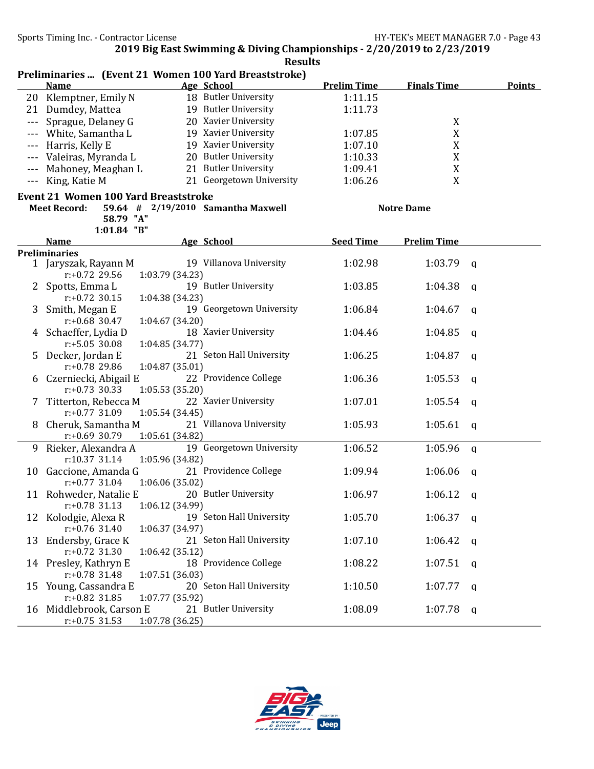2019 Big East Swimming & Diving Championships - 2/20/2019 to 2/23/2019

Results

## Preliminaries ... (Event 21 Women 100 Yard Breaststroke)

| | Name | Age | School | Prelim Time | Finals Time | Points |
|---|---|---|---|---|---|---|
| 20 | Klemptner, Emily N | 18 | Butler University | 1:11.15 | | |
| 21 | Dumdey, Mattea | 19 | Butler University | 1:11.73 | | |
| --- | Sprague, Delaney G | 20 | Xavier University | | X | |
| --- | White, Samantha L | 19 | Xavier University | 1:07.85 | X | |
| --- | Harris, Kelly E | 19 | Xavier University | 1:07.10 | X | |
| --- | Valeiras, Myranda L | 20 | Butler University | 1:10.33 | X | |
| --- | Mahoney, Meaghan L | 21 | Butler University | 1:09.41 | X | |
| --- | King, Katie M | 21 | Georgetown University | 1:06.26 | X | |

## Event 21 Women 100 Yard Breaststroke

**Meet Record:** 59.64 # 2/19/2010 **Samantha Maxwell** **Notre Dame**

58.79 "A"

1:01.84 "B"

### Preliminaries

| | Name | Age | School | Seed Time | Prelim Time | |
|---|---|---|---|---|---|---|
| 1 | Jaryszak, Rayann M | 19 | Villanova University | 1:02.98 | 1:03.79 | q |
| | r:+0.72 29.56 | 1:03.79 (34.23) | | | | |
| 2 | Spotts, Emma L | 19 | Butler University | 1:03.85 | 1:04.38 | q |
| | r:+0.72 30.15 | 1:04.38 (34.23) | | | | |
| 3 | Smith, Megan E | 19 | Georgetown University | 1:06.84 | 1:04.67 | q |
| | r:+0.68 30.47 | 1:04.67 (34.20) | | | | |
| 4 | Schaeffer, Lydia D | 18 | Xavier University | 1:04.46 | 1:04.85 | q |
| | r:+5.05 30.08 | 1:04.85 (34.77) | | | | |
| 5 | Decker, Jordan E | 21 | Seton Hall University | 1:06.25 | 1:04.87 | q |
| | r:+0.78 29.86 | 1:04.87 (35.01) | | | | |
| 6 | Czerniecki, Abigail E | 22 | Providence College | 1:06.36 | 1:05.53 | q |
| | r:+0.73 30.33 | 1:05.53 (35.20) | | | | |
| 7 | Titterton, Rebecca M | 22 | Xavier University | 1:07.01 | 1:05.54 | q |
| | r:+0.77 31.09 | 1:05.54 (34.45) | | | | |
| 8 | Cheruk, Samantha M | 21 | Villanova University | 1:05.93 | 1:05.61 | q |
| | r:+0.69 30.79 | 1:05.61 (34.82) | | | | |
| 9 | Rieker, Alexandra A | 19 | Georgetown University | 1:06.52 | 1:05.96 | q |
| | r:10.37 31.14 | 1:05.96 (34.82) | | | | |
| 10 | Gaccione, Amanda G | 21 | Providence College | 1:09.94 | 1:06.06 | q |
| | r:+0.77 31.04 | 1:06.06 (35.02) | | | | |
| 11 | Rohweder, Natalie E | 20 | Butler University | 1:06.97 | 1:06.12 | q |
| | r:+0.78 31.13 | 1:06.12 (34.99) | | | | |
| 12 | Kolodgie, Alexa R | 19 | Seton Hall University | 1:05.70 | 1:06.37 | q |
| | r:+0.76 31.40 | 1:06.37 (34.97) | | | | |
| 13 | Endersby, Grace K | 21 | Seton Hall University | 1:07.10 | 1:06.42 | q |
| | r:+0.72 31.30 | 1:06.42 (35.12) | | | | |
| 14 | Presley, Kathryn E | 18 | Providence College | 1:08.22 | 1:07.51 | q |
| | r:+0.78 31.48 | 1:07.51 (36.03) | | | | |
| 15 | Young, Cassandra E | 20 | Seton Hall University | 1:10.50 | 1:07.77 | q |
| | r:+0.82 31.85 | 1:07.77 (35.92) | | | | |
| 16 | Middlebrook, Carson E | 21 | Butler University | 1:08.09 | 1:07.78 | q |
| | r:+0.75 31.53 | 1:07.78 (36.25) | | | | |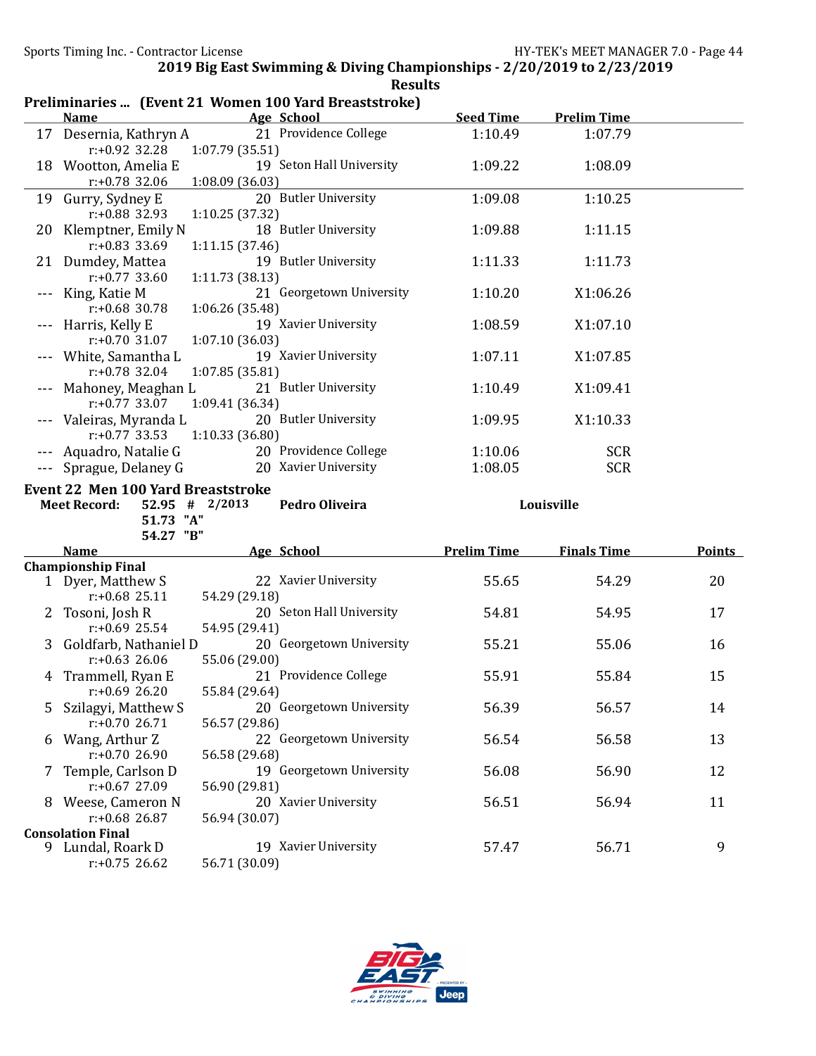## 2019 Big East Swimming & Diving Championships - 2/20/2019 to 2/23/2019

### Results

### Preliminaries ... (Event 21 Women 100 Yard Breaststroke)

| | Name | Age | School | Seed Time | Prelim Time |
|---|---|---|---|---|---|
| 17 | Desernia, Kathryn A | 21 | Providence College | 1:10.49 | 1:07.79 |
| | r:+0.92 32.28 | 1:07.79 (35.51) | | | |
| 18 | Wootton, Amelia E | 19 | Seton Hall University | 1:09.22 | 1:08.09 |
| | r:+0.78 32.06 | 1:08.09 (36.03) | | | |
| 19 | Gurry, Sydney E | 20 | Butler University | 1:09.08 | 1:10.25 |
| | r:+0.88 32.93 | 1:10.25 (37.32) | | | |
| 20 | Klemptner, Emily N | 18 | Butler University | 1:09.88 | 1:11.15 |
| | r:+0.83 33.69 | 1:11.15 (37.46) | | | |
| 21 | Dumdey, Mattea | 19 | Butler University | 1:11.33 | 1:11.73 |
| | r:+0.77 33.60 | 1:11.73 (38.13) | | | |
| --- | King, Katie M | 21 | Georgetown University | 1:10.20 | X1:06.26 |
| | r:+0.68 30.78 | 1:06.26 (35.48) | | | |
| --- | Harris, Kelly E | 19 | Xavier University | 1:08.59 | X1:07.10 |
| | r:+0.70 31.07 | 1:07.10 (36.03) | | | |
| --- | White, Samantha L | 19 | Xavier University | 1:07.11 | X1:07.85 |
| | r:+0.78 32.04 | 1:07.85 (35.81) | | | |
| --- | Mahoney, Meaghan L | 21 | Butler University | 1:10.49 | X1:09.41 |
| | r:+0.77 33.07 | 1:09.41 (36.34) | | | |
| --- | Valeiras, Myranda L | 20 | Butler University | 1:09.95 | X1:10.33 |
| | r:+0.77 33.53 | 1:10.33 (36.80) | | | |
| --- | Aquadro, Natalie G | 20 | Providence College | 1:10.06 | SCR |
| --- | Sprague, Delaney G | 20 | Xavier University | 1:08.05 | SCR |

### Event 22 Men 100 Yard Breaststroke

**Meet Record:** 52.95 # 2/2013 **Pedro Oliveira** **Louisville**

51.73 "A"

54.27 "B"

| | Name | Age | School | Prelim Time | Finals Time | Points |
|---|---|---|---|---|---|---|
| **Championship Final** | | | | | | |
| 1 | Dyer, Matthew S | 22 | Xavier University | 55.65 | 54.29 | 20 |
| | r:+0.68 25.11 | 54.29 (29.18) | | | | |
| 2 | Tosoni, Josh R | 20 | Seton Hall University | 54.81 | 54.95 | 17 |
| | r:+0.69 25.54 | 54.95 (29.41) | | | | |
| 3 | Goldfarb, Nathaniel D | 20 | Georgetown University | 55.21 | 55.06 | 16 |
| | r:+0.63 26.06 | 55.06 (29.00) | | | | |
| 4 | Trammell, Ryan E | 21 | Providence College | 55.91 | 55.84 | 15 |
| | r:+0.69 26.20 | 55.84 (29.64) | | | | |
| 5 | Szilagyi, Matthew S | 20 | Georgetown University | 56.39 | 56.57 | 14 |
| | r:+0.70 26.71 | 56.57 (29.86) | | | | |
| 6 | Wang, Arthur Z | 22 | Georgetown University | 56.54 | 56.58 | 13 |
| | r:+0.70 26.90 | 56.58 (29.68) | | | | |
| 7 | Temple, Carlson D | 19 | Georgetown University | 56.08 | 56.90 | 12 |
| | r:+0.67 27.09 | 56.90 (29.81) | | | | |
| 8 | Weese, Cameron N | 20 | Xavier University | 56.51 | 56.94 | 11 |
| | r:+0.68 26.87 | 56.94 (30.07) | | | | |
| **Consolation Final** | | | | | | |
| 9 | Lundal, Roark D | 19 | Xavier University | 57.47 | 56.71 | 9 |
| | r:+0.75 26.62 | 56.71 (30.09) | | | | |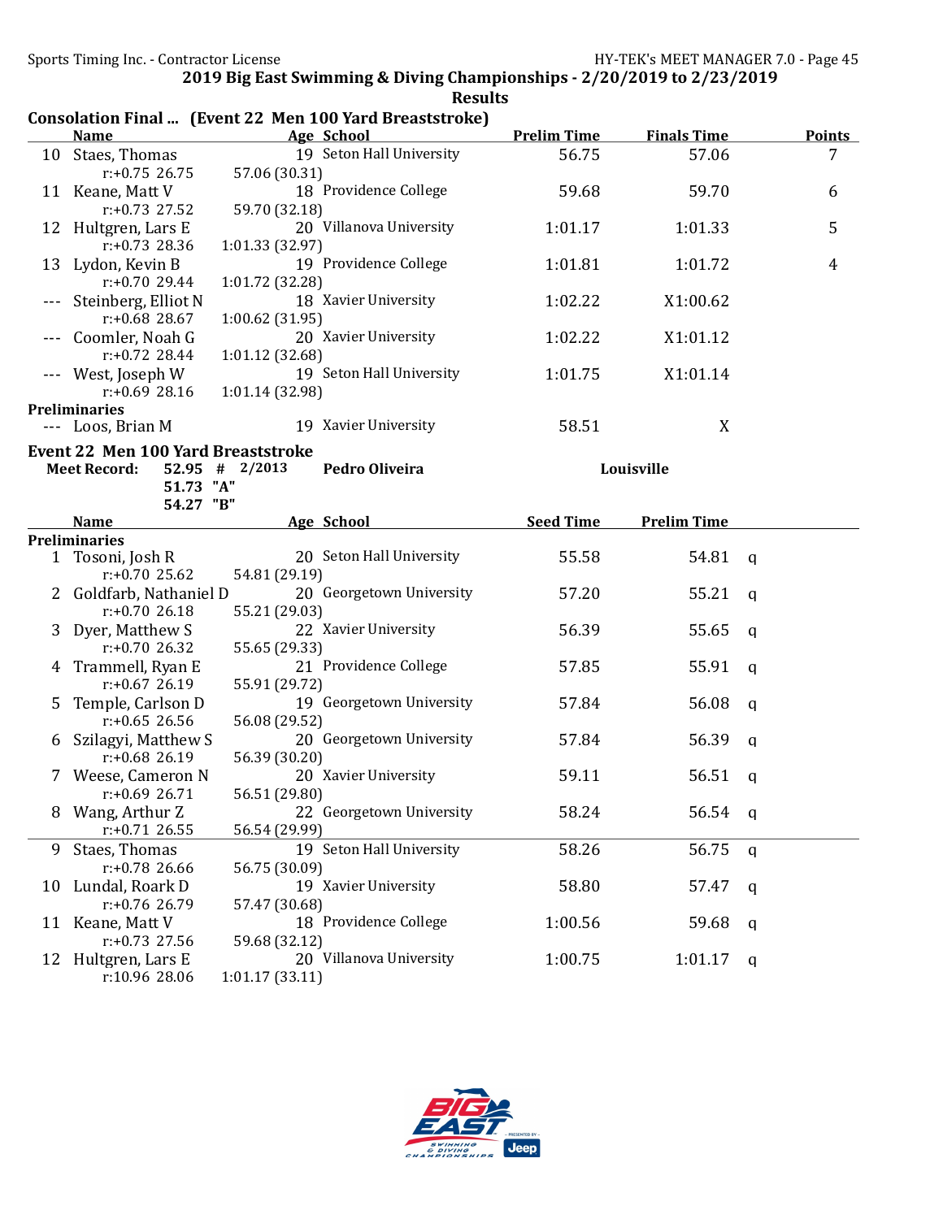## 2019 Big East Swimming & Diving Championships - 2/20/2019 to 2/23/2019

### Results

### Consolation Final ... (Event 22 Men 100 Yard Breaststroke)

| | Name | Age | School | Prelim Time | Finals Time | Points |
|---|---|---|---|---|---|---|
| 10 | Staes, Thomas | 19 | Seton Hall University | 56.75 | 57.06 | 7 |
| | r:+0.75 26.75 | 57.06 (30.31) | | | | |
| 11 | Keane, Matt V | 18 | Providence College | 59.68 | 59.70 | 6 |
| | r:+0.73 27.52 | 59.70 (32.18) | | | | |
| 12 | Hultgren, Lars E | 20 | Villanova University | 1:01.17 | 1:01.33 | 5 |
| | r:+0.73 28.36 | 1:01.33 (32.97) | | | | |
| 13 | Lydon, Kevin B | 19 | Providence College | 1:01.81 | 1:01.72 | 4 |
| | r:+0.70 29.44 | 1:01.72 (32.28) | | | | |
| --- | Steinberg, Elliot N | 18 | Xavier University | 1:02.22 | X1:00.62 | |
| | r:+0.68 28.67 | 1:00.62 (31.95) | | | | |
| --- | Coomler, Noah G | 20 | Xavier University | 1:02.22 | X1:01.12 | |
| | r:+0.72 28.44 | 1:01.12 (32.68) | | | | |
| --- | West, Joseph W | 19 | Seton Hall University | 1:01.75 | X1:01.14 | |
| | r:+0.69 28.16 | 1:01.14 (32.98) | | | | |
| **Preliminaries** | | | | | | |
| --- | Loos, Brian M | 19 | Xavier University | 58.51 | X | |

### Event 22 Men 100 Yard Breaststroke

**Meet Record:** 52.95 # 2/2013 **Pedro Oliveira** **Louisville**
51.73 "A"
54.27 "B"

| | Name | Age | School | Seed Time | Prelim Time | |
|---|---|---|---|---|---|---|
| **Preliminaries** | | | | | | |
| 1 | Tosoni, Josh R | 20 | Seton Hall University | 55.58 | 54.81 | q |
| | r:+0.70 25.62 | 54.81 (29.19) | | | | |
| 2 | Goldfarb, Nathaniel D | 20 | Georgetown University | 57.20 | 55.21 | q |
| | r:+0.70 26.18 | 55.21 (29.03) | | | | |
| 3 | Dyer, Matthew S | 22 | Xavier University | 56.39 | 55.65 | q |
| | r:+0.70 26.32 | 55.65 (29.33) | | | | |
| 4 | Trammell, Ryan E | 21 | Providence College | 57.85 | 55.91 | q |
| | r:+0.67 26.19 | 55.91 (29.72) | | | | |
| 5 | Temple, Carlson D | 19 | Georgetown University | 57.84 | 56.08 | q |
| | r:+0.65 26.56 | 56.08 (29.52) | | | | |
| 6 | Szilagyi, Matthew S | 20 | Georgetown University | 57.84 | 56.39 | q |
| | r:+0.68 26.19 | 56.39 (30.20) | | | | |
| 7 | Weese, Cameron N | 20 | Xavier University | 59.11 | 56.51 | q |
| | r:+0.69 26.71 | 56.51 (29.80) | | | | |
| 8 | Wang, Arthur Z | 22 | Georgetown University | 58.24 | 56.54 | q |
| | r:+0.71 26.55 | 56.54 (29.99) | | | | |
| 9 | Staes, Thomas | 19 | Seton Hall University | 58.26 | 56.75 | q |
| | r:+0.78 26.66 | 56.75 (30.09) | | | | |
| 10 | Lundal, Roark D | 19 | Xavier University | 58.80 | 57.47 | q |
| | r:+0.76 26.79 | 57.47 (30.68) | | | | |
| 11 | Keane, Matt V | 18 | Providence College | 1:00.56 | 59.68 | q |
| | r:+0.73 27.56 | 59.68 (32.12) | | | | |
| 12 | Hultgren, Lars E | 20 | Villanova University | 1:00.75 | 1:01.17 | q |
| | r:10.96 28.06 | 1:01.17 (33.11) | | | | |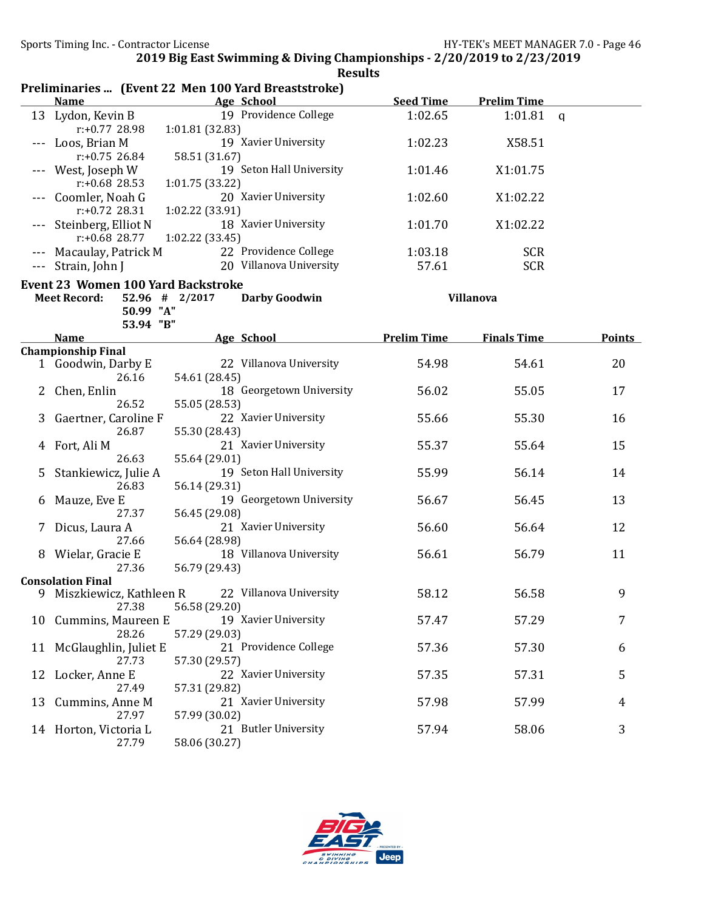2019 Big East Swimming & Diving Championships - 2/20/2019 to 2/23/2019

Results

## Preliminaries ... (Event 22 Men 100 Yard Breaststroke)

| | Name | Age | School | Seed Time | Prelim Time | |
|---|---|---|---|---|---|---|
| 13 | Lydon, Kevin B | 19 | Providence College | 1:02.65 | 1:01.81 | q |
| | r:+0.77 28.98 | 1:01.81 (32.83) | | | | |
| --- | Loos, Brian M | 19 | Xavier University | 1:02.23 | X58.51 | |
| | r:+0.75 26.84 | 58.51 (31.67) | | | | |
| --- | West, Joseph W | 19 | Seton Hall University | 1:01.46 | X1:01.75 | |
| | r:+0.68 28.53 | 1:01.75 (33.22) | | | | |
| --- | Coomler, Noah G | 20 | Xavier University | 1:02.60 | X1:02.22 | |
| | r:+0.72 28.31 | 1:02.22 (33.91) | | | | |
| --- | Steinberg, Elliot N | 18 | Xavier University | 1:01.70 | X1:02.22 | |
| | r:+0.68 28.77 | 1:02.22 (33.45) | | | | |
| --- | Macaulay, Patrick M | 22 | Providence College | 1:03.18 | SCR | |
| --- | Strain, John J | 20 | Villanova University | 57.61 | SCR | |

## Event 23 Women 100 Yard Backstroke

**Meet Record:** 52.96 # 2/2017 Darby Goodwin Villanova
50.99 "A"
53.94 "B"

| | Name | Age | School | Prelim Time | Finals Time | Points |
|---|---|---|---|---|---|---|
| **Championship Final** | | | | | | |
| 1 | Goodwin, Darby E | 22 | Villanova University | 54.98 | 54.61 | 20 |
| | 26.16 | 54.61 (28.45) | | | | |
| 2 | Chen, Enlin | 18 | Georgetown University | 56.02 | 55.05 | 17 |
| | 26.52 | 55.05 (28.53) | | | | |
| 3 | Gaertner, Caroline F | 22 | Xavier University | 55.66 | 55.30 | 16 |
| | 26.87 | 55.30 (28.43) | | | | |
| 4 | Fort, Ali M | 21 | Xavier University | 55.37 | 55.64 | 15 |
| | 26.63 | 55.64 (29.01) | | | | |
| 5 | Stankiewicz, Julie A | 19 | Seton Hall University | 55.99 | 56.14 | 14 |
| | 26.83 | 56.14 (29.31) | | | | |
| 6 | Mauze, Eve E | 19 | Georgetown University | 56.67 | 56.45 | 13 |
| | 27.37 | 56.45 (29.08) | | | | |
| 7 | Dicus, Laura A | 21 | Xavier University | 56.60 | 56.64 | 12 |
| | 27.66 | 56.64 (28.98) | | | | |
| 8 | Wielar, Gracie E | 18 | Villanova University | 56.61 | 56.79 | 11 |
| | 27.36 | 56.79 (29.43) | | | | |
| **Consolation Final** | | | | | | |
| 9 | Miszkiewicz, Kathleen R | 22 | Villanova University | 58.12 | 56.58 | 9 |
| | 27.38 | 56.58 (29.20) | | | | |
| 10 | Cummins, Maureen E | 19 | Xavier University | 57.47 | 57.29 | 7 |
| | 28.26 | 57.29 (29.03) | | | | |
| 11 | McGlaughlin, Juliet E | 21 | Providence College | 57.36 | 57.30 | 6 |
| | 27.73 | 57.30 (29.57) | | | | |
| 12 | Locker, Anne E | 22 | Xavier University | 57.35 | 57.31 | 5 |
| | 27.49 | 57.31 (29.82) | | | | |
| 13 | Cummins, Anne M | 21 | Xavier University | 57.98 | 57.99 | 4 |
| | 27.97 | 57.99 (30.02) | | | | |
| 14 | Horton, Victoria L | 21 | Butler University | 57.94 | 58.06 | 3 |
| | 27.79 | 58.06 (30.27) | | | | |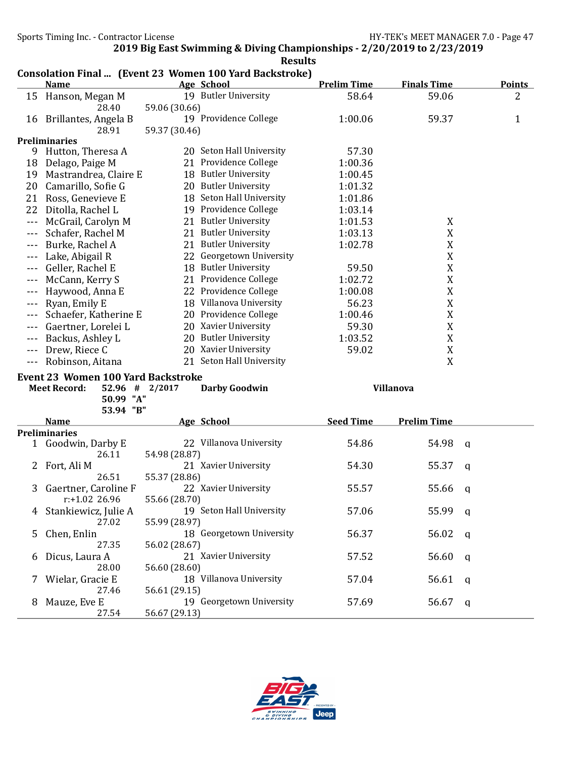## 2019 Big East Swimming & Diving Championships - 2/20/2019 to 2/23/2019

### Results

**Consolation Final ... (Event 23 Women 100 Yard Backstroke)**

| | Name | Age | School | Prelim Time | Finals Time | Points |
|---|---|---|---|---|---|---|
| 15 | Hanson, Megan M | 19 | Butler University | 58.64 | 59.06 | 2 |
| | 28.40 | 59.06 (30.66) | | | | |
| 16 | Brillantes, Angela B | 19 | Providence College | 1:00.06 | 59.37 | 1 |
| | 28.91 | 59.37 (30.46) | | | | |
| **Preliminaries** | | | | | | |
| 9 | Hutton, Theresa A | 20 | Seton Hall University | 57.30 | | |
| 18 | Delago, Paige M | 21 | Providence College | 1:00.36 | | |
| 19 | Mastrandrea, Claire E | 18 | Butler University | 1:00.45 | | |
| 20 | Camarillo, Sofie G | 20 | Butler University | 1:01.32 | | |
| 21 | Ross, Genevieve E | 18 | Seton Hall University | 1:01.86 | | |
| 22 | Ditolla, Rachel L | 19 | Providence College | 1:03.14 | | |
| --- | McGrail, Carolyn M | 21 | Butler University | 1:01.53 | X | |
| --- | Schafer, Rachel M | 21 | Butler University | 1:03.13 | X | |
| --- | Burke, Rachel A | 21 | Butler University | 1:02.78 | X | |
| --- | Lake, Abigail R | 22 | Georgetown University | | X | |
| --- | Geller, Rachel E | 18 | Butler University | 59.50 | X | |
| --- | McCann, Kerry S | 21 | Providence College | 1:02.72 | X | |
| --- | Haywood, Anna E | 22 | Providence College | 1:00.08 | X | |
| --- | Ryan, Emily E | 18 | Villanova University | 56.23 | X | |
| --- | Schaefer, Katherine E | 20 | Providence College | 1:00.46 | X | |
| --- | Gaertner, Lorelei L | 20 | Xavier University | 59.30 | X | |
| --- | Backus, Ashley L | 20 | Butler University | 1:03.52 | X | |
| --- | Drew, Riece C | 20 | Xavier University | 59.02 | X | |
| --- | Robinson, Aitana | 21 | Seton Hall University | | X | |

**Event 23 Women 100 Yard Backstroke**

**Meet Record:** 52.96 # 2/2017 **Darby Goodwin** **Villanova**
50.99 "A"
53.94 "B"

| | Name | Age | School | Seed Time | Prelim Time | |
|---|---|---|---|---|---|---|
| **Preliminaries** | | | | | | |
| 1 | Goodwin, Darby E | 22 | Villanova University | 54.86 | 54.98 | q |
| | 26.11 | 54.98 (28.87) | | | | |
| 2 | Fort, Ali M | 21 | Xavier University | 54.30 | 55.37 | q |
| | 26.51 | 55.37 (28.86) | | | | |
| 3 | Gaertner, Caroline F | 22 | Xavier University | 55.57 | 55.66 | q |
| | r:+1.02 26.96 | 55.66 (28.70) | | | | |
| 4 | Stankiewicz, Julie A | 19 | Seton Hall University | 57.06 | 55.99 | q |
| | 27.02 | 55.99 (28.97) | | | | |
| 5 | Chen, Enlin | 18 | Georgetown University | 56.37 | 56.02 | q |
| | 27.35 | 56.02 (28.67) | | | | |
| 6 | Dicus, Laura A | 21 | Xavier University | 57.52 | 56.60 | q |
| | 28.00 | 56.60 (28.60) | | | | |
| 7 | Wielar, Gracie E | 18 | Villanova University | 57.04 | 56.61 | q |
| | 27.46 | 56.61 (29.15) | | | | |
| 8 | Mauze, Eve E | 19 | Georgetown University | 57.69 | 56.67 | q |
| | 27.54 | 56.67 (29.13) | | | | |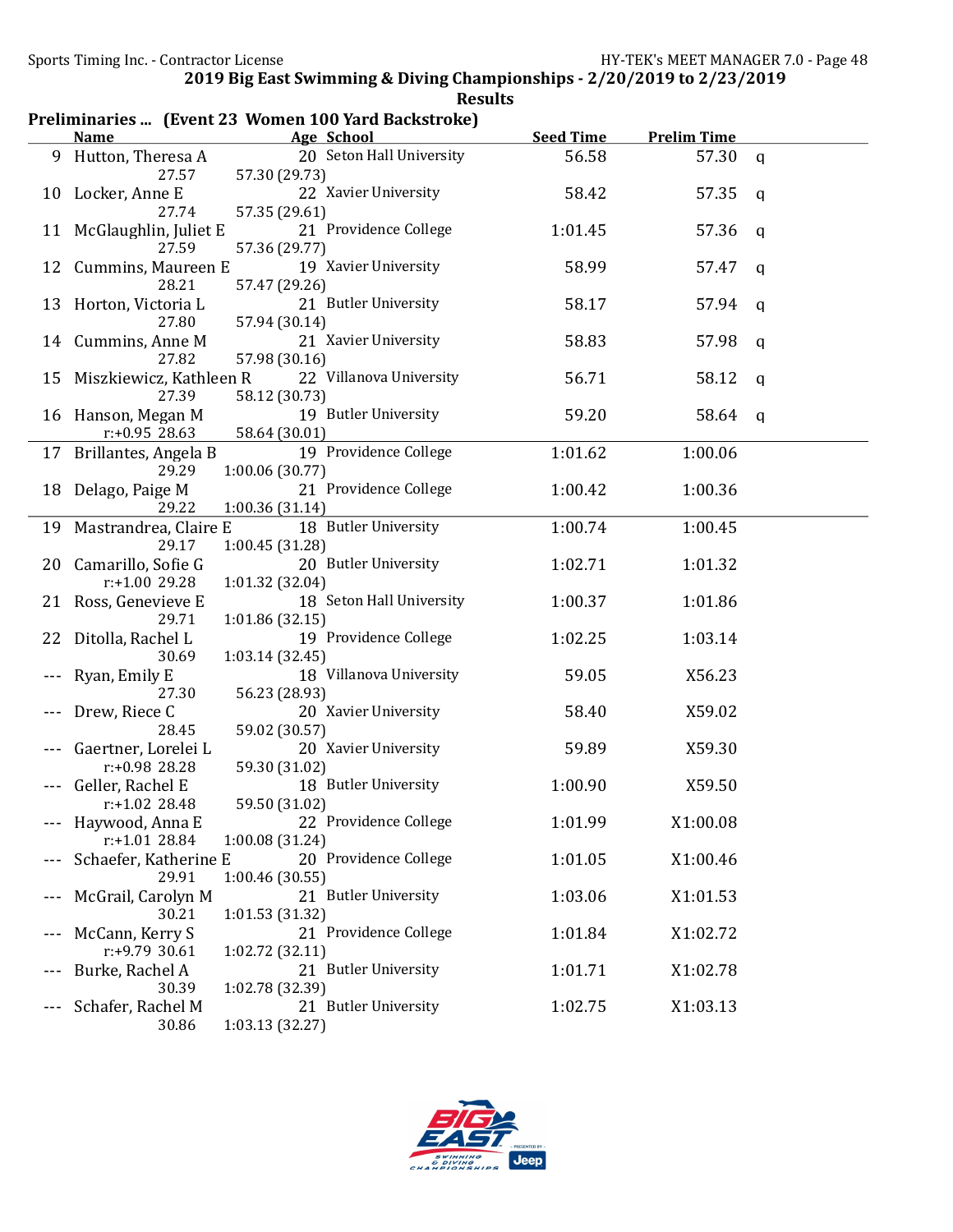2019 Big East Swimming & Diving Championships - 2/20/2019 to 2/23/2019

Results

## Preliminaries ... (Event 23 Women 100 Yard Backstroke)

| | Name | Age | School | Seed Time | Prelim Time | |
|---|---|---|---|---|---|---|
| 9 | Hutton, Theresa A | 20 | Seton Hall University | 56.58 | 57.30 | q |
| | 27.57 | 57.30 (29.73) | | | | |
| 10 | Locker, Anne E | 22 | Xavier University | 58.42 | 57.35 | q |
| | 27.74 | 57.35 (29.61) | | | | |
| 11 | McGlaughlin, Juliet E | 21 | Providence College | 1:01.45 | 57.36 | q |
| | 27.59 | 57.36 (29.77) | | | | |
| 12 | Cummins, Maureen E | 19 | Xavier University | 58.99 | 57.47 | q |
| | 28.21 | 57.47 (29.26) | | | | |
| 13 | Horton, Victoria L | 21 | Butler University | 58.17 | 57.94 | q |
| | 27.80 | 57.94 (30.14) | | | | |
| 14 | Cummins, Anne M | 21 | Xavier University | 58.83 | 57.98 | q |
| | 27.82 | 57.98 (30.16) | | | | |
| 15 | Miszkiewicz, Kathleen R | 22 | Villanova University | 56.71 | 58.12 | q |
| | 27.39 | 58.12 (30.73) | | | | |
| 16 | Hanson, Megan M | 19 | Butler University | 59.20 | 58.64 | q |
| | r:+0.95 28.63 | 58.64 (30.01) | | | | |
| 17 | Brillantes, Angela B | 19 | Providence College | 1:01.62 | 1:00.06 | |
| | 29.29 | 1:00.06 (30.77) | | | | |
| 18 | Delago, Paige M | 21 | Providence College | 1:00.42 | 1:00.36 | |
| | 29.22 | 1:00.36 (31.14) | | | | |
| 19 | Mastrandrea, Claire E | 18 | Butler University | 1:00.74 | 1:00.45 | |
| | 29.17 | 1:00.45 (31.28) | | | | |
| 20 | Camarillo, Sofie G | 20 | Butler University | 1:02.71 | 1:01.32 | |
| | r:+1.00 29.28 | 1:01.32 (32.04) | | | | |
| 21 | Ross, Genevieve E | 18 | Seton Hall University | 1:00.37 | 1:01.86 | |
| | 29.71 | 1:01.86 (32.15) | | | | |
| 22 | Ditolla, Rachel L | 19 | Providence College | 1:02.25 | 1:03.14 | |
| | 30.69 | 1:03.14 (32.45) | | | | |
| --- | Ryan, Emily E | 18 | Villanova University | 59.05 | X56.23 | |
| | 27.30 | 56.23 (28.93) | | | | |
| --- | Drew, Riece C | 20 | Xavier University | 58.40 | X59.02 | |
| | 28.45 | 59.02 (30.57) | | | | |
| --- | Gaertner, Lorelei L | 20 | Xavier University | 59.89 | X59.30 | |
| | r:+0.98 28.28 | 59.30 (31.02) | | | | |
| --- | Geller, Rachel E | 18 | Butler University | 1:00.90 | X59.50 | |
| | r:+1.02 28.48 | 59.50 (31.02) | | | | |
| --- | Haywood, Anna E | 22 | Providence College | 1:01.99 | X1:00.08 | |
| | r:+1.01 28.84 | 1:00.08 (31.24) | | | | |
| --- | Schaefer, Katherine E | 20 | Providence College | 1:01.05 | X1:00.46 | |
| | 29.91 | 1:00.46 (30.55) | | | | |
| --- | McGrail, Carolyn M | 21 | Butler University | 1:03.06 | X1:01.53 | |
| | 30.21 | 1:01.53 (31.32) | | | | |
| --- | McCann, Kerry S | 21 | Providence College | 1:01.84 | X1:02.72 | |
| | r:+9.79 30.61 | 1:02.72 (32.11) | | | | |
| --- | Burke, Rachel A | 21 | Butler University | 1:01.71 | X1:02.78 | |
| | 30.39 | 1:02.78 (32.39) | | | | |
| --- | Schafer, Rachel M | 21 | Butler University | 1:02.75 | X1:03.13 | |
| | 30.86 | 1:03.13 (32.27) | | | | |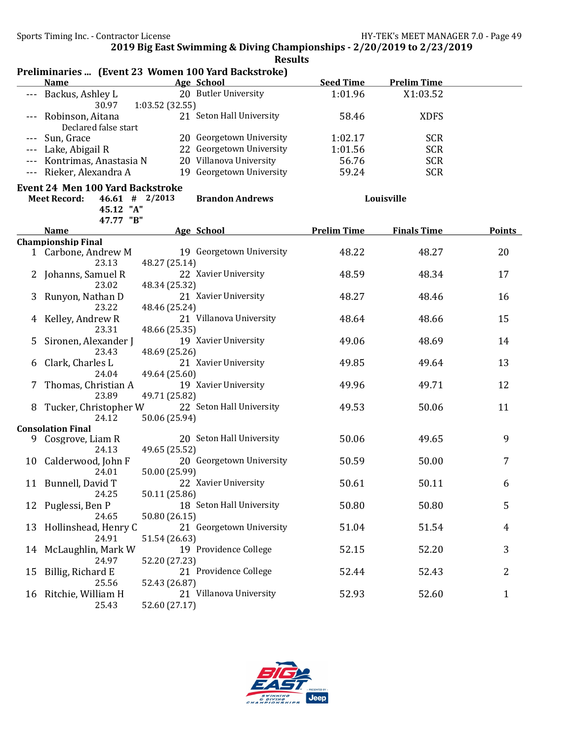2019 Big East Swimming & Diving Championships - 2/20/2019 to 2/23/2019

Results

## Preliminaries ... (Event 23 Women 100 Yard Backstroke)

| | Name | Age | School | Seed Time | Prelim Time |
|---|---|---|---|---|---|
| --- | Backus, Ashley L | 20 | Butler University | 1:01.96 | X1:03.52 |
| | 30.97 | 1:03.52 (32.55) | | | |
| --- | Robinson, Aitana | 21 | Seton Hall University | 58.46 | XDFS |
| | Declared false start | | | | |
| --- | Sun, Grace | 20 | Georgetown University | 1:02.17 | SCR |
| --- | Lake, Abigail R | 22 | Georgetown University | 1:01.56 | SCR |
| --- | Kontrimas, Anastasia N | 20 | Villanova University | 56.76 | SCR |
| --- | Rieker, Alexandra A | 19 | Georgetown University | 59.24 | SCR |

## Event 24 Men 100 Yard Backstroke

Meet Record: 46.61 # 2/2013 Brandon Andrews Louisville
45.12 "A"
47.77 "B"

| | Name | Age | School | Prelim Time | Finals Time | Points |
|---|---|---|---|---|---|---|
| **Championship Final** | | | | | | |
| 1 | Carbone, Andrew M | 19 | Georgetown University | 48.22 | 48.27 | 20 |
| | 23.13 | 48.27 (25.14) | | | | |
| 2 | Johanns, Samuel R | 22 | Xavier University | 48.59 | 48.34 | 17 |
| | 23.02 | 48.34 (25.32) | | | | |
| 3 | Runyon, Nathan D | 21 | Xavier University | 48.27 | 48.46 | 16 |
| | 23.22 | 48.46 (25.24) | | | | |
| 4 | Kelley, Andrew R | 21 | Villanova University | 48.64 | 48.66 | 15 |
| | 23.31 | 48.66 (25.35) | | | | |
| 5 | Sironen, Alexander J | 19 | Xavier University | 49.06 | 48.69 | 14 |
| | 23.43 | 48.69 (25.26) | | | | |
| 6 | Clark, Charles L | 21 | Xavier University | 49.85 | 49.64 | 13 |
| | 24.04 | 49.64 (25.60) | | | | |
| 7 | Thomas, Christian A | 19 | Xavier University | 49.96 | 49.71 | 12 |
| | 23.89 | 49.71 (25.82) | | | | |
| 8 | Tucker, Christopher W | 22 | Seton Hall University | 49.53 | 50.06 | 11 |
| | 24.12 | 50.06 (25.94) | | | | |
| **Consolation Final** | | | | | | |
| 9 | Cosgrove, Liam R | 20 | Seton Hall University | 50.06 | 49.65 | 9 |
| | 24.13 | 49.65 (25.52) | | | | |
| 10 | Calderwood, John F | 20 | Georgetown University | 50.59 | 50.00 | 7 |
| | 24.01 | 50.00 (25.99) | | | | |
| 11 | Bunnell, David T | 22 | Xavier University | 50.61 | 50.11 | 6 |
| | 24.25 | 50.11 (25.86) | | | | |
| 12 | Puglessi, Ben P | 18 | Seton Hall University | 50.80 | 50.80 | 5 |
| | 24.65 | 50.80 (26.15) | | | | |
| 13 | Hollinshead, Henry C | 21 | Georgetown University | 51.04 | 51.54 | 4 |
| | 24.91 | 51.54 (26.63) | | | | |
| 14 | McLaughlin, Mark W | 19 | Providence College | 52.15 | 52.20 | 3 |
| | 24.97 | 52.20 (27.23) | | | | |
| 15 | Billig, Richard E | 21 | Providence College | 52.44 | 52.43 | 2 |
| | 25.56 | 52.43 (26.87) | | | | |
| 16 | Ritchie, William H | 21 | Villanova University | 52.93 | 52.60 | 1 |
| | 25.43 | 52.60 (27.17) | | | | |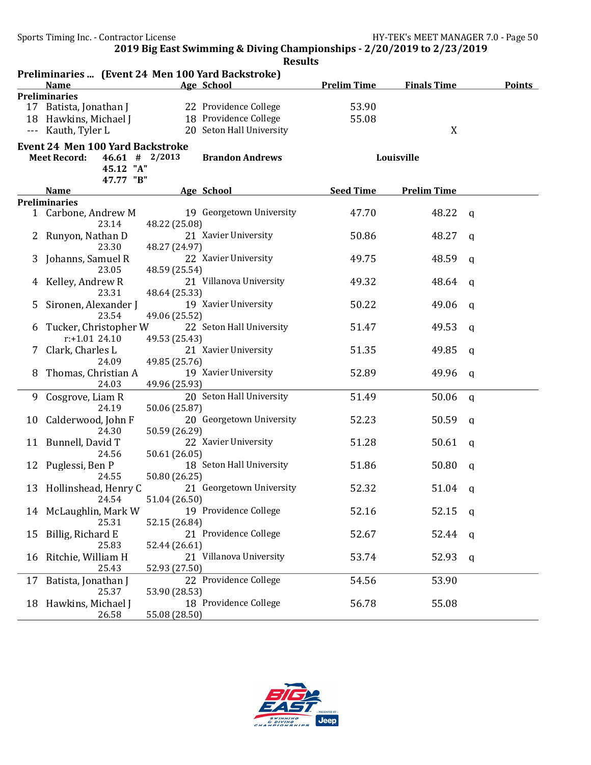## 2019 Big East Swimming & Diving Championships - 2/20/2019 to 2/23/2019

### Results

**Preliminaries ... (Event 24 Men 100 Yard Backstroke)**

| | Name | Age | School | Prelim Time | Finals Time | Points |
|---|---|---|---|---|---|---|
| **Preliminaries** | | | | | | |
| 17 | Batista, Jonathan J | 22 | Providence College | 53.90 | | |
| 18 | Hawkins, Michael J | 18 | Providence College | 55.08 | | |
| --- | Kauth, Tyler L | 20 | Seton Hall University | | X | |

### Event 24 Men 100 Yard Backstroke

**Meet Record:** 46.61 # 2/2013 **Brandon Andrews** **Louisville**

45.12 "A"

47.77 "B"

| | Name | Age | School | Seed Time | Prelim Time | |
|---|---|---|---|---|---|---|
| **Preliminaries** | | | | | | |
| 1 | Carbone, Andrew M | 19 | Georgetown University | 47.70 | 48.22 | q |
| | 23.14 | 48.22 (25.08) | | | | |
| 2 | Runyon, Nathan D | 21 | Xavier University | 50.86 | 48.27 | q |
| | 23.30 | 48.27 (24.97) | | | | |
| 3 | Johanns, Samuel R | 22 | Xavier University | 49.75 | 48.59 | q |
| | 23.05 | 48.59 (25.54) | | | | |
| 4 | Kelley, Andrew R | 21 | Villanova University | 49.32 | 48.64 | q |
| | 23.31 | 48.64 (25.33) | | | | |
| 5 | Sironen, Alexander J | 19 | Xavier University | 50.22 | 49.06 | q |
| | 23.54 | 49.06 (25.52) | | | | |
| 6 | Tucker, Christopher W | 22 | Seton Hall University | 51.47 | 49.53 | q |
| | r:+1.01 24.10 | 49.53 (25.43) | | | | |
| 7 | Clark, Charles L | 21 | Xavier University | 51.35 | 49.85 | q |
| | 24.09 | 49.85 (25.76) | | | | |
| 8 | Thomas, Christian A | 19 | Xavier University | 52.89 | 49.96 | q |
| | 24.03 | 49.96 (25.93) | | | | |
| 9 | Cosgrove, Liam R | 20 | Seton Hall University | 51.49 | 50.06 | q |
| | 24.19 | 50.06 (25.87) | | | | |
| 10 | Calderwood, John F | 20 | Georgetown University | 52.23 | 50.59 | q |
| | 24.30 | 50.59 (26.29) | | | | |
| 11 | Bunnell, David T | 22 | Xavier University | 51.28 | 50.61 | q |
| | 24.56 | 50.61 (26.05) | | | | |
| 12 | Puglessi, Ben P | 18 | Seton Hall University | 51.86 | 50.80 | q |
| | 24.55 | 50.80 (26.25) | | | | |
| 13 | Hollinshead, Henry C | 21 | Georgetown University | 52.32 | 51.04 | q |
| | 24.54 | 51.04 (26.50) | | | | |
| 14 | McLaughlin, Mark W | 19 | Providence College | 52.16 | 52.15 | q |
| | 25.31 | 52.15 (26.84) | | | | |
| 15 | Billig, Richard E | 21 | Providence College | 52.67 | 52.44 | q |
| | 25.83 | 52.44 (26.61) | | | | |
| 16 | Ritchie, William H | 21 | Villanova University | 53.74 | 52.93 | q |
| | 25.43 | 52.93 (27.50) | | | | |
| 17 | Batista, Jonathan J | 22 | Providence College | 54.56 | 53.90 | |
| | 25.37 | 53.90 (28.53) | | | | |
| 18 | Hawkins, Michael J | 18 | Providence College | 56.78 | 55.08 | |
| | 26.58 | 55.08 (28.50) | | | | |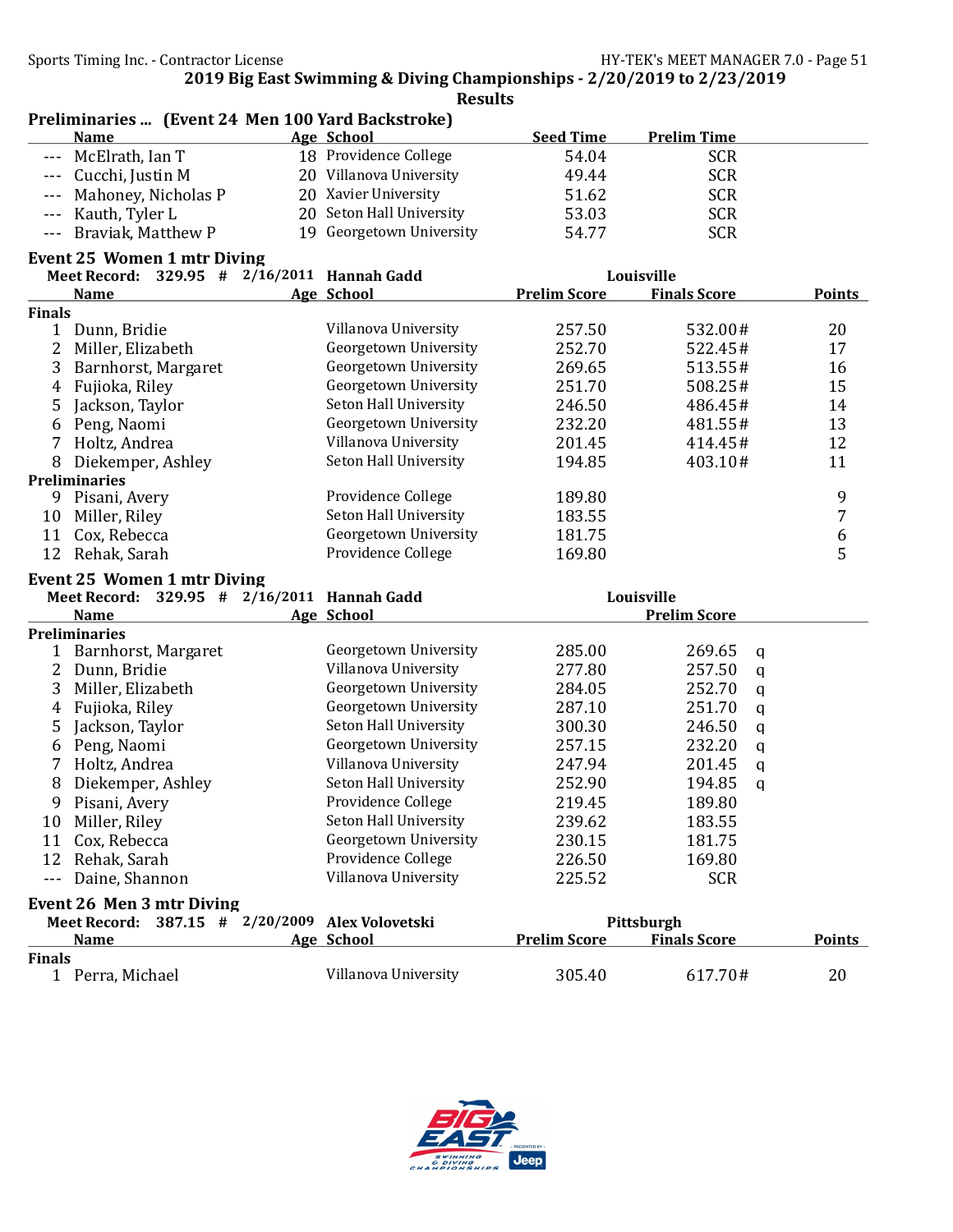## Results

### Preliminaries ... (Event 24 Men 100 Yard Backstroke)

| | Name | Age | School | Seed Time | Prelim Time |
|---|---|---|---|---|---|
| --- | McElrath, Ian T | 18 | Providence College | 54.04 | SCR |
| --- | Cucchi, Justin M | 20 | Villanova University | 49.44 | SCR |
| --- | Mahoney, Nicholas P | 20 | Xavier University | 51.62 | SCR |
| --- | Kauth, Tyler L | 20 | Seton Hall University | 53.03 | SCR |
| --- | Braviak, Matthew P | 19 | Georgetown University | 54.77 | SCR |

### Event 25 Women 1 mtr Diving

Meet Record: 329.95 # 2/16/2011 Hannah Gadd Louisville

| | Name | Age | School | Prelim Score | Finals Score | Points |
|---|---|---|---|---|---|---|
| **Finals** | | | | | | |
| 1 | Dunn, Bridie | | Villanova University | 257.50 | 532.00# | 20 |
| 2 | Miller, Elizabeth | | Georgetown University | 252.70 | 522.45# | 17 |
| 3 | Barnhorst, Margaret | | Georgetown University | 269.65 | 513.55# | 16 |
| 4 | Fujioka, Riley | | Georgetown University | 251.70 | 508.25# | 15 |
| 5 | Jackson, Taylor | | Seton Hall University | 246.50 | 486.45# | 14 |
| 6 | Peng, Naomi | | Georgetown University | 232.20 | 481.55# | 13 |
| 7 | Holtz, Andrea | | Villanova University | 201.45 | 414.45# | 12 |
| 8 | Diekemper, Ashley | | Seton Hall University | 194.85 | 403.10# | 11 |
| **Preliminaries** | | | | | | |
| 9 | Pisani, Avery | | Providence College | 189.80 | | 9 |
| 10 | Miller, Riley | | Seton Hall University | 183.55 | | 7 |
| 11 | Cox, Rebecca | | Georgetown University | 181.75 | | 6 |
| 12 | Rehak, Sarah | | Providence College | 169.80 | | 5 |

### Event 25 Women 1 mtr Diving

Meet Record: 329.95 # 2/16/2011 Hannah Gadd Louisville

| | Name | Age | School | | Prelim Score | |
|---|---|---|---|---|---|---|
| **Preliminaries** | | | | | | |
| 1 | Barnhorst, Margaret | | Georgetown University | 285.00 | 269.65 | q |
| 2 | Dunn, Bridie | | Villanova University | 277.80 | 257.50 | q |
| 3 | Miller, Elizabeth | | Georgetown University | 284.05 | 252.70 | q |
| 4 | Fujioka, Riley | | Georgetown University | 287.10 | 251.70 | q |
| 5 | Jackson, Taylor | | Seton Hall University | 300.30 | 246.50 | q |
| 6 | Peng, Naomi | | Georgetown University | 257.15 | 232.20 | q |
| 7 | Holtz, Andrea | | Villanova University | 247.94 | 201.45 | q |
| 8 | Diekemper, Ashley | | Seton Hall University | 252.90 | 194.85 | q |
| 9 | Pisani, Avery | | Providence College | 219.45 | 189.80 | |
| 10 | Miller, Riley | | Seton Hall University | 239.62 | 183.55 | |
| 11 | Cox, Rebecca | | Georgetown University | 230.15 | 181.75 | |
| 12 | Rehak, Sarah | | Providence College | 226.50 | 169.80 | |
| --- | Daine, Shannon | | Villanova University | 225.52 | SCR | |

### Event 26 Men 3 mtr Diving

Meet Record: 387.15 # 2/20/2009 Alex Volovetski Pittsburgh

| | Name | Age | School | Prelim Score | Finals Score | Points |
|---|---|---|---|---|---|---|
| **Finals** | | | | | | |
| 1 | Perra, Michael | | Villanova University | 305.40 | 617.70# | 20 |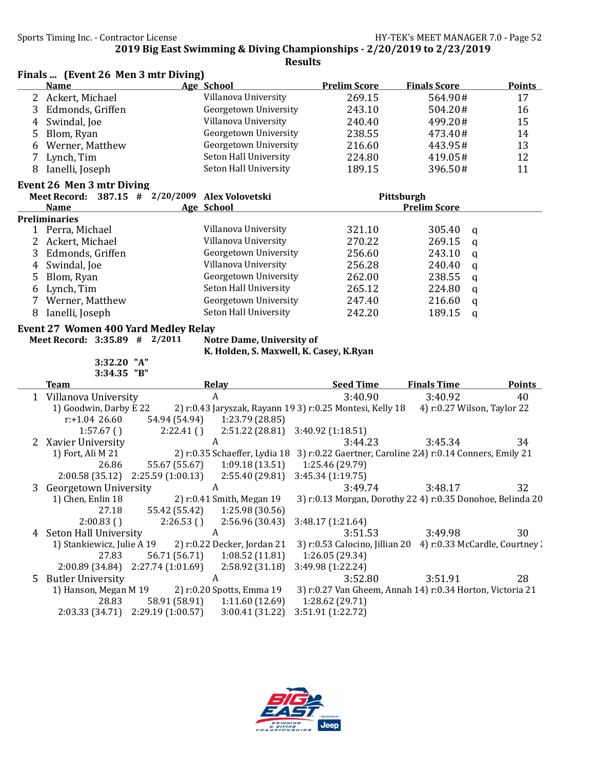### Finals ... (Event 26 Men 3 mtr Diving)

| | Name | Age | School | Prelim Score | Finals Score | Points |
|---|---|---|---|---|---|---|
| 2 | Ackert, Michael | | Villanova University | 269.15 | 564.90# | 17 |
| 3 | Edmonds, Griffen | | Georgetown University | 243.10 | 504.20# | 16 |
| 4 | Swindal, Joe | | Villanova University | 240.40 | 499.20# | 15 |
| 5 | Blom, Ryan | | Georgetown University | 238.55 | 473.40# | 14 |
| 6 | Werner, Matthew | | Georgetown University | 216.60 | 443.95# | 13 |
| 7 | Lynch, Tim | | Seton Hall University | 224.80 | 419.05# | 12 |
| 8 | Ianelli, Joseph | | Seton Hall University | 189.15 | 396.50# | 11 |

### Event 26 Men 3 mtr Diving

**Meet Record: 387.15 # 2/20/2009 Alex Volovetski Pittsburgh**

**Preliminaries**

| | Name | Age | School | | Prelim Score | |
|---|---|---|---|---|---|---|
| 1 | Perra, Michael | | Villanova University | 321.10 | 305.40 | q |
| 2 | Ackert, Michael | | Villanova University | 270.22 | 269.15 | q |
| 3 | Edmonds, Griffen | | Georgetown University | 256.60 | 243.10 | q |
| 4 | Swindal, Joe | | Villanova University | 256.28 | 240.40 | q |
| 5 | Blom, Ryan | | Georgetown University | 262.00 | 238.55 | q |
| 6 | Lynch, Tim | | Seton Hall University | 265.12 | 224.80 | q |
| 7 | Werner, Matthew | | Georgetown University | 247.40 | 216.60 | q |
| 8 | Ianelli, Joseph | | Seton Hall University | 242.20 | 189.15 | q |

### Event 27 Women 400 Yard Medley Relay

**Meet Record: 3:35.89 # 2/2011 Notre Dame, University of**
**K. Holden, S. Maxwell, K. Casey, K.Ryan**

3:32.20 "A"
3:34.35 "B"

| | Team | Relay | Seed Time | Finals Time | Points |
|---|---|---|---|---|---|
| 1 | Villanova University | A | 3:40.90 | 3:40.92 | 40 |
| 2 | Xavier University | A | 3:44.23 | 3:45.34 | 34 |
| 3 | Georgetown University | A | 3:49.74 | 3:48.17 | 32 |
| 4 | Seton Hall University | A | 3:51.53 | 3:49.98 | 30 |
| 5 | Butler University | A | 3:52.80 | 3:51.91 | 28 |

**1 Villanova University**
1) Goodwin, Darby E 22 2) r:0.43 Jaryszak, Rayann 19 3) r:0.25 Montesi, Kelly 18 4) r:0.27 Wilson, Taylor 22
r:+1.04 26.60 54.94 (54.94) 1:23.79 (28.85)
1:57.67 ( ) 2:22.41 ( ) 2:51.22 (28.81) 3:40.92 (1:18.51)

**2 Xavier University**
1) Fort, Ali M 21 2) r:0.35 Schaeffer, Lydia 18 3) r:0.22 Gaertner, Caroline 21 4) r:0.14 Conners, Emily 21
26.86 55.67 (55.67) 1:09.18 (13.51) 1:25.46 (29.79)
2:00.58 (35.12) 2:25.59 (1:00.13) 2:55.40 (29.81) 3:45.34 (1:19.75)

**3 Georgetown University**
1) Chen, Enlin 18 2) r:0.41 Smith, Megan 19 3) r:0.13 Morgan, Dorothy 22 4) r:0.35 Donohoe, Belinda 20
27.18 55.42 (55.42) 1:25.98 (30.56)
2:00.83 ( ) 2:26.53 ( ) 2:56.96 (30.43) 3:48.17 (1:21.64)

**4 Seton Hall University**
1) Stankiewicz, Julie A 19 2) r:0.22 Decker, Jordan 21 3) r:0.53 Calocino, Jillian 20 4) r:0.33 McCardle, Courtney 2
27.83 56.71 (56.71) 1:08.52 (11.81) 1:26.05 (29.34)
2:00.89 (34.84) 2:27.74 (1:01.69) 2:58.92 (31.18) 3:49.98 (1:22.24)

**5 Butler University**
1) Hanson, Megan M 19 2) r:0.20 Spotts, Emma 19 3) r:0.27 Van Gheem, Annah 1 4) r:0.34 Horton, Victoria 21
28.83 58.91 (58.91) 1:11.60 (12.69) 1:28.62 (29.71)
2:03.33 (34.71) 2:29.19 (1:00.57) 3:00.41 (31.22) 3:51.91 (1:22.72)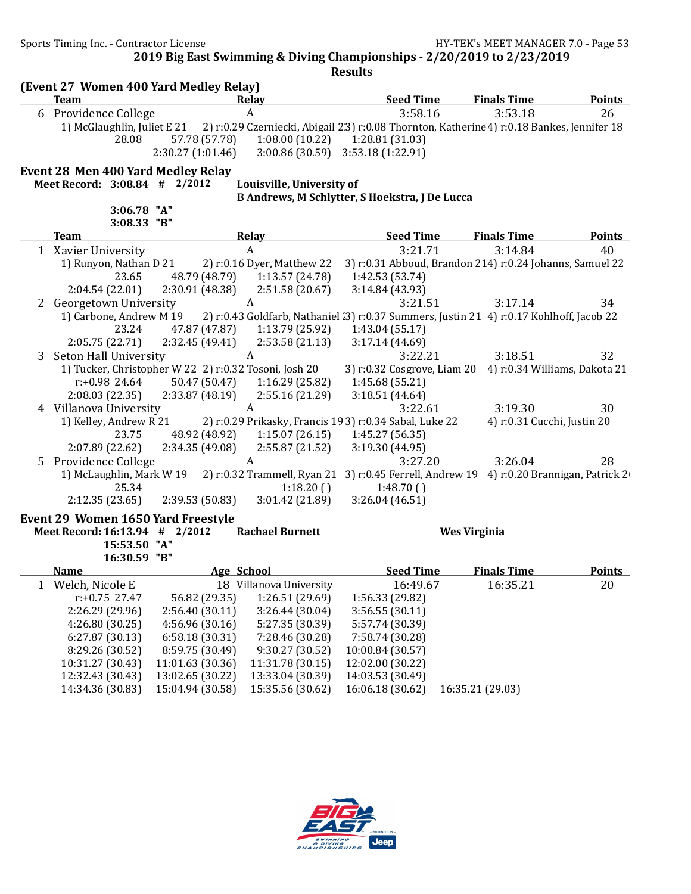2019 Big East Swimming & Diving Championships - 2/20/2019 to 2/23/2019

Results

## (Event 27 Women 400 Yard Medley Relay)

| | Team | Relay | Seed Time | Finals Time | Points |
|---|---|---|---|---|---|
| 6 | Providence College | A | 3:58.16 | 3:53.18 | 26 |

1) McGlaughlin, Juliet E 21 2) r:0.29 Czerniecki, Abigail 23 3) r:0.08 Thornton, Katherine 4) r:0.18 Bankes, Jennifer 18

28.08 57.78 (57.78) 1:08.00 (10.22) 1:28.81 (31.03)
2:30.27 (1:01.46) 3:00.86 (30.59) 3:53.18 (1:22.91)

## Event 28 Men 400 Yard Medley Relay

**Meet Record: 3:08.84 # 2/2012 Louisville, University of**
**B Andrews, M Schlytter, S Hoekstra, J De Lucca**

**3:06.78 "A"**
**3:08.33 "B"**

| | Team | Relay | Seed Time | Finals Time | Points |
|---|---|---|---|---|---|
| 1 | Xavier University | A | 3:21.71 | 3:14.84 | 40 |

1) Runyon, Nathan D 21 2) r:0.16 Dyer, Matthew 22 3) r:0.31 Abboud, Brandon 21 4) r:0.24 Johanns, Samuel 22

23.65 48.79 (48.79) 1:13.57 (24.78) 1:42.53 (53.74)
2:04.54 (22.01) 2:30.91 (48.38) 2:51.58 (20.67) 3:14.84 (43.93)

| | Team | Relay | Seed Time | Finals Time | Points |
|---|---|---|---|---|---|
| 2 | Georgetown University | A | 3:21.51 | 3:17.14 | 34 |

1) Carbone, Andrew M 19 2) r:0.43 Goldfarb, Nathaniel 23 3) r:0.37 Summers, Justin 21 4) r:0.17 Kohlhoff, Jacob 22

23.24 47.87 (47.87) 1:13.79 (25.92) 1:43.04 (55.17)
2:05.75 (22.71) 2:32.45 (49.41) 2:53.58 (21.13) 3:17.14 (44.69)

| | Team | Relay | Seed Time | Finals Time | Points |
|---|---|---|---|---|---|
| 3 | Seton Hall University | A | 3:22.21 | 3:18.51 | 32 |

1) Tucker, Christopher W 22 2) r:0.32 Tosoni, Josh 20 3) r:0.32 Cosgrove, Liam 20 4) r:0.34 Williams, Dakota 21

r:+0.98 24.64 50.47 (50.47) 1:16.29 (25.82) 1:45.68 (55.21)
2:08.03 (22.35) 2:33.87 (48.19) 2:55.16 (21.29) 3:18.51 (44.64)

| | Team | Relay | Seed Time | Finals Time | Points |
|---|---|---|---|---|---|
| 4 | Villanova University | A | 3:22.61 | 3:19.30 | 30 |

1) Kelley, Andrew R 21 2) r:0.29 Prikasky, Francis 19 3) r:0.34 Sabal, Luke 22 4) r:0.31 Cucchi, Justin 20

23.75 48.92 (48.92) 1:15.07 (26.15) 1:45.27 (56.35)
2:07.89 (22.62) 2:34.35 (49.08) 2:55.87 (21.52) 3:19.30 (44.95)

| | Team | Relay | Seed Time | Finals Time | Points |
|---|---|---|---|---|---|
| 5 | Providence College | A | 3:27.20 | 3:26.04 | 28 |

1) McLaughlin, Mark W 19 2) r:0.32 Trammell, Ryan 21 3) r:0.45 Ferrell, Andrew 19 4) r:0.20 Brannigan, Patrick 2

25.34 1:18.20 () 1:48.70 ()
2:12.35 (23.65) 2:39.53 (50.83) 3:01.42 (21.89) 3:26.04 (46.51)

## Event 29 Women 1650 Yard Freestyle

**Meet Record: 16:13.94 # 2/2012 Rachael Burnett Wes Virginia**

**15:53.50 "A"**
**16:30.59 "B"**

| | Name | Age | School | Seed Time | Finals Time | Points |
|---|---|---|---|---|---|---|
| 1 | Welch, Nicole E | 18 | Villanova University | 16:49.67 | 16:35.21 | 20 |

r:+0.75 27.47 56.82 (29.35) 1:26.51 (29.69) 1:56.33 (29.82)
2:26.29 (29.96) 2:56.40 (30.11) 3:26.44 (30.04) 3:56.55 (30.11)
4:26.80 (30.25) 4:56.96 (30.16) 5:27.35 (30.39) 5:57.74 (30.39)
6:27.87 (30.13) 6:58.18 (30.31) 7:28.46 (30.28) 7:58.74 (30.28)
8:29.26 (30.52) 8:59.75 (30.49) 9:30.27 (30.52) 10:00.84 (30.57)
10:31.27 (30.43) 11:01.63 (30.36) 11:31.78 (30.15) 12:02.00 (30.22)
12:32.43 (30.43) 13:02.65 (30.22) 13:33.04 (30.39) 14:03.53 (30.49)
14:34.36 (30.83) 15:04.94 (30.58) 15:35.56 (30.62) 16:06.18 (30.62) 16:35.21 (29.03)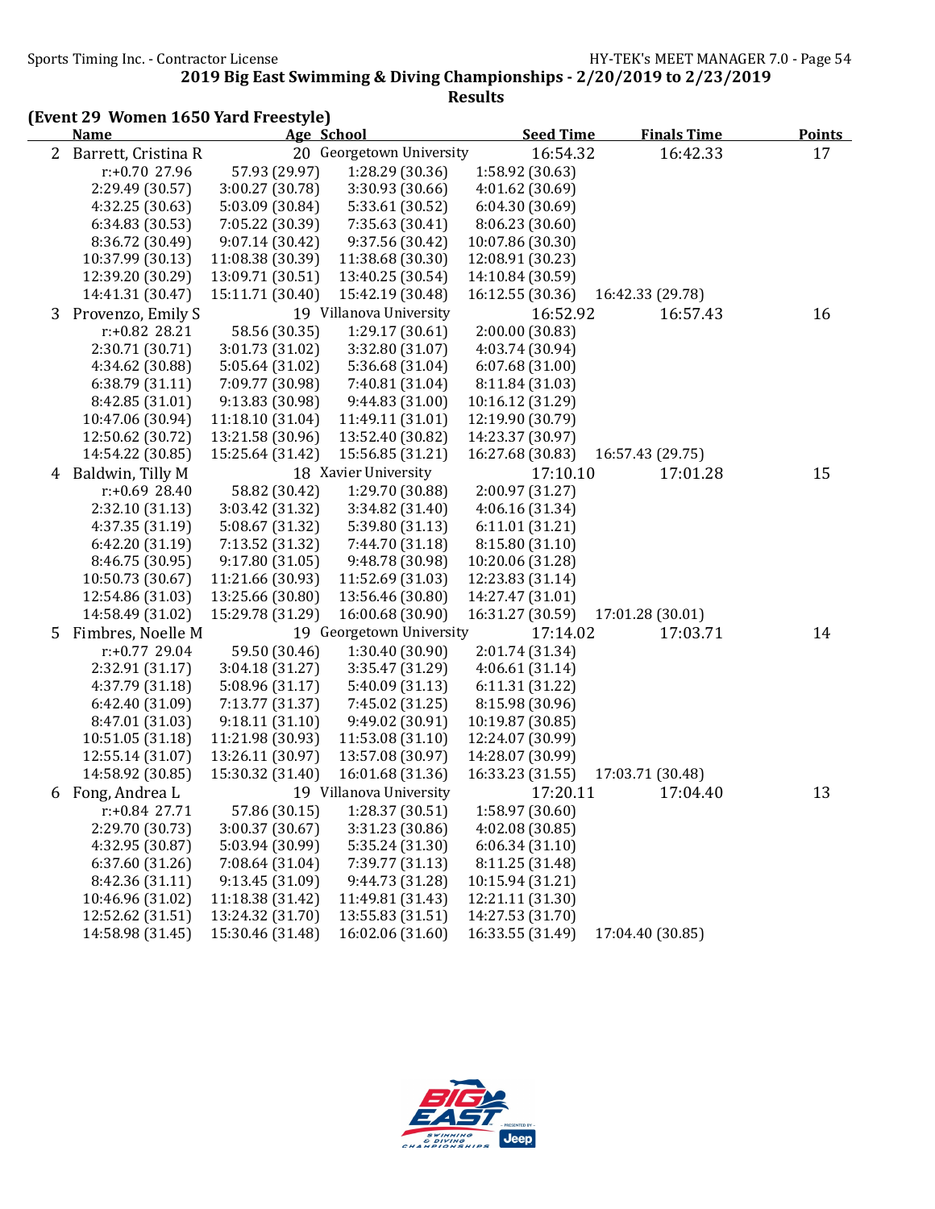**2019 Big East Swimming & Diving Championships - 2/20/2019 to 2/23/2019**

**Results**

**(Event 29 Women 1650 Yard Freestyle)**

| | Name | Age | School | Seed Time | Finals Time | Points |
|---|---|---|---|---|---|---|
| 2 | Barrett, Cristina R | 20 | Georgetown University | 16:54.32 | 16:42.33 | 17 |
| | r:+0.70 27.96 | 57.93 (29.97) | 1:28.29 (30.36) | 1:58.92 (30.63) | | |
| | 2:29.49 (30.57) | 3:00.27 (30.78) | 3:30.93 (30.66) | 4:01.62 (30.69) | | |
| | 4:32.25 (30.63) | 5:03.09 (30.84) | 5:33.61 (30.52) | 6:04.30 (30.69) | | |
| | 6:34.83 (30.53) | 7:05.22 (30.39) | 7:35.63 (30.41) | 8:06.23 (30.60) | | |
| | 8:36.72 (30.49) | 9:07.14 (30.42) | 9:37.56 (30.42) | 10:07.86 (30.30) | | |
| | 10:37.99 (30.13) | 11:08.38 (30.39) | 11:38.68 (30.30) | 12:08.91 (30.23) | | |
| | 12:39.20 (30.29) | 13:09.71 (30.51) | 13:40.25 (30.54) | 14:10.84 (30.59) | | |
| | 14:41.31 (30.47) | 15:11.71 (30.40) | 15:42.19 (30.48) | 16:12.55 (30.36) | 16:42.33 (29.78) | |
| 3 | Provenzo, Emily S | 19 | Villanova University | 16:52.92 | 16:57.43 | 16 |
| | r:+0.82 28.21 | 58.56 (30.35) | 1:29.17 (30.61) | 2:00.00 (30.83) | | |
| | 2:30.71 (30.71) | 3:01.73 (31.02) | 3:32.80 (31.07) | 4:03.74 (30.94) | | |
| | 4:34.62 (30.88) | 5:05.64 (31.02) | 5:36.68 (31.04) | 6:07.68 (31.00) | | |
| | 6:38.79 (31.11) | 7:09.77 (30.98) | 7:40.81 (31.04) | 8:11.84 (31.03) | | |
| | 8:42.85 (31.01) | 9:13.83 (30.98) | 9:44.83 (31.00) | 10:16.12 (31.29) | | |
| | 10:47.06 (30.94) | 11:18.10 (31.04) | 11:49.11 (31.01) | 12:19.90 (30.79) | | |
| | 12:50.62 (30.72) | 13:21.58 (30.96) | 13:52.40 (30.82) | 14:23.37 (30.97) | | |
| | 14:54.22 (30.85) | 15:25.64 (31.42) | 15:56.85 (31.21) | 16:27.68 (30.83) | 16:57.43 (29.75) | |
| 4 | Baldwin, Tilly M | 18 | Xavier University | 17:10.10 | 17:01.28 | 15 |
| | r:+0.69 28.40 | 58.82 (30.42) | 1:29.70 (30.88) | 2:00.97 (31.27) | | |
| | 2:32.10 (31.13) | 3:03.42 (31.32) | 3:34.82 (31.40) | 4:06.16 (31.34) | | |
| | 4:37.35 (31.19) | 5:08.67 (31.32) | 5:39.80 (31.13) | 6:11.01 (31.21) | | |
| | 6:42.20 (31.19) | 7:13.52 (31.32) | 7:44.70 (31.18) | 8:15.80 (31.10) | | |
| | 8:46.75 (30.95) | 9:17.80 (31.05) | 9:48.78 (30.98) | 10:20.06 (31.28) | | |
| | 10:50.73 (30.67) | 11:21.66 (30.93) | 11:52.69 (31.03) | 12:23.83 (31.14) | | |
| | 12:54.86 (31.03) | 13:25.66 (30.80) | 13:56.46 (30.80) | 14:27.47 (31.01) | | |
| | 14:58.49 (31.02) | 15:29.78 (31.29) | 16:00.68 (30.90) | 16:31.27 (30.59) | 17:01.28 (30.01) | |
| 5 | Fimbres, Noelle M | 19 | Georgetown University | 17:14.02 | 17:03.71 | 14 |
| | r:+0.77 29.04 | 59.50 (30.46) | 1:30.40 (30.90) | 2:01.74 (31.34) | | |
| | 2:32.91 (31.17) | 3:04.18 (31.27) | 3:35.47 (31.29) | 4:06.61 (31.14) | | |
| | 4:37.79 (31.18) | 5:08.96 (31.17) | 5:40.09 (31.13) | 6:11.31 (31.22) | | |
| | 6:42.40 (31.09) | 7:13.77 (31.37) | 7:45.02 (31.25) | 8:15.98 (30.96) | | |
| | 8:47.01 (31.03) | 9:18.11 (31.10) | 9:49.02 (30.91) | 10:19.87 (30.85) | | |
| | 10:51.05 (31.18) | 11:21.98 (30.93) | 11:53.08 (31.10) | 12:24.07 (30.99) | | |
| | 12:55.14 (31.07) | 13:26.11 (30.97) | 13:57.08 (30.97) | 14:28.07 (30.99) | | |
| | 14:58.92 (30.85) | 15:30.32 (31.40) | 16:01.68 (31.36) | 16:33.23 (31.55) | 17:03.71 (30.48) | |
| 6 | Fong, Andrea L | 19 | Villanova University | 17:20.11 | 17:04.40 | 13 |
| | r:+0.84 27.71 | 57.86 (30.15) | 1:28.37 (30.51) | 1:58.97 (30.60) | | |
| | 2:29.70 (30.73) | 3:00.37 (30.67) | 3:31.23 (30.86) | 4:02.08 (30.85) | | |
| | 4:32.95 (30.87) | 5:03.94 (30.99) | 5:35.24 (31.30) | 6:06.34 (31.10) | | |
| | 6:37.60 (31.26) | 7:08.64 (31.04) | 7:39.77 (31.13) | 8:11.25 (31.48) | | |
| | 8:42.36 (31.11) | 9:13.45 (31.09) | 9:44.73 (31.28) | 10:15.94 (31.21) | | |
| | 10:46.96 (31.02) | 11:18.38 (31.42) | 11:49.81 (31.43) | 12:21.11 (31.30) | | |
| | 12:52.62 (31.51) | 13:24.32 (31.70) | 13:55.83 (31.51) | 14:27.53 (31.70) | | |
| | 14:58.98 (31.45) | 15:30.46 (31.48) | 16:02.06 (31.60) | 16:33.55 (31.49) | 17:04.40 (30.85) | |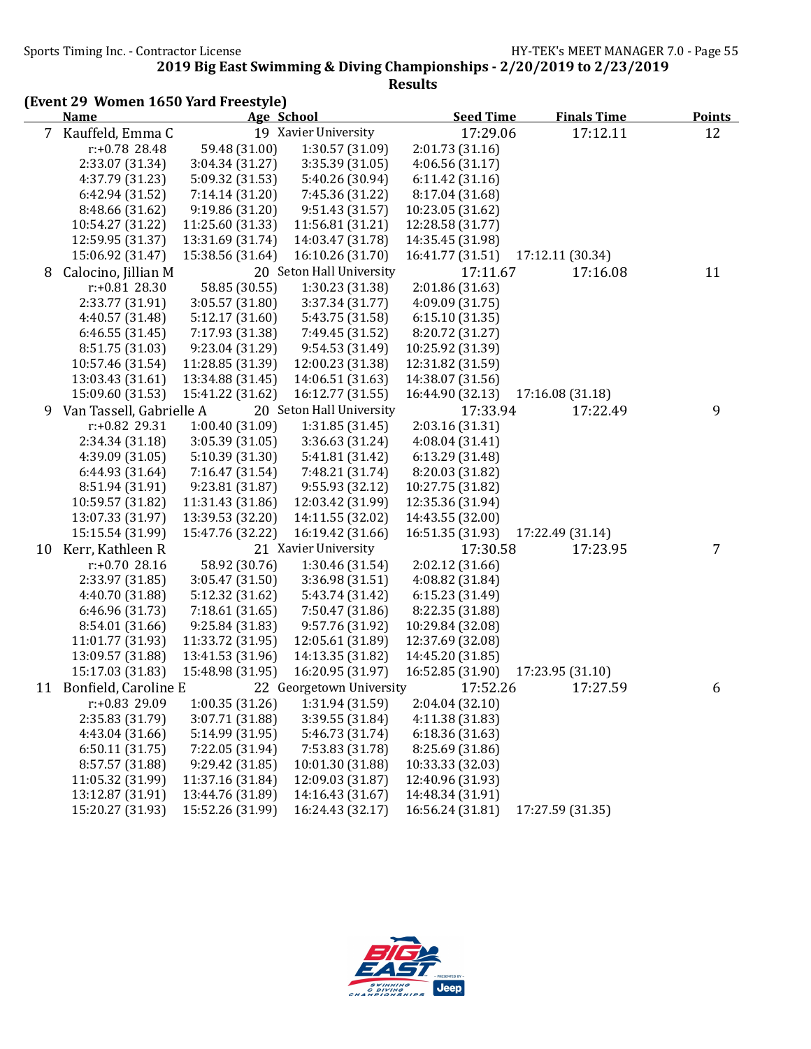2019 Big East Swimming & Diving Championships - 2/20/2019 to 2/23/2019

Results

**(Event 29 Women 1650 Yard Freestyle)**

| | Name | Age | School | Seed Time | Finals Time | Points |
|---|---|---|---|---|---|---|
| 7 | Kauffeld, Emma C | 19 | Xavier University | 17:29.06 | 17:12.11 | 12 |
| | r:+0.78 28.48 | 59.48 (31.00) | 1:30.57 (31.09) | 2:01.73 (31.16) | | |
| | 2:33.07 (31.34) | 3:04.34 (31.27) | 3:35.39 (31.05) | 4:06.56 (31.17) | | |
| | 4:37.79 (31.23) | 5:09.32 (31.53) | 5:40.26 (30.94) | 6:11.42 (31.16) | | |
| | 6:42.94 (31.52) | 7:14.14 (31.20) | 7:45.36 (31.22) | 8:17.04 (31.68) | | |
| | 8:48.66 (31.62) | 9:19.86 (31.20) | 9:51.43 (31.57) | 10:23.05 (31.62) | | |
| | 10:54.27 (31.22) | 11:25.60 (31.33) | 11:56.81 (31.21) | 12:28.58 (31.77) | | |
| | 12:59.95 (31.37) | 13:31.69 (31.74) | 14:03.47 (31.78) | 14:35.45 (31.98) | | |
| | 15:06.92 (31.47) | 15:38.56 (31.64) | 16:10.26 (31.70) | 16:41.77 (31.51) | 17:12.11 (30.34) | |
| 8 | Calocino, Jillian M | 20 | Seton Hall University | 17:11.67 | 17:16.08 | 11 |
| | r:+0.81 28.30 | 58.85 (30.55) | 1:30.23 (31.38) | 2:01.86 (31.63) | | |
| | 2:33.77 (31.91) | 3:05.57 (31.80) | 3:37.34 (31.77) | 4:09.09 (31.75) | | |
| | 4:40.57 (31.48) | 5:12.17 (31.60) | 5:43.75 (31.58) | 6:15.10 (31.35) | | |
| | 6:46.55 (31.45) | 7:17.93 (31.38) | 7:49.45 (31.52) | 8:20.72 (31.27) | | |
| | 8:51.75 (31.03) | 9:23.04 (31.29) | 9:54.53 (31.49) | 10:25.92 (31.39) | | |
| | 10:57.46 (31.54) | 11:28.85 (31.39) | 12:00.23 (31.38) | 12:31.82 (31.59) | | |
| | 13:03.43 (31.61) | 13:34.88 (31.45) | 14:06.51 (31.63) | 14:38.07 (31.56) | | |
| | 15:09.60 (31.53) | 15:41.22 (31.62) | 16:12.77 (31.55) | 16:44.90 (32.13) | 17:16.08 (31.18) | |
| 9 | Van Tassell, Gabrielle A | 20 | Seton Hall University | 17:33.94 | 17:22.49 | 9 |
| | r:+0.82 29.31 | 1:00.40 (31.09) | 1:31.85 (31.45) | 2:03.16 (31.31) | | |
| | 2:34.34 (31.18) | 3:05.39 (31.05) | 3:36.63 (31.24) | 4:08.04 (31.41) | | |
| | 4:39.09 (31.05) | 5:10.39 (31.30) | 5:41.81 (31.42) | 6:13.29 (31.48) | | |
| | 6:44.93 (31.64) | 7:16.47 (31.54) | 7:48.21 (31.74) | 8:20.03 (31.82) | | |
| | 8:51.94 (31.91) | 9:23.81 (31.87) | 9:55.93 (32.12) | 10:27.75 (31.82) | | |
| | 10:59.57 (31.82) | 11:31.43 (31.86) | 12:03.42 (31.99) | 12:35.36 (31.94) | | |
| | 13:07.33 (31.97) | 13:39.53 (32.20) | 14:11.55 (32.02) | 14:43.55 (32.00) | | |
| | 15:15.54 (31.99) | 15:47.76 (32.22) | 16:19.42 (31.66) | 16:51.35 (31.93) | 17:22.49 (31.14) | |
| 10 | Kerr, Kathleen R | 21 | Xavier University | 17:30.58 | 17:23.95 | 7 |
| | r:+0.70 28.16 | 58.92 (30.76) | 1:30.46 (31.54) | 2:02.12 (31.66) | | |
| | 2:33.97 (31.85) | 3:05.47 (31.50) | 3:36.98 (31.51) | 4:08.82 (31.84) | | |
| | 4:40.70 (31.88) | 5:12.32 (31.62) | 5:43.74 (31.42) | 6:15.23 (31.49) | | |
| | 6:46.96 (31.73) | 7:18.61 (31.65) | 7:50.47 (31.86) | 8:22.35 (31.88) | | |
| | 8:54.01 (31.66) | 9:25.84 (31.83) | 9:57.76 (31.92) | 10:29.84 (32.08) | | |
| | 11:01.77 (31.93) | 11:33.72 (31.95) | 12:05.61 (31.89) | 12:37.69 (32.08) | | |
| | 13:09.57 (31.88) | 13:41.53 (31.96) | 14:13.35 (31.82) | 14:45.20 (31.85) | | |
| | 15:17.03 (31.83) | 15:48.98 (31.95) | 16:20.95 (31.97) | 16:52.85 (31.90) | 17:23.95 (31.10) | |
| 11 | Bonfield, Caroline E | 22 | Georgetown University | 17:52.26 | 17:27.59 | 6 |
| | r:+0.83 29.09 | 1:00.35 (31.26) | 1:31.94 (31.59) | 2:04.04 (32.10) | | |
| | 2:35.83 (31.79) | 3:07.71 (31.88) | 3:39.55 (31.84) | 4:11.38 (31.83) | | |
| | 4:43.04 (31.66) | 5:14.99 (31.95) | 5:46.73 (31.74) | 6:18.36 (31.63) | | |
| | 6:50.11 (31.75) | 7:22.05 (31.94) | 7:53.83 (31.78) | 8:25.69 (31.86) | | |
| | 8:57.57 (31.88) | 9:29.42 (31.85) | 10:01.30 (31.88) | 10:33.33 (32.03) | | |
| | 11:05.32 (31.99) | 11:37.16 (31.84) | 12:09.03 (31.87) | 12:40.96 (31.93) | | |
| | 13:12.87 (31.91) | 13:44.76 (31.89) | 14:16.43 (31.67) | 14:48.34 (31.91) | | |
| | 15:20.27 (31.93) | 15:52.26 (31.99) | 16:24.43 (32.17) | 16:56.24 (31.81) | 17:27.59 (31.35) | |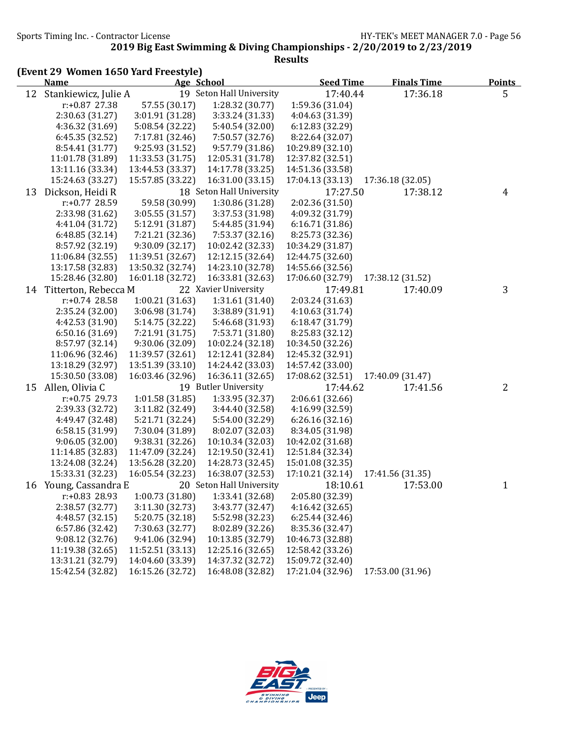**2019 Big East Swimming & Diving Championships - 2/20/2019 to 2/23/2019**

**Results**

## (Event 29 Women 1650 Yard Freestyle)

| | Name | Age | School | Seed Time | Finals Time | Points |
|---|---|---|---|---|---|---|
| 12 | Stankiewicz, Julie A | 19 | Seton Hall University | 17:40.44 | 17:36.18 | 5 |

r:+0.87 27.38 | 57.55 (30.17) | 1:28.32 (30.77) | 1:59.36 (31.04)
2:30.63 (31.27) | 3:01.91 (31.28) | 3:33.24 (31.33) | 4:04.63 (31.39)
4:36.32 (31.69) | 5:08.54 (32.22) | 5:40.54 (32.00) | 6:12.83 (32.29)
6:45.35 (32.52) | 7:17.81 (32.46) | 7:50.57 (32.76) | 8:22.64 (32.07)
8:54.41 (31.77) | 9:25.93 (31.52) | 9:57.79 (31.86) | 10:29.89 (32.10)
11:01.78 (31.89) | 11:33.53 (31.75) | 12:05.31 (31.78) | 12:37.82 (32.51)
13:11.16 (33.34) | 13:44.53 (33.37) | 14:17.78 (33.25) | 14:51.36 (33.58)
15:24.63 (33.27) | 15:57.85 (33.22) | 16:31.00 (33.15) | 17:04.13 (33.13) | 17:36.18 (32.05)

| | Name | Age | School | Seed Time | Finals Time | Points |
|---|---|---|---|---|---|---|
| 13 | Dickson, Heidi R | 18 | Seton Hall University | 17:27.50 | 17:38.12 | 4 |

r:+0.77 28.59 | 59.58 (30.99) | 1:30.86 (31.28) | 2:02.36 (31.50)
2:33.98 (31.62) | 3:05.55 (31.57) | 3:37.53 (31.98) | 4:09.32 (31.79)
4:41.04 (31.72) | 5:12.91 (31.87) | 5:44.85 (31.94) | 6:16.71 (31.86)
6:48.85 (32.14) | 7:21.21 (32.36) | 7:53.37 (32.16) | 8:25.73 (32.36)
8:57.92 (32.19) | 9:30.09 (32.17) | 10:02.42 (32.33) | 10:34.29 (31.87)
11:06.84 (32.55) | 11:39.51 (32.67) | 12:12.15 (32.64) | 12:44.75 (32.60)
13:17.58 (32.83) | 13:50.32 (32.74) | 14:23.10 (32.78) | 14:55.66 (32.56)
15:28.46 (32.80) | 16:01.18 (32.72) | 16:33.81 (32.63) | 17:06.60 (32.79) | 17:38.12 (31.52)

| | Name | Age | School | Seed Time | Finals Time | Points |
|---|---|---|---|---|---|---|
| 14 | Titterton, Rebecca M | 22 | Xavier University | 17:49.81 | 17:40.09 | 3 |

r:+0.74 28.58 | 1:00.21 (31.63) | 1:31.61 (31.40) | 2:03.24 (31.63)
2:35.24 (32.00) | 3:06.98 (31.74) | 3:38.89 (31.91) | 4:10.63 (31.74)
4:42.53 (31.90) | 5:14.75 (32.22) | 5:46.68 (31.93) | 6:18.47 (31.79)
6:50.16 (31.69) | 7:21.91 (31.75) | 7:53.71 (31.80) | 8:25.83 (32.12)
8:57.97 (32.14) | 9:30.06 (32.09) | 10:02.24 (32.18) | 10:34.50 (32.26)
11:06.96 (32.46) | 11:39.57 (32.61) | 12:12.41 (32.84) | 12:45.32 (32.91)
13:18.29 (32.97) | 13:51.39 (33.10) | 14:24.42 (33.03) | 14:57.42 (33.00)
15:30.50 (33.08) | 16:03.46 (32.96) | 16:36.11 (32.65) | 17:08.62 (32.51) | 17:40.09 (31.47)

| | Name | Age | School | Seed Time | Finals Time | Points |
|---|---|---|---|---|---|---|
| 15 | Allen, Olivia C | 19 | Butler University | 17:44.62 | 17:41.56 | 2 |

r:+0.75 29.73 | 1:01.58 (31.85) | 1:33.95 (32.37) | 2:06.61 (32.66)
2:39.33 (32.72) | 3:11.82 (32.49) | 3:44.40 (32.58) | 4:16.99 (32.59)
4:49.47 (32.48) | 5:21.71 (32.24) | 5:54.00 (32.29) | 6:26.16 (32.16)
6:58.15 (31.99) | 7:30.04 (31.89) | 8:02.07 (32.03) | 8:34.05 (31.98)
9:06.05 (32.00) | 9:38.31 (32.26) | 10:10.34 (32.03) | 10:42.02 (31.68)
11:14.85 (32.83) | 11:47.09 (32.24) | 12:19.50 (32.41) | 12:51.84 (32.34)
13:24.08 (32.24) | 13:56.28 (32.20) | 14:28.73 (32.45) | 15:01.08 (32.35)
15:33.31 (32.23) | 16:05.54 (32.23) | 16:38.07 (32.53) | 17:10.21 (32.14) | 17:41.56 (31.35)

| | Name | Age | School | Seed Time | Finals Time | Points |
|---|---|---|---|---|---|---|
| 16 | Young, Cassandra E | 20 | Seton Hall University | 18:10.61 | 17:53.00 | 1 |

r:+0.83 28.93 | 1:00.73 (31.80) | 1:33.41 (32.68) | 2:05.80 (32.39)
2:38.57 (32.77) | 3:11.30 (32.73) | 3:43.77 (32.47) | 4:16.42 (32.65)
4:48.57 (32.15) | 5:20.75 (32.18) | 5:52.98 (32.23) | 6:25.44 (32.46)
6:57.86 (32.42) | 7:30.63 (32.77) | 8:02.89 (32.26) | 8:35.36 (32.47)
9:08.12 (32.76) | 9:41.06 (32.94) | 10:13.85 (32.79) | 10:46.73 (32.88)
11:19.38 (32.65) | 11:52.51 (33.13) | 12:25.16 (32.65) | 12:58.42 (33.26)
13:31.21 (32.79) | 14:04.60 (33.39) | 14:37.32 (32.72) | 15:09.72 (32.40)
15:42.54 (32.82) | 16:15.26 (32.72) | 16:48.08 (32.82) | 17:21.04 (32.96) | 17:53.00 (31.96)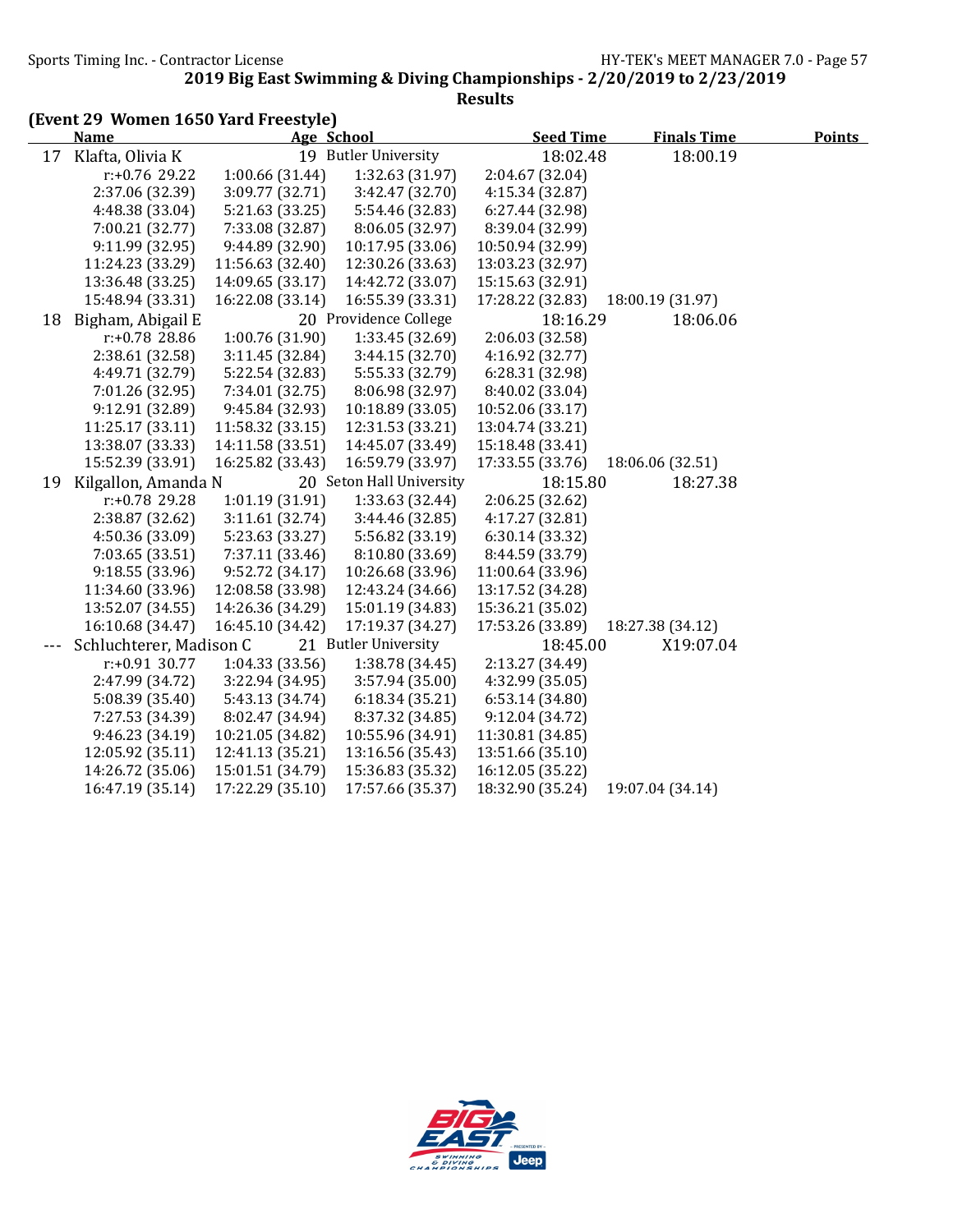## 2019 Big East Swimming & Diving Championships - 2/20/2019 to 2/23/2019

### Results

**(Event 29 Women 1650 Yard Freestyle)**

| | Name | Age | School | Seed Time | Finals Time | Points |
|---|---|---|---|---|---|---|
| 17 | Klafta, Olivia K | 19 | Butler University | 18:02.48 | 18:00.19 | |
| | r:+0.76 29.22 | 1:00.66 (31.44) | 1:32.63 (31.97) | 2:04.67 (32.04) | | |
| | 2:37.06 (32.39) | 3:09.77 (32.71) | 3:42.47 (32.70) | 4:15.34 (32.87) | | |
| | 4:48.38 (33.04) | 5:21.63 (33.25) | 5:54.46 (32.83) | 6:27.44 (32.98) | | |
| | 7:00.21 (32.77) | 7:33.08 (32.87) | 8:06.05 (32.97) | 8:39.04 (32.99) | | |
| | 9:11.99 (32.95) | 9:44.89 (32.90) | 10:17.95 (33.06) | 10:50.94 (32.99) | | |
| | 11:24.23 (33.29) | 11:56.63 (32.40) | 12:30.26 (33.63) | 13:03.23 (32.97) | | |
| | 13:36.48 (33.25) | 14:09.65 (33.17) | 14:42.72 (33.07) | 15:15.63 (32.91) | | |
| | 15:48.94 (33.31) | 16:22.08 (33.14) | 16:55.39 (33.31) | 17:28.22 (32.83) | 18:00.19 (31.97) | |
| 18 | Bigham, Abigail E | 20 | Providence College | 18:16.29 | 18:06.06 | |
| | r:+0.78 28.86 | 1:00.76 (31.90) | 1:33.45 (32.69) | 2:06.03 (32.58) | | |
| | 2:38.61 (32.58) | 3:11.45 (32.84) | 3:44.15 (32.70) | 4:16.92 (32.77) | | |
| | 4:49.71 (32.79) | 5:22.54 (32.83) | 5:55.33 (32.79) | 6:28.31 (32.98) | | |
| | 7:01.26 (32.95) | 7:34.01 (32.75) | 8:06.98 (32.97) | 8:40.02 (33.04) | | |
| | 9:12.91 (32.89) | 9:45.84 (32.93) | 10:18.89 (33.05) | 10:52.06 (33.17) | | |
| | 11:25.17 (33.11) | 11:58.32 (33.15) | 12:31.53 (33.21) | 13:04.74 (33.21) | | |
| | 13:38.07 (33.33) | 14:11.58 (33.51) | 14:45.07 (33.49) | 15:18.48 (33.41) | | |
| | 15:52.39 (33.91) | 16:25.82 (33.43) | 16:59.79 (33.97) | 17:33.55 (33.76) | 18:06.06 (32.51) | |
| 19 | Kilgallon, Amanda N | 20 | Seton Hall University | 18:15.80 | 18:27.38 | |
| | r:+0.78 29.28 | 1:01.19 (31.91) | 1:33.63 (32.44) | 2:06.25 (32.62) | | |
| | 2:38.87 (32.62) | 3:11.61 (32.74) | 3:44.46 (32.85) | 4:17.27 (32.81) | | |
| | 4:50.36 (33.09) | 5:23.63 (33.27) | 5:56.82 (33.19) | 6:30.14 (33.32) | | |
| | 7:03.65 (33.51) | 7:37.11 (33.46) | 8:10.80 (33.69) | 8:44.59 (33.79) | | |
| | 9:18.55 (33.96) | 9:52.72 (34.17) | 10:26.68 (33.96) | 11:00.64 (33.96) | | |
| | 11:34.60 (33.96) | 12:08.58 (33.98) | 12:43.24 (34.66) | 13:17.52 (34.28) | | |
| | 13:52.07 (34.55) | 14:26.36 (34.29) | 15:01.19 (34.83) | 15:36.21 (35.02) | | |
| | 16:10.68 (34.47) | 16:45.10 (34.42) | 17:19.37 (34.27) | 17:53.26 (33.89) | 18:27.38 (34.12) | |
| --- | Schluchterer, Madison C | 21 | Butler University | 18:45.00 | X19:07.04 | |
| | r:+0.91 30.77 | 1:04.33 (33.56) | 1:38.78 (34.45) | 2:13.27 (34.49) | | |
| | 2:47.99 (34.72) | 3:22.94 (34.95) | 3:57.94 (35.00) | 4:32.99 (35.05) | | |
| | 5:08.39 (35.40) | 5:43.13 (34.74) | 6:18.34 (35.21) | 6:53.14 (34.80) | | |
| | 7:27.53 (34.39) | 8:02.47 (34.94) | 8:37.32 (34.85) | 9:12.04 (34.72) | | |
| | 9:46.23 (34.19) | 10:21.05 (34.82) | 10:55.96 (34.91) | 11:30.81 (34.85) | | |
| | 12:05.92 (35.11) | 12:41.13 (35.21) | 13:16.56 (35.43) | 13:51.66 (35.10) | | |
| | 14:26.72 (35.06) | 15:01.51 (34.79) | 15:36.83 (35.32) | 16:12.05 (35.22) | | |
| | 16:47.19 (35.14) | 17:22.29 (35.10) | 17:57.66 (35.37) | 18:32.90 (35.24) | 19:07.04 (34.14) | |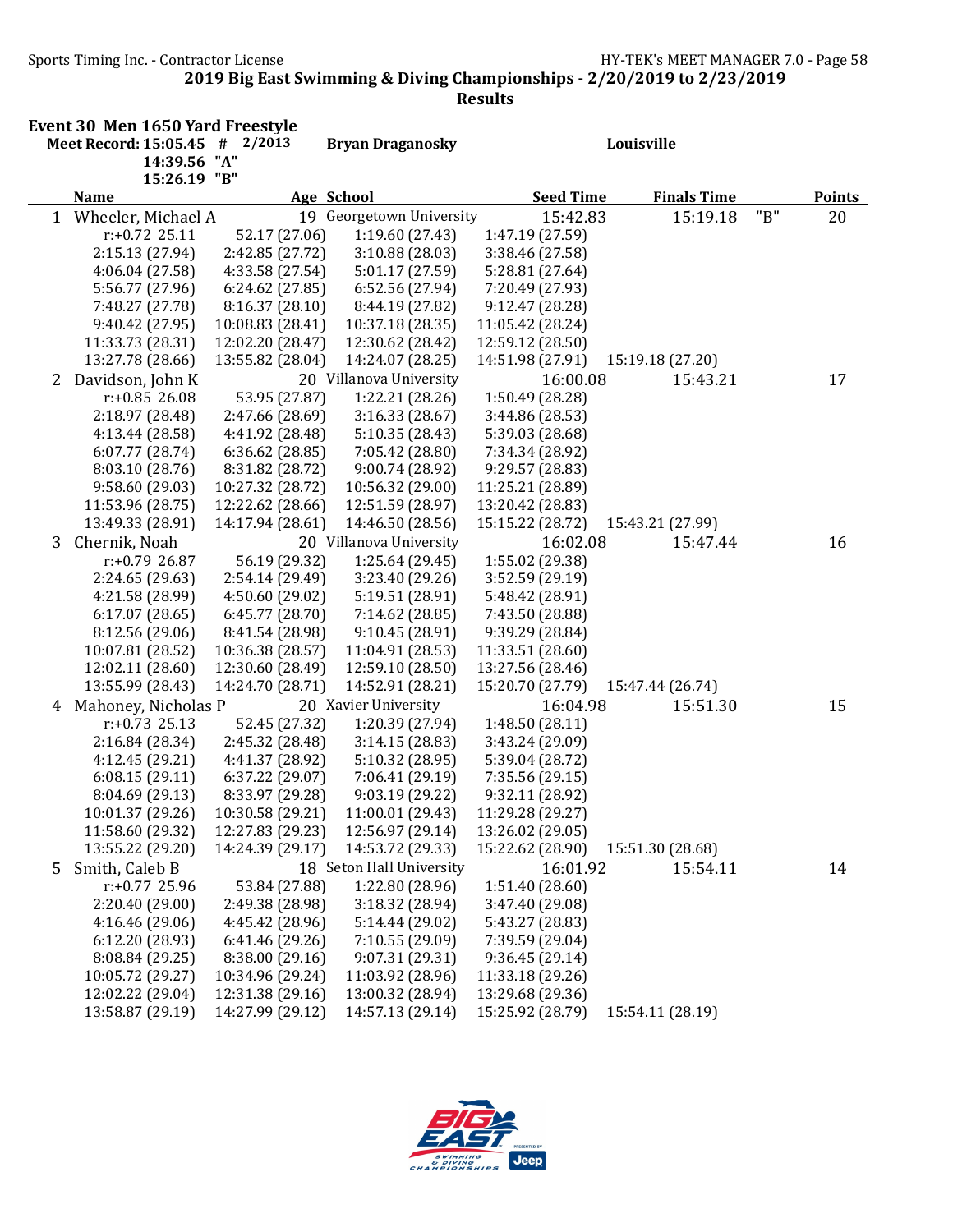## 2019 Big East Swimming & Diving Championships - 2/20/2019 to 2/23/2019

### Results

**Event 30 Men 1650 Yard Freestyle**

Meet Record: 15:05.45 # 2/2013 Bryan Draganosky Louisville
14:39.56 "A"
15:26.19 "B"

| | Name | Age | School | Seed Time | Finals Time | | Points |
|---|---|---|---|---|---|---|---|
| 1 | Wheeler, Michael A | 19 | Georgetown University | 15:42.83 | 15:19.18 | "B" | 20 |

r:+0.72 25.11 | 52.17 (27.06) | 1:19.60 (27.43) | 1:47.19 (27.59)
2:15.13 (27.94) | 2:42.85 (27.72) | 3:10.88 (28.03) | 3:38.46 (27.58)
4:06.04 (27.58) | 4:33.58 (27.54) | 5:01.17 (27.59) | 5:28.81 (27.64)
5:56.77 (27.96) | 6:24.62 (27.85) | 6:52.56 (27.94) | 7:20.49 (27.93)
7:48.27 (27.78) | 8:16.37 (28.10) | 8:44.19 (27.82) | 9:12.47 (28.28)
9:40.42 (27.95) | 10:08.83 (28.41) | 10:37.18 (28.35) | 11:05.42 (28.24)
11:33.73 (28.31) | 12:02.20 (28.47) | 12:30.62 (28.42) | 12:59.12 (28.50)
13:27.78 (28.66) | 13:55.82 (28.04) | 14:24.07 (28.25) | 14:51.98 (27.91) | 15:19.18 (27.20)

| | Name | Age | School | Seed Time | Finals Time | | Points |
|---|---|---|---|---|---|---|---|
| 2 | Davidson, John K | 20 | Villanova University | 16:00.08 | 15:43.21 | | 17 |

r:+0.85 26.08 | 53.95 (27.87) | 1:22.21 (28.26) | 1:50.49 (28.28)
2:18.97 (28.48) | 2:47.66 (28.69) | 3:16.33 (28.67) | 3:44.86 (28.53)
4:13.44 (28.58) | 4:41.92 (28.48) | 5:10.35 (28.43) | 5:39.03 (28.68)
6:07.77 (28.74) | 6:36.62 (28.85) | 7:05.42 (28.80) | 7:34.34 (28.92)
8:03.10 (28.76) | 8:31.82 (28.72) | 9:00.74 (28.92) | 9:29.57 (28.83)
9:58.60 (29.03) | 10:27.32 (28.72) | 10:56.32 (29.00) | 11:25.21 (28.89)
11:53.96 (28.75) | 12:22.62 (28.66) | 12:51.59 (28.97) | 13:20.42 (28.83)
13:49.33 (28.91) | 14:17.94 (28.61) | 14:46.50 (28.56) | 15:15.22 (28.72) | 15:43.21 (27.99)

| | Name | Age | School | Seed Time | Finals Time | | Points |
|---|---|---|---|---|---|---|---|
| 3 | Chernik, Noah | 20 | Villanova University | 16:02.08 | 15:47.44 | | 16 |

r:+0.79 26.87 | 56.19 (29.32) | 1:25.64 (29.45) | 1:55.02 (29.38)
2:24.65 (29.63) | 2:54.14 (29.49) | 3:23.40 (29.26) | 3:52.59 (29.19)
4:21.58 (28.99) | 4:50.60 (29.02) | 5:19.51 (28.91) | 5:48.42 (28.91)
6:17.07 (28.65) | 6:45.77 (28.70) | 7:14.62 (28.85) | 7:43.50 (28.88)
8:12.56 (29.06) | 8:41.54 (28.98) | 9:10.45 (28.91) | 9:39.29 (28.84)
10:07.81 (28.52) | 10:36.38 (28.57) | 11:04.91 (28.53) | 11:33.51 (28.60)
12:02.11 (28.60) | 12:30.60 (28.49) | 12:59.10 (28.50) | 13:27.56 (28.46)
13:55.99 (28.43) | 14:24.70 (28.71) | 14:52.91 (28.21) | 15:20.70 (27.79) | 15:47.44 (26.74)

| | Name | Age | School | Seed Time | Finals Time | | Points |
|---|---|---|---|---|---|---|---|
| 4 | Mahoney, Nicholas P | 20 | Xavier University | 16:04.98 | 15:51.30 | | 15 |

r:+0.73 25.13 | 52.45 (27.32) | 1:20.39 (27.94) | 1:48.50 (28.11)
2:16.84 (28.34) | 2:45.32 (28.48) | 3:14.15 (28.83) | 3:43.24 (29.09)
4:12.45 (29.21) | 4:41.37 (28.92) | 5:10.32 (28.95) | 5:39.04 (28.72)
6:08.15 (29.11) | 6:37.22 (29.07) | 7:06.41 (29.19) | 7:35.56 (29.15)
8:04.69 (29.13) | 8:33.97 (29.28) | 9:03.19 (29.22) | 9:32.11 (28.92)
10:01.37 (29.26) | 10:30.58 (29.21) | 11:00.01 (29.43) | 11:29.28 (29.27)
11:58.60 (29.32) | 12:27.83 (29.23) | 12:56.97 (29.14) | 13:26.02 (29.05)
13:55.22 (29.20) | 14:24.39 (29.17) | 14:53.72 (29.33) | 15:22.62 (28.90) | 15:51.30 (28.68)

| | Name | Age | School | Seed Time | Finals Time | | Points |
|---|---|---|---|---|---|---|---|
| 5 | Smith, Caleb B | 18 | Seton Hall University | 16:01.92 | 15:54.11 | | 14 |

r:+0.77 25.96 | 53.84 (27.88) | 1:22.80 (28.96) | 1:51.40 (28.60)
2:20.40 (29.00) | 2:49.38 (28.98) | 3:18.32 (28.94) | 3:47.40 (29.08)
4:16.46 (29.06) | 4:45.42 (28.96) | 5:14.44 (29.02) | 5:43.27 (28.83)
6:12.20 (28.93) | 6:41.46 (29.26) | 7:10.55 (29.09) | 7:39.59 (29.04)
8:08.84 (29.25) | 8:38.00 (29.16) | 9:07.31 (29.31) | 9:36.45 (29.14)
10:05.72 (29.27) | 10:34.96 (29.24) | 11:03.92 (28.96) | 11:33.18 (29.26)
12:02.22 (29.04) | 12:31.38 (29.16) | 13:00.32 (28.94) | 13:29.68 (29.36)
13:58.87 (29.19) | 14:27.99 (29.12) | 14:57.13 (29.14) | 15:25.92 (28.79) | 15:54.11 (28.19)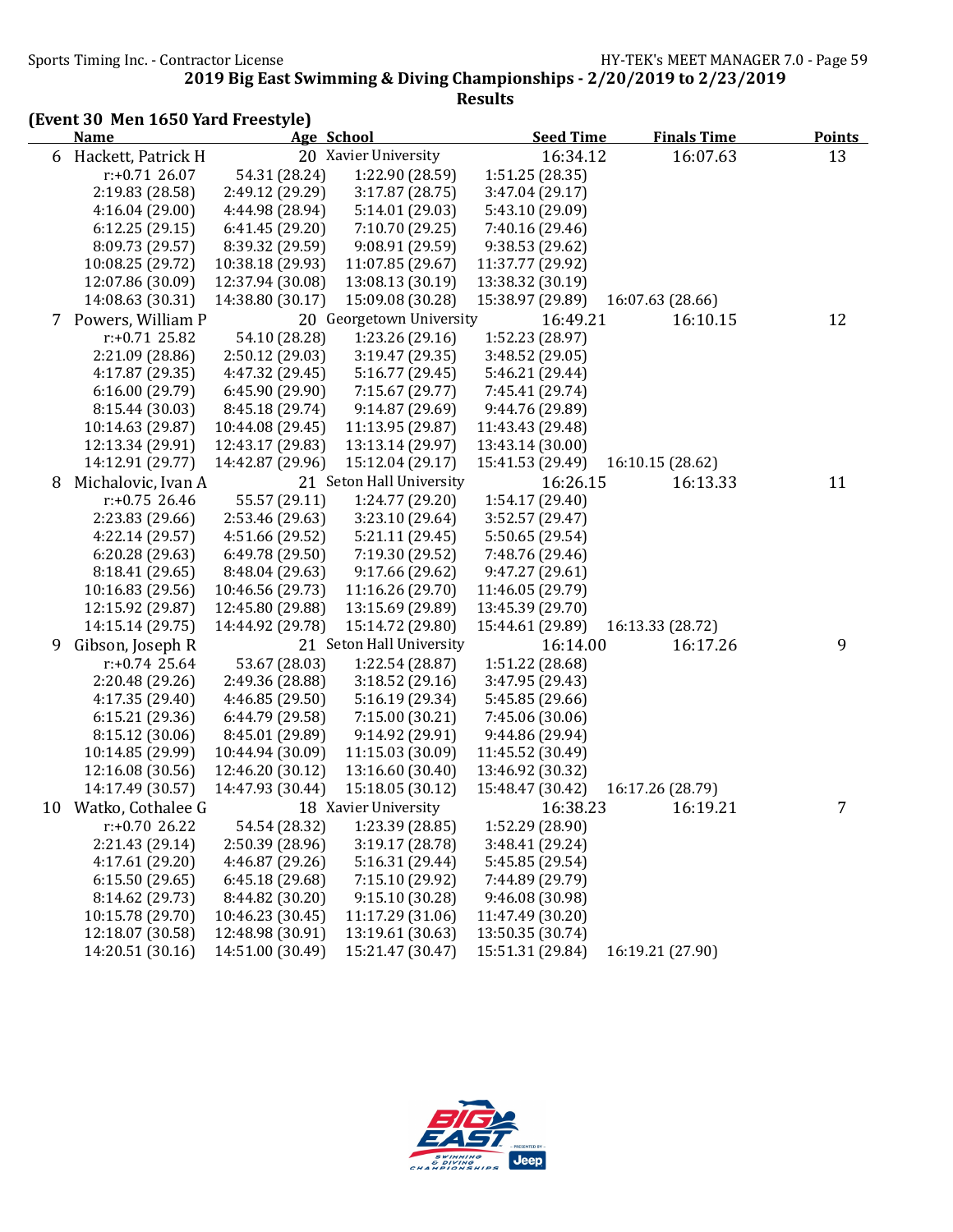## 2019 Big East Swimming & Diving Championships - 2/20/2019 to 2/23/2019

### Results

**(Event 30 Men 1650 Yard Freestyle)**

| | Name | Age | School | Seed Time | Finals Time | Points |
|---|---|---|---|---|---|---|
| 6 | Hackett, Patrick H | 20 | Xavier University | 16:34.12 | 16:07.63 | 13 |

r:+0.71 26.07 | 54.31 (28.24) | 1:22.90 (28.59) | 1:51.25 (28.35)
2:19.83 (28.58) | 2:49.12 (29.29) | 3:17.87 (28.75) | 3:47.04 (29.17)
4:16.04 (29.00) | 4:44.98 (28.94) | 5:14.01 (29.03) | 5:43.10 (29.09)
6:12.25 (29.15) | 6:41.45 (29.20) | 7:10.70 (29.25) | 7:40.16 (29.46)
8:09.73 (29.57) | 8:39.32 (29.59) | 9:08.91 (29.59) | 9:38.53 (29.62)
10:08.25 (29.72) | 10:38.18 (29.93) | 11:07.85 (29.67) | 11:37.77 (29.92)
12:07.86 (30.09) | 12:37.94 (30.08) | 13:08.13 (30.19) | 13:38.32 (30.19)
14:08.63 (30.31) | 14:38.80 (30.17) | 15:09.08 (30.28) | 15:38.97 (29.89) | 16:07.63 (28.66)

| | Name | Age | School | Seed Time | Finals Time | Points |
|---|---|---|---|---|---|---|
| 7 | Powers, William P | 20 | Georgetown University | 16:49.21 | 16:10.15 | 12 |

r:+0.71 25.82 | 54.10 (28.28) | 1:23.26 (29.16) | 1:52.23 (28.97)
2:21.09 (28.86) | 2:50.12 (29.03) | 3:19.47 (29.35) | 3:48.52 (29.05)
4:17.87 (29.35) | 4:47.32 (29.45) | 5:16.77 (29.45) | 5:46.21 (29.44)
6:16.00 (29.79) | 6:45.90 (29.90) | 7:15.67 (29.77) | 7:45.41 (29.74)
8:15.44 (30.03) | 8:45.18 (29.74) | 9:14.87 (29.69) | 9:44.76 (29.89)
10:14.63 (29.87) | 10:44.08 (29.45) | 11:13.95 (29.87) | 11:43.43 (29.48)
12:13.34 (29.91) | 12:43.17 (29.83) | 13:13.14 (29.97) | 13:43.14 (30.00)
14:12.91 (29.77) | 14:42.87 (29.96) | 15:12.04 (29.17) | 15:41.53 (29.49) | 16:10.15 (28.62)

| | Name | Age | School | Seed Time | Finals Time | Points |
|---|---|---|---|---|---|---|
| 8 | Michalovic, Ivan A | 21 | Seton Hall University | 16:26.15 | 16:13.33 | 11 |

r:+0.75 26.46 | 55.57 (29.11) | 1:24.77 (29.20) | 1:54.17 (29.40)
2:23.83 (29.66) | 2:53.46 (29.63) | 3:23.10 (29.64) | 3:52.57 (29.47)
4:22.14 (29.57) | 4:51.66 (29.52) | 5:21.11 (29.45) | 5:50.65 (29.54)
6:20.28 (29.63) | 6:49.78 (29.50) | 7:19.30 (29.52) | 7:48.76 (29.46)
8:18.41 (29.65) | 8:48.04 (29.63) | 9:17.66 (29.62) | 9:47.27 (29.61)
10:16.83 (29.56) | 10:46.56 (29.73) | 11:16.26 (29.70) | 11:46.05 (29.79)
12:15.92 (29.87) | 12:45.80 (29.88) | 13:15.69 (29.89) | 13:45.39 (29.70)
14:15.14 (29.75) | 14:44.92 (29.78) | 15:14.72 (29.80) | 15:44.61 (29.89) | 16:13.33 (28.72)

| | Name | Age | School | Seed Time | Finals Time | Points |
|---|---|---|---|---|---|---|
| 9 | Gibson, Joseph R | 21 | Seton Hall University | 16:14.00 | 16:17.26 | 9 |

r:+0.74 25.64 | 53.67 (28.03) | 1:22.54 (28.87) | 1:51.22 (28.68)
2:20.48 (29.26) | 2:49.36 (28.88) | 3:18.52 (29.16) | 3:47.95 (29.43)
4:17.35 (29.40) | 4:46.85 (29.50) | 5:16.19 (29.34) | 5:45.85 (29.66)
6:15.21 (29.36) | 6:44.79 (29.58) | 7:15.00 (30.21) | 7:45.06 (30.06)
8:15.12 (30.06) | 8:45.01 (29.89) | 9:14.92 (29.91) | 9:44.86 (29.94)
10:14.85 (29.99) | 10:44.94 (30.09) | 11:15.03 (30.09) | 11:45.52 (30.49)
12:16.08 (30.56) | 12:46.20 (30.12) | 13:16.60 (30.40) | 13:46.92 (30.32)
14:17.49 (30.57) | 14:47.93 (30.44) | 15:18.05 (30.12) | 15:48.47 (30.42) | 16:17.26 (28.79)

| | Name | Age | School | Seed Time | Finals Time | Points |
|---|---|---|---|---|---|---|
| 10 | Watko, Cothalee G | 18 | Xavier University | 16:38.23 | 16:19.21 | 7 |

r:+0.70 26.22 | 54.54 (28.32) | 1:23.39 (28.85) | 1:52.29 (28.90)
2:21.43 (29.14) | 2:50.39 (28.96) | 3:19.17 (28.78) | 3:48.41 (29.24)
4:17.61 (29.20) | 4:46.87 (29.26) | 5:16.31 (29.44) | 5:45.85 (29.54)
6:15.50 (29.65) | 6:45.18 (29.68) | 7:15.10 (29.92) | 7:44.89 (29.79)
8:14.62 (29.73) | 8:44.82 (30.20) | 9:15.10 (30.28) | 9:46.08 (30.98)
10:15.78 (29.70) | 10:46.23 (30.45) | 11:17.29 (31.06) | 11:47.49 (30.20)
12:18.07 (30.58) | 12:48.98 (30.91) | 13:19.61 (30.63) | 13:50.35 (30.74)
14:20.51 (30.16) | 14:51.00 (30.49) | 15:21.47 (30.47) | 15:51.31 (29.84) | 16:19.21 (27.90)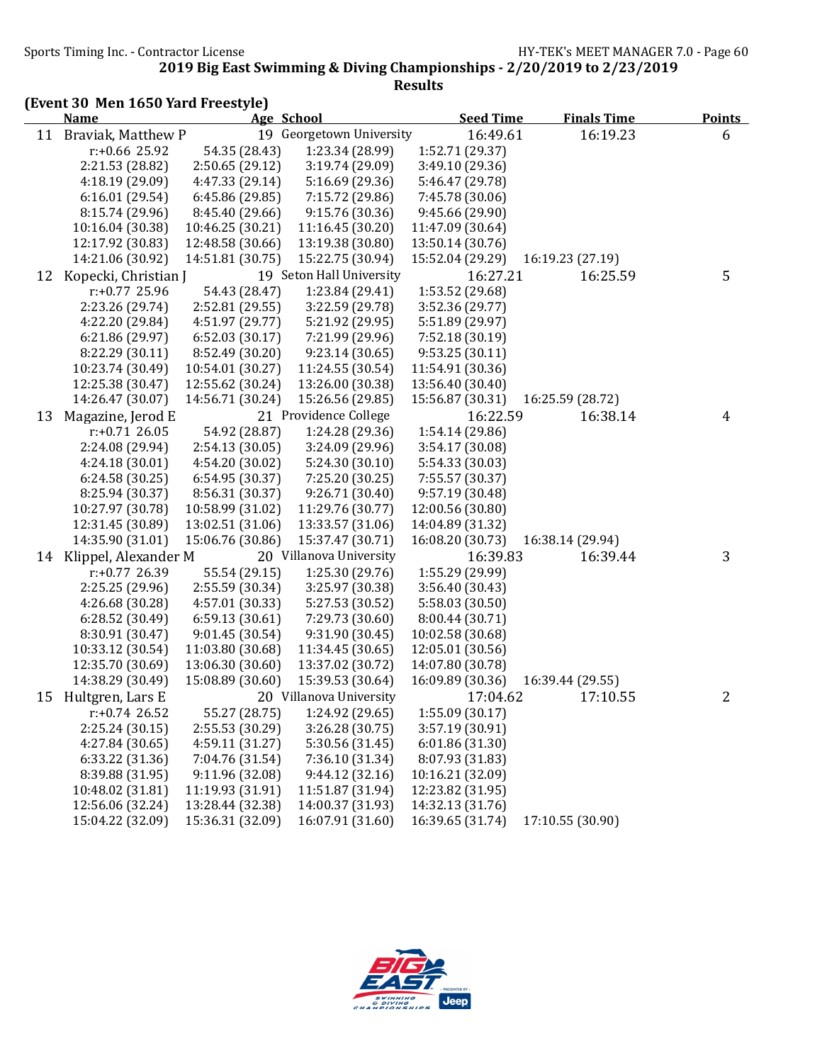## 2019 Big East Swimming & Diving Championships - 2/20/2019 to 2/23/2019

### Results

**(Event 30 Men 1650 Yard Freestyle)**

| | Name | Age | School | Seed Time | Finals Time | Points |
|---|---|---|---|---|---|---|
| 11 | Braviak, Matthew P | 19 | Georgetown University | 16:49.61 | 16:19.23 | 6 |

r:+0.66 25.92 | 54.35 (28.43) | 1:23.34 (28.99) | 1:52.71 (29.37)
2:21.53 (28.82) | 2:50.65 (29.12) | 3:19.74 (29.09) | 3:49.10 (29.36)
4:18.19 (29.09) | 4:47.33 (29.14) | 5:16.69 (29.36) | 5:46.47 (29.78)
6:16.01 (29.54) | 6:45.86 (29.85) | 7:15.72 (29.86) | 7:45.78 (30.06)
8:15.74 (29.96) | 8:45.40 (29.66) | 9:15.76 (30.36) | 9:45.66 (29.90)
10:16.04 (30.38) | 10:46.25 (30.21) | 11:16.45 (30.20) | 11:47.09 (30.64)
12:17.92 (30.83) | 12:48.58 (30.66) | 13:19.38 (30.80) | 13:50.14 (30.76)
14:21.06 (30.92) | 14:51.81 (30.75) | 15:22.75 (30.94) | 15:52.04 (29.29) | 16:19.23 (27.19)

| | Name | Age | School | Seed Time | Finals Time | Points |
|---|---|---|---|---|---|---|
| 12 | Kopecki, Christian J | 19 | Seton Hall University | 16:27.21 | 16:25.59 | 5 |

r:+0.77 25.96 | 54.43 (28.47) | 1:23.84 (29.41) | 1:53.52 (29.68)
2:23.26 (29.74) | 2:52.81 (29.55) | 3:22.59 (29.78) | 3:52.36 (29.77)
4:22.20 (29.84) | 4:51.97 (29.77) | 5:21.92 (29.95) | 5:51.89 (29.97)
6:21.86 (29.97) | 6:52.03 (30.17) | 7:21.99 (29.96) | 7:52.18 (30.19)
8:22.29 (30.11) | 8:52.49 (30.20) | 9:23.14 (30.65) | 9:53.25 (30.11)
10:23.74 (30.49) | 10:54.01 (30.27) | 11:24.55 (30.54) | 11:54.91 (30.36)
12:25.38 (30.47) | 12:55.62 (30.24) | 13:26.00 (30.38) | 13:56.40 (30.40)
14:26.47 (30.07) | 14:56.71 (30.24) | 15:26.56 (29.85) | 15:56.87 (30.31) | 16:25.59 (28.72)

| | Name | Age | School | Seed Time | Finals Time | Points |
|---|---|---|---|---|---|---|
| 13 | Magazine, Jerod E | 21 | Providence College | 16:22.59 | 16:38.14 | 4 |

r:+0.71 26.05 | 54.92 (28.87) | 1:24.28 (29.36) | 1:54.14 (29.86)
2:24.08 (29.94) | 2:54.13 (30.05) | 3:24.09 (29.96) | 3:54.17 (30.08)
4:24.18 (30.01) | 4:54.20 (30.02) | 5:24.30 (30.10) | 5:54.33 (30.03)
6:24.58 (30.25) | 6:54.95 (30.37) | 7:25.20 (30.25) | 7:55.57 (30.37)
8:25.94 (30.37) | 8:56.31 (30.37) | 9:26.71 (30.40) | 9:57.19 (30.48)
10:27.97 (30.78) | 10:58.99 (31.02) | 11:29.76 (30.77) | 12:00.56 (30.80)
12:31.45 (30.89) | 13:02.51 (31.06) | 13:33.57 (31.06) | 14:04.89 (31.32)
14:35.90 (31.01) | 15:06.76 (30.86) | 15:37.47 (30.71) | 16:08.20 (30.73) | 16:38.14 (29.94)

| | Name | Age | School | Seed Time | Finals Time | Points |
|---|---|---|---|---|---|---|
| 14 | Klippel, Alexander M | 20 | Villanova University | 16:39.83 | 16:39.44 | 3 |

r:+0.77 26.39 | 55.54 (29.15) | 1:25.30 (29.76) | 1:55.29 (29.99)
2:25.25 (29.96) | 2:55.59 (30.34) | 3:25.97 (30.38) | 3:56.40 (30.43)
4:26.68 (30.28) | 4:57.01 (30.33) | 5:27.53 (30.52) | 5:58.03 (30.50)
6:28.52 (30.49) | 6:59.13 (30.61) | 7:29.73 (30.60) | 8:00.44 (30.71)
8:30.91 (30.47) | 9:01.45 (30.54) | 9:31.90 (30.45) | 10:02.58 (30.68)
10:33.12 (30.54) | 11:03.80 (30.68) | 11:34.45 (30.65) | 12:05.01 (30.56)
12:35.70 (30.69) | 13:06.30 (30.60) | 13:37.02 (30.72) | 14:07.80 (30.78)
14:38.29 (30.49) | 15:08.89 (30.60) | 15:39.53 (30.64) | 16:09.89 (30.36) | 16:39.44 (29.55)

| | Name | Age | School | Seed Time | Finals Time | Points |
|---|---|---|---|---|---|---|
| 15 | Hultgren, Lars E | 20 | Villanova University | 17:04.62 | 17:10.55 | 2 |

r:+0.74 26.52 | 55.27 (28.75) | 1:24.92 (29.65) | 1:55.09 (30.17)
2:25.24 (30.15) | 2:55.53 (30.29) | 3:26.28 (30.75) | 3:57.19 (30.91)
4:27.84 (30.65) | 4:59.11 (31.27) | 5:30.56 (31.45) | 6:01.86 (31.30)
6:33.22 (31.36) | 7:04.76 (31.54) | 7:36.10 (31.34) | 8:07.93 (31.83)
8:39.88 (31.95) | 9:11.96 (32.08) | 9:44.12 (32.16) | 10:16.21 (32.09)
10:48.02 (31.81) | 11:19.93 (31.91) | 11:51.87 (31.94) | 12:23.82 (31.95)
12:56.06 (32.24) | 13:28.44 (32.38) | 14:00.37 (31.93) | 14:32.13 (31.76)
15:04.22 (32.09) | 15:36.31 (32.09) | 16:07.91 (31.60) | 16:39.65 (31.74) | 17:10.55 (30.90)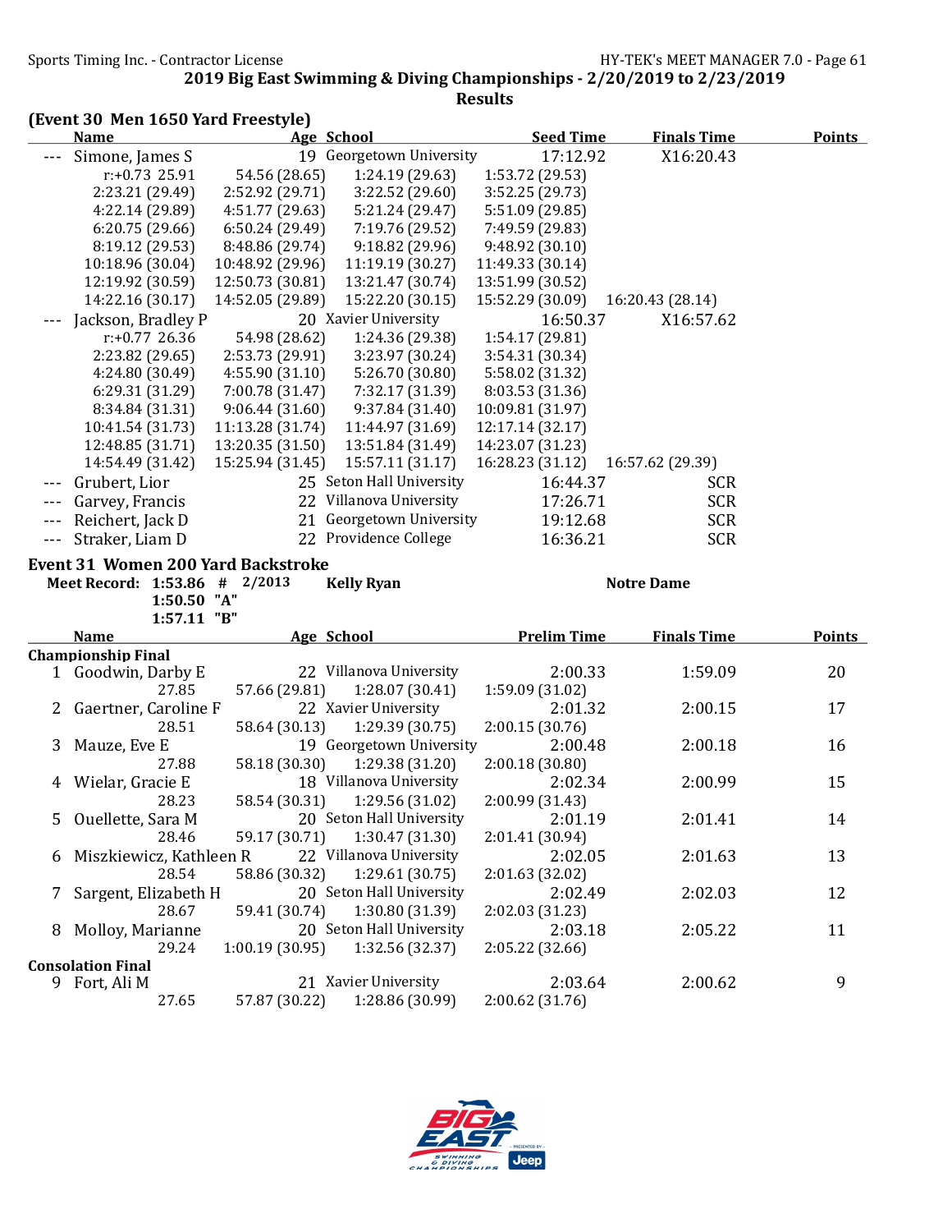## (Event 30 Men 1650 Yard Freestyle)

| | Name | Age | School | Seed Time | Finals Time | Points |
|---|---|---|---|---|---|---|
| --- | Simone, James S | 19 | Georgetown University | 17:12.92 | X16:20.43 | |
| | r:+0.73 25.91 | 54.56 (28.65) | 1:24.19 (29.63) | 1:53.72 (29.53) | | |
| | 2:23.21 (29.49) | 2:52.92 (29.71) | 3:22.52 (29.60) | 3:52.25 (29.73) | | |
| | 4:22.14 (29.89) | 4:51.77 (29.63) | 5:21.24 (29.47) | 5:51.09 (29.85) | | |
| | 6:20.75 (29.66) | 6:50.24 (29.49) | 7:19.76 (29.52) | 7:49.59 (29.83) | | |
| | 8:19.12 (29.53) | 8:48.86 (29.74) | 9:18.82 (29.96) | 9:48.92 (30.10) | | |
| | 10:18.96 (30.04) | 10:48.92 (29.96) | 11:19.19 (30.27) | 11:49.33 (30.14) | | |
| | 12:19.92 (30.59) | 12:50.73 (30.81) | 13:21.47 (30.74) | 13:51.99 (30.52) | | |
| | 14:22.16 (30.17) | 14:52.05 (29.89) | 15:22.20 (30.15) | 15:52.29 (30.09) | 16:20.43 (28.14) | |
| --- | Jackson, Bradley P | 20 | Xavier University | 16:50.37 | X16:57.62 | |
| | r:+0.77 26.36 | 54.98 (28.62) | 1:24.36 (29.38) | 1:54.17 (29.81) | | |
| | 2:23.82 (29.65) | 2:53.73 (29.91) | 3:23.97 (30.24) | 3:54.31 (30.34) | | |
| | 4:24.80 (30.49) | 4:55.90 (31.10) | 5:26.70 (30.80) | 5:58.02 (31.32) | | |
| | 6:29.31 (31.29) | 7:00.78 (31.47) | 7:32.17 (31.39) | 8:03.53 (31.36) | | |
| | 8:34.84 (31.31) | 9:06.44 (31.60) | 9:37.84 (31.40) | 10:09.81 (31.97) | | |
| | 10:41.54 (31.73) | 11:13.28 (31.74) | 11:44.97 (31.69) | 12:17.14 (32.17) | | |
| | 12:48.85 (31.71) | 13:20.35 (31.50) | 13:51.84 (31.49) | 14:23.07 (31.23) | | |
| | 14:54.49 (31.42) | 15:25.94 (31.45) | 15:57.11 (31.17) | 16:28.23 (31.12) | 16:57.62 (29.39) | |
| --- | Grubert, Lior | 25 | Seton Hall University | 16:44.37 | SCR | |
| --- | Garvey, Francis | 22 | Villanova University | 17:26.71 | SCR | |
| --- | Reichert, Jack D | 21 | Georgetown University | 19:12.68 | SCR | |
| --- | Straker, Liam D | 22 | Providence College | 16:36.21 | SCR | |

## Event 31 Women 200 Yard Backstroke

**Meet Record: 1:53.86 # 2/2013 Kelly Ryan Notre Dame**
**1:50.50 "A"**
**1:57.11 "B"**

| | Name | Age | School | Prelim Time | Finals Time | Points |
|---|---|---|---|---|---|---|
| **Championship Final** | | | | | | |
| 1 | Goodwin, Darby E | 22 | Villanova University | 2:00.33 | 1:59.09 | 20 |
| | 27.85 | 57.66 (29.81) | 1:28.07 (30.41) | 1:59.09 (31.02) | | |
| 2 | Gaertner, Caroline F | 22 | Xavier University | 2:01.32 | 2:00.15 | 17 |
| | 28.51 | 58.64 (30.13) | 1:29.39 (30.75) | 2:00.15 (30.76) | | |
| 3 | Mauze, Eve E | 19 | Georgetown University | 2:00.48 | 2:00.18 | 16 |
| | 27.88 | 58.18 (30.30) | 1:29.38 (31.20) | 2:00.18 (30.80) | | |
| 4 | Wielar, Gracie E | 18 | Villanova University | 2:02.34 | 2:00.99 | 15 |
| | 28.23 | 58.54 (30.31) | 1:29.56 (31.02) | 2:00.99 (31.43) | | |
| 5 | Ouellette, Sara M | 20 | Seton Hall University | 2:01.19 | 2:01.41 | 14 |
| | 28.46 | 59.17 (30.71) | 1:30.47 (31.30) | 2:01.41 (30.94) | | |
| 6 | Miszkiewicz, Kathleen R | 22 | Villanova University | 2:02.05 | 2:01.63 | 13 |
| | 28.54 | 58.86 (30.32) | 1:29.61 (30.75) | 2:01.63 (32.02) | | |
| 7 | Sargent, Elizabeth H | 20 | Seton Hall University | 2:02.49 | 2:02.03 | 12 |
| | 28.67 | 59.41 (30.74) | 1:30.80 (31.39) | 2:02.03 (31.23) | | |
| 8 | Molloy, Marianne | 20 | Seton Hall University | 2:03.18 | 2:05.22 | 11 |
| | 29.24 | 1:00.19 (30.95) | 1:32.56 (32.37) | 2:05.22 (32.66) | | |
| **Consolation Final** | | | | | | |
| 9 | Fort, Ali M | 21 | Xavier University | 2:03.64 | 2:00.62 | 9 |
| | 27.65 | 57.87 (30.22) | 1:28.86 (30.99) | 2:00.62 (31.76) | | |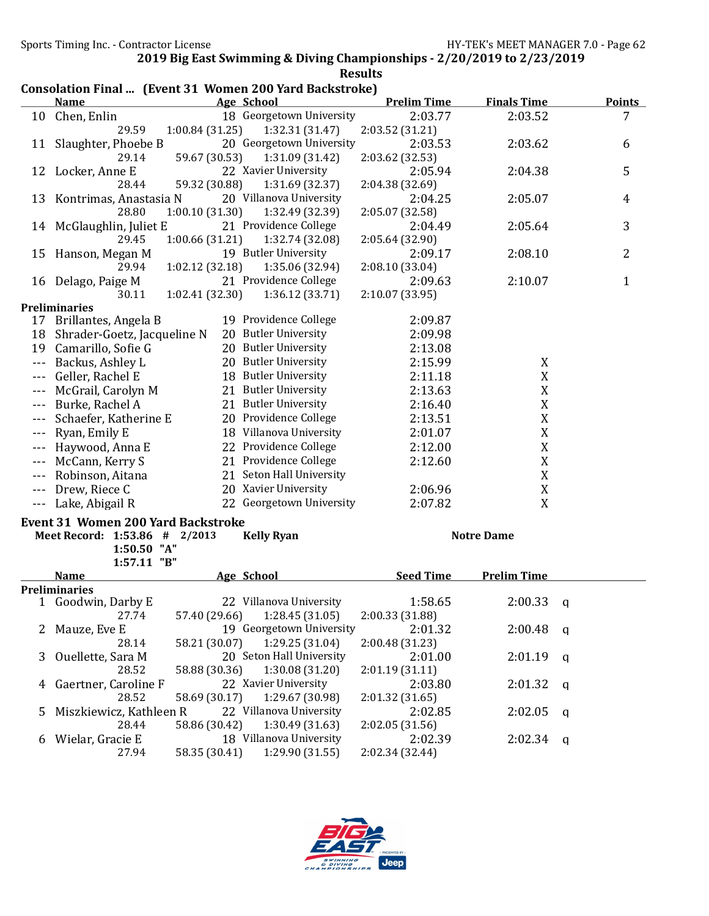2019 Big East Swimming & Diving Championships - 2/20/2019 to 2/23/2019

Results

## Consolation Final ... (Event 31 Women 200 Yard Backstroke)

| | Name | Age | School | Prelim Time | Finals Time | Points |
|---|---|---|---|---|---|---|
| 10 | Chen, Enlin | 18 | Georgetown University | 2:03.77 | 2:03.52 | 7 |
| | 29.59 | 1:00.84 (31.25) | 1:32.31 (31.47) | 2:03.52 (31.21) | | |
| 11 | Slaughter, Phoebe B | 20 | Georgetown University | 2:03.53 | 2:03.62 | 6 |
| | 29.14 | 59.67 (30.53) | 1:31.09 (31.42) | 2:03.62 (32.53) | | |
| 12 | Locker, Anne E | 22 | Xavier University | 2:05.94 | 2:04.38 | 5 |
| | 28.44 | 59.32 (30.88) | 1:31.69 (32.37) | 2:04.38 (32.69) | | |
| 13 | Kontrimas, Anastasia N | 20 | Villanova University | 2:04.25 | 2:05.07 | 4 |
| | 28.80 | 1:00.10 (31.30) | 1:32.49 (32.39) | 2:05.07 (32.58) | | |
| 14 | McGlaughlin, Juliet E | 21 | Providence College | 2:04.49 | 2:05.64 | 3 |
| | 29.45 | 1:00.66 (31.21) | 1:32.74 (32.08) | 2:05.64 (32.90) | | |
| 15 | Hanson, Megan M | 19 | Butler University | 2:09.17 | 2:08.10 | 2 |
| | 29.94 | 1:02.12 (32.18) | 1:35.06 (32.94) | 2:08.10 (33.04) | | |
| 16 | Delago, Paige M | 21 | Providence College | 2:09.63 | 2:10.07 | 1 |
| | 30.11 | 1:02.41 (32.30) | 1:36.12 (33.71) | 2:10.07 (33.95) | | |
| **Preliminaries** | | | | | | |
| 17 | Brillantes, Angela B | 19 | Providence College | 2:09.87 | | |
| 18 | Shrader-Goetz, Jacqueline N | 20 | Butler University | 2:09.98 | | |
| 19 | Camarillo, Sofie G | 20 | Butler University | 2:13.08 | | |
| --- | Backus, Ashley L | 20 | Butler University | 2:15.99 | X | |
| --- | Geller, Rachel E | 18 | Butler University | 2:11.18 | X | |
| --- | McGrail, Carolyn M | 21 | Butler University | 2:13.63 | X | |
| --- | Burke, Rachel A | 21 | Butler University | 2:16.40 | X | |
| --- | Schaefer, Katherine E | 20 | Providence College | 2:13.51 | X | |
| --- | Ryan, Emily E | 18 | Villanova University | 2:01.07 | X | |
| --- | Haywood, Anna E | 22 | Providence College | 2:12.00 | X | |
| --- | McCann, Kerry S | 21 | Providence College | 2:12.60 | X | |
| --- | Robinson, Aitana | 21 | Seton Hall University | | X | |
| --- | Drew, Riece C | 20 | Xavier University | 2:06.96 | X | |
| --- | Lake, Abigail R | 22 | Georgetown University | 2:07.82 | X | |

## Event 31 Women 200 Yard Backstroke

**Meet Record: 1:53.86 # 2/2013 Kelly Ryan Notre Dame**

**1:50.50 "A"**

**1:57.11 "B"**

| | Name | Age | School | Seed Time | Prelim Time | |
|---|---|---|---|---|---|---|
| **Preliminaries** | | | | | | |
| 1 | Goodwin, Darby E | 22 | Villanova University | 1:58.65 | 2:00.33 | q |
| | 27.74 | 57.40 (29.66) | 1:28.45 (31.05) | 2:00.33 (31.88) | | |
| 2 | Mauze, Eve E | 19 | Georgetown University | 2:01.32 | 2:00.48 | q |
| | 28.14 | 58.21 (30.07) | 1:29.25 (31.04) | 2:00.48 (31.23) | | |
| 3 | Ouellette, Sara M | 20 | Seton Hall University | 2:01.00 | 2:01.19 | q |
| | 28.52 | 58.88 (30.36) | 1:30.08 (31.20) | 2:01.19 (31.11) | | |
| 4 | Gaertner, Caroline F | 22 | Xavier University | 2:03.80 | 2:01.32 | q |
| | 28.52 | 58.69 (30.17) | 1:29.67 (30.98) | 2:01.32 (31.65) | | |
| 5 | Miszkiewicz, Kathleen R | 22 | Villanova University | 2:02.85 | 2:02.05 | q |
| | 28.44 | 58.86 (30.42) | 1:30.49 (31.63) | 2:02.05 (31.56) | | |
| 6 | Wielar, Gracie E | 18 | Villanova University | 2:02.39 | 2:02.34 | q |
| | 27.94 | 58.35 (30.41) | 1:29.90 (31.55) | 2:02.34 (32.44) | | |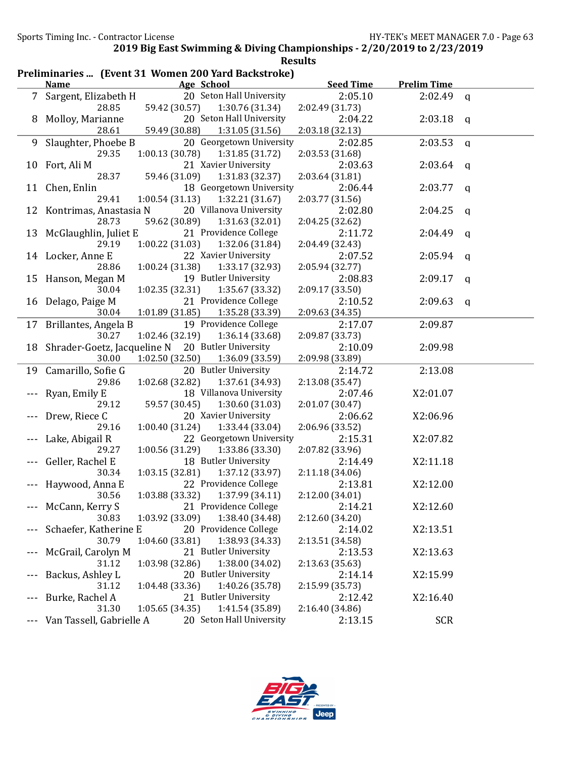2019 Big East Swimming & Diving Championships - 2/20/2019 to 2/23/2019

Results

**Preliminaries ... (Event 31 Women 200 Yard Backstroke)**

| | Name | Age | School | Seed Time | Prelim Time | |
|---|---|---|---|---|---|---|
| 7 | Sargent, Elizabeth H | 20 | Seton Hall University | 2:05.10 | 2:02.49 | q |
| | 28.85 | 59.42 (30.57) | 1:30.76 (31.34) | 2:02.49 (31.73) | | |
| 8 | Molloy, Marianne | 20 | Seton Hall University | 2:04.22 | 2:03.18 | q |
| | 28.61 | 59.49 (30.88) | 1:31.05 (31.56) | 2:03.18 (32.13) | | |
| 9 | Slaughter, Phoebe B | 20 | Georgetown University | 2:02.85 | 2:03.53 | q |
| | 29.35 | 1:00.13 (30.78) | 1:31.85 (31.72) | 2:03.53 (31.68) | | |
| 10 | Fort, Ali M | 21 | Xavier University | 2:03.63 | 2:03.64 | q |
| | 28.37 | 59.46 (31.09) | 1:31.83 (32.37) | 2:03.64 (31.81) | | |
| 11 | Chen, Enlin | 18 | Georgetown University | 2:06.44 | 2:03.77 | q |
| | 29.41 | 1:00.54 (31.13) | 1:32.21 (31.67) | 2:03.77 (31.56) | | |
| 12 | Kontrimas, Anastasia N | 20 | Villanova University | 2:02.80 | 2:04.25 | q |
| | 28.73 | 59.62 (30.89) | 1:31.63 (32.01) | 2:04.25 (32.62) | | |
| 13 | McGlaughlin, Juliet E | 21 | Providence College | 2:11.72 | 2:04.49 | q |
| | 29.19 | 1:00.22 (31.03) | 1:32.06 (31.84) | 2:04.49 (32.43) | | |
| 14 | Locker, Anne E | 22 | Xavier University | 2:07.52 | 2:05.94 | q |
| | 28.86 | 1:00.24 (31.38) | 1:33.17 (32.93) | 2:05.94 (32.77) | | |
| 15 | Hanson, Megan M | 19 | Butler University | 2:08.83 | 2:09.17 | q |
| | 30.04 | 1:02.35 (32.31) | 1:35.67 (33.32) | 2:09.17 (33.50) | | |
| 16 | Delago, Paige M | 21 | Providence College | 2:10.52 | 2:09.63 | q |
| | 30.04 | 1:01.89 (31.85) | 1:35.28 (33.39) | 2:09.63 (34.35) | | |
| 17 | Brillantes, Angela B | 19 | Providence College | 2:17.07 | 2:09.87 | |
| | 30.27 | 1:02.46 (32.19) | 1:36.14 (33.68) | 2:09.87 (33.73) | | |
| 18 | Shrader-Goetz, Jacqueline N | 20 | Butler University | 2:10.09 | 2:09.98 | |
| | 30.00 | 1:02.50 (32.50) | 1:36.09 (33.59) | 2:09.98 (33.89) | | |
| 19 | Camarillo, Sofie G | 20 | Butler University | 2:14.72 | 2:13.08 | |
| | 29.86 | 1:02.68 (32.82) | 1:37.61 (34.93) | 2:13.08 (35.47) | | |
| --- | Ryan, Emily E | 18 | Villanova University | 2:07.46 | X2:01.07 | |
| | 29.12 | 59.57 (30.45) | 1:30.60 (31.03) | 2:01.07 (30.47) | | |
| --- | Drew, Riece C | 20 | Xavier University | 2:06.62 | X2:06.96 | |
| | 29.16 | 1:00.40 (31.24) | 1:33.44 (33.04) | 2:06.96 (33.52) | | |
| --- | Lake, Abigail R | 22 | Georgetown University | 2:15.31 | X2:07.82 | |
| | 29.27 | 1:00.56 (31.29) | 1:33.86 (33.30) | 2:07.82 (33.96) | | |
| --- | Geller, Rachel E | 18 | Butler University | 2:14.49 | X2:11.18 | |
| | 30.34 | 1:03.15 (32.81) | 1:37.12 (33.97) | 2:11.18 (34.06) | | |
| --- | Haywood, Anna E | 22 | Providence College | 2:13.81 | X2:12.00 | |
| | 30.56 | 1:03.88 (33.32) | 1:37.99 (34.11) | 2:12.00 (34.01) | | |
| --- | McCann, Kerry S | 21 | Providence College | 2:14.21 | X2:12.60 | |
| | 30.83 | 1:03.92 (33.09) | 1:38.40 (34.48) | 2:12.60 (34.20) | | |
| --- | Schaefer, Katherine E | 20 | Providence College | 2:14.02 | X2:13.51 | |
| | 30.79 | 1:04.60 (33.81) | 1:38.93 (34.33) | 2:13.51 (34.58) | | |
| --- | McGrail, Carolyn M | 21 | Butler University | 2:13.53 | X2:13.63 | |
| | 31.12 | 1:03.98 (32.86) | 1:38.00 (34.02) | 2:13.63 (35.63) | | |
| --- | Backus, Ashley L | 20 | Butler University | 2:14.14 | X2:15.99 | |
| | 31.12 | 1:04.48 (33.36) | 1:40.26 (35.78) | 2:15.99 (35.73) | | |
| --- | Burke, Rachel A | 21 | Butler University | 2:12.42 | X2:16.40 | |
| | 31.30 | 1:05.65 (34.35) | 1:41.54 (35.89) | 2:16.40 (34.86) | | |
| --- | Van Tassell, Gabrielle A | 20 | Seton Hall University | 2:13.15 | SCR | |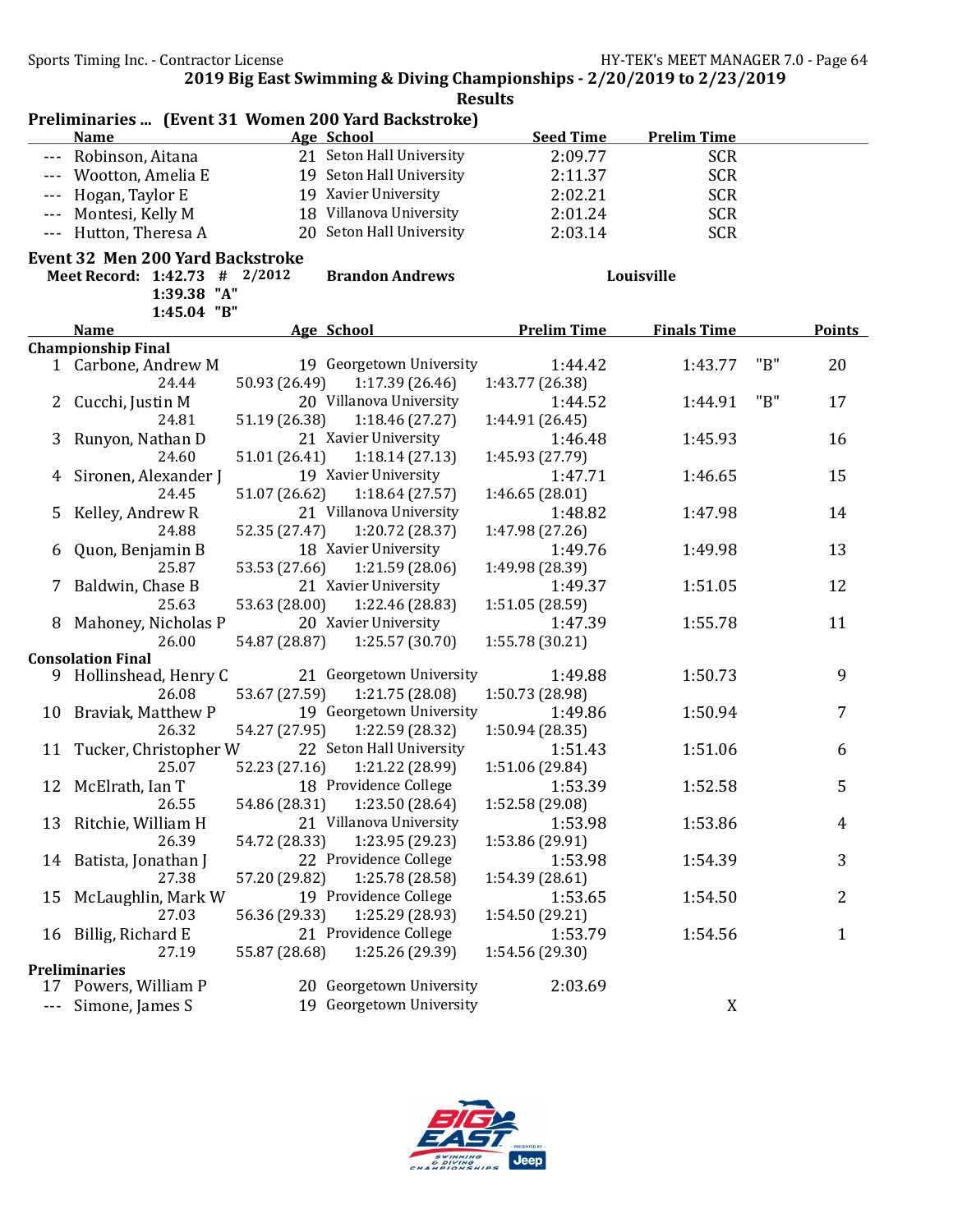## 2019 Big East Swimming & Diving Championships - 2/20/2019 to 2/23/2019

### Results

**Preliminaries ... (Event 31 Women 200 Yard Backstroke)**

| | Name | Age | School | Seed Time | Prelim Time |
|---|---|---|---|---|---|
| --- | Robinson, Aitana | 21 | Seton Hall University | 2:09.77 | SCR |
| --- | Wootton, Amelia E | 19 | Seton Hall University | 2:11.37 | SCR |
| --- | Hogan, Taylor E | 19 | Xavier University | 2:02.21 | SCR |
| --- | Montesi, Kelly M | 18 | Villanova University | 2:01.24 | SCR |
| --- | Hutton, Theresa A | 20 | Seton Hall University | 2:03.14 | SCR |

### Event 32 Men 200 Yard Backstroke

Meet Record: 1:42.73 # 2/2012 **Brandon Andrews** **Louisville**
1:39.38 "A"
1:45.04 "B"

| | Name | Age | School | Prelim Time | Finals Time | | Points |
|---|---|---|---|---|---|---|---|
| **Championship Final** | | | | | | | |
| 1 | Carbone, Andrew M | 19 | Georgetown University | 1:44.42 | 1:43.77 | "B" | 20 |
| | 24.44 | 50.93 (26.49) | 1:17.39 (26.46) | 1:43.77 (26.38) | | | |
| 2 | Cucchi, Justin M | 20 | Villanova University | 1:44.52 | 1:44.91 | "B" | 17 |
| | 24.81 | 51.19 (26.38) | 1:18.46 (27.27) | 1:44.91 (26.45) | | | |
| 3 | Runyon, Nathan D | 21 | Xavier University | 1:46.48 | 1:45.93 | | 16 |
| | 24.60 | 51.01 (26.41) | 1:18.14 (27.13) | 1:45.93 (27.79) | | | |
| 4 | Sironen, Alexander J | 19 | Xavier University | 1:47.71 | 1:46.65 | | 15 |
| | 24.45 | 51.07 (26.62) | 1:18.64 (27.57) | 1:46.65 (28.01) | | | |
| 5 | Kelley, Andrew R | 21 | Villanova University | 1:48.82 | 1:47.98 | | 14 |
| | 24.88 | 52.35 (27.47) | 1:20.72 (28.37) | 1:47.98 (27.26) | | | |
| 6 | Quon, Benjamin B | 18 | Xavier University | 1:49.76 | 1:49.98 | | 13 |
| | 25.87 | 53.53 (27.66) | 1:21.59 (28.06) | 1:49.98 (28.39) | | | |
| 7 | Baldwin, Chase B | 21 | Xavier University | 1:49.37 | 1:51.05 | | 12 |
| | 25.63 | 53.63 (28.00) | 1:22.46 (28.83) | 1:51.05 (28.59) | | | |
| 8 | Mahoney, Nicholas P | 20 | Xavier University | 1:47.39 | 1:55.78 | | 11 |
| | 26.00 | 54.87 (28.87) | 1:25.57 (30.70) | 1:55.78 (30.21) | | | |
| **Consolation Final** | | | | | | | |
| 9 | Hollinshead, Henry C | 21 | Georgetown University | 1:49.88 | 1:50.73 | | 9 |
| | 26.08 | 53.67 (27.59) | 1:21.75 (28.08) | 1:50.73 (28.98) | | | |
| 10 | Braviak, Matthew P | 19 | Georgetown University | 1:49.86 | 1:50.94 | | 7 |
| | 26.32 | 54.27 (27.95) | 1:22.59 (28.32) | 1:50.94 (28.35) | | | |
| 11 | Tucker, Christopher W | 22 | Seton Hall University | 1:51.43 | 1:51.06 | | 6 |
| | 25.07 | 52.23 (27.16) | 1:21.22 (28.99) | 1:51.06 (29.84) | | | |
| 12 | McElrath, Ian T | 18 | Providence College | 1:53.39 | 1:52.58 | | 5 |
| | 26.55 | 54.86 (28.31) | 1:23.50 (28.64) | 1:52.58 (29.08) | | | |
| 13 | Ritchie, William H | 21 | Villanova University | 1:53.98 | 1:53.86 | | 4 |
| | 26.39 | 54.72 (28.33) | 1:23.95 (29.23) | 1:53.86 (29.91) | | | |
| 14 | Batista, Jonathan J | 22 | Providence College | 1:53.98 | 1:54.39 | | 3 |
| | 27.38 | 57.20 (29.82) | 1:25.78 (28.58) | 1:54.39 (28.61) | | | |
| 15 | McLaughlin, Mark W | 19 | Providence College | 1:53.65 | 1:54.50 | | 2 |
| | 27.03 | 56.36 (29.33) | 1:25.29 (28.93) | 1:54.50 (29.21) | | | |
| 16 | Billig, Richard E | 21 | Providence College | 1:53.79 | 1:54.56 | | 1 |
| | 27.19 | 55.87 (28.68) | 1:25.26 (29.39) | 1:54.56 (29.30) | | | |
| **Preliminaries** | | | | | | | |
| 17 | Powers, William P | 20 | Georgetown University | 2:03.69 | | | |
| --- | Simone, James S | 19 | Georgetown University | | X | | |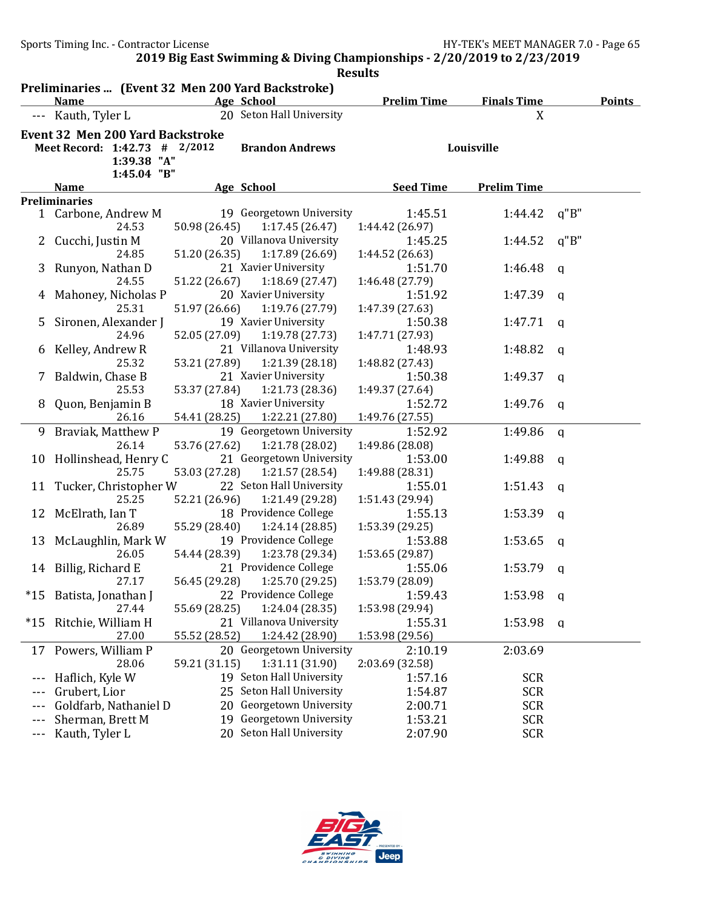## Preliminaries ... (Event 32 Men 200 Yard Backstroke)

| | Name | Age | School | Prelim Time | Finals Time | Points |
|---|---|---|---|---|---|---|
| --- | Kauth, Tyler L | 20 | Seton Hall University | | X | |

## Event 32 Men 200 Yard Backstroke

**Meet Record: 1:42.73 # 2/2012 Brandon Andrews Louisville**

**1:39.38 "A"**

**1:45.04 "B"**

| | Name | Age | School | Seed Time | Prelim Time | |
|---|---|---|---|---|---|---|
| **Preliminaries** | | | | | | |
| 1 | Carbone, Andrew M | 19 | Georgetown University | 1:45.51 | 1:44.42 | q"B" |
| | 24.53 | 50.98 (26.45) | 1:17.45 (26.47) | 1:44.42 (26.97) | | |
| 2 | Cucchi, Justin M | 20 | Villanova University | 1:45.25 | 1:44.52 | q"B" |
| | 24.85 | 51.20 (26.35) | 1:17.89 (26.69) | 1:44.52 (26.63) | | |
| 3 | Runyon, Nathan D | 21 | Xavier University | 1:51.70 | 1:46.48 | q |
| | 24.55 | 51.22 (26.67) | 1:18.69 (27.47) | 1:46.48 (27.79) | | |
| 4 | Mahoney, Nicholas P | 20 | Xavier University | 1:51.92 | 1:47.39 | q |
| | 25.31 | 51.97 (26.66) | 1:19.76 (27.79) | 1:47.39 (27.63) | | |
| 5 | Sironen, Alexander J | 19 | Xavier University | 1:50.38 | 1:47.71 | q |
| | 24.96 | 52.05 (27.09) | 1:19.78 (27.73) | 1:47.71 (27.93) | | |
| 6 | Kelley, Andrew R | 21 | Villanova University | 1:48.93 | 1:48.82 | q |
| | 25.32 | 53.21 (27.89) | 1:21.39 (28.18) | 1:48.82 (27.43) | | |
| 7 | Baldwin, Chase B | 21 | Xavier University | 1:50.38 | 1:49.37 | q |
| | 25.53 | 53.37 (27.84) | 1:21.73 (28.36) | 1:49.37 (27.64) | | |
| 8 | Quon, Benjamin B | 18 | Xavier University | 1:52.72 | 1:49.76 | q |
| | 26.16 | 54.41 (28.25) | 1:22.21 (27.80) | 1:49.76 (27.55) | | |
| 9 | Braviak, Matthew P | 19 | Georgetown University | 1:52.92 | 1:49.86 | q |
| | 26.14 | 53.76 (27.62) | 1:21.78 (28.02) | 1:49.86 (28.08) | | |
| 10 | Hollinshead, Henry C | 21 | Georgetown University | 1:53.00 | 1:49.88 | q |
| | 25.75 | 53.03 (27.28) | 1:21.57 (28.54) | 1:49.88 (28.31) | | |
| 11 | Tucker, Christopher W | 22 | Seton Hall University | 1:55.01 | 1:51.43 | q |
| | 25.25 | 52.21 (26.96) | 1:21.49 (29.28) | 1:51.43 (29.94) | | |
| 12 | McElrath, Ian T | 18 | Providence College | 1:55.13 | 1:53.39 | q |
| | 26.89 | 55.29 (28.40) | 1:24.14 (28.85) | 1:53.39 (29.25) | | |
| 13 | McLaughlin, Mark W | 19 | Providence College | 1:53.88 | 1:53.65 | q |
| | 26.05 | 54.44 (28.39) | 1:23.78 (29.34) | 1:53.65 (29.87) | | |
| 14 | Billig, Richard E | 21 | Providence College | 1:55.06 | 1:53.79 | q |
| | 27.17 | 56.45 (29.28) | 1:25.70 (29.25) | 1:53.79 (28.09) | | |
| *15 | Batista, Jonathan J | 22 | Providence College | 1:59.43 | 1:53.98 | q |
| | 27.44 | 55.69 (28.25) | 1:24.04 (28.35) | 1:53.98 (29.94) | | |
| *15 | Ritchie, William H | 21 | Villanova University | 1:55.31 | 1:53.98 | q |
| | 27.00 | 55.52 (28.52) | 1:24.42 (28.90) | 1:53.98 (29.56) | | |
| 17 | Powers, William P | 20 | Georgetown University | 2:10.19 | 2:03.69 | |
| | 28.06 | 59.21 (31.15) | 1:31.11 (31.90) | 2:03.69 (32.58) | | |
| --- | Haflich, Kyle W | 19 | Seton Hall University | 1:57.16 | SCR | |
| --- | Grubert, Lior | 25 | Seton Hall University | 1:54.87 | SCR | |
| --- | Goldfarb, Nathaniel D | 20 | Georgetown University | 2:00.71 | SCR | |
| --- | Sherman, Brett M | 19 | Georgetown University | 1:53.21 | SCR | |
| --- | Kauth, Tyler L | 20 | Seton Hall University | 2:07.90 | SCR | |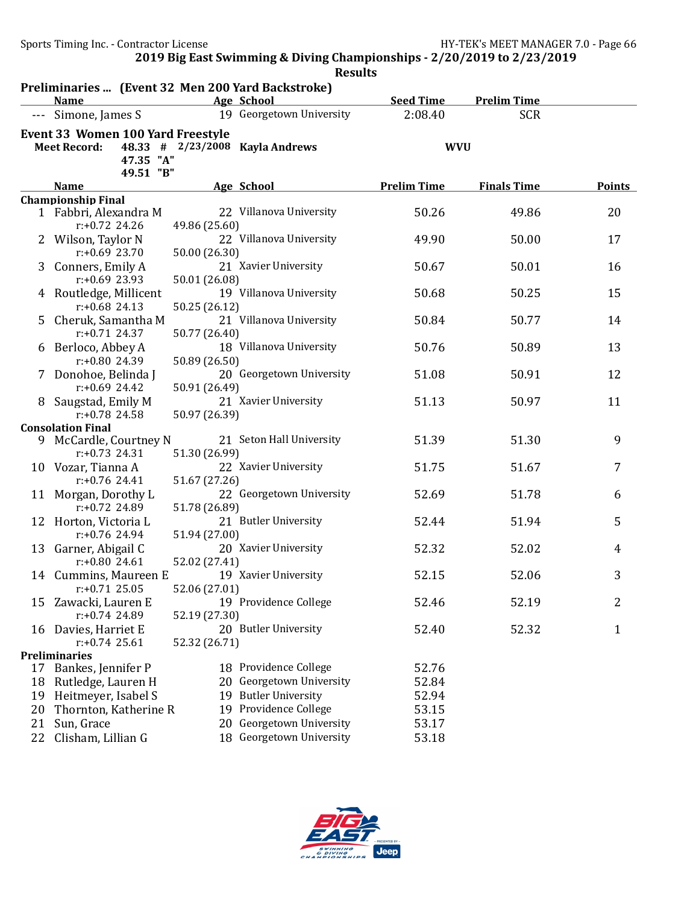## Results

### Preliminaries ... (Event 32 Men 200 Yard Backstroke)

| | Name | Age | School | Seed Time | Prelim Time |
|---|---|---|---|---|---|
| --- | Simone, James S | 19 | Georgetown University | 2:08.40 | SCR |

### Event 33 Women 100 Yard Freestyle

**Meet Record:** 48.33 # 2/23/2008 Kayla Andrews WVU
47.35 "A"
49.51 "B"

| | Name | Age | School | Prelim Time | Finals Time | Points |
|---|---|---|---|---|---|---|
| **Championship Final** | | | | | | |
| 1 | Fabbri, Alexandra M | 22 | Villanova University | 50.26 | 49.86 | 20 |
| | r:+0.72 24.26 | 49.86 (25.60) | | | | |
| 2 | Wilson, Taylor N | 22 | Villanova University | 49.90 | 50.00 | 17 |
| | r:+0.69 23.70 | 50.00 (26.30) | | | | |
| 3 | Conners, Emily A | 21 | Xavier University | 50.67 | 50.01 | 16 |
| | r:+0.69 23.93 | 50.01 (26.08) | | | | |
| 4 | Routledge, Millicent | 19 | Villanova University | 50.68 | 50.25 | 15 |
| | r:+0.68 24.13 | 50.25 (26.12) | | | | |
| 5 | Cheruk, Samantha M | 21 | Villanova University | 50.84 | 50.77 | 14 |
| | r:+0.71 24.37 | 50.77 (26.40) | | | | |
| 6 | Berloco, Abbey A | 18 | Villanova University | 50.76 | 50.89 | 13 |
| | r:+0.80 24.39 | 50.89 (26.50) | | | | |
| 7 | Donohoe, Belinda J | 20 | Georgetown University | 51.08 | 50.91 | 12 |
| | r:+0.69 24.42 | 50.91 (26.49) | | | | |
| 8 | Saugstad, Emily M | 21 | Xavier University | 51.13 | 50.97 | 11 |
| | r:+0.78 24.58 | 50.97 (26.39) | | | | |
| **Consolation Final** | | | | | | |
| 9 | McCardle, Courtney N | 21 | Seton Hall University | 51.39 | 51.30 | 9 |
| | r:+0.73 24.31 | 51.30 (26.99) | | | | |
| 10 | Vozar, Tianna A | 22 | Xavier University | 51.75 | 51.67 | 7 |
| | r:+0.76 24.41 | 51.67 (27.26) | | | | |
| 11 | Morgan, Dorothy L | 22 | Georgetown University | 52.69 | 51.78 | 6 |
| | r:+0.72 24.89 | 51.78 (26.89) | | | | |
| 12 | Horton, Victoria L | 21 | Butler University | 52.44 | 51.94 | 5 |
| | r:+0.76 24.94 | 51.94 (27.00) | | | | |
| 13 | Garner, Abigail C | 20 | Xavier University | 52.32 | 52.02 | 4 |
| | r:+0.80 24.61 | 52.02 (27.41) | | | | |
| 14 | Cummins, Maureen E | 19 | Xavier University | 52.15 | 52.06 | 3 |
| | r:+0.71 25.05 | 52.06 (27.01) | | | | |
| 15 | Zawacki, Lauren E | 19 | Providence College | 52.46 | 52.19 | 2 |
| | r:+0.74 24.89 | 52.19 (27.30) | | | | |
| 16 | Davies, Harriet E | 20 | Butler University | 52.40 | 52.32 | 1 |
| | r:+0.74 25.61 | 52.32 (26.71) | | | | |
| **Preliminaries** | | | | | | |
| 17 | Bankes, Jennifer P | 18 | Providence College | 52.76 | | |
| 18 | Rutledge, Lauren H | 20 | Georgetown University | 52.84 | | |
| 19 | Heitmeyer, Isabel S | 19 | Butler University | 52.94 | | |
| 20 | Thornton, Katherine R | 19 | Providence College | 53.15 | | |
| 21 | Sun, Grace | 20 | Georgetown University | 53.17 | | |
| 22 | Clisham, Lillian G | 18 | Georgetown University | 53.18 | | |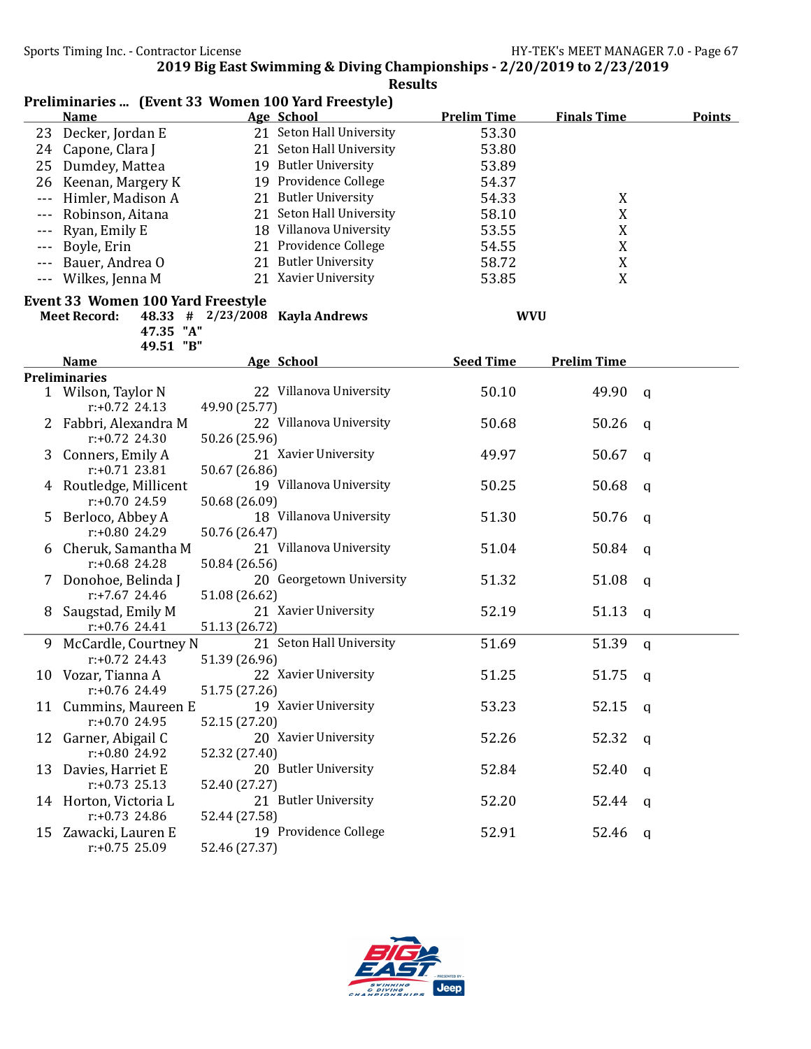**2019 Big East Swimming & Diving Championships - 2/20/2019 to 2/23/2019**

**Results**

### Preliminaries ... (Event 33 Women 100 Yard Freestyle)

| | Name | Age | School | Prelim Time | Finals Time | Points |
|---|---|---|---|---|---|---|
| 23 | Decker, Jordan E | 21 | Seton Hall University | 53.30 | | |
| 24 | Capone, Clara J | 21 | Seton Hall University | 53.80 | | |
| 25 | Dumdey, Mattea | 19 | Butler University | 53.89 | | |
| 26 | Keenan, Margery K | 19 | Providence College | 54.37 | | |
| --- | Himler, Madison A | 21 | Butler University | 54.33 | X | |
| --- | Robinson, Aitana | 21 | Seton Hall University | 58.10 | X | |
| --- | Ryan, Emily E | 18 | Villanova University | 53.55 | X | |
| --- | Boyle, Erin | 21 | Providence College | 54.55 | X | |
| --- | Bauer, Andrea O | 21 | Butler University | 58.72 | X | |
| --- | Wilkes, Jenna M | 21 | Xavier University | 53.85 | X | |

### Event 33 Women 100 Yard Freestyle

**Meet Record:** 48.33 # 2/23/2008 Kayla Andrews WVU
47.35 "A"
49.51 "B"

**Preliminaries**

| | Name | Age | School | Seed Time | Prelim Time | |
|---|---|---|---|---|---|---|
| 1 | Wilson, Taylor N | 22 | Villanova University | 50.10 | 49.90 | q |
| | r:+0.72 24.13 | 49.90 (25.77) | | | | |
| 2 | Fabbri, Alexandra M | 22 | Villanova University | 50.68 | 50.26 | q |
| | r:+0.72 24.30 | 50.26 (25.96) | | | | |
| 3 | Conners, Emily A | 21 | Xavier University | 49.97 | 50.67 | q |
| | r:+0.71 23.81 | 50.67 (26.86) | | | | |
| 4 | Routledge, Millicent | 19 | Villanova University | 50.25 | 50.68 | q |
| | r:+0.70 24.59 | 50.68 (26.09) | | | | |
| 5 | Berloco, Abbey A | 18 | Villanova University | 51.30 | 50.76 | q |
| | r:+0.80 24.29 | 50.76 (26.47) | | | | |
| 6 | Cheruk, Samantha M | 21 | Villanova University | 51.04 | 50.84 | q |
| | r:+0.68 24.28 | 50.84 (26.56) | | | | |
| 7 | Donohoe, Belinda J | 20 | Georgetown University | 51.32 | 51.08 | q |
| | r:+7.67 24.46 | 51.08 (26.62) | | | | |
| 8 | Saugstad, Emily M | 21 | Xavier University | 52.19 | 51.13 | q |
| | r:+0.76 24.41 | 51.13 (26.72) | | | | |
| 9 | McCardle, Courtney N | 21 | Seton Hall University | 51.69 | 51.39 | q |
| | r:+0.72 24.43 | 51.39 (26.96) | | | | |
| 10 | Vozar, Tianna A | 22 | Xavier University | 51.25 | 51.75 | q |
| | r:+0.76 24.49 | 51.75 (27.26) | | | | |
| 11 | Cummins, Maureen E | 19 | Xavier University | 53.23 | 52.15 | q |
| | r:+0.70 24.95 | 52.15 (27.20) | | | | |
| 12 | Garner, Abigail C | 20 | Xavier University | 52.26 | 52.32 | q |
| | r:+0.80 24.92 | 52.32 (27.40) | | | | |
| 13 | Davies, Harriet E | 20 | Butler University | 52.84 | 52.40 | q |
| | r:+0.73 25.13 | 52.40 (27.27) | | | | |
| 14 | Horton, Victoria L | 21 | Butler University | 52.20 | 52.44 | q |
| | r:+0.73 24.86 | 52.44 (27.58) | | | | |
| 15 | Zawacki, Lauren E | 19 | Providence College | 52.91 | 52.46 | q |
| | r:+0.75 25.09 | 52.46 (27.37) | | | | |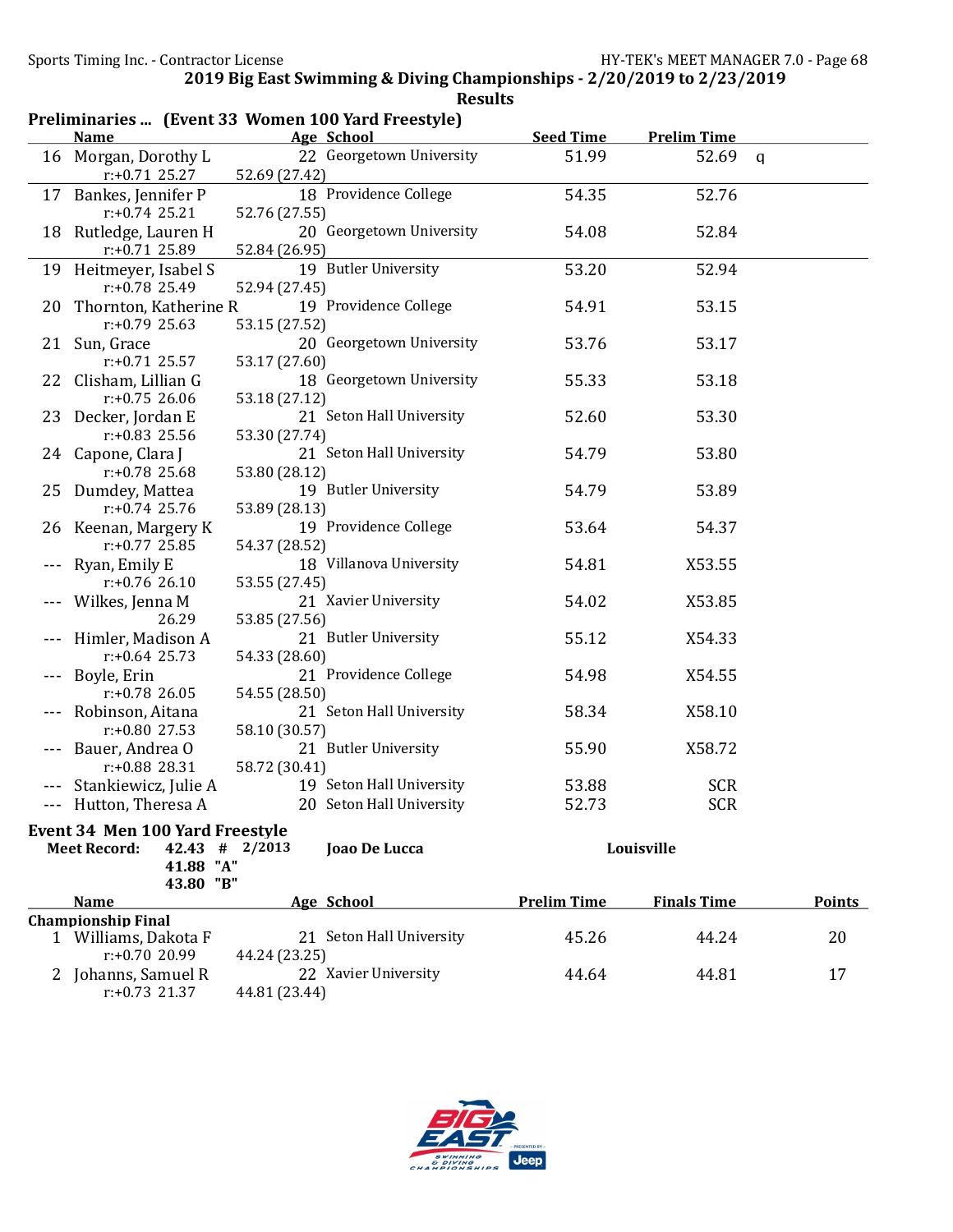## 2019 Big East Swimming & Diving Championships - 2/20/2019 to 2/23/2019

### Results

### Preliminaries ... (Event 33 Women 100 Yard Freestyle)

| | Name | Age | School | Seed Time | Prelim Time | |
|---|---|---|---|---|---|---|
| 16 | Morgan, Dorothy L | 22 | Georgetown University | 51.99 | 52.69 | q |
| | r:+0.71 25.27 | 52.69 (27.42) | | | | |
| 17 | Bankes, Jennifer P | 18 | Providence College | 54.35 | 52.76 | |
| | r:+0.74 25.21 | 52.76 (27.55) | | | | |
| 18 | Rutledge, Lauren H | 20 | Georgetown University | 54.08 | 52.84 | |
| | r:+0.71 25.89 | 52.84 (26.95) | | | | |
| 19 | Heitmeyer, Isabel S | 19 | Butler University | 53.20 | 52.94 | |
| | r:+0.78 25.49 | 52.94 (27.45) | | | | |
| 20 | Thornton, Katherine R | 19 | Providence College | 54.91 | 53.15 | |
| | r:+0.79 25.63 | 53.15 (27.52) | | | | |
| 21 | Sun, Grace | 20 | Georgetown University | 53.76 | 53.17 | |
| | r:+0.71 25.57 | 53.17 (27.60) | | | | |
| 22 | Clisham, Lillian G | 18 | Georgetown University | 55.33 | 53.18 | |
| | r:+0.75 26.06 | 53.18 (27.12) | | | | |
| 23 | Decker, Jordan E | 21 | Seton Hall University | 52.60 | 53.30 | |
| | r:+0.83 25.56 | 53.30 (27.74) | | | | |
| 24 | Capone, Clara J | 21 | Seton Hall University | 54.79 | 53.80 | |
| | r:+0.78 25.68 | 53.80 (28.12) | | | | |
| 25 | Dumdey, Mattea | 19 | Butler University | 54.79 | 53.89 | |
| | r:+0.74 25.76 | 53.89 (28.13) | | | | |
| 26 | Keenan, Margery K | 19 | Providence College | 53.64 | 54.37 | |
| | r:+0.77 25.85 | 54.37 (28.52) | | | | |
| --- | Ryan, Emily E | 18 | Villanova University | 54.81 | X53.55 | |
| | r:+0.76 26.10 | 53.55 (27.45) | | | | |
| --- | Wilkes, Jenna M | 21 | Xavier University | 54.02 | X53.85 | |
| | 26.29 | 53.85 (27.56) | | | | |
| --- | Himler, Madison A | 21 | Butler University | 55.12 | X54.33 | |
| | r:+0.64 25.73 | 54.33 (28.60) | | | | |
| --- | Boyle, Erin | 21 | Providence College | 54.98 | X54.55 | |
| | r:+0.78 26.05 | 54.55 (28.50) | | | | |
| --- | Robinson, Aitana | 21 | Seton Hall University | 58.34 | X58.10 | |
| | r:+0.80 27.53 | 58.10 (30.57) | | | | |
| --- | Bauer, Andrea O | 21 | Butler University | 55.90 | X58.72 | |
| | r:+0.88 28.31 | 58.72 (30.41) | | | | |
| --- | Stankiewicz, Julie A | 19 | Seton Hall University | 53.88 | SCR | |
| --- | Hutton, Theresa A | 20 | Seton Hall University | 52.73 | SCR | |

### Event 34 Men 100 Yard Freestyle

**Meet Record:** 42.43 # 2/2013 **Joao De Lucca** **Louisville**
41.88 "A"
43.80 "B"

| | Name | Age | School | Prelim Time | Finals Time | Points |
|---|---|---|---|---|---|---|
| **Championship Final** | | | | | | |
| 1 | Williams, Dakota F | 21 | Seton Hall University | 45.26 | 44.24 | 20 |
| | r:+0.70 20.99 | 44.24 (23.25) | | | | |
| 2 | Johanns, Samuel R | 22 | Xavier University | 44.64 | 44.81 | 17 |
| | r:+0.73 21.37 | 44.81 (23.44) | | | | |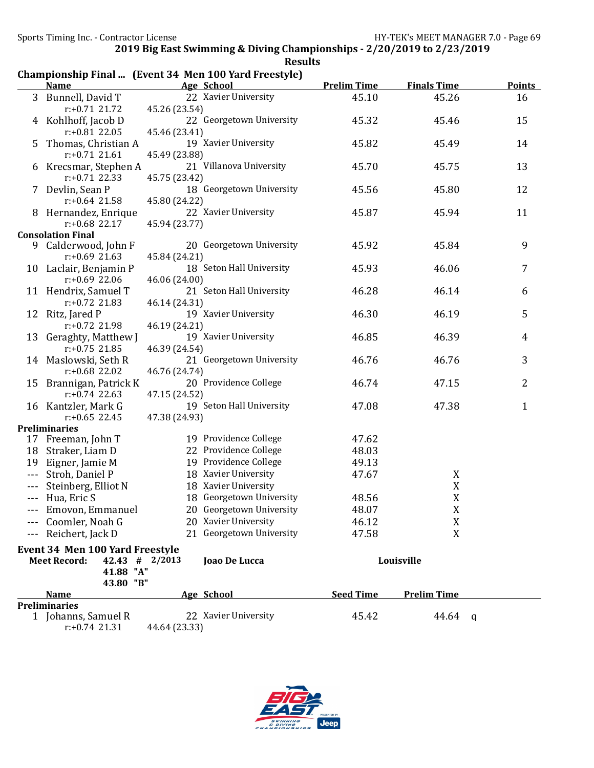**2019 Big East Swimming & Diving Championships - 2/20/2019 to 2/23/2019**

**Results**

### Championship Final ... (Event 34 Men 100 Yard Freestyle)

| | Name | Age | School | Prelim Time | Finals Time | Points |
|---|---|---|---|---|---|---|
| 3 | Bunnell, David T | 22 | Xavier University | 45.10 | 45.26 | 16 |
| | r:+0.71 21.72 | 45.26 (23.54) | | | | |
| 4 | Kohlhoff, Jacob D | 22 | Georgetown University | 45.32 | 45.46 | 15 |
| | r:+0.81 22.05 | 45.46 (23.41) | | | | |
| 5 | Thomas, Christian A | 19 | Xavier University | 45.82 | 45.49 | 14 |
| | r:+0.71 21.61 | 45.49 (23.88) | | | | |
| 6 | Krecsmar, Stephen A | 21 | Villanova University | 45.70 | 45.75 | 13 |
| | r:+0.71 22.33 | 45.75 (23.42) | | | | |
| 7 | Devlin, Sean P | 18 | Georgetown University | 45.56 | 45.80 | 12 |
| | r:+0.64 21.58 | 45.80 (24.22) | | | | |
| 8 | Hernandez, Enrique | 22 | Xavier University | 45.87 | 45.94 | 11 |
| | r:+0.68 22.17 | 45.94 (23.77) | | | | |
| **Consolation Final** | | | | | | |
| 9 | Calderwood, John F | 20 | Georgetown University | 45.92 | 45.84 | 9 |
| | r:+0.69 21.63 | 45.84 (24.21) | | | | |
| 10 | Laclair, Benjamin P | 18 | Seton Hall University | 45.93 | 46.06 | 7 |
| | r:+0.69 22.06 | 46.06 (24.00) | | | | |
| 11 | Hendrix, Samuel T | 21 | Seton Hall University | 46.28 | 46.14 | 6 |
| | r:+0.72 21.83 | 46.14 (24.31) | | | | |
| 12 | Ritz, Jared P | 19 | Xavier University | 46.30 | 46.19 | 5 |
| | r:+0.72 21.98 | 46.19 (24.21) | | | | |
| 13 | Geraghty, Matthew J | 19 | Xavier University | 46.85 | 46.39 | 4 |
| | r:+0.75 21.85 | 46.39 (24.54) | | | | |
| 14 | Maslowski, Seth R | 21 | Georgetown University | 46.76 | 46.76 | 3 |
| | r:+0.68 22.02 | 46.76 (24.74) | | | | |
| 15 | Brannigan, Patrick K | 20 | Providence College | 46.74 | 47.15 | 2 |
| | r:+0.74 22.63 | 47.15 (24.52) | | | | |
| 16 | Kantzler, Mark G | 19 | Seton Hall University | 47.08 | 47.38 | 1 |
| | r:+0.65 22.45 | 47.38 (24.93) | | | | |
| **Preliminaries** | | | | | | |
| 17 | Freeman, John T | 19 | Providence College | 47.62 | | |
| 18 | Straker, Liam D | 22 | Providence College | 48.03 | | |
| 19 | Eigner, Jamie M | 19 | Providence College | 49.13 | | |
| --- | Stroh, Daniel P | 18 | Xavier University | 47.67 | X | |
| --- | Steinberg, Elliot N | 18 | Xavier University | | X | |
| --- | Hua, Eric S | 18 | Georgetown University | 48.56 | X | |
| --- | Emovon, Emmanuel | 20 | Georgetown University | 48.07 | X | |
| --- | Coomler, Noah G | 20 | Xavier University | 46.12 | X | |
| --- | Reichert, Jack D | 21 | Georgetown University | 47.58 | X | |

### Event 34 Men 100 Yard Freestyle

**Meet Record:** 42.43 # 2/2013 **Joao De Lucca** **Louisville**

41.88 "A"

43.80 "B"

| | Name | Age | School | Seed Time | Prelim Time | |
|---|---|---|---|---|---|---|
| **Preliminaries** | | | | | | |
| 1 | Johanns, Samuel R | 22 | Xavier University | 45.42 | 44.64 | q |
| | r:+0.74 21.31 | 44.64 (23.33) | | | | |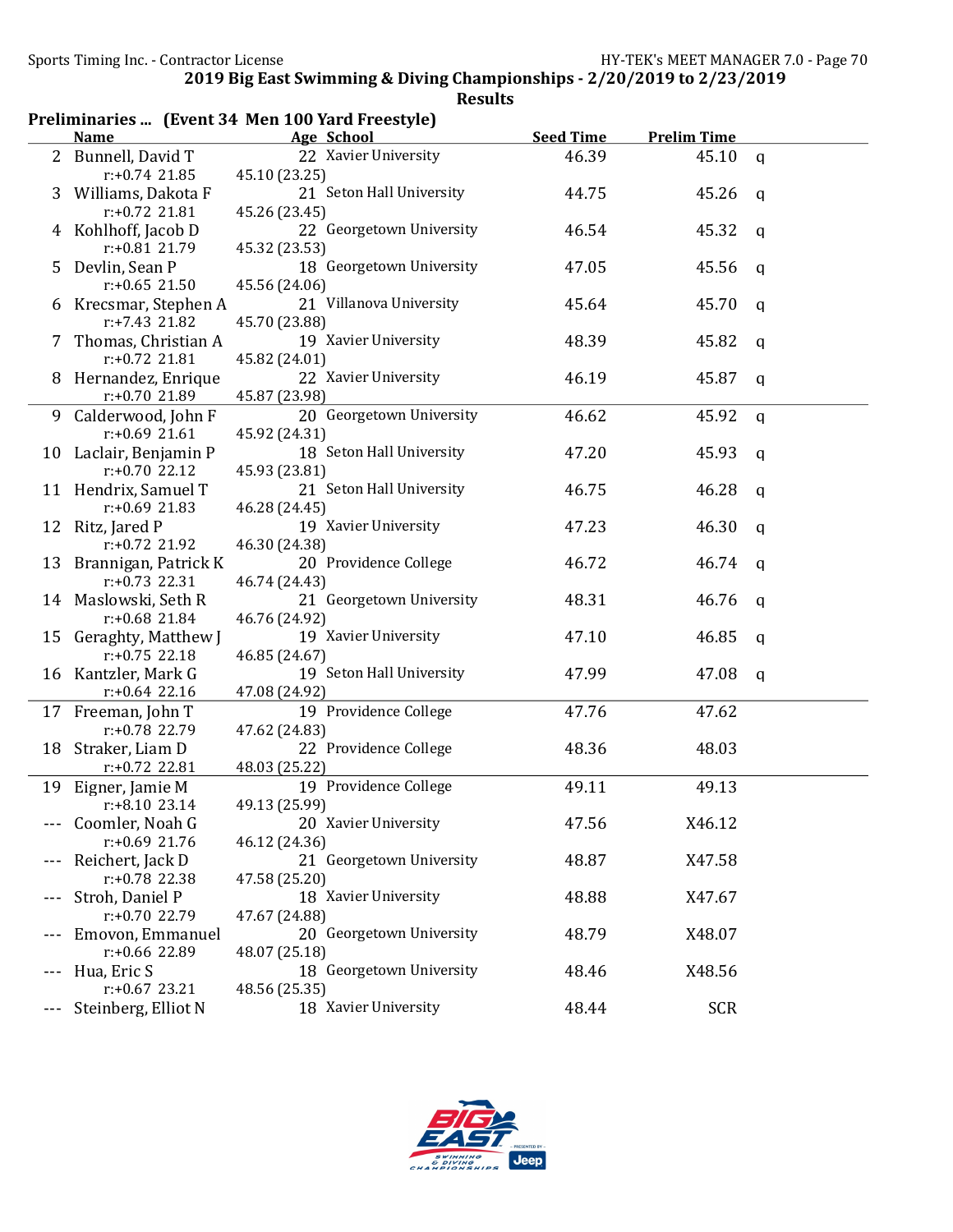## 2019 Big East Swimming & Diving Championships - 2/20/2019 to 2/23/2019

### Results

**Preliminaries ... (Event 34 Men 100 Yard Freestyle)**

| | Name | Age | School | Seed Time | Prelim Time | |
|---|---|---|---|---|---|---|
| 2 | Bunnell, David T | 22 | Xavier University | 46.39 | 45.10 | q |
| | r:+0.74 21.85 | 45.10 (23.25) | | | | |
| 3 | Williams, Dakota F | 21 | Seton Hall University | 44.75 | 45.26 | q |
| | r:+0.72 21.81 | 45.26 (23.45) | | | | |
| 4 | Kohlhoff, Jacob D | 22 | Georgetown University | 46.54 | 45.32 | q |
| | r:+0.81 21.79 | 45.32 (23.53) | | | | |
| 5 | Devlin, Sean P | 18 | Georgetown University | 47.05 | 45.56 | q |
| | r:+0.65 21.50 | 45.56 (24.06) | | | | |
| 6 | Krecsmar, Stephen A | 21 | Villanova University | 45.64 | 45.70 | q |
| | r:+7.43 21.82 | 45.70 (23.88) | | | | |
| 7 | Thomas, Christian A | 19 | Xavier University | 48.39 | 45.82 | q |
| | r:+0.72 21.81 | 45.82 (24.01) | | | | |
| 8 | Hernandez, Enrique | 22 | Xavier University | 46.19 | 45.87 | q |
| | r:+0.70 21.89 | 45.87 (23.98) | | | | |
| 9 | Calderwood, John F | 20 | Georgetown University | 46.62 | 45.92 | q |
| | r:+0.69 21.61 | 45.92 (24.31) | | | | |
| 10 | Laclair, Benjamin P | 18 | Seton Hall University | 47.20 | 45.93 | q |
| | r:+0.70 22.12 | 45.93 (23.81) | | | | |
| 11 | Hendrix, Samuel T | 21 | Seton Hall University | 46.75 | 46.28 | q |
| | r:+0.69 21.83 | 46.28 (24.45) | | | | |
| 12 | Ritz, Jared P | 19 | Xavier University | 47.23 | 46.30 | q |
| | r:+0.72 21.92 | 46.30 (24.38) | | | | |
| 13 | Brannigan, Patrick K | 20 | Providence College | 46.72 | 46.74 | q |
| | r:+0.73 22.31 | 46.74 (24.43) | | | | |
| 14 | Maslowski, Seth R | 21 | Georgetown University | 48.31 | 46.76 | q |
| | r:+0.68 21.84 | 46.76 (24.92) | | | | |
| 15 | Geraghty, Matthew J | 19 | Xavier University | 47.10 | 46.85 | q |
| | r:+0.75 22.18 | 46.85 (24.67) | | | | |
| 16 | Kantzler, Mark G | 19 | Seton Hall University | 47.99 | 47.08 | q |
| | r:+0.64 22.16 | 47.08 (24.92) | | | | |
| 17 | Freeman, John T | 19 | Providence College | 47.76 | 47.62 | |
| | r:+0.78 22.79 | 47.62 (24.83) | | | | |
| 18 | Straker, Liam D | 22 | Providence College | 48.36 | 48.03 | |
| | r:+0.72 22.81 | 48.03 (25.22) | | | | |
| 19 | Eigner, Jamie M | 19 | Providence College | 49.11 | 49.13 | |
| | r:+8.10 23.14 | 49.13 (25.99) | | | | |
| --- | Coomler, Noah G | 20 | Xavier University | 47.56 | X46.12 | |
| | r:+0.69 21.76 | 46.12 (24.36) | | | | |
| --- | Reichert, Jack D | 21 | Georgetown University | 48.87 | X47.58 | |
| | r:+0.78 22.38 | 47.58 (25.20) | | | | |
| --- | Stroh, Daniel P | 18 | Xavier University | 48.88 | X47.67 | |
| | r:+0.70 22.79 | 47.67 (24.88) | | | | |
| --- | Emovon, Emmanuel | 20 | Georgetown University | 48.79 | X48.07 | |
| | r:+0.66 22.89 | 48.07 (25.18) | | | | |
| --- | Hua, Eric S | 18 | Georgetown University | 48.46 | X48.56 | |
| | r:+0.67 23.21 | 48.56 (25.35) | | | | |
| --- | Steinberg, Elliot N | 18 | Xavier University | 48.44 | SCR | |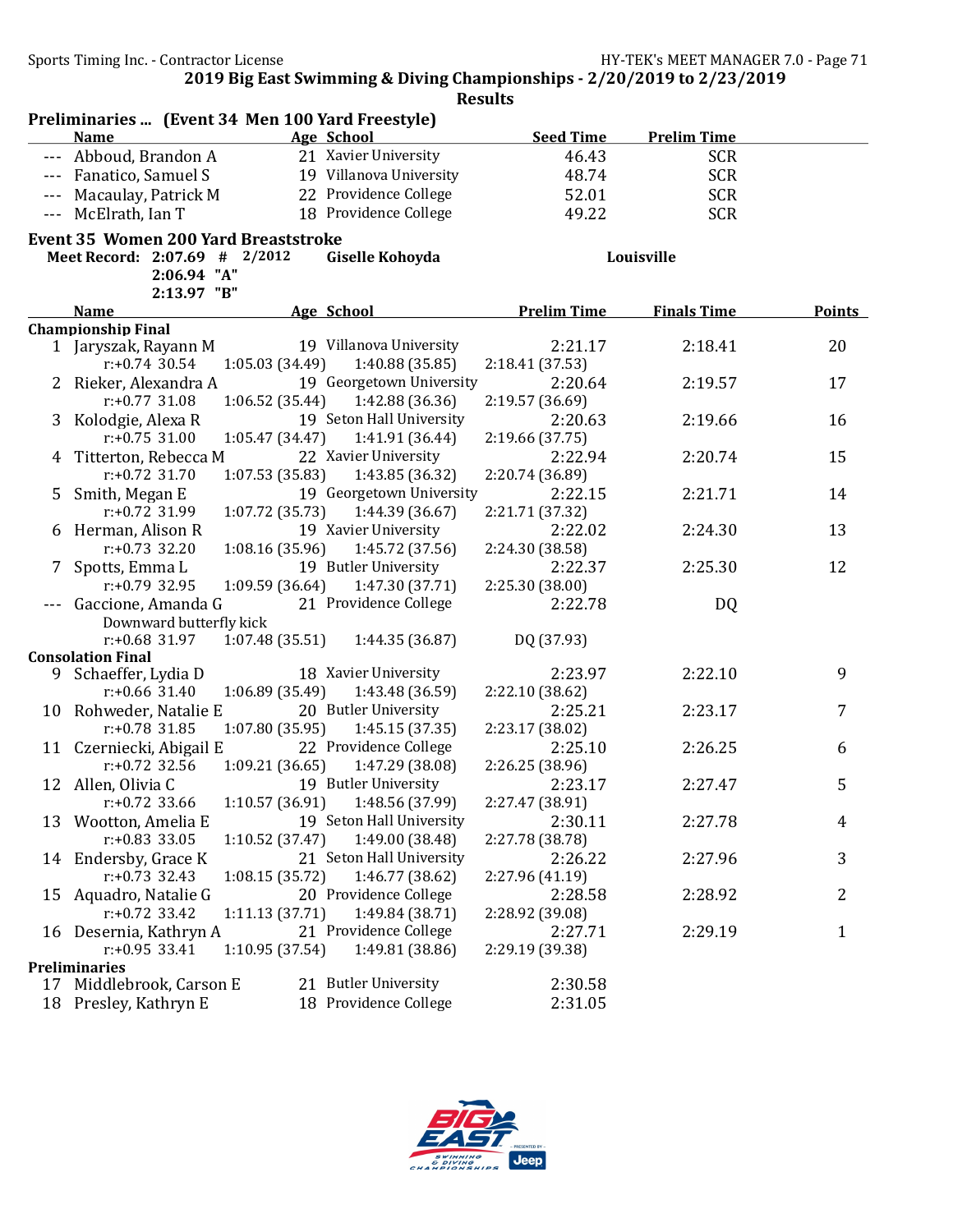## Preliminaries ... (Event 34 Men 100 Yard Freestyle)

| | Name | Age | School | Seed Time | Prelim Time |
|---|---|---|---|---|---|
| --- | Abboud, Brandon A | 21 | Xavier University | 46.43 | SCR |
| --- | Fanatico, Samuel S | 19 | Villanova University | 48.74 | SCR |
| --- | Macaulay, Patrick M | 22 | Providence College | 52.01 | SCR |
| --- | McElrath, Ian T | 18 | Providence College | 49.22 | SCR |

## Event 35 Women 200 Yard Breaststroke

**Meet Record: 2:07.69 # 2/2012 Giselle Kohoyda Louisville**
**2:06.94 "A"**
**2:13.97 "B"**

| | Name | Age | School | Prelim Time | Finals Time | Points |
|---|---|---|---|---|---|---|
| **Championship Final** | | | | | | |
| 1 | Jaryszak, Rayann M | 19 | Villanova University | 2:21.17 | 2:18.41 | 20 |
| | r:+0.74 30.54 | 1:05.03 (34.49) | 1:40.88 (35.85) | 2:18.41 (37.53) | | |
| 2 | Rieker, Alexandra A | 19 | Georgetown University | 2:20.64 | 2:19.57 | 17 |
| | r:+0.77 31.08 | 1:06.52 (35.44) | 1:42.88 (36.36) | 2:19.57 (36.69) | | |
| 3 | Kolodgie, Alexa R | 19 | Seton Hall University | 2:20.63 | 2:19.66 | 16 |
| | r:+0.75 31.00 | 1:05.47 (34.47) | 1:41.91 (36.44) | 2:19.66 (37.75) | | |
| 4 | Titterton, Rebecca M | 22 | Xavier University | 2:22.94 | 2:20.74 | 15 |
| | r:+0.72 31.70 | 1:07.53 (35.83) | 1:43.85 (36.32) | 2:20.74 (36.89) | | |
| 5 | Smith, Megan E | 19 | Georgetown University | 2:22.15 | 2:21.71 | 14 |
| | r:+0.72 31.99 | 1:07.72 (35.73) | 1:44.39 (36.67) | 2:21.71 (37.32) | | |
| 6 | Herman, Alison R | 19 | Xavier University | 2:22.02 | 2:24.30 | 13 |
| | r:+0.73 32.20 | 1:08.16 (35.96) | 1:45.72 (37.56) | 2:24.30 (38.58) | | |
| 7 | Spotts, Emma L | 19 | Butler University | 2:22.37 | 2:25.30 | 12 |
| | r:+0.79 32.95 | 1:09.59 (36.64) | 1:47.30 (37.71) | 2:25.30 (38.00) | | |
| --- | Gaccione, Amanda G | 21 | Providence College | 2:22.78 | DQ | |
| | Downward butterfly kick | | | | | |
| | r:+0.68 31.97 | 1:07.48 (35.51) | 1:44.35 (36.87) | DQ (37.93) | | |
| **Consolation Final** | | | | | | |
| 9 | Schaeffer, Lydia D | 18 | Xavier University | 2:23.97 | 2:22.10 | 9 |
| | r:+0.66 31.40 | 1:06.89 (35.49) | 1:43.48 (36.59) | 2:22.10 (38.62) | | |
| 10 | Rohweder, Natalie E | 20 | Butler University | 2:25.21 | 2:23.17 | 7 |
| | r:+0.78 31.85 | 1:07.80 (35.95) | 1:45.15 (37.35) | 2:23.17 (38.02) | | |
| 11 | Czerniecki, Abigail E | 22 | Providence College | 2:25.10 | 2:26.25 | 6 |
| | r:+0.72 32.56 | 1:09.21 (36.65) | 1:47.29 (38.08) | 2:26.25 (38.96) | | |
| 12 | Allen, Olivia C | 19 | Butler University | 2:23.17 | 2:27.47 | 5 |
| | r:+0.72 33.66 | 1:10.57 (36.91) | 1:48.56 (37.99) | 2:27.47 (38.91) | | |
| 13 | Wootton, Amelia E | 19 | Seton Hall University | 2:30.11 | 2:27.78 | 4 |
| | r:+0.83 33.05 | 1:10.52 (37.47) | 1:49.00 (38.48) | 2:27.78 (38.78) | | |
| 14 | Endersby, Grace K | 21 | Seton Hall University | 2:26.22 | 2:27.96 | 3 |
| | r:+0.73 32.43 | 1:08.15 (35.72) | 1:46.77 (38.62) | 2:27.96 (41.19) | | |
| 15 | Aquadro, Natalie G | 20 | Providence College | 2:28.58 | 2:28.92 | 2 |
| | r:+0.72 33.42 | 1:11.13 (37.71) | 1:49.84 (38.71) | 2:28.92 (39.08) | | |
| 16 | Desernia, Kathryn A | 21 | Providence College | 2:27.71 | 2:29.19 | 1 |
| | r:+0.95 33.41 | 1:10.95 (37.54) | 1:49.81 (38.86) | 2:29.19 (39.38) | | |
| **Preliminaries** | | | | | | |
| 17 | Middlebrook, Carson E | 21 | Butler University | 2:30.58 | | |
| 18 | Presley, Kathryn E | 18 | Providence College | 2:31.05 | | |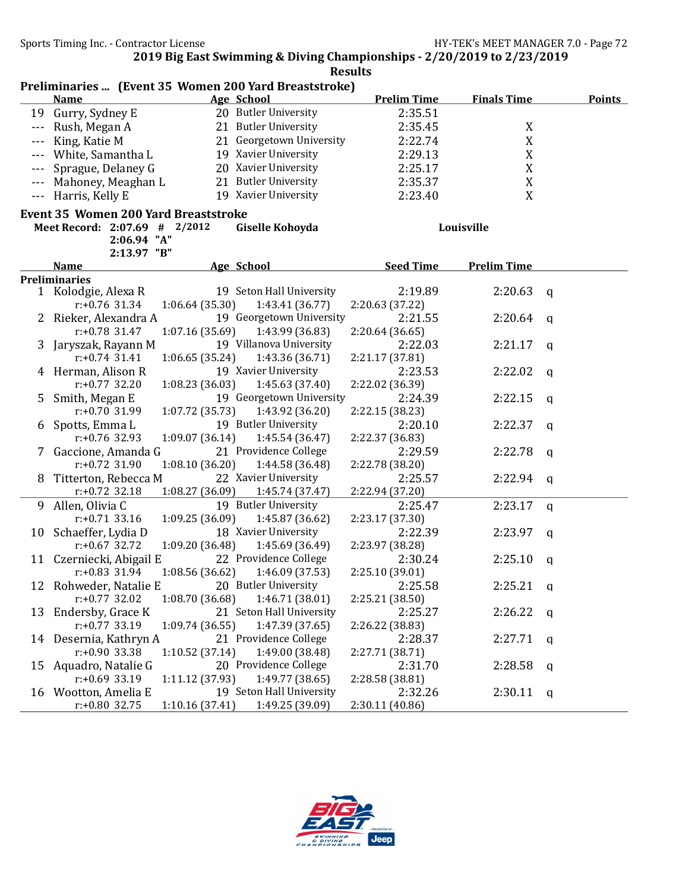2019 Big East Swimming & Diving Championships - 2/20/2019 to 2/23/2019

Results

## Preliminaries ... (Event 35 Women 200 Yard Breaststroke)

| | Name | Age | School | Prelim Time | Finals Time | Points |
|---|---|---|---|---|---|---|
| 19 | Gurry, Sydney E | 20 | Butler University | 2:35.51 | | |
| --- | Rush, Megan A | 21 | Butler University | 2:35.45 | X | |
| --- | King, Katie M | 21 | Georgetown University | 2:22.74 | X | |
| --- | White, Samantha L | 19 | Xavier University | 2:29.13 | X | |
| --- | Sprague, Delaney G | 20 | Xavier University | 2:25.17 | X | |
| --- | Mahoney, Meaghan L | 21 | Butler University | 2:35.37 | X | |
| --- | Harris, Kelly E | 19 | Xavier University | 2:23.40 | X | |

## Event 35 Women 200 Yard Breaststroke

**Meet Record: 2:07.69 # 2/2012 Giselle Kohoyda Louisville**
**2:06.94 "A"**
**2:13.97 "B"**

| | Name | Age | School | Seed Time | Prelim Time | |
|---|---|---|---|---|---|---|
| **Preliminaries** | | | | | | |
| 1 | Kolodgie, Alexa R | 19 | Seton Hall University | 2:19.89 | 2:20.63 | q |
| | r:+0.76 31.34 | 1:06.64 (35.30) | 1:43.41 (36.77) | 2:20.63 (37.22) | | |
| 2 | Rieker, Alexandra A | 19 | Georgetown University | 2:21.55 | 2:20.64 | q |
| | r:+0.78 31.47 | 1:07.16 (35.69) | 1:43.99 (36.83) | 2:20.64 (36.65) | | |
| 3 | Jaryszak, Rayann M | 19 | Villanova University | 2:22.03 | 2:21.17 | q |
| | r:+0.74 31.41 | 1:06.65 (35.24) | 1:43.36 (36.71) | 2:21.17 (37.81) | | |
| 4 | Herman, Alison R | 19 | Xavier University | 2:23.53 | 2:22.02 | q |
| | r:+0.77 32.20 | 1:08.23 (36.03) | 1:45.63 (37.40) | 2:22.02 (36.39) | | |
| 5 | Smith, Megan E | 19 | Georgetown University | 2:24.39 | 2:22.15 | q |
| | r:+0.70 31.99 | 1:07.72 (35.73) | 1:43.92 (36.20) | 2:22.15 (38.23) | | |
| 6 | Spotts, Emma L | 19 | Butler University | 2:20.10 | 2:22.37 | q |
| | r:+0.76 32.93 | 1:09.07 (36.14) | 1:45.54 (36.47) | 2:22.37 (36.83) | | |
| 7 | Gaccione, Amanda G | 21 | Providence College | 2:29.59 | 2:22.78 | q |
| | r:+0.72 31.90 | 1:08.10 (36.20) | 1:44.58 (36.48) | 2:22.78 (38.20) | | |
| 8 | Titterton, Rebecca M | 22 | Xavier University | 2:25.57 | 2:22.94 | q |
| | r:+0.72 32.18 | 1:08.27 (36.09) | 1:45.74 (37.47) | 2:22.94 (37.20) | | |
| 9 | Allen, Olivia C | 19 | Butler University | 2:25.47 | 2:23.17 | q |
| | r:+0.71 33.16 | 1:09.25 (36.09) | 1:45.87 (36.62) | 2:23.17 (37.30) | | |
| 10 | Schaeffer, Lydia D | 18 | Xavier University | 2:22.39 | 2:23.97 | q |
| | r:+0.67 32.72 | 1:09.20 (36.48) | 1:45.69 (36.49) | 2:23.97 (38.28) | | |
| 11 | Czerniecki, Abigail E | 22 | Providence College | 2:30.24 | 2:25.10 | q |
| | r:+0.83 31.94 | 1:08.56 (36.62) | 1:46.09 (37.53) | 2:25.10 (39.01) | | |
| 12 | Rohweder, Natalie E | 20 | Butler University | 2:25.58 | 2:25.21 | q |
| | r:+0.77 32.02 | 1:08.70 (36.68) | 1:46.71 (38.01) | 2:25.21 (38.50) | | |
| 13 | Endersby, Grace K | 21 | Seton Hall University | 2:25.27 | 2:26.22 | q |
| | r:+0.77 33.19 | 1:09.74 (36.55) | 1:47.39 (37.65) | 2:26.22 (38.83) | | |
| 14 | Desernia, Kathryn A | 21 | Providence College | 2:28.37 | 2:27.71 | q |
| | r:+0.90 33.38 | 1:10.52 (37.14) | 1:49.00 (38.48) | 2:27.71 (38.71) | | |
| 15 | Aquadro, Natalie G | 20 | Providence College | 2:31.70 | 2:28.58 | q |
| | r:+0.69 33.19 | 1:11.12 (37.93) | 1:49.77 (38.65) | 2:28.58 (38.81) | | |
| 16 | Wootton, Amelia E | 19 | Seton Hall University | 2:32.26 | 2:30.11 | q |
| | r:+0.80 32.75 | 1:10.16 (37.41) | 1:49.25 (39.09) | 2:30.11 (40.86) | | |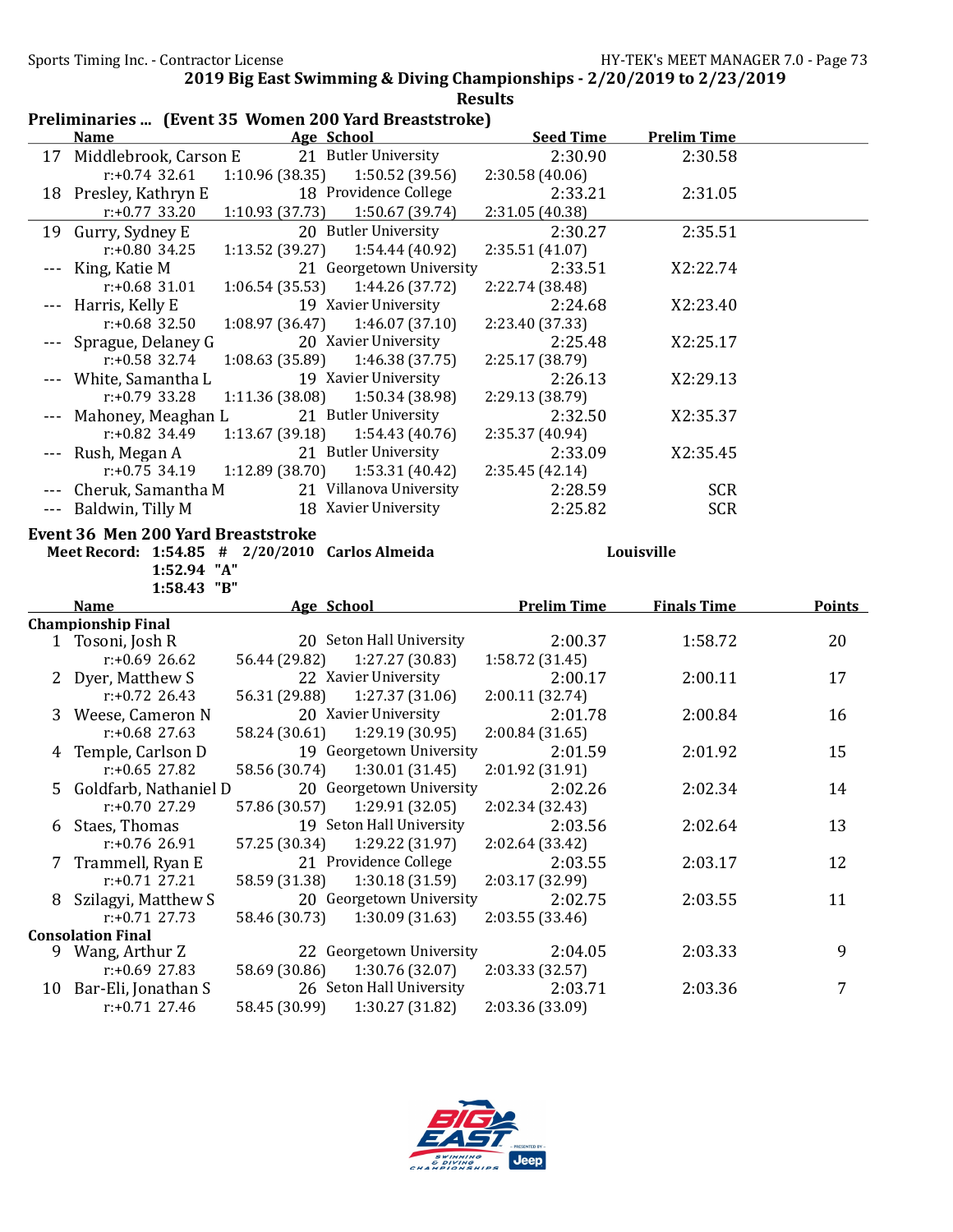## 2019 Big East Swimming & Diving Championships - 2/20/2019 to 2/23/2019

### Results

### Preliminaries ... (Event 35 Women 200 Yard Breaststroke)

| | Name | Age | School | Seed Time | Prelim Time |
|---|---|---|---|---|---|
| 17 | Middlebrook, Carson E | 21 | Butler University | 2:30.90 | 2:30.58 |
| | r:+0.74 32.61 | 1:10.96 (38.35) | 1:50.52 (39.56) | 2:30.58 (40.06) | |
| 18 | Presley, Kathryn E | 18 | Providence College | 2:33.21 | 2:31.05 |
| | r:+0.77 33.20 | 1:10.93 (37.73) | 1:50.67 (39.74) | 2:31.05 (40.38) | |
| 19 | Gurry, Sydney E | 20 | Butler University | 2:30.27 | 2:35.51 |
| | r:+0.80 34.25 | 1:13.52 (39.27) | 1:54.44 (40.92) | 2:35.51 (41.07) | |
| --- | King, Katie M | 21 | Georgetown University | 2:33.51 | X2:22.74 |
| | r:+0.68 31.01 | 1:06.54 (35.53) | 1:44.26 (37.72) | 2:22.74 (38.48) | |
| --- | Harris, Kelly E | 19 | Xavier University | 2:24.68 | X2:23.40 |
| | r:+0.68 32.50 | 1:08.97 (36.47) | 1:46.07 (37.10) | 2:23.40 (37.33) | |
| --- | Sprague, Delaney G | 20 | Xavier University | 2:25.48 | X2:25.17 |
| | r:+0.58 32.74 | 1:08.63 (35.89) | 1:46.38 (37.75) | 2:25.17 (38.79) | |
| --- | White, Samantha L | 19 | Xavier University | 2:26.13 | X2:29.13 |
| | r:+0.79 33.28 | 1:11.36 (38.08) | 1:50.34 (38.98) | 2:29.13 (38.79) | |
| --- | Mahoney, Meaghan L | 21 | Butler University | 2:32.50 | X2:35.37 |
| | r:+0.82 34.49 | 1:13.67 (39.18) | 1:54.43 (40.76) | 2:35.37 (40.94) | |
| --- | Rush, Megan A | 21 | Butler University | 2:33.09 | X2:35.45 |
| | r:+0.75 34.19 | 1:12.89 (38.70) | 1:53.31 (40.42) | 2:35.45 (42.14) | |
| --- | Cheruk, Samantha M | 21 | Villanova University | 2:28.59 | SCR |
| --- | Baldwin, Tilly M | 18 | Xavier University | 2:25.82 | SCR |

### Event 36 Men 200 Yard Breaststroke

**Meet Record: 1:54.85 # 2/20/2010 Carlos Almeida Louisville**
**1:52.94 "A"**
**1:58.43 "B"**

| | Name | Age | School | Prelim Time | Finals Time | Points |
|---|---|---|---|---|---|---|
| **Championship Final** | | | | | | |
| 1 | Tosoni, Josh R | 20 | Seton Hall University | 2:00.37 | 1:58.72 | 20 |
| | r:+0.69 26.62 | 56.44 (29.82) | 1:27.27 (30.83) | 1:58.72 (31.45) | | |
| 2 | Dyer, Matthew S | 22 | Xavier University | 2:00.17 | 2:00.11 | 17 |
| | r:+0.72 26.43 | 56.31 (29.88) | 1:27.37 (31.06) | 2:00.11 (32.74) | | |
| 3 | Weese, Cameron N | 20 | Xavier University | 2:01.78 | 2:00.84 | 16 |
| | r:+0.68 27.63 | 58.24 (30.61) | 1:29.19 (30.95) | 2:00.84 (31.65) | | |
| 4 | Temple, Carlson D | 19 | Georgetown University | 2:01.59 | 2:01.92 | 15 |
| | r:+0.65 27.82 | 58.56 (30.74) | 1:30.01 (31.45) | 2:01.92 (31.91) | | |
| 5 | Goldfarb, Nathaniel D | 20 | Georgetown University | 2:02.26 | 2:02.34 | 14 |
| | r:+0.70 27.29 | 57.86 (30.57) | 1:29.91 (32.05) | 2:02.34 (32.43) | | |
| 6 | Staes, Thomas | 19 | Seton Hall University | 2:03.56 | 2:02.64 | 13 |
| | r:+0.76 26.91 | 57.25 (30.34) | 1:29.22 (31.97) | 2:02.64 (33.42) | | |
| 7 | Trammell, Ryan E | 21 | Providence College | 2:03.55 | 2:03.17 | 12 |
| | r:+0.71 27.21 | 58.59 (31.38) | 1:30.18 (31.59) | 2:03.17 (32.99) | | |
| 8 | Szilagyi, Matthew S | 20 | Georgetown University | 2:02.75 | 2:03.55 | 11 |
| | r:+0.71 27.73 | 58.46 (30.73) | 1:30.09 (31.63) | 2:03.55 (33.46) | | |
| **Consolation Final** | | | | | | |
| 9 | Wang, Arthur Z | 22 | Georgetown University | 2:04.05 | 2:03.33 | 9 |
| | r:+0.69 27.83 | 58.69 (30.86) | 1:30.76 (32.07) | 2:03.33 (32.57) | | |
| 10 | Bar-Eli, Jonathan S | 26 | Seton Hall University | 2:03.71 | 2:03.36 | 7 |
| | r:+0.71 27.46 | 58.45 (30.99) | 1:30.27 (31.82) | 2:03.36 (33.09) | | |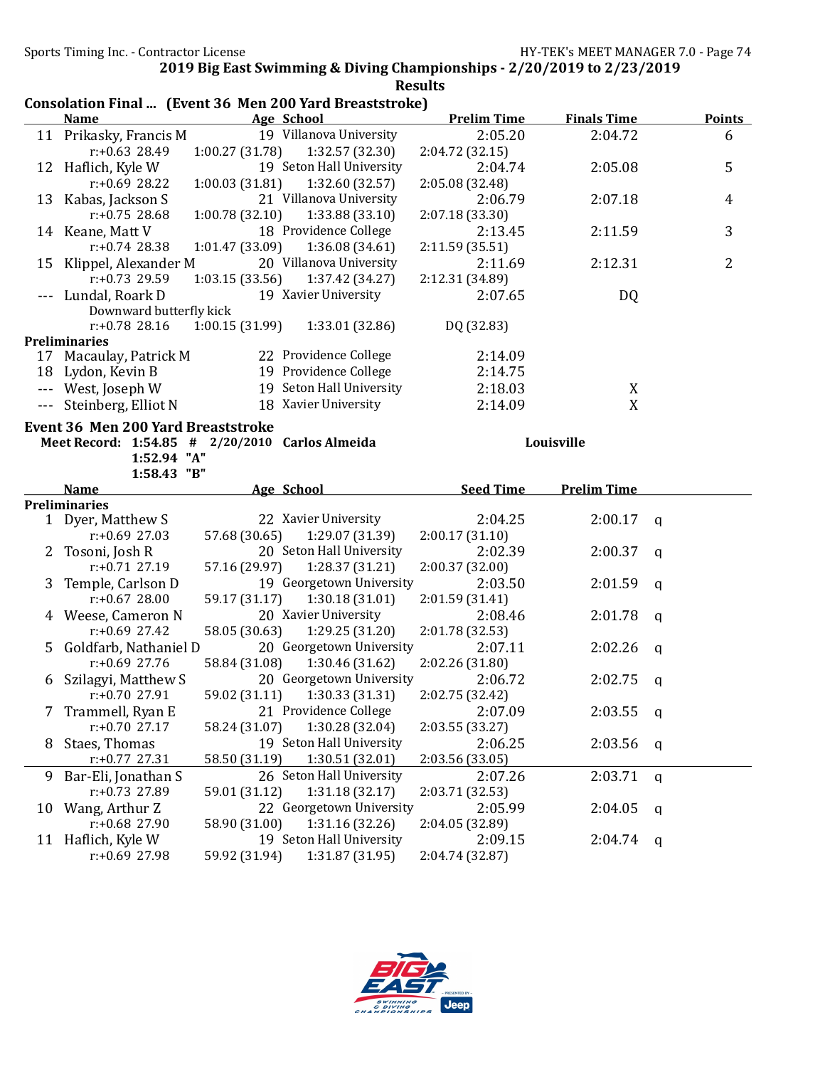## 2019 Big East Swimming & Diving Championships - 2/20/2019 to 2/23/2019

**Results**

### Consolation Final ... (Event 36 Men 200 Yard Breaststroke)

| | Name | Age | School | Prelim Time | Finals Time | Points |
|---|---|---|---|---|---|---|
| 11 | Prikasky, Francis M | 19 | Villanova University | 2:05.20 | 2:04.72 | 6 |
| | r:+0.63 28.49 | 1:00.27 (31.78) | 1:32.57 (32.30) | 2:04.72 (32.15) | | |
| 12 | Haflich, Kyle W | 19 | Seton Hall University | 2:04.74 | 2:05.08 | 5 |
| | r:+0.69 28.22 | 1:00.03 (31.81) | 1:32.60 (32.57) | 2:05.08 (32.48) | | |
| 13 | Kabas, Jackson S | 21 | Villanova University | 2:06.79 | 2:07.18 | 4 |
| | r:+0.75 28.68 | 1:00.78 (32.10) | 1:33.88 (33.10) | 2:07.18 (33.30) | | |
| 14 | Keane, Matt V | 18 | Providence College | 2:13.45 | 2:11.59 | 3 |
| | r:+0.74 28.38 | 1:01.47 (33.09) | 1:36.08 (34.61) | 2:11.59 (35.51) | | |
| 15 | Klippel, Alexander M | 20 | Villanova University | 2:11.69 | 2:12.31 | 2 |
| | r:+0.73 29.59 | 1:03.15 (33.56) | 1:37.42 (34.27) | 2:12.31 (34.89) | | |
| --- | Lundal, Roark D | 19 | Xavier University | 2:07.65 | DQ | |
| | Downward butterfly kick | | | | | |
| | r:+0.78 28.16 | 1:00.15 (31.99) | 1:33.01 (32.86) | DQ (32.83) | | |

**Preliminaries**

| | Name | Age | School | Prelim Time | Finals Time |
|---|---|---|---|---|---|
| 17 | Macaulay, Patrick M | 22 | Providence College | 2:14.09 | |
| 18 | Lydon, Kevin B | 19 | Providence College | 2:14.75 | |
| --- | West, Joseph W | 19 | Seton Hall University | 2:18.03 | X |
| --- | Steinberg, Elliot N | 18 | Xavier University | 2:14.09 | X |

### Event 36 Men 200 Yard Breaststroke

**Meet Record: 1:54.85 # 2/20/2010 Carlos Almeida — Louisville**
**1:52.94 "A"**
**1:58.43 "B"**

| | Name | Age | School | Seed Time | Prelim Time | |
|---|---|---|---|---|---|---|
| **Preliminaries** | | | | | | |
| 1 | Dyer, Matthew S | 22 | Xavier University | 2:04.25 | 2:00.17 | q |
| | r:+0.69 27.03 | 57.68 (30.65) | 1:29.07 (31.39) | 2:00.17 (31.10) | | |
| 2 | Tosoni, Josh R | 20 | Seton Hall University | 2:02.39 | 2:00.37 | q |
| | r:+0.71 27.19 | 57.16 (29.97) | 1:28.37 (31.21) | 2:00.37 (32.00) | | |
| 3 | Temple, Carlson D | 19 | Georgetown University | 2:03.50 | 2:01.59 | q |
| | r:+0.67 28.00 | 59.17 (31.17) | 1:30.18 (31.01) | 2:01.59 (31.41) | | |
| 4 | Weese, Cameron N | 20 | Xavier University | 2:08.46 | 2:01.78 | q |
| | r:+0.69 27.42 | 58.05 (30.63) | 1:29.25 (31.20) | 2:01.78 (32.53) | | |
| 5 | Goldfarb, Nathaniel D | 20 | Georgetown University | 2:07.11 | 2:02.26 | q |
| | r:+0.69 27.76 | 58.84 (31.08) | 1:30.46 (31.62) | 2:02.26 (31.80) | | |
| 6 | Szilagyi, Matthew S | 20 | Georgetown University | 2:06.72 | 2:02.75 | q |
| | r:+0.70 27.91 | 59.02 (31.11) | 1:30.33 (31.31) | 2:02.75 (32.42) | | |
| 7 | Trammell, Ryan E | 21 | Providence College | 2:07.09 | 2:03.55 | q |
| | r:+0.70 27.17 | 58.24 (31.07) | 1:30.28 (32.04) | 2:03.55 (33.27) | | |
| 8 | Staes, Thomas | 19 | Seton Hall University | 2:06.25 | 2:03.56 | q |
| | r:+0.77 27.31 | 58.50 (31.19) | 1:30.51 (32.01) | 2:03.56 (33.05) | | |
| 9 | Bar-Eli, Jonathan S | 26 | Seton Hall University | 2:07.26 | 2:03.71 | q |
| | r:+0.73 27.89 | 59.01 (31.12) | 1:31.18 (32.17) | 2:03.71 (32.53) | | |
| 10 | Wang, Arthur Z | 22 | Georgetown University | 2:05.99 | 2:04.05 | q |
| | r:+0.68 27.90 | 58.90 (31.00) | 1:31.16 (32.26) | 2:04.05 (32.89) | | |
| 11 | Haflich, Kyle W | 19 | Seton Hall University | 2:09.15 | 2:04.74 | q |
| | r:+0.69 27.98 | 59.92 (31.94) | 1:31.87 (31.95) | 2:04.74 (32.87) | | |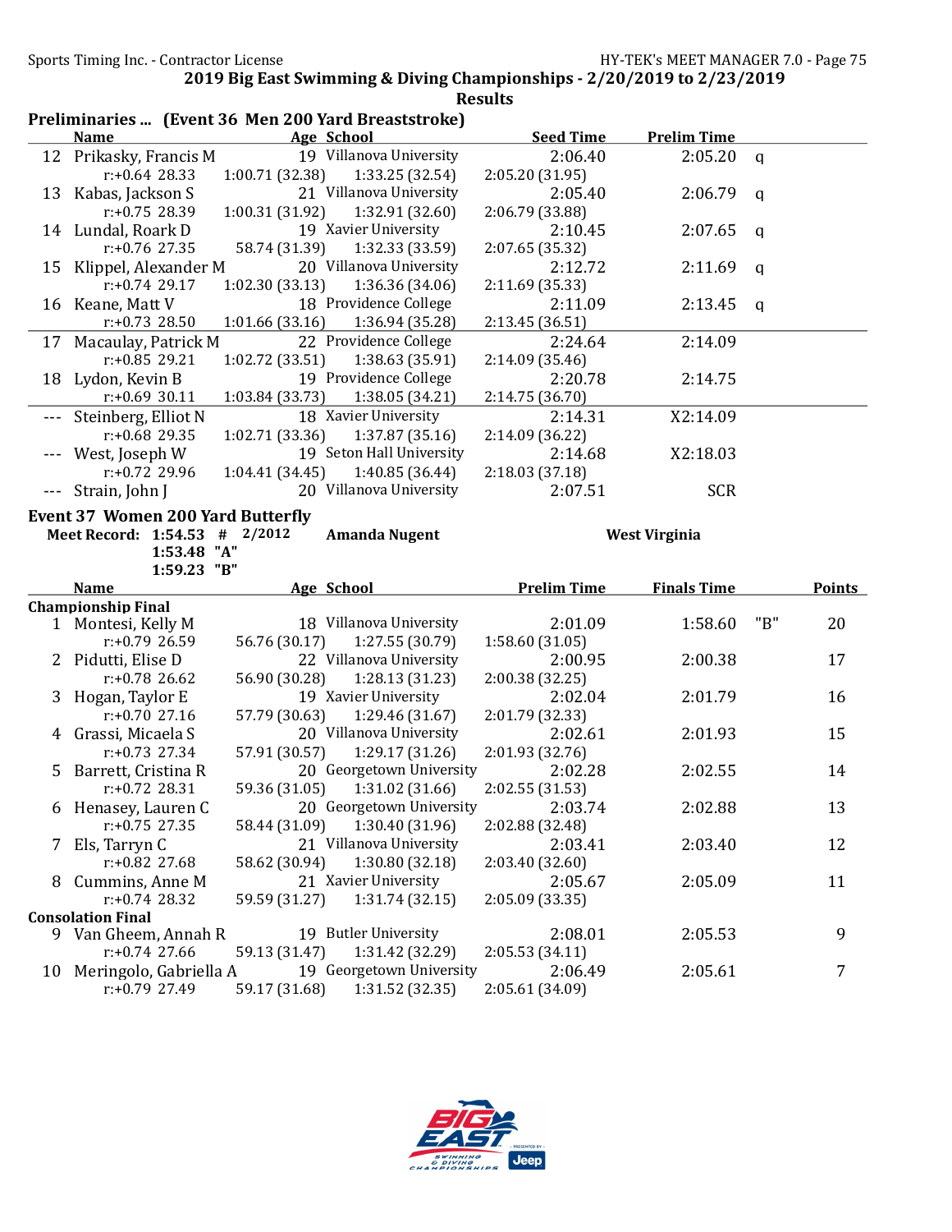Sports Timing Inc. - Contractor License

## 2019 Big East Swimming & Diving Championships - 2/20/2019 to 2/23/2019

### Results

**Preliminaries ... (Event 36 Men 200 Yard Breaststroke)**

| | Name | Age | School | Seed Time | Prelim Time | |
|---|---|---|---|---|---|---|
| 12 | Prikasky, Francis M | 19 | Villanova University | 2:06.40 | 2:05.20 | q |
| | r:+0.64 28.33 | 1:00.71 (32.38) | 1:33.25 (32.54) | 2:05.20 (31.95) | | |
| 13 | Kabas, Jackson S | 21 | Villanova University | 2:05.40 | 2:06.79 | q |
| | r:+0.75 28.39 | 1:00.31 (31.92) | 1:32.91 (32.60) | 2:06.79 (33.88) | | |
| 14 | Lundal, Roark D | 19 | Xavier University | 2:10.45 | 2:07.65 | q |
| | r:+0.76 27.35 | 58.74 (31.39) | 1:32.33 (33.59) | 2:07.65 (35.32) | | |
| 15 | Klippel, Alexander M | 20 | Villanova University | 2:12.72 | 2:11.69 | q |
| | r:+0.74 29.17 | 1:02.30 (33.13) | 1:36.36 (34.06) | 2:11.69 (35.33) | | |
| 16 | Keane, Matt V | 18 | Providence College | 2:11.09 | 2:13.45 | q |
| | r:+0.73 28.50 | 1:01.66 (33.16) | 1:36.94 (35.28) | 2:13.45 (36.51) | | |
| 17 | Macaulay, Patrick M | 22 | Providence College | 2:24.64 | 2:14.09 | |
| | r:+0.85 29.21 | 1:02.72 (33.51) | 1:38.63 (35.91) | 2:14.09 (35.46) | | |
| 18 | Lydon, Kevin B | 19 | Providence College | 2:20.78 | 2:14.75 | |
| | r:+0.69 30.11 | 1:03.84 (33.73) | 1:38.05 (34.21) | 2:14.75 (36.70) | | |
| --- | Steinberg, Elliot N | 18 | Xavier University | 2:14.31 | X2:14.09 | |
| | r:+0.68 29.35 | 1:02.71 (33.36) | 1:37.87 (35.16) | 2:14.09 (36.22) | | |
| --- | West, Joseph W | 19 | Seton Hall University | 2:14.68 | X2:18.03 | |
| | r:+0.72 29.96 | 1:04.41 (34.45) | 1:40.85 (36.44) | 2:18.03 (37.18) | | |
| --- | Strain, John J | 20 | Villanova University | 2:07.51 | SCR | |

**Event 37 Women 200 Yard Butterfly**

Meet Record: 1:54.53 # 2/2012 Amanda Nugent West Virginia
1:53.48 "A"
1:59.23 "B"

| | Name | Age | School | Prelim Time | Finals Time | | Points |
|---|---|---|---|---|---|---|---|
| **Championship Final** | | | | | | | |
| 1 | Montesi, Kelly M | 18 | Villanova University | 2:01.09 | 1:58.60 | "B" | 20 |
| | r:+0.79 26.59 | 56.76 (30.17) | 1:27.55 (30.79) | 1:58.60 (31.05) | | | |
| 2 | Pidutti, Elise D | 22 | Villanova University | 2:00.95 | 2:00.38 | | 17 |
| | r:+0.78 26.62 | 56.90 (30.28) | 1:28.13 (31.23) | 2:00.38 (32.25) | | | |
| 3 | Hogan, Taylor E | 19 | Xavier University | 2:02.04 | 2:01.79 | | 16 |
| | r:+0.70 27.16 | 57.79 (30.63) | 1:29.46 (31.67) | 2:01.79 (32.33) | | | |
| 4 | Grassi, Micaela S | 20 | Villanova University | 2:02.61 | 2:01.93 | | 15 |
| | r:+0.73 27.34 | 57.91 (30.57) | 1:29.17 (31.26) | 2:01.93 (32.76) | | | |
| 5 | Barrett, Cristina R | 20 | Georgetown University | 2:02.28 | 2:02.55 | | 14 |
| | r:+0.72 28.31 | 59.36 (31.05) | 1:31.02 (31.66) | 2:02.55 (31.53) | | | |
| 6 | Henasey, Lauren C | 20 | Georgetown University | 2:03.74 | 2:02.88 | | 13 |
| | r:+0.75 27.35 | 58.44 (31.09) | 1:30.40 (31.96) | 2:02.88 (32.48) | | | |
| 7 | Els, Tarryn C | 21 | Villanova University | 2:03.41 | 2:03.40 | | 12 |
| | r:+0.82 27.68 | 58.62 (30.94) | 1:30.80 (32.18) | 2:03.40 (32.60) | | | |
| 8 | Cummins, Anne M | 21 | Xavier University | 2:05.67 | 2:05.09 | | 11 |
| | r:+0.74 28.32 | 59.59 (31.27) | 1:31.74 (32.15) | 2:05.09 (33.35) | | | |
| **Consolation Final** | | | | | | | |
| 9 | Van Gheem, Annah R | 19 | Butler University | 2:08.01 | 2:05.53 | | 9 |
| | r:+0.74 27.66 | 59.13 (31.47) | 1:31.42 (32.29) | 2:05.53 (34.11) | | | |
| 10 | Meringolo, Gabriella A | 19 | Georgetown University | 2:06.49 | 2:05.61 | | 7 |
| | r:+0.79 27.49 | 59.17 (31.68) | 1:31.52 (32.35) | 2:05.61 (34.09) | | | |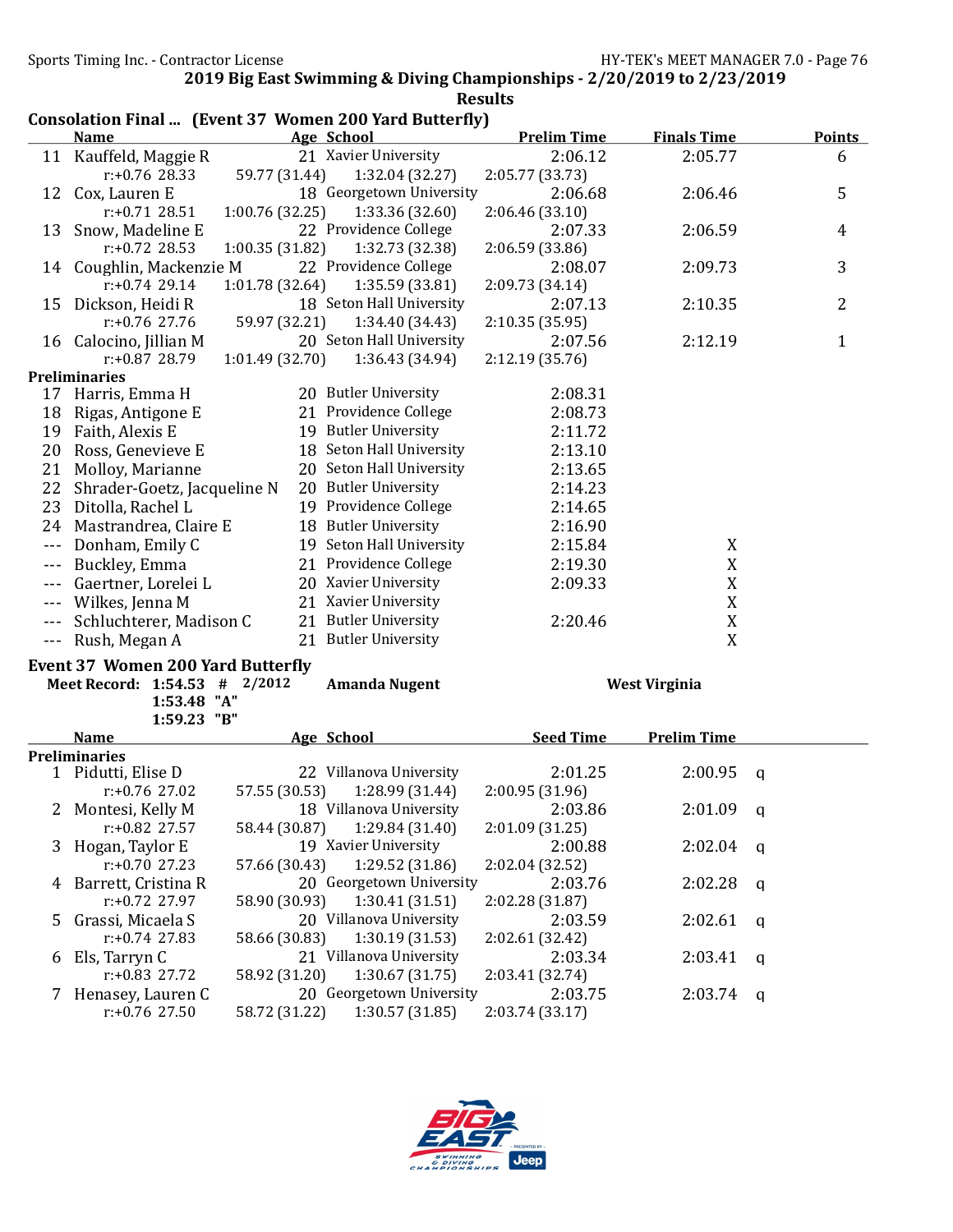## 2019 Big East Swimming & Diving Championships - 2/20/2019 to 2/23/2019

### Results

### Consolation Final ... (Event 37 Women 200 Yard Butterfly)

| | Name | Age | School | Prelim Time | Finals Time | Points |
|---|---|---|---|---|---|---|
| 11 | Kauffeld, Maggie R | 21 | Xavier University | 2:06.12 | 2:05.77 | 6 |
| | r:+0.76 28.33 | 59.77 (31.44) | 1:32.04 (32.27) | 2:05.77 (33.73) | | |
| 12 | Cox, Lauren E | 18 | Georgetown University | 2:06.68 | 2:06.46 | 5 |
| | r:+0.71 28.51 | 1:00.76 (32.25) | 1:33.36 (32.60) | 2:06.46 (33.10) | | |
| 13 | Snow, Madeline E | 22 | Providence College | 2:07.33 | 2:06.59 | 4 |
| | r:+0.72 28.53 | 1:00.35 (31.82) | 1:32.73 (32.38) | 2:06.59 (33.86) | | |
| 14 | Coughlin, Mackenzie M | 22 | Providence College | 2:08.07 | 2:09.73 | 3 |
| | r:+0.74 29.14 | 1:01.78 (32.64) | 1:35.59 (33.81) | 2:09.73 (34.14) | | |
| 15 | Dickson, Heidi R | 18 | Seton Hall University | 2:07.13 | 2:10.35 | 2 |
| | r:+0.76 27.76 | 59.97 (32.21) | 1:34.40 (34.43) | 2:10.35 (35.95) | | |
| 16 | Calocino, Jillian M | 20 | Seton Hall University | 2:07.56 | 2:12.19 | 1 |
| | r:+0.87 28.79 | 1:01.49 (32.70) | 1:36.43 (34.94) | 2:12.19 (35.76) | | |
| **Preliminaries** | | | | | | |
| 17 | Harris, Emma H | 20 | Butler University | 2:08.31 | | |
| 18 | Rigas, Antigone E | 21 | Providence College | 2:08.73 | | |
| 19 | Faith, Alexis E | 19 | Butler University | 2:11.72 | | |
| 20 | Ross, Genevieve E | 18 | Seton Hall University | 2:13.10 | | |
| 21 | Molloy, Marianne | 20 | Seton Hall University | 2:13.65 | | |
| 22 | Shrader-Goetz, Jacqueline N | 20 | Butler University | 2:14.23 | | |
| 23 | Ditolla, Rachel L | 19 | Providence College | 2:14.65 | | |
| 24 | Mastrandrea, Claire E | 18 | Butler University | 2:16.90 | | |
| --- | Donham, Emily C | 19 | Seton Hall University | 2:15.84 | X | |
| --- | Buckley, Emma | 21 | Providence College | 2:19.30 | X | |
| --- | Gaertner, Lorelei L | 20 | Xavier University | 2:09.33 | X | |
| --- | Wilkes, Jenna M | 21 | Xavier University | | X | |
| --- | Schluchterer, Madison C | 21 | Butler University | 2:20.46 | X | |
| --- | Rush, Megan A | 21 | Butler University | | X | |

### Event 37 Women 200 Yard Butterfly

Meet Record: 1:54.53 # 2/2012 Amanda Nugent West Virginia
1:53.48 "A"
1:59.23 "B"

| | Name | Age | School | Seed Time | Prelim Time | |
|---|---|---|---|---|---|---|
| **Preliminaries** | | | | | | |
| 1 | Pidutti, Elise D | 22 | Villanova University | 2:01.25 | 2:00.95 | q |
| | r:+0.76 27.02 | 57.55 (30.53) | 1:28.99 (31.44) | 2:00.95 (31.96) | | |
| 2 | Montesi, Kelly M | 18 | Villanova University | 2:03.86 | 2:01.09 | q |
| | r:+0.82 27.57 | 58.44 (30.87) | 1:29.84 (31.40) | 2:01.09 (31.25) | | |
| 3 | Hogan, Taylor E | 19 | Xavier University | 2:00.88 | 2:02.04 | q |
| | r:+0.70 27.23 | 57.66 (30.43) | 1:29.52 (31.86) | 2:02.04 (32.52) | | |
| 4 | Barrett, Cristina R | 20 | Georgetown University | 2:03.76 | 2:02.28 | q |
| | r:+0.72 27.97 | 58.90 (30.93) | 1:30.41 (31.51) | 2:02.28 (31.87) | | |
| 5 | Grassi, Micaela S | 20 | Villanova University | 2:03.59 | 2:02.61 | q |
| | r:+0.74 27.83 | 58.66 (30.83) | 1:30.19 (31.53) | 2:02.61 (32.42) | | |
| 6 | Els, Tarryn C | 21 | Villanova University | 2:03.34 | 2:03.41 | q |
| | r:+0.83 27.72 | 58.92 (31.20) | 1:30.67 (31.75) | 2:03.41 (32.74) | | |
| 7 | Henasey, Lauren C | 20 | Georgetown University | 2:03.75 | 2:03.74 | q |
| | r:+0.76 27.50 | 58.72 (31.22) | 1:30.57 (31.85) | 2:03.74 (33.17) | | |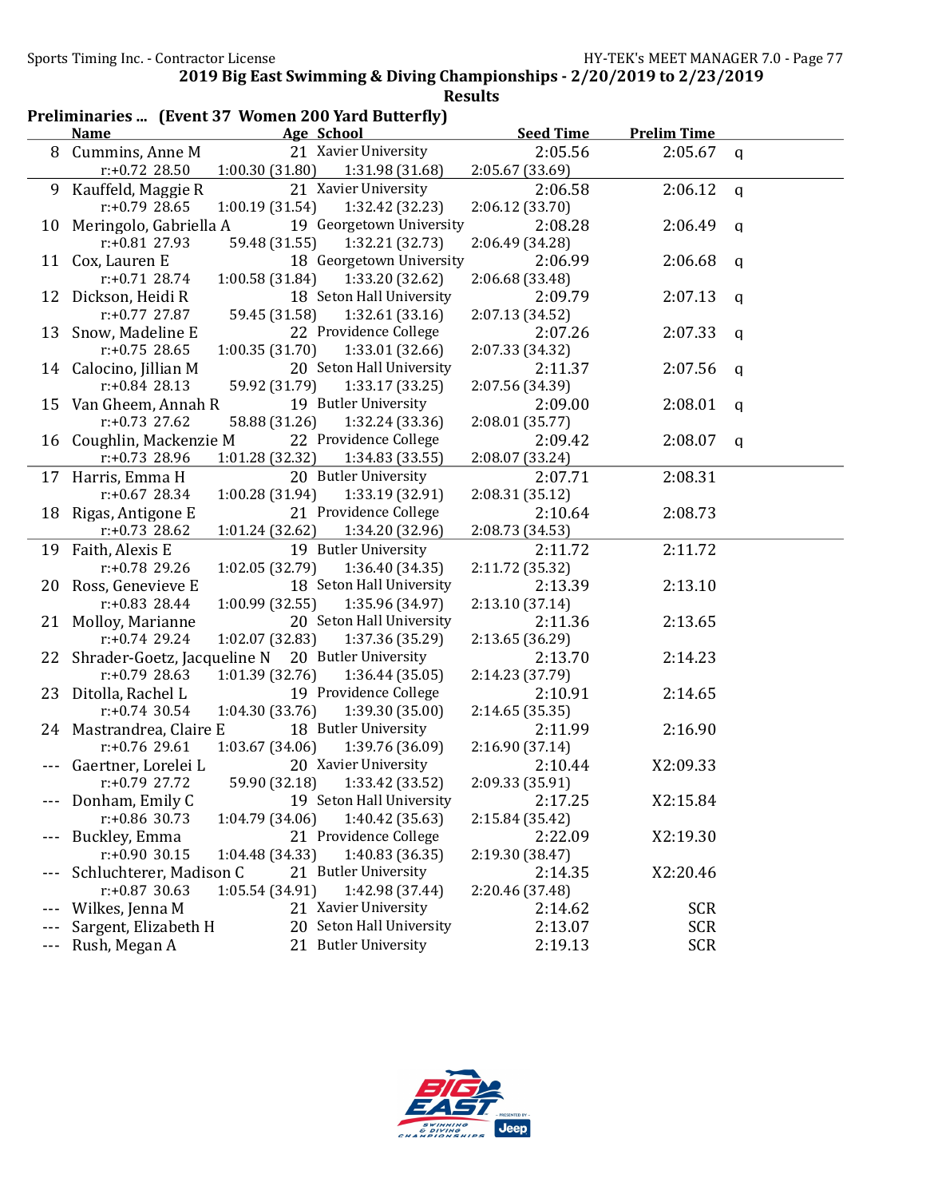## 2019 Big East Swimming & Diving Championships - 2/20/2019 to 2/23/2019

### Results

**Preliminaries ... (Event 37 Women 200 Yard Butterfly)**

| | Name | Age | School | Seed Time | Prelim Time | |
|---|---|---|---|---|---|---|
| 8 | Cummins, Anne M | 21 | Xavier University | 2:05.56 | 2:05.67 | q |
| | r:+0.72 28.50 | 1:00.30 (31.80) | 1:31.98 (31.68) | 2:05.67 (33.69) | | |
| 9 | Kauffeld, Maggie R | 21 | Xavier University | 2:06.58 | 2:06.12 | q |
| | r:+0.79 28.65 | 1:00.19 (31.54) | 1:32.42 (32.23) | 2:06.12 (33.70) | | |
| 10 | Meringolo, Gabriella A | 19 | Georgetown University | 2:08.28 | 2:06.49 | q |
| | r:+0.81 27.93 | 59.48 (31.55) | 1:32.21 (32.73) | 2:06.49 (34.28) | | |
| 11 | Cox, Lauren E | 18 | Georgetown University | 2:06.99 | 2:06.68 | q |
| | r:+0.71 28.74 | 1:00.58 (31.84) | 1:33.20 (32.62) | 2:06.68 (33.48) | | |
| 12 | Dickson, Heidi R | 18 | Seton Hall University | 2:09.79 | 2:07.13 | q |
| | r:+0.77 27.87 | 59.45 (31.58) | 1:32.61 (33.16) | 2:07.13 (34.52) | | |
| 13 | Snow, Madeline E | 22 | Providence College | 2:07.26 | 2:07.33 | q |
| | r:+0.75 28.65 | 1:00.35 (31.70) | 1:33.01 (32.66) | 2:07.33 (34.32) | | |
| 14 | Calocino, Jillian M | 20 | Seton Hall University | 2:11.37 | 2:07.56 | q |
| | r:+0.84 28.13 | 59.92 (31.79) | 1:33.17 (33.25) | 2:07.56 (34.39) | | |
| 15 | Van Gheem, Annah R | 19 | Butler University | 2:09.00 | 2:08.01 | q |
| | r:+0.73 27.62 | 58.88 (31.26) | 1:32.24 (33.36) | 2:08.01 (35.77) | | |
| 16 | Coughlin, Mackenzie M | 22 | Providence College | 2:09.42 | 2:08.07 | q |
| | r:+0.73 28.96 | 1:01.28 (32.32) | 1:34.83 (33.55) | 2:08.07 (33.24) | | |
| 17 | Harris, Emma H | 20 | Butler University | 2:07.71 | 2:08.31 | |
| | r:+0.67 28.34 | 1:00.28 (31.94) | 1:33.19 (32.91) | 2:08.31 (35.12) | | |
| 18 | Rigas, Antigone E | 21 | Providence College | 2:10.64 | 2:08.73 | |
| | r:+0.73 28.62 | 1:01.24 (32.62) | 1:34.20 (32.96) | 2:08.73 (34.53) | | |
| 19 | Faith, Alexis E | 19 | Butler University | 2:11.72 | 2:11.72 | |
| | r:+0.78 29.26 | 1:02.05 (32.79) | 1:36.40 (34.35) | 2:11.72 (35.32) | | |
| 20 | Ross, Genevieve E | 18 | Seton Hall University | 2:13.39 | 2:13.10 | |
| | r:+0.83 28.44 | 1:00.99 (32.55) | 1:35.96 (34.97) | 2:13.10 (37.14) | | |
| 21 | Molloy, Marianne | 20 | Seton Hall University | 2:11.36 | 2:13.65 | |
| | r:+0.74 29.24 | 1:02.07 (32.83) | 1:37.36 (35.29) | 2:13.65 (36.29) | | |
| 22 | Shrader-Goetz, Jacqueline N | 20 | Butler University | 2:13.70 | 2:14.23 | |
| | r:+0.79 28.63 | 1:01.39 (32.76) | 1:36.44 (35.05) | 2:14.23 (37.79) | | |
| 23 | Ditolla, Rachel L | 19 | Providence College | 2:10.91 | 2:14.65 | |
| | r:+0.74 30.54 | 1:04.30 (33.76) | 1:39.30 (35.00) | 2:14.65 (35.35) | | |
| 24 | Mastrandrea, Claire E | 18 | Butler University | 2:11.99 | 2:16.90 | |
| | r:+0.76 29.61 | 1:03.67 (34.06) | 1:39.76 (36.09) | 2:16.90 (37.14) | | |
| --- | Gaertner, Lorelei L | 20 | Xavier University | 2:10.44 | X2:09.33 | |
| | r:+0.79 27.72 | 59.90 (32.18) | 1:33.42 (33.52) | 2:09.33 (35.91) | | |
| --- | Donham, Emily C | 19 | Seton Hall University | 2:17.25 | X2:15.84 | |
| | r:+0.86 30.73 | 1:04.79 (34.06) | 1:40.42 (35.63) | 2:15.84 (35.42) | | |
| --- | Buckley, Emma | 21 | Providence College | 2:22.09 | X2:19.30 | |
| | r:+0.90 30.15 | 1:04.48 (34.33) | 1:40.83 (36.35) | 2:19.30 (38.47) | | |
| --- | Schluchterer, Madison C | 21 | Butler University | 2:14.35 | X2:20.46 | |
| | r:+0.87 30.63 | 1:05.54 (34.91) | 1:42.98 (37.44) | 2:20.46 (37.48) | | |
| --- | Wilkes, Jenna M | 21 | Xavier University | 2:14.62 | SCR | |
| --- | Sargent, Elizabeth H | 20 | Seton Hall University | 2:13.07 | SCR | |
| --- | Rush, Megan A | 21 | Butler University | 2:19.13 | SCR | |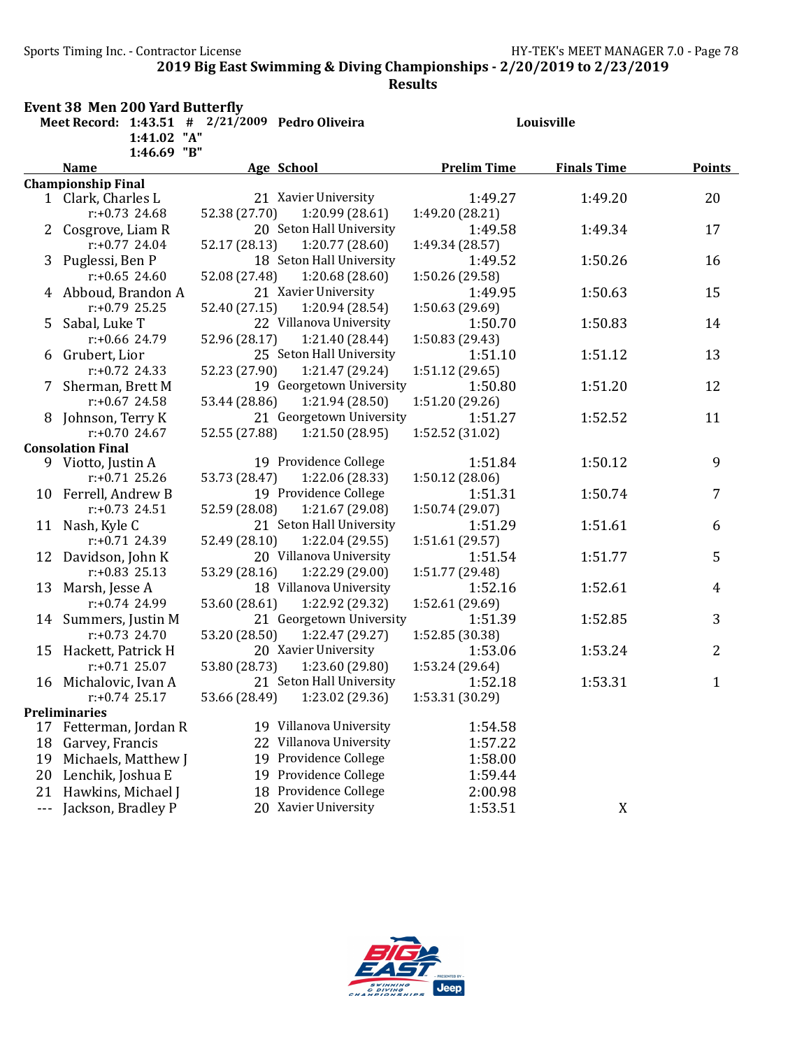**2019 Big East Swimming & Diving Championships - 2/20/2019 to 2/23/2019**

**Results**

## Event 38 Men 200 Yard Butterfly

**Meet Record: 1:43.51 # 2/21/2009 Pedro Oliveira — Louisville**

**1:41.02 "A"**

**1:46.69 "B"**

| | Name | Age | School | Prelim Time | Finals Time | Points |
|---|---|---|---|---|---|---|
| **Championship Final** | | | | | | |
| 1 | Clark, Charles L | 21 | Xavier University | 1:49.27 | 1:49.20 | 20 |
| | r:+0.73 24.68 | 52.38 (27.70) | 1:20.99 (28.61) | 1:49.20 (28.21) | | |
| 2 | Cosgrove, Liam R | 20 | Seton Hall University | 1:49.58 | 1:49.34 | 17 |
| | r:+0.77 24.04 | 52.17 (28.13) | 1:20.77 (28.60) | 1:49.34 (28.57) | | |
| 3 | Puglessi, Ben P | 18 | Seton Hall University | 1:49.52 | 1:50.26 | 16 |
| | r:+0.65 24.60 | 52.08 (27.48) | 1:20.68 (28.60) | 1:50.26 (29.58) | | |
| 4 | Abboud, Brandon A | 21 | Xavier University | 1:49.95 | 1:50.63 | 15 |
| | r:+0.79 25.25 | 52.40 (27.15) | 1:20.94 (28.54) | 1:50.63 (29.69) | | |
| 5 | Sabal, Luke T | 22 | Villanova University | 1:50.70 | 1:50.83 | 14 |
| | r:+0.66 24.79 | 52.96 (28.17) | 1:21.40 (28.44) | 1:50.83 (29.43) | | |
| 6 | Grubert, Lior | 25 | Seton Hall University | 1:51.10 | 1:51.12 | 13 |
| | r:+0.72 24.33 | 52.23 (27.90) | 1:21.47 (29.24) | 1:51.12 (29.65) | | |
| 7 | Sherman, Brett M | 19 | Georgetown University | 1:50.80 | 1:51.20 | 12 |
| | r:+0.67 24.58 | 53.44 (28.86) | 1:21.94 (28.50) | 1:51.20 (29.26) | | |
| 8 | Johnson, Terry K | 21 | Georgetown University | 1:51.27 | 1:52.52 | 11 |
| | r:+0.70 24.67 | 52.55 (27.88) | 1:21.50 (28.95) | 1:52.52 (31.02) | | |
| **Consolation Final** | | | | | | |
| 9 | Viotto, Justin A | 19 | Providence College | 1:51.84 | 1:50.12 | 9 |
| | r:+0.71 25.26 | 53.73 (28.47) | 1:22.06 (28.33) | 1:50.12 (28.06) | | |
| 10 | Ferrell, Andrew B | 19 | Providence College | 1:51.31 | 1:50.74 | 7 |
| | r:+0.73 24.51 | 52.59 (28.08) | 1:21.67 (29.08) | 1:50.74 (29.07) | | |
| 11 | Nash, Kyle C | 21 | Seton Hall University | 1:51.29 | 1:51.61 | 6 |
| | r:+0.71 24.39 | 52.49 (28.10) | 1:22.04 (29.55) | 1:51.61 (29.57) | | |
| 12 | Davidson, John K | 20 | Villanova University | 1:51.54 | 1:51.77 | 5 |
| | r:+0.83 25.13 | 53.29 (28.16) | 1:22.29 (29.00) | 1:51.77 (29.48) | | |
| 13 | Marsh, Jesse A | 18 | Villanova University | 1:52.16 | 1:52.61 | 4 |
| | r:+0.74 24.99 | 53.60 (28.61) | 1:22.92 (29.32) | 1:52.61 (29.69) | | |
| 14 | Summers, Justin M | 21 | Georgetown University | 1:51.39 | 1:52.85 | 3 |
| | r:+0.73 24.70 | 53.20 (28.50) | 1:22.47 (29.27) | 1:52.85 (30.38) | | |
| 15 | Hackett, Patrick H | 20 | Xavier University | 1:53.06 | 1:53.24 | 2 |
| | r:+0.71 25.07 | 53.80 (28.73) | 1:23.60 (29.80) | 1:53.24 (29.64) | | |
| 16 | Michalovic, Ivan A | 21 | Seton Hall University | 1:52.18 | 1:53.31 | 1 |
| | r:+0.74 25.17 | 53.66 (28.49) | 1:23.02 (29.36) | 1:53.31 (30.29) | | |
| **Preliminaries** | | | | | | |
| 17 | Fetterman, Jordan R | 19 | Villanova University | 1:54.58 | | |
| 18 | Garvey, Francis | 22 | Villanova University | 1:57.22 | | |
| 19 | Michaels, Matthew J | 19 | Providence College | 1:58.00 | | |
| 20 | Lenchik, Joshua E | 19 | Providence College | 1:59.44 | | |
| 21 | Hawkins, Michael J | 18 | Providence College | 2:00.98 | | |
| --- | Jackson, Bradley P | 20 | Xavier University | 1:53.51 | X | |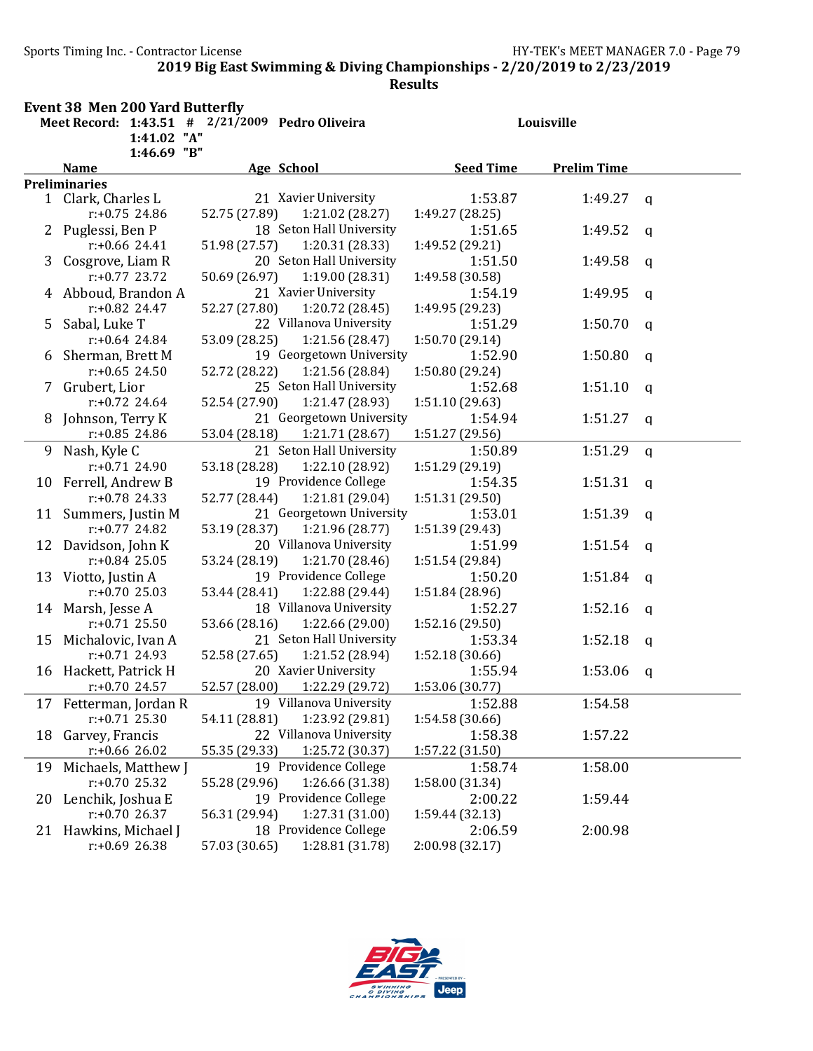## 2019 Big East Swimming & Diving Championships - 2/20/2019 to 2/23/2019

**Results**

### Event 38 Men 200 Yard Butterfly

**Meet Record: 1:43.51 # 2/21/2009 Pedro Oliveira — Louisville**

1:41.02 "A"

1:46.69 "B"

| | Name | Age | School | Seed Time | Prelim Time | |
|---|---|---|---|---|---|---|
| **Preliminaries** | | | | | | |
| 1 | Clark, Charles L | 21 | Xavier University | 1:53.87 | 1:49.27 | q |
| | r:+0.75 24.86 | 52.75 (27.89) | 1:21.02 (28.27) | 1:49.27 (28.25) | | |
| 2 | Puglessi, Ben P | 18 | Seton Hall University | 1:51.65 | 1:49.52 | q |
| | r:+0.66 24.41 | 51.98 (27.57) | 1:20.31 (28.33) | 1:49.52 (29.21) | | |
| 3 | Cosgrove, Liam R | 20 | Seton Hall University | 1:51.50 | 1:49.58 | q |
| | r:+0.77 23.72 | 50.69 (26.97) | 1:19.00 (28.31) | 1:49.58 (30.58) | | |
| 4 | Abboud, Brandon A | 21 | Xavier University | 1:54.19 | 1:49.95 | q |
| | r:+0.82 24.47 | 52.27 (27.80) | 1:20.72 (28.45) | 1:49.95 (29.23) | | |
| 5 | Sabal, Luke T | 22 | Villanova University | 1:51.29 | 1:50.70 | q |
| | r:+0.64 24.84 | 53.09 (28.25) | 1:21.56 (28.47) | 1:50.70 (29.14) | | |
| 6 | Sherman, Brett M | 19 | Georgetown University | 1:52.90 | 1:50.80 | q |
| | r:+0.65 24.50 | 52.72 (28.22) | 1:21.56 (28.84) | 1:50.80 (29.24) | | |
| 7 | Grubert, Lior | 25 | Seton Hall University | 1:52.68 | 1:51.10 | q |
| | r:+0.72 24.64 | 52.54 (27.90) | 1:21.47 (28.93) | 1:51.10 (29.63) | | |
| 8 | Johnson, Terry K | 21 | Georgetown University | 1:54.94 | 1:51.27 | q |
| | r:+0.85 24.86 | 53.04 (28.18) | 1:21.71 (28.67) | 1:51.27 (29.56) | | |
| 9 | Nash, Kyle C | 21 | Seton Hall University | 1:50.89 | 1:51.29 | q |
| | r:+0.71 24.90 | 53.18 (28.28) | 1:22.10 (28.92) | 1:51.29 (29.19) | | |
| 10 | Ferrell, Andrew B | 19 | Providence College | 1:54.35 | 1:51.31 | q |
| | r:+0.78 24.33 | 52.77 (28.44) | 1:21.81 (29.04) | 1:51.31 (29.50) | | |
| 11 | Summers, Justin M | 21 | Georgetown University | 1:53.01 | 1:51.39 | q |
| | r:+0.77 24.82 | 53.19 (28.37) | 1:21.96 (28.77) | 1:51.39 (29.43) | | |
| 12 | Davidson, John K | 20 | Villanova University | 1:51.99 | 1:51.54 | q |
| | r:+0.84 25.05 | 53.24 (28.19) | 1:21.70 (28.46) | 1:51.54 (29.84) | | |
| 13 | Viotto, Justin A | 19 | Providence College | 1:50.20 | 1:51.84 | q |
| | r:+0.70 25.03 | 53.44 (28.41) | 1:22.88 (29.44) | 1:51.84 (28.96) | | |
| 14 | Marsh, Jesse A | 18 | Villanova University | 1:52.27 | 1:52.16 | q |
| | r:+0.71 25.50 | 53.66 (28.16) | 1:22.66 (29.00) | 1:52.16 (29.50) | | |
| 15 | Michalovic, Ivan A | 21 | Seton Hall University | 1:53.34 | 1:52.18 | q |
| | r:+0.71 24.93 | 52.58 (27.65) | 1:21.52 (28.94) | 1:52.18 (30.66) | | |
| 16 | Hackett, Patrick H | 20 | Xavier University | 1:55.94 | 1:53.06 | q |
| | r:+0.70 24.57 | 52.57 (28.00) | 1:22.29 (29.72) | 1:53.06 (30.77) | | |
| 17 | Fetterman, Jordan R | 19 | Villanova University | 1:52.88 | 1:54.58 | |
| | r:+0.71 25.30 | 54.11 (28.81) | 1:23.92 (29.81) | 1:54.58 (30.66) | | |
| 18 | Garvey, Francis | 22 | Villanova University | 1:58.38 | 1:57.22 | |
| | r:+0.66 26.02 | 55.35 (29.33) | 1:25.72 (30.37) | 1:57.22 (31.50) | | |
| 19 | Michaels, Matthew J | 19 | Providence College | 1:58.74 | 1:58.00 | |
| | r:+0.70 25.32 | 55.28 (29.96) | 1:26.66 (31.38) | 1:58.00 (31.34) | | |
| 20 | Lenchik, Joshua E | 19 | Providence College | 2:00.22 | 1:59.44 | |
| | r:+0.70 26.37 | 56.31 (29.94) | 1:27.31 (31.00) | 1:59.44 (32.13) | | |
| 21 | Hawkins, Michael J | 18 | Providence College | 2:06.59 | 2:00.98 | |
| | r:+0.69 26.38 | 57.03 (30.65) | 1:28.81 (31.78) | 2:00.98 (32.17) | | |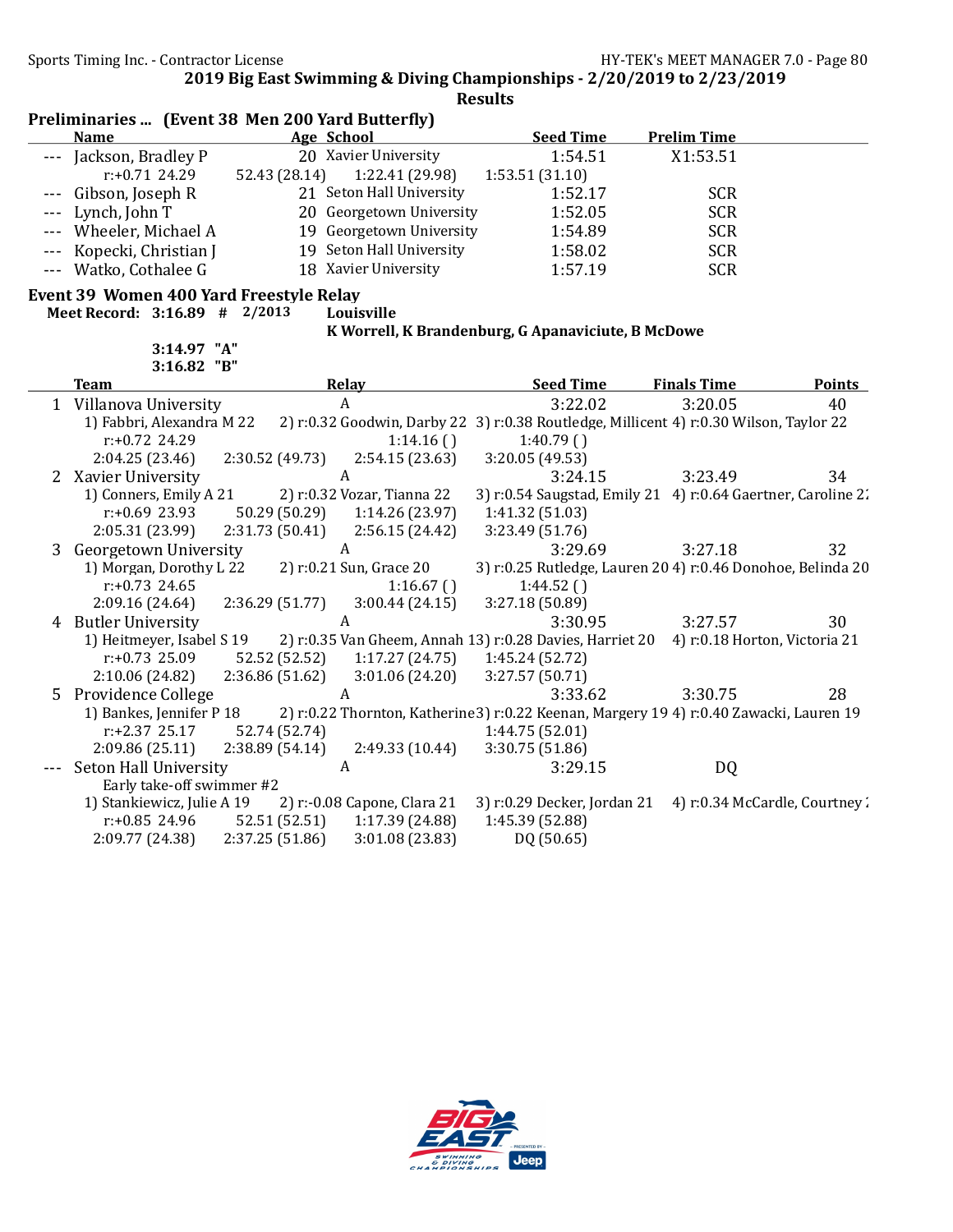**2019 Big East Swimming & Diving Championships - 2/20/2019 to 2/23/2019**

**Results**

### Preliminaries ... (Event 38 Men 200 Yard Butterfly)

| | Name | Age | School | Seed Time | Prelim Time |
|---|---|---|---|---|---|
| --- | Jackson, Bradley P | 20 | Xavier University | 1:54.51 | X1:53.51 |
| | r:+0.71 24.29 | 52.43 (28.14) | 1:22.41 (29.98) | 1:53.51 (31.10) | |
| --- | Gibson, Joseph R | 21 | Seton Hall University | 1:52.17 | SCR |
| --- | Lynch, John T | 20 | Georgetown University | 1:52.05 | SCR |
| --- | Wheeler, Michael A | 19 | Georgetown University | 1:54.89 | SCR |
| --- | Kopecki, Christian J | 19 | Seton Hall University | 1:58.02 | SCR |
| --- | Watko, Cothalee G | 18 | Xavier University | 1:57.19 | SCR |

### Event 39 Women 400 Yard Freestyle Relay

**Meet Record: 3:16.89 # 2/2013 Louisville**
**K Worrell, K Brandenburg, G Apanaviciute, B McDowe**

3:14.97 "A"
3:16.82 "B"

| | Team | Relay | Seed Time | Finals Time | Points |
|---|---|---|---|---|---|
| 1 | Villanova University | A | 3:22.02 | 3:20.05 | 40 |
| | 1) Fabbri, Alexandra M 22 | 2) r:0.32 Goodwin, Darby 22 | 3) r:0.38 Routledge, Millicent | 4) r:0.30 Wilson, Taylor 22 | |
| | r:+0.72 24.29 | 1:14.16 ( ) | 1:40.79 ( ) | | |
| | 2:04.25 (23.46) | 2:30.52 (49.73) | 2:54.15 (23.63) | 3:20.05 (49.53) | |
| 2 | Xavier University | A | 3:24.15 | 3:23.49 | 34 |
| | 1) Conners, Emily A 21 | 2) r:0.32 Vozar, Tianna 22 | 3) r:0.54 Saugstad, Emily 21 | 4) r:0.64 Gaertner, Caroline 2 | |
| | r:+0.69 23.93 | 50.29 (50.29) | 1:14.26 (23.97) | 1:41.32 (51.03) | |
| | 2:05.31 (23.99) | 2:31.73 (50.41) | 2:56.15 (24.42) | 3:23.49 (51.76) | |
| 3 | Georgetown University | A | 3:29.69 | 3:27.18 | 32 |
| | 1) Morgan, Dorothy L 22 | 2) r:0.21 Sun, Grace 20 | 3) r:0.25 Rutledge, Lauren 20 | 4) r:0.46 Donohoe, Belinda 20 | |
| | r:+0.73 24.65 | 1:16.67 ( ) | 1:44.52 ( ) | | |
| | 2:09.16 (24.64) | 2:36.29 (51.77) | 3:00.44 (24.15) | 3:27.18 (50.89) | |
| 4 | Butler University | A | 3:30.95 | 3:27.57 | 30 |
| | 1) Heitmeyer, Isabel S 19 | 2) r:0.35 Van Gheem, Annah 1 | 3) r:0.28 Davies, Harriet 20 | 4) r:0.18 Horton, Victoria 21 | |
| | r:+0.73 25.09 | 52.52 (52.52) | 1:17.27 (24.75) | 1:45.24 (52.72) | |
| | 2:10.06 (24.82) | 2:36.86 (51.62) | 3:01.06 (24.20) | 3:27.57 (50.71) | |
| 5 | Providence College | A | 3:33.62 | 3:30.75 | 28 |
| | 1) Bankes, Jennifer P 18 | 2) r:0.22 Thornton, Katherine | 3) r:0.22 Keenan, Margery 19 | 4) r:0.40 Zawacki, Lauren 19 | |
| | r:+2.37 25.17 | 52.74 (52.74) | | 1:44.75 (52.01) | |
| | 2:09.86 (25.11) | 2:38.89 (54.14) | 2:49.33 (10.44) | 3:30.75 (51.86) | |
| --- | Seton Hall University | A | 3:29.15 | DQ | |
| | Early take-off swimmer #2 | | | | |
| | 1) Stankiewicz, Julie A 19 | 2) r:-0.08 Capone, Clara 21 | 3) r:0.29 Decker, Jordan 21 | 4) r:0.34 McCardle, Courtney | |
| | r:+0.85 24.96 | 52.51 (52.51) | 1:17.39 (24.88) | 1:45.39 (52.88) | |
| | 2:09.77 (24.38) | 2:37.25 (51.86) | 3:01.08 (23.83) | DQ (50.65) | |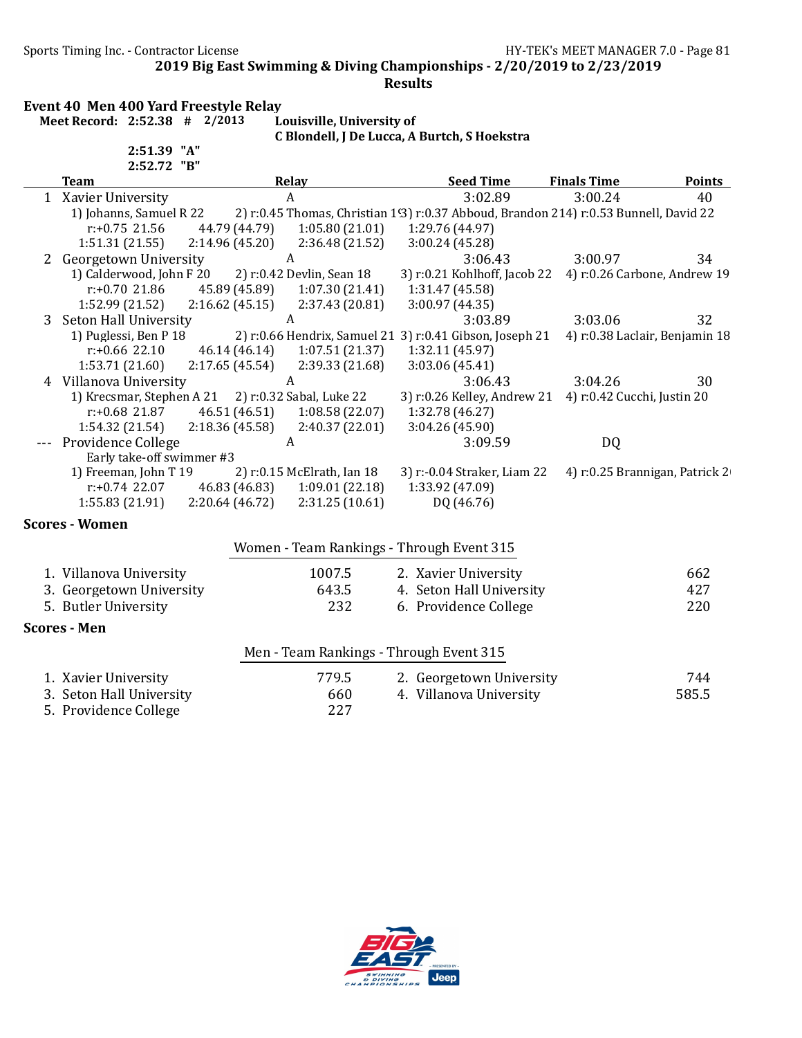**2019 Big East Swimming & Diving Championships - 2/20/2019 to 2/23/2019**

**Results**

## Event 40 Men 400 Yard Freestyle Relay

**Meet Record: 2:52.38 # 2/2013** **Louisville, University of**
**C Blondell, J De Lucca, A Burtch, S Hoekstra**

**2:51.39 "A"**
**2:52.72 "B"**

| | Team | Relay | Seed Time | Finals Time | Points |
|---|---|---|---|---|---|
| 1 | Xavier University | A | 3:02.89 | 3:00.24 | 40 |

1) Johanns, Samuel R 22 2) r:0.45 Thomas, Christian 19 3) r:0.37 Abboud, Brandon 21 4) r:0.53 Bunnell, David 22
r:+0.75 21.56 44.79 (44.79) 1:05.80 (21.01) 1:29.76 (44.97)
1:51.31 (21.55) 2:14.96 (45.20) 2:36.48 (21.52) 3:00.24 (45.28)

| | Team | Relay | Seed Time | Finals Time | Points |
|---|---|---|---|---|---|
| 2 | Georgetown University | A | 3:06.43 | 3:00.97 | 34 |

1) Calderwood, John F 20 2) r:0.42 Devlin, Sean 18 3) r:0.21 Kohlhoff, Jacob 22 4) r:0.26 Carbone, Andrew 19
r:+0.70 21.86 45.89 (45.89) 1:07.30 (21.41) 1:31.47 (45.58)
1:52.99 (21.52) 2:16.62 (45.15) 2:37.43 (20.81) 3:00.97 (44.35)

| | Team | Relay | Seed Time | Finals Time | Points |
|---|---|---|---|---|---|
| 3 | Seton Hall University | A | 3:03.89 | 3:03.06 | 32 |

1) Puglessi, Ben P 18 2) r:0.66 Hendrix, Samuel 21 3) r:0.41 Gibson, Joseph 21 4) r:0.38 Laclair, Benjamin 18
r:+0.66 22.10 46.14 (46.14) 1:07.51 (21.37) 1:32.11 (45.97)
1:53.71 (21.60) 2:17.65 (45.54) 2:39.33 (21.68) 3:03.06 (45.41)

| | Team | Relay | Seed Time | Finals Time | Points |
|---|---|---|---|---|---|
| 4 | Villanova University | A | 3:06.43 | 3:04.26 | 30 |

1) Krecsmar, Stephen A 21 2) r:0.32 Sabal, Luke 22 3) r:0.26 Kelley, Andrew 21 4) r:0.42 Cucchi, Justin 20
r:+0.68 21.87 46.51 (46.51) 1:08.58 (22.07) 1:32.78 (46.27)
1:54.32 (21.54) 2:18.36 (45.58) 2:40.37 (22.01) 3:04.26 (45.90)

| | Team | Relay | Seed Time | Finals Time | Points |
|---|---|---|---|---|---|
| --- | Providence College | A | 3:09.59 | DQ | |

Early take-off swimmer #3
1) Freeman, John T 19 2) r:0.15 McElrath, Ian 18 3) r:-0.04 Straker, Liam 22 4) r:0.25 Brannigan, Patrick 2
r:+0.74 22.07 46.83 (46.83) 1:09.01 (22.18) 1:33.92 (47.09)
1:55.83 (21.91) 2:20.64 (46.72) 2:31.25 (10.61) DQ (46.76)

### Scores - Women

Women - Team Rankings - Through Event 315

| | | | |
|---|---|---|---|
| 1. Villanova University | 1007.5 | 2. Xavier University | 662 |
| 3. Georgetown University | 643.5 | 4. Seton Hall University | 427 |
| 5. Butler University | 232 | 6. Providence College | 220 |

### Scores - Men

Men - Team Rankings - Through Event 315

| | | | |
|---|---|---|---|
| 1. Xavier University | 779.5 | 2. Georgetown University | 744 |
| 3. Seton Hall University | 660 | 4. Villanova University | 585.5 |
| 5. Providence College | 227 | | |